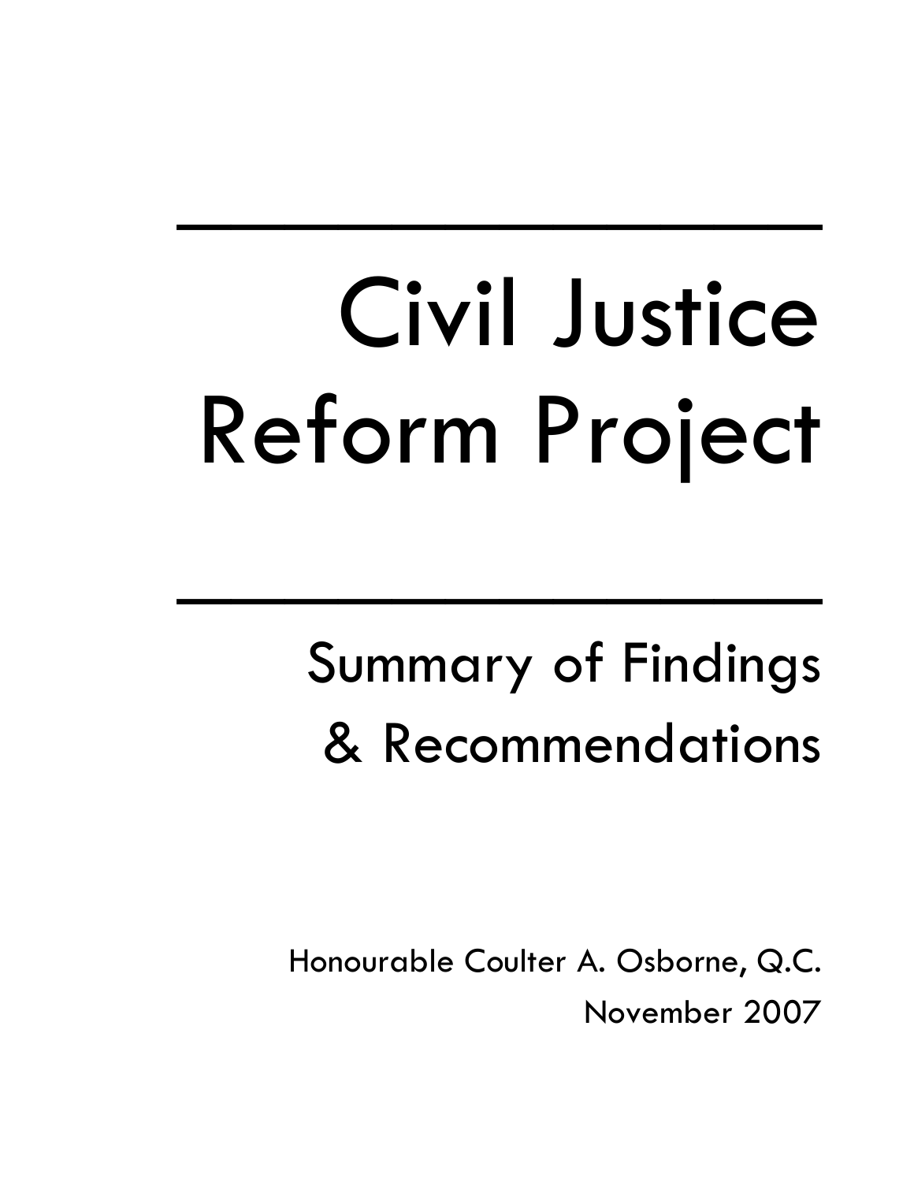# Civil Justice Reform Project

## Summary of Findings & Recommendations

Honourable Coulter A. Osborne, Q.C.

November 2007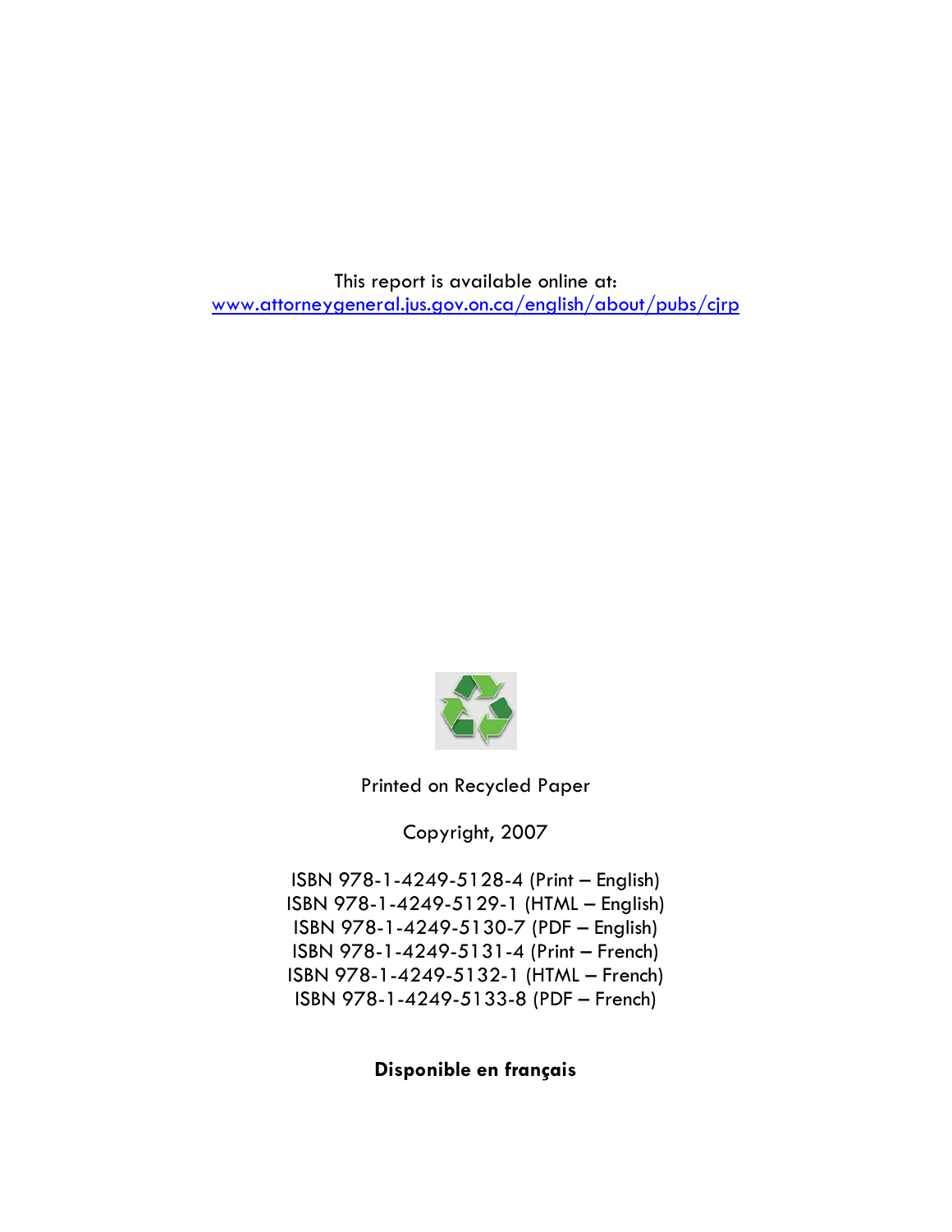This report is available online at:
[www.attorneygeneral.jus.gov.on.ca/english/about/pubs/cjrp](http://www.attorneygeneral.jus.gov.on.ca/english/about/pubs/cjrp)

Printed on Recycled Paper

Copyright, 2007

ISBN 978-1-4249-5128-4 (Print – English)
ISBN 978-1-4249-5129-1 (HTML – English)
ISBN 978-1-4249-5130-7 (PDF – English)
ISBN 978-1-4249-5131-4 (Print – French)
ISBN 978-1-4249-5132-1 (HTML – French)
ISBN 978-1-4249-5133-8 (PDF – French)

**Disponible en français**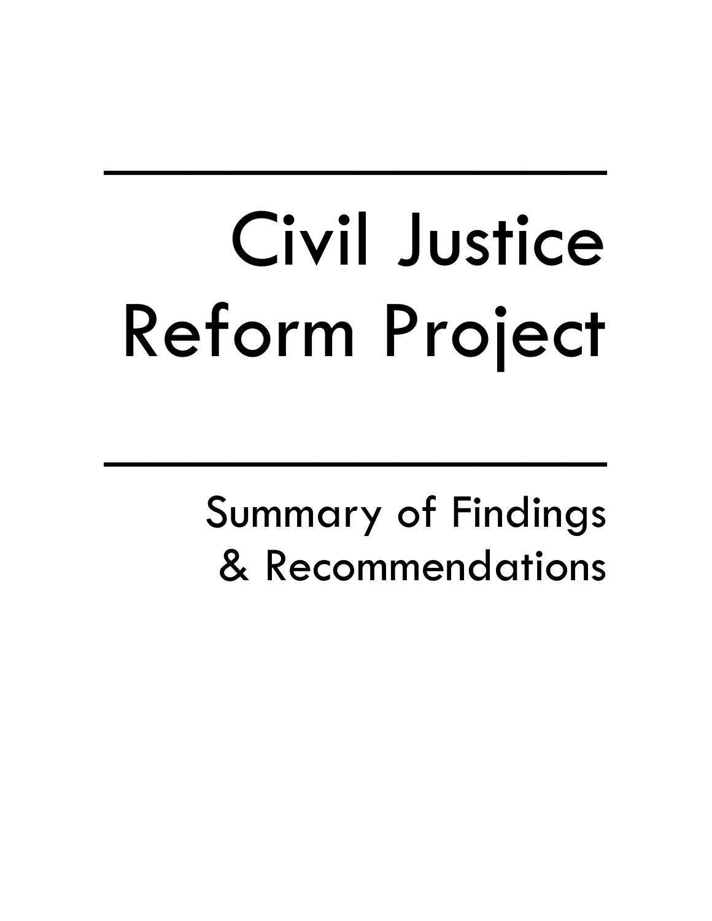# Civil Justice Reform Project

## Summary of Findings & Recommendations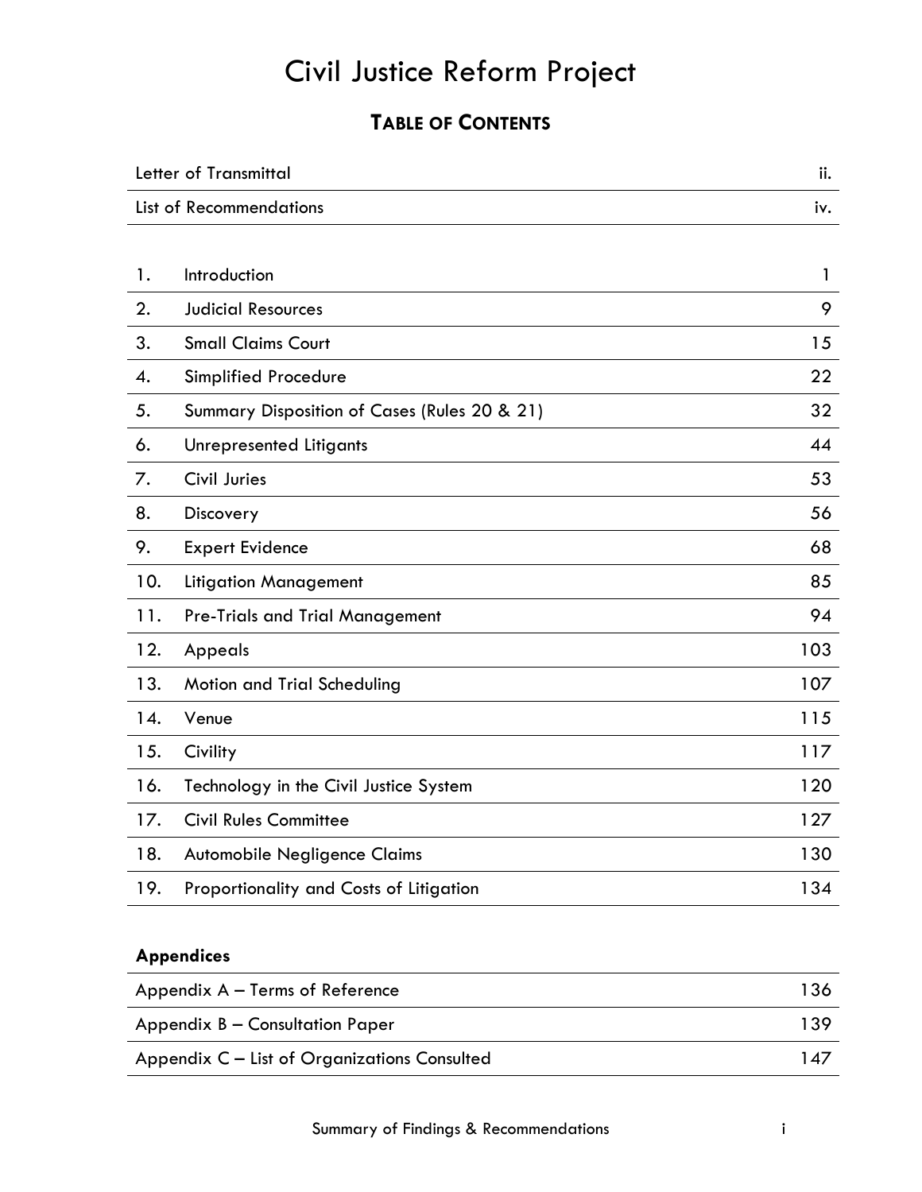# Civil Justice Reform Project

## TABLE OF CONTENTS

| | |
|---|---|
| Letter of Transmittal | ii. |
| List of Recommendations | iv. |

| | | |
|---|---|---|
| 1. | Introduction | 1 |
| 2. | Judicial Resources | 9 |
| 3. | Small Claims Court | 15 |
| 4. | Simplified Procedure | 22 |
| 5. | Summary Disposition of Cases (Rules 20 & 21) | 32 |
| 6. | Unrepresented Litigants | 44 |
| 7. | Civil Juries | 53 |
| 8. | Discovery | 56 |
| 9. | Expert Evidence | 68 |
| 10. | Litigation Management | 85 |
| 11. | Pre-Trials and Trial Management | 94 |
| 12. | Appeals | 103 |
| 13. | Motion and Trial Scheduling | 107 |
| 14. | Venue | 115 |
| 15. | Civility | 117 |
| 16. | Technology in the Civil Justice System | 120 |
| 17. | Civil Rules Committee | 127 |
| 18. | Automobile Negligence Claims | 130 |
| 19. | Proportionality and Costs of Litigation | 134 |

**Appendices**

| | |
|---|---|
| Appendix A – Terms of Reference | 136 |
| Appendix B – Consultation Paper | 139 |
| Appendix C – List of Organizations Consulted | 147 |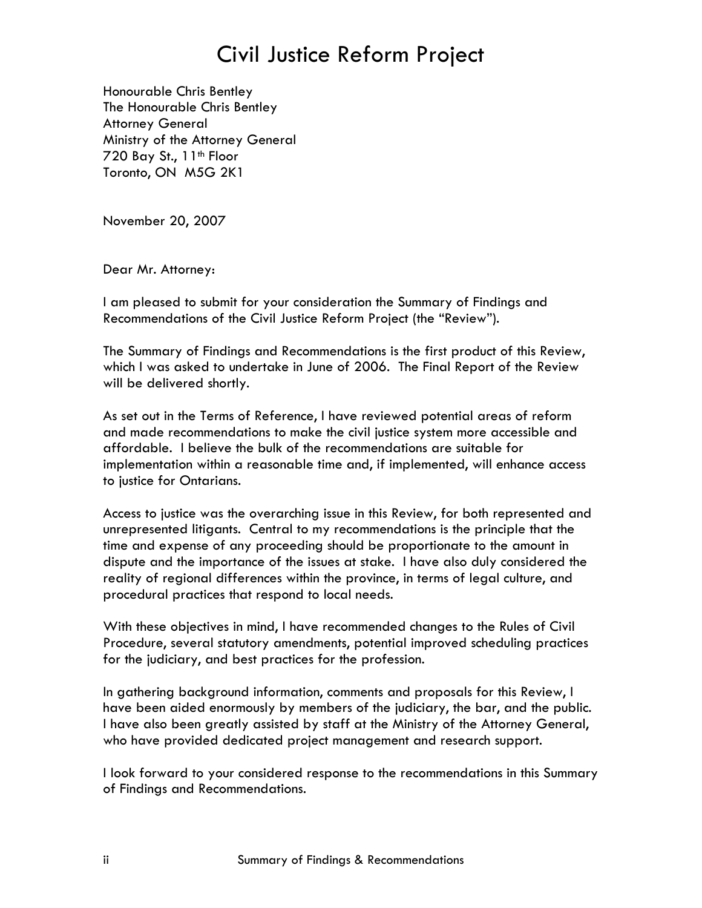# Civil Justice Reform Project

Honourable Chris Bentley
The Honourable Chris Bentley
Attorney General
Ministry of the Attorney General
720 Bay St., 11th Floor
Toronto, ON M5G 2K1

November 20, 2007

Dear Mr. Attorney:

I am pleased to submit for your consideration the Summary of Findings and Recommendations of the Civil Justice Reform Project (the "Review").

The Summary of Findings and Recommendations is the first product of this Review, which I was asked to undertake in June of 2006. The Final Report of the Review will be delivered shortly.

As set out in the Terms of Reference, I have reviewed potential areas of reform and made recommendations to make the civil justice system more accessible and affordable. I believe the bulk of the recommendations are suitable for implementation within a reasonable time and, if implemented, will enhance access to justice for Ontarians.

Access to justice was the overarching issue in this Review, for both represented and unrepresented litigants. Central to my recommendations is the principle that the time and expense of any proceeding should be proportionate to the amount in dispute and the importance of the issues at stake. I have also duly considered the reality of regional differences within the province, in terms of legal culture, and procedural practices that respond to local needs.

With these objectives in mind, I have recommended changes to the Rules of Civil Procedure, several statutory amendments, potential improved scheduling practices for the judiciary, and best practices for the profession.

In gathering background information, comments and proposals for this Review, I have been aided enormously by members of the judiciary, the bar, and the public. I have also been greatly assisted by staff at the Ministry of the Attorney General, who have provided dedicated project management and research support.

I look forward to your considered response to the recommendations in this Summary of Findings and Recommendations.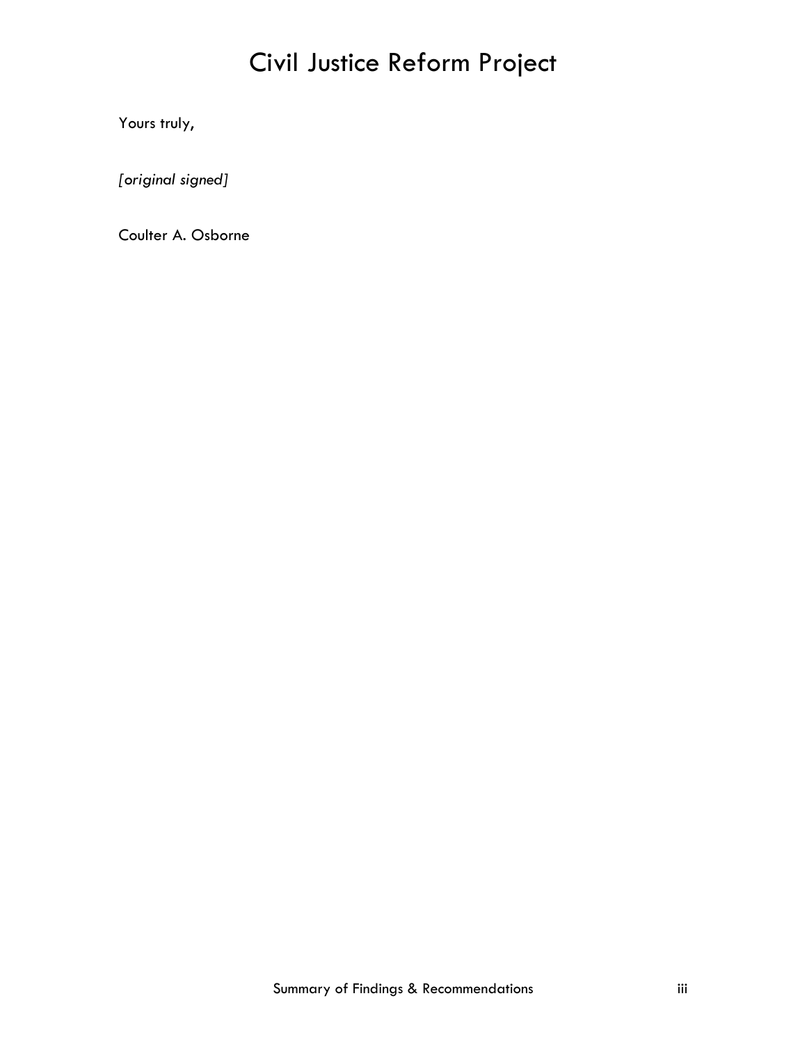Yours truly,

*[original signed]*

Coulter A. Osborne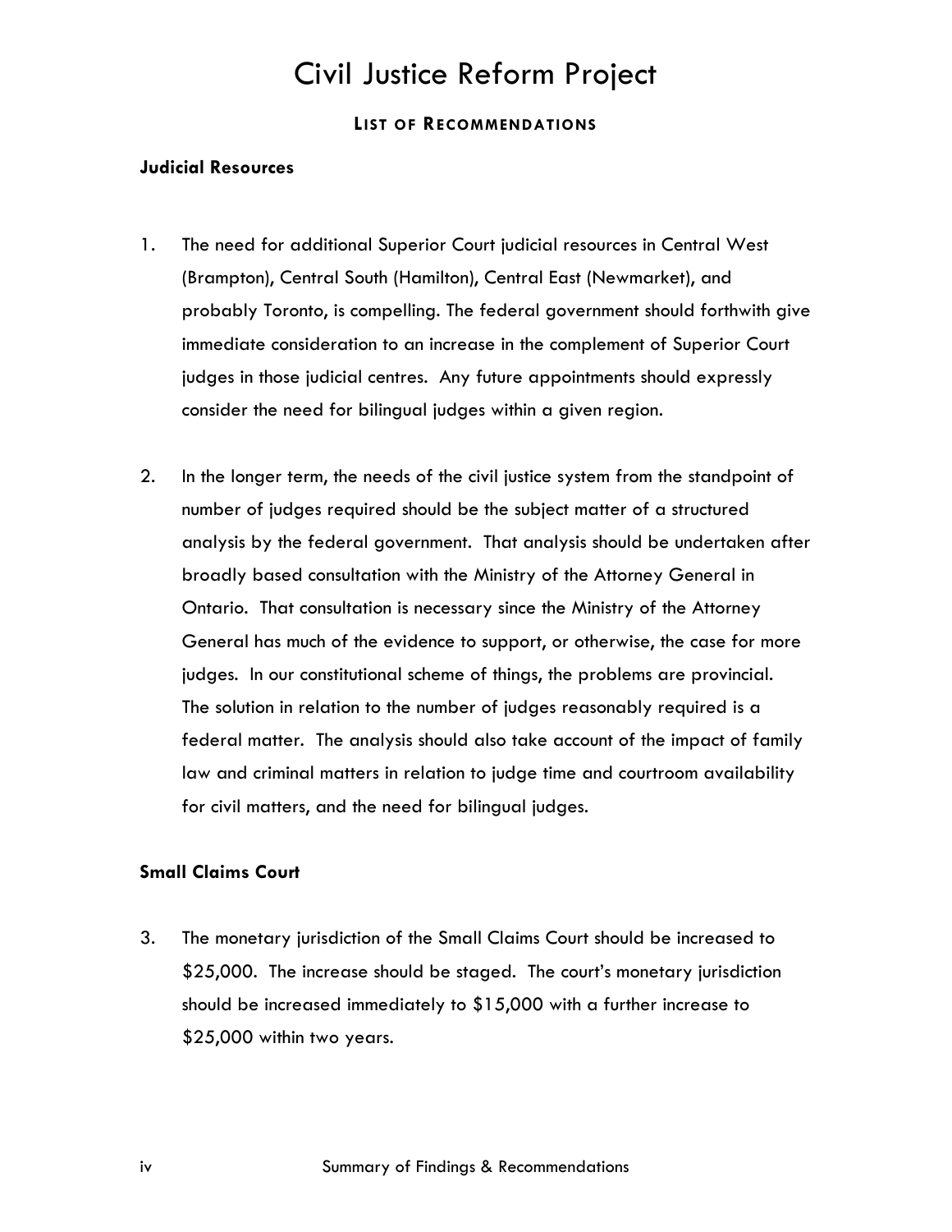# Civil Justice Reform Project

## LIST OF RECOMMENDATIONS

### Judicial Resources

1. The need for additional Superior Court judicial resources in Central West (Brampton), Central South (Hamilton), Central East (Newmarket), and probably Toronto, is compelling. The federal government should forthwith give immediate consideration to an increase in the complement of Superior Court judges in those judicial centres. Any future appointments should expressly consider the need for bilingual judges within a given region.

2. In the longer term, the needs of the civil justice system from the standpoint of number of judges required should be the subject matter of a structured analysis by the federal government. That analysis should be undertaken after broadly based consultation with the Ministry of the Attorney General in Ontario. That consultation is necessary since the Ministry of the Attorney General has much of the evidence to support, or otherwise, the case for more judges. In our constitutional scheme of things, the problems are provincial. The solution in relation to the number of judges reasonably required is a federal matter. The analysis should also take account of the impact of family law and criminal matters in relation to judge time and courtroom availability for civil matters, and the need for bilingual judges.

### Small Claims Court

3. The monetary jurisdiction of the Small Claims Court should be increased to $25,000. The increase should be staged. The court's monetary jurisdiction should be increased immediately to $15,000 with a further increase to $25,000 within two years.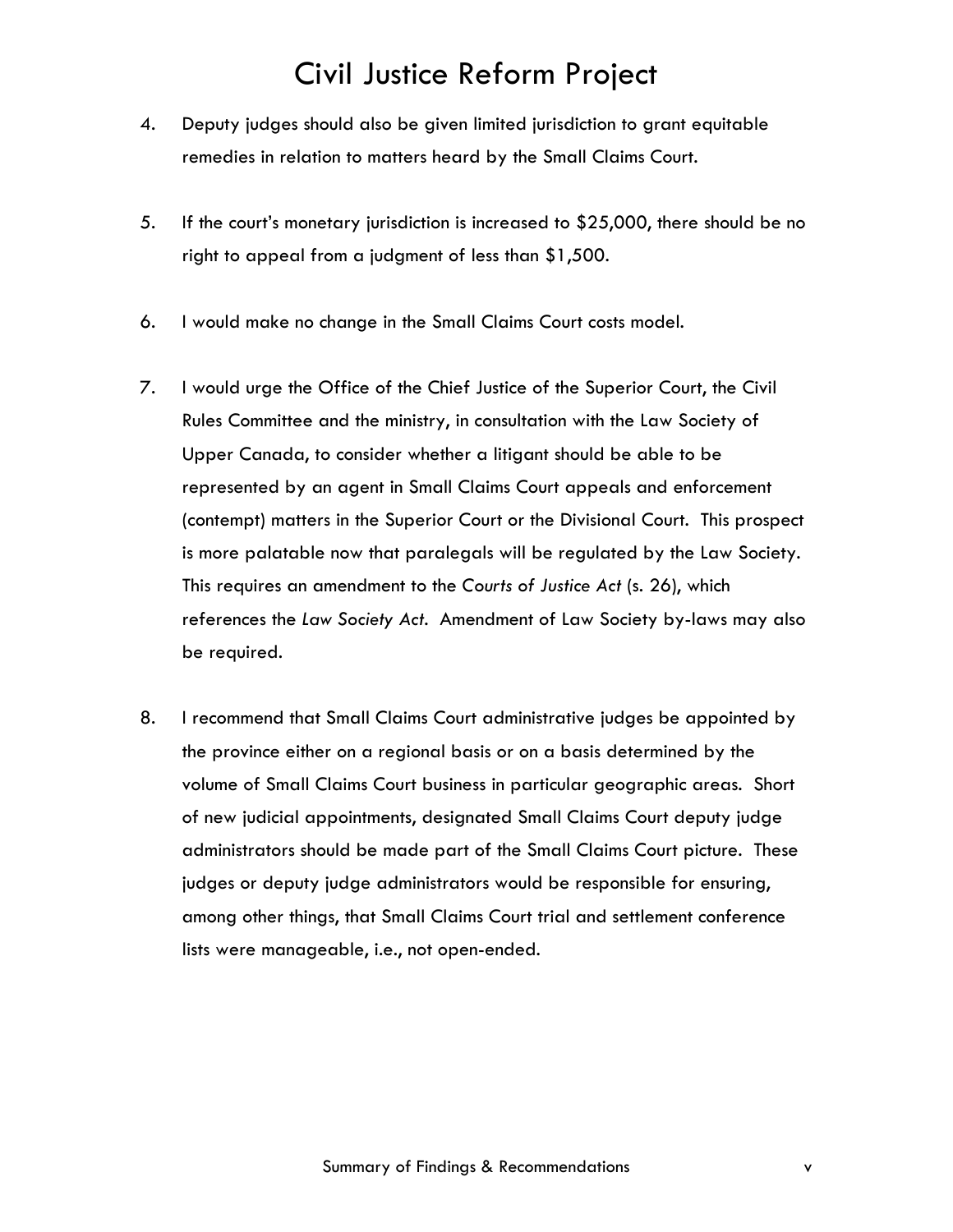4. Deputy judges should also be given limited jurisdiction to grant equitable remedies in relation to matters heard by the Small Claims Court.

5. If the court's monetary jurisdiction is increased to $25,000, there should be no right to appeal from a judgment of less than $1,500.

6. I would make no change in the Small Claims Court costs model.

7. I would urge the Office of the Chief Justice of the Superior Court, the Civil Rules Committee and the ministry, in consultation with the Law Society of Upper Canada, to consider whether a litigant should be able to be represented by an agent in Small Claims Court appeals and enforcement (contempt) matters in the Superior Court or the Divisional Court. This prospect is more palatable now that paralegals will be regulated by the Law Society. This requires an amendment to the *Courts of Justice Act* (s. 26), which references the *Law Society Act*. Amendment of Law Society by-laws may also be required.

8. I recommend that Small Claims Court administrative judges be appointed by the province either on a regional basis or on a basis determined by the volume of Small Claims Court business in particular geographic areas. Short of new judicial appointments, designated Small Claims Court deputy judge administrators should be made part of the Small Claims Court picture. These judges or deputy judge administrators would be responsible for ensuring, among other things, that Small Claims Court trial and settlement conference lists were manageable, i.e., not open-ended.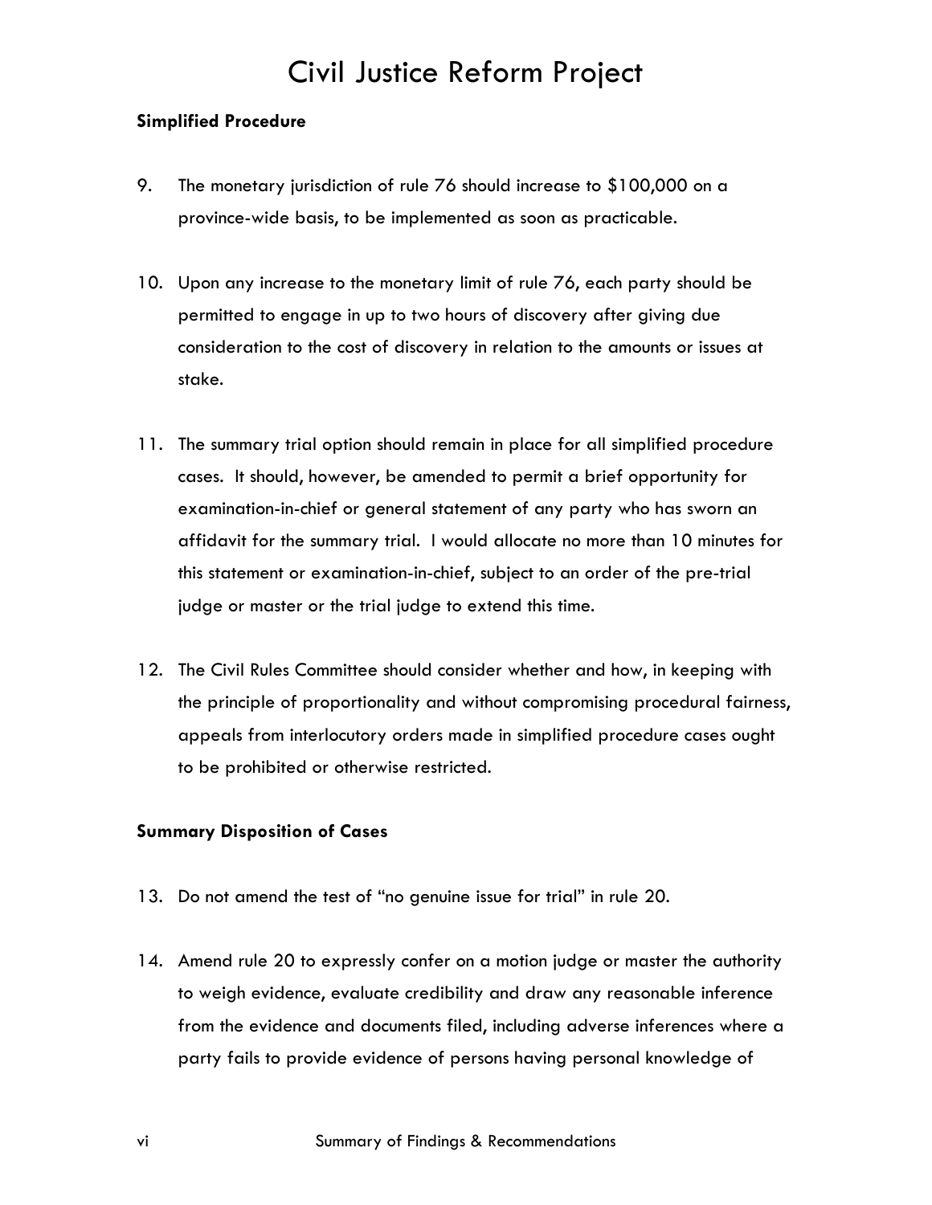**Simplified Procedure**

9. The monetary jurisdiction of rule 76 should increase to $100,000 on a province-wide basis, to be implemented as soon as practicable.

10. Upon any increase to the monetary limit of rule 76, each party should be permitted to engage in up to two hours of discovery after giving due consideration to the cost of discovery in relation to the amounts or issues at stake.

11. The summary trial option should remain in place for all simplified procedure cases. It should, however, be amended to permit a brief opportunity for examination-in-chief or general statement of any party who has sworn an affidavit for the summary trial. I would allocate no more than 10 minutes for this statement or examination-in-chief, subject to an order of the pre-trial judge or master or the trial judge to extend this time.

12. The Civil Rules Committee should consider whether and how, in keeping with the principle of proportionality and without compromising procedural fairness, appeals from interlocutory orders made in simplified procedure cases ought to be prohibited or otherwise restricted.

**Summary Disposition of Cases**

13. Do not amend the test of "no genuine issue for trial" in rule 20.

14. Amend rule 20 to expressly confer on a motion judge or master the authority to weigh evidence, evaluate credibility and draw any reasonable inference from the evidence and documents filed, including adverse inferences where a party fails to provide evidence of persons having personal knowledge of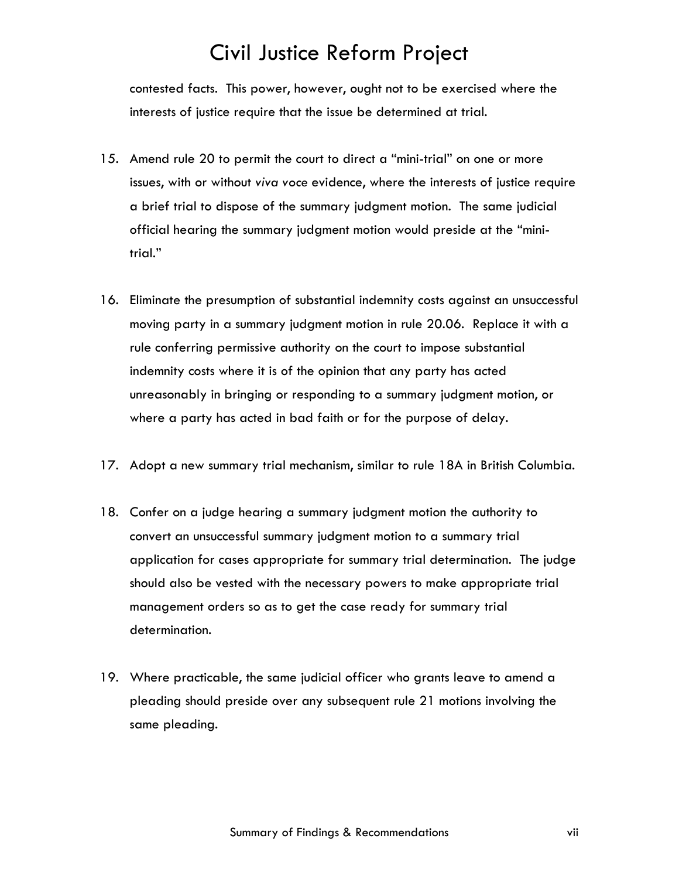contested facts. This power, however, ought not to be exercised where the interests of justice require that the issue be determined at trial.

15. Amend rule 20 to permit the court to direct a "mini-trial" on one or more issues, with or without *viva voce* evidence, where the interests of justice require a brief trial to dispose of the summary judgment motion. The same judicial official hearing the summary judgment motion would preside at the "mini-trial."

16. Eliminate the presumption of substantial indemnity costs against an unsuccessful moving party in a summary judgment motion in rule 20.06. Replace it with a rule conferring permissive authority on the court to impose substantial indemnity costs where it is of the opinion that any party has acted unreasonably in bringing or responding to a summary judgment motion, or where a party has acted in bad faith or for the purpose of delay.

17. Adopt a new summary trial mechanism, similar to rule 18A in British Columbia.

18. Confer on a judge hearing a summary judgment motion the authority to convert an unsuccessful summary judgment motion to a summary trial application for cases appropriate for summary trial determination. The judge should also be vested with the necessary powers to make appropriate trial management orders so as to get the case ready for summary trial determination.

19. Where practicable, the same judicial officer who grants leave to amend a pleading should preside over any subsequent rule 21 motions involving the same pleading.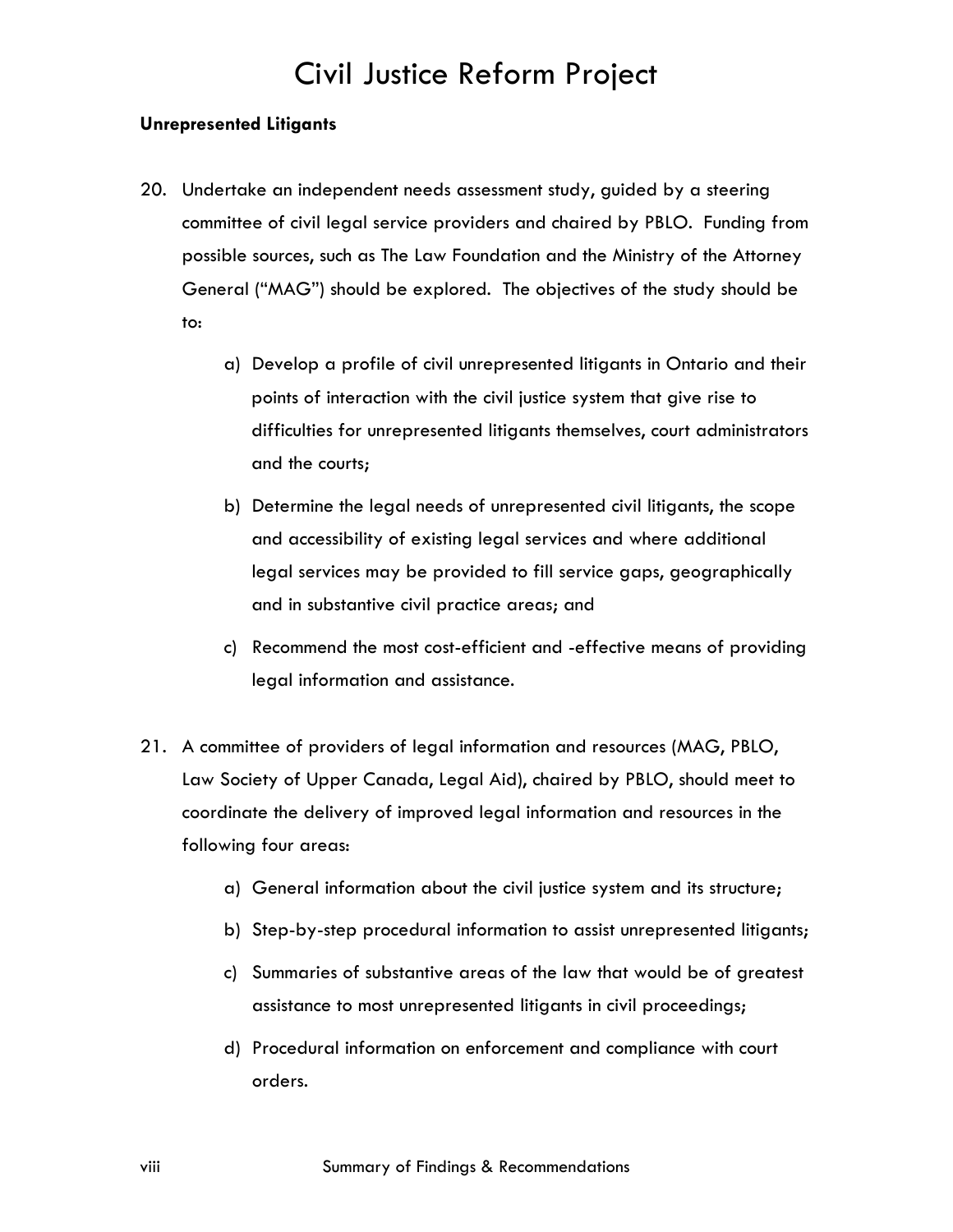**Unrepresented Litigants**

20. Undertake an independent needs assessment study, guided by a steering committee of civil legal service providers and chaired by PBLO. Funding from possible sources, such as The Law Foundation and the Ministry of the Attorney General ("MAG") should be explored. The objectives of the study should be to:

    a) Develop a profile of civil unrepresented litigants in Ontario and their points of interaction with the civil justice system that give rise to difficulties for unrepresented litigants themselves, court administrators and the courts;

    b) Determine the legal needs of unrepresented civil litigants, the scope and accessibility of existing legal services and where additional legal services may be provided to fill service gaps, geographically and in substantive civil practice areas; and

    c) Recommend the most cost-efficient and -effective means of providing legal information and assistance.

21. A committee of providers of legal information and resources (MAG, PBLO, Law Society of Upper Canada, Legal Aid), chaired by PBLO, should meet to coordinate the delivery of improved legal information and resources in the following four areas:

    a) General information about the civil justice system and its structure;

    b) Step-by-step procedural information to assist unrepresented litigants;

    c) Summaries of substantive areas of the law that would be of greatest assistance to most unrepresented litigants in civil proceedings;

    d) Procedural information on enforcement and compliance with court orders.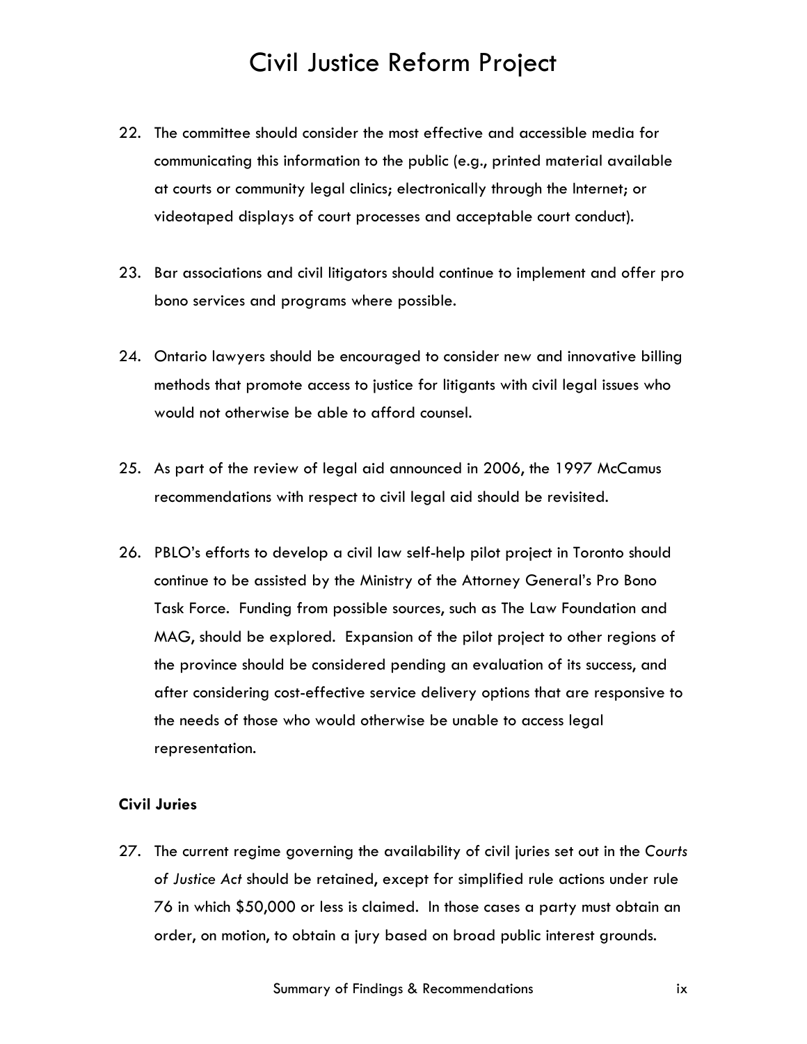22. The committee should consider the most effective and accessible media for communicating this information to the public (e.g., printed material available at courts or community legal clinics; electronically through the Internet; or videotaped displays of court processes and acceptable court conduct).

23. Bar associations and civil litigators should continue to implement and offer pro bono services and programs where possible.

24. Ontario lawyers should be encouraged to consider new and innovative billing methods that promote access to justice for litigants with civil legal issues who would not otherwise be able to afford counsel.

25. As part of the review of legal aid announced in 2006, the 1997 McCamus recommendations with respect to civil legal aid should be revisited.

26. PBLO's efforts to develop a civil law self-help pilot project in Toronto should continue to be assisted by the Ministry of the Attorney General's Pro Bono Task Force. Funding from possible sources, such as The Law Foundation and MAG, should be explored. Expansion of the pilot project to other regions of the province should be considered pending an evaluation of its success, and after considering cost-effective service delivery options that are responsive to the needs of those who would otherwise be unable to access legal representation.

**Civil Juries**

27. The current regime governing the availability of civil juries set out in the *Courts of Justice Act* should be retained, except for simplified rule actions under rule 76 in which $50,000 or less is claimed. In those cases a party must obtain an order, on motion, to obtain a jury based on broad public interest grounds.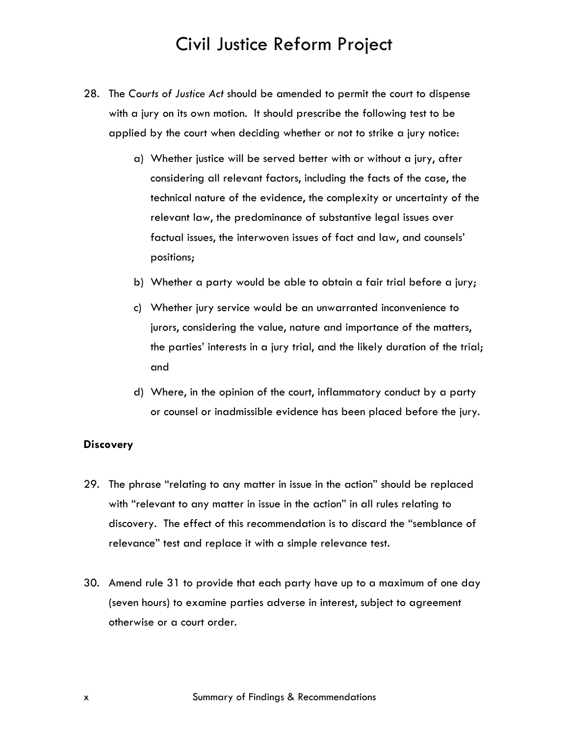28. The *Courts of Justice Act* should be amended to permit the court to dispense with a jury on its own motion. It should prescribe the following test to be applied by the court when deciding whether or not to strike a jury notice:

    a) Whether justice will be served better with or without a jury, after considering all relevant factors, including the facts of the case, the technical nature of the evidence, the complexity or uncertainty of the relevant law, the predominance of substantive legal issues over factual issues, the interwoven issues of fact and law, and counsels' positions;

    b) Whether a party would be able to obtain a fair trial before a jury;

    c) Whether jury service would be an unwarranted inconvenience to jurors, considering the value, nature and importance of the matters, the parties' interests in a jury trial, and the likely duration of the trial; and

    d) Where, in the opinion of the court, inflammatory conduct by a party or counsel or inadmissible evidence has been placed before the jury.

**Discovery**

29. The phrase "relating to any matter in issue in the action" should be replaced with "relevant to any matter in issue in the action" in all rules relating to discovery. The effect of this recommendation is to discard the "semblance of relevance" test and replace it with a simple relevance test.

30. Amend rule 31 to provide that each party have up to a maximum of one day (seven hours) to examine parties adverse in interest, subject to agreement otherwise or a court order.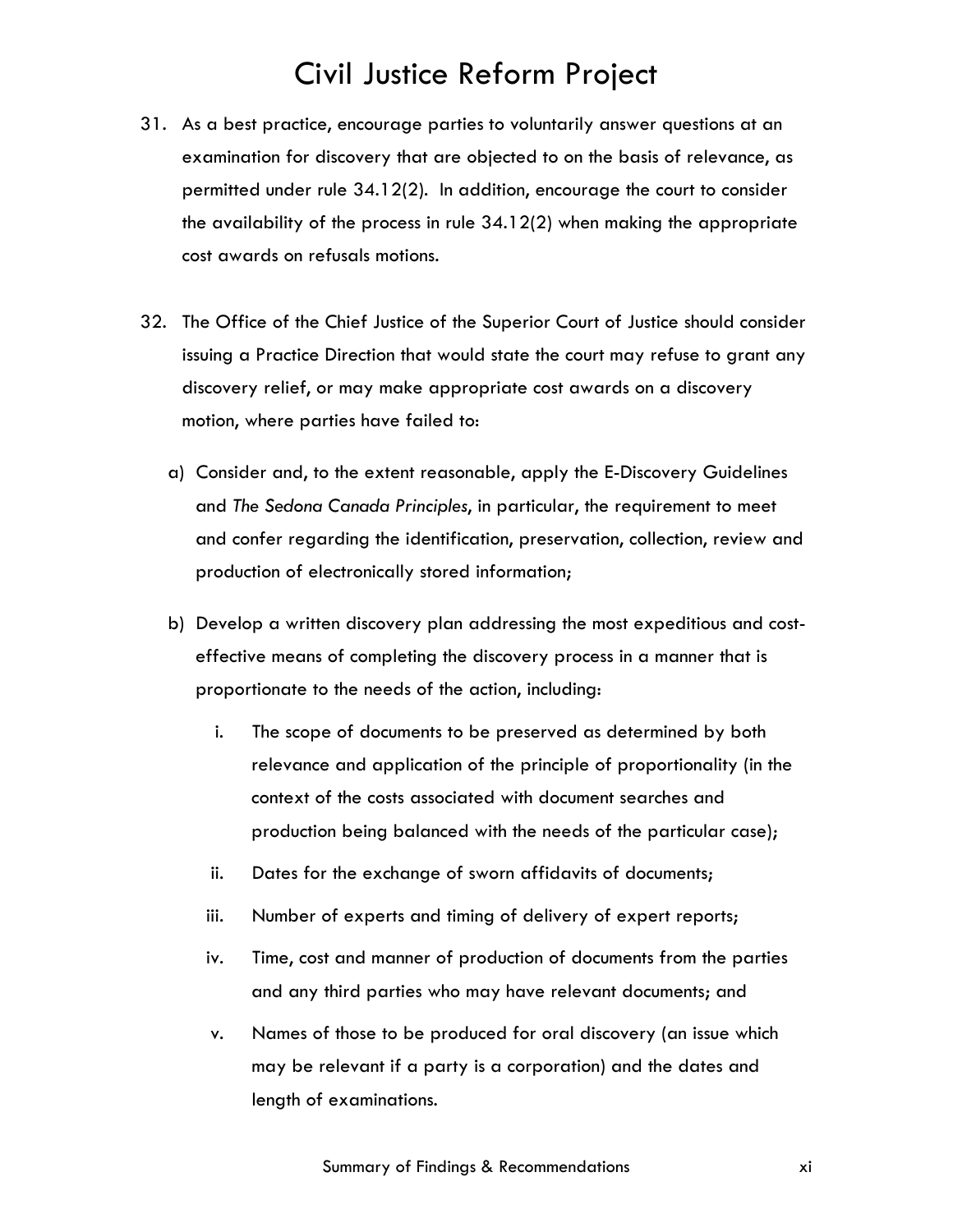31. As a best practice, encourage parties to voluntarily answer questions at an examination for discovery that are objected to on the basis of relevance, as permitted under rule 34.12(2). In addition, encourage the court to consider the availability of the process in rule 34.12(2) when making the appropriate cost awards on refusals motions.

32. The Office of the Chief Justice of the Superior Court of Justice should consider issuing a Practice Direction that would state the court may refuse to grant any discovery relief, or may make appropriate cost awards on a discovery motion, where parties have failed to:

    a) Consider and, to the extent reasonable, apply the E-Discovery Guidelines and *The Sedona Canada Principles*, in particular, the requirement to meet and confer regarding the identification, preservation, collection, review and production of electronically stored information;

    b) Develop a written discovery plan addressing the most expeditious and cost-effective means of completing the discovery process in a manner that is proportionate to the needs of the action, including:

        i. The scope of documents to be preserved as determined by both relevance and application of the principle of proportionality (in the context of the costs associated with document searches and production being balanced with the needs of the particular case);

        ii. Dates for the exchange of sworn affidavits of documents;

        iii. Number of experts and timing of delivery of expert reports;

        iv. Time, cost and manner of production of documents from the parties and any third parties who may have relevant documents; and

        v. Names of those to be produced for oral discovery (an issue which may be relevant if a party is a corporation) and the dates and length of examinations.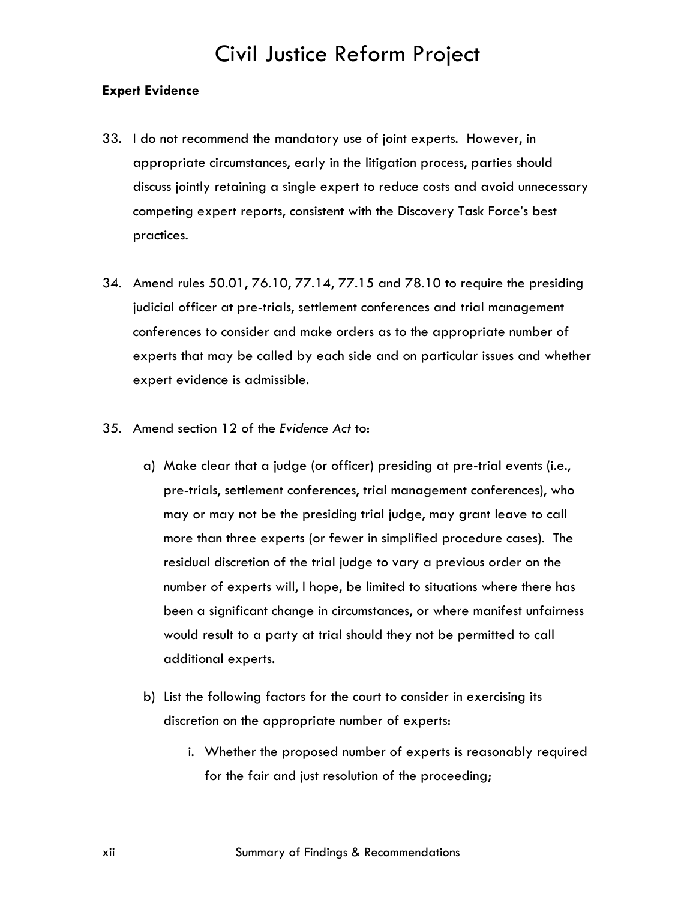**Expert Evidence**

33. I do not recommend the mandatory use of joint experts. However, in appropriate circumstances, early in the litigation process, parties should discuss jointly retaining a single expert to reduce costs and avoid unnecessary competing expert reports, consistent with the Discovery Task Force's best practices.

34. Amend rules 50.01, 76.10, 77.14, 77.15 and 78.10 to require the presiding judicial officer at pre-trials, settlement conferences and trial management conferences to consider and make orders as to the appropriate number of experts that may be called by each side and on particular issues and whether expert evidence is admissible.

35. Amend section 12 of the *Evidence Act* to:

    a) Make clear that a judge (or officer) presiding at pre-trial events (i.e., pre-trials, settlement conferences, trial management conferences), who may or may not be the presiding trial judge, may grant leave to call more than three experts (or fewer in simplified procedure cases). The residual discretion of the trial judge to vary a previous order on the number of experts will, I hope, be limited to situations where there has been a significant change in circumstances, or where manifest unfairness would result to a party at trial should they not be permitted to call additional experts.

    b) List the following factors for the court to consider in exercising its discretion on the appropriate number of experts:

        i. Whether the proposed number of experts is reasonably required for the fair and just resolution of the proceeding;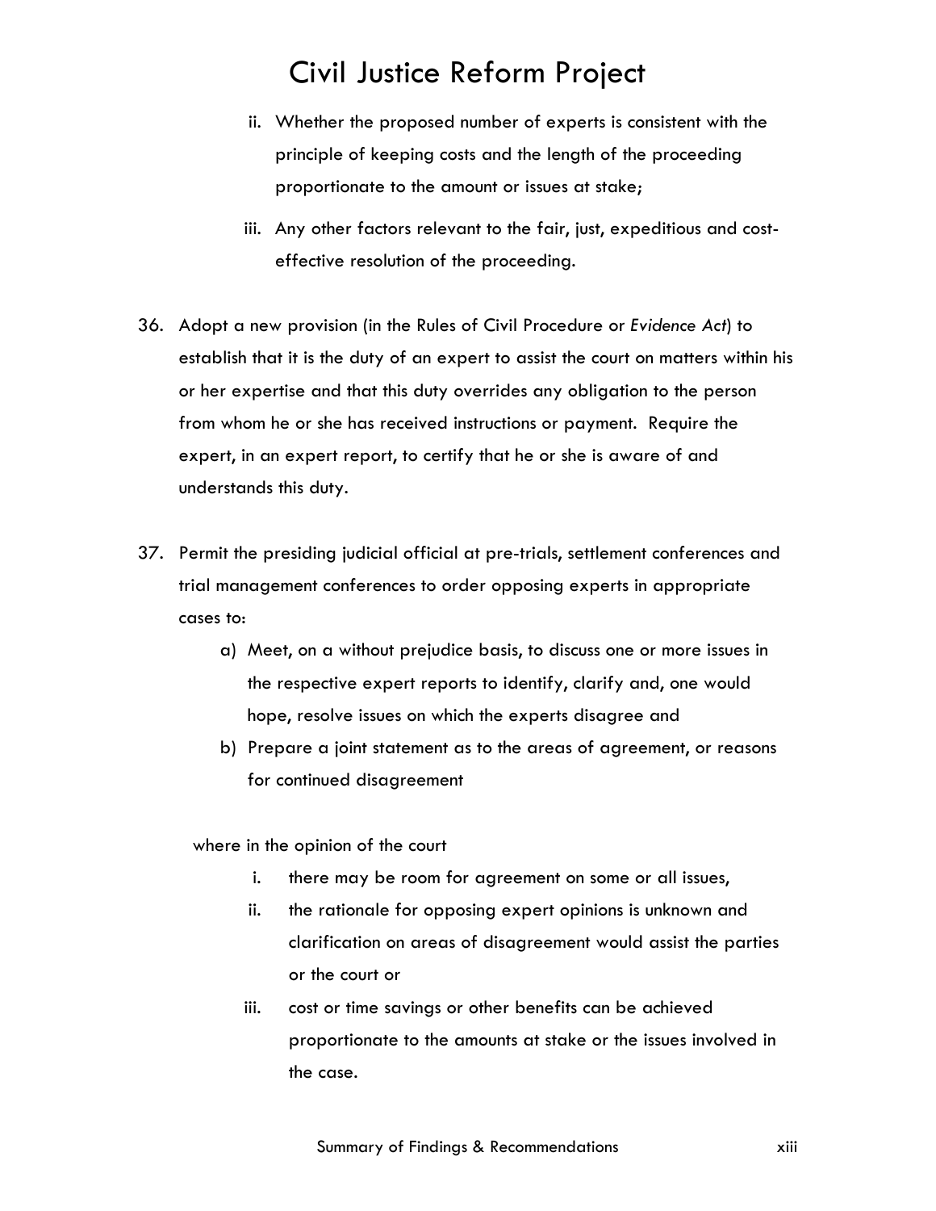ii. Whether the proposed number of experts is consistent with the principle of keeping costs and the length of the proceeding proportionate to the amount or issues at stake;

   iii. Any other factors relevant to the fair, just, expeditious and cost-effective resolution of the proceeding.

36. Adopt a new provision (in the Rules of Civil Procedure or *Evidence Act*) to establish that it is the duty of an expert to assist the court on matters within his or her expertise and that this duty overrides any obligation to the person from whom he or she has received instructions or payment. Require the expert, in an expert report, to certify that he or she is aware of and understands this duty.

37. Permit the presiding judicial official at pre-trials, settlement conferences and trial management conferences to order opposing experts in appropriate cases to:

   a) Meet, on a without prejudice basis, to discuss one or more issues in the respective expert reports to identify, clarify and, one would hope, resolve issues on which the experts disagree and
   b) Prepare a joint statement as to the areas of agreement, or reasons for continued disagreement

   where in the opinion of the court

   i. there may be room for agreement on some or all issues,
   ii. the rationale for opposing expert opinions is unknown and clarification on areas of disagreement would assist the parties or the court or
   iii. cost or time savings or other benefits can be achieved proportionate to the amounts at stake or the issues involved in the case.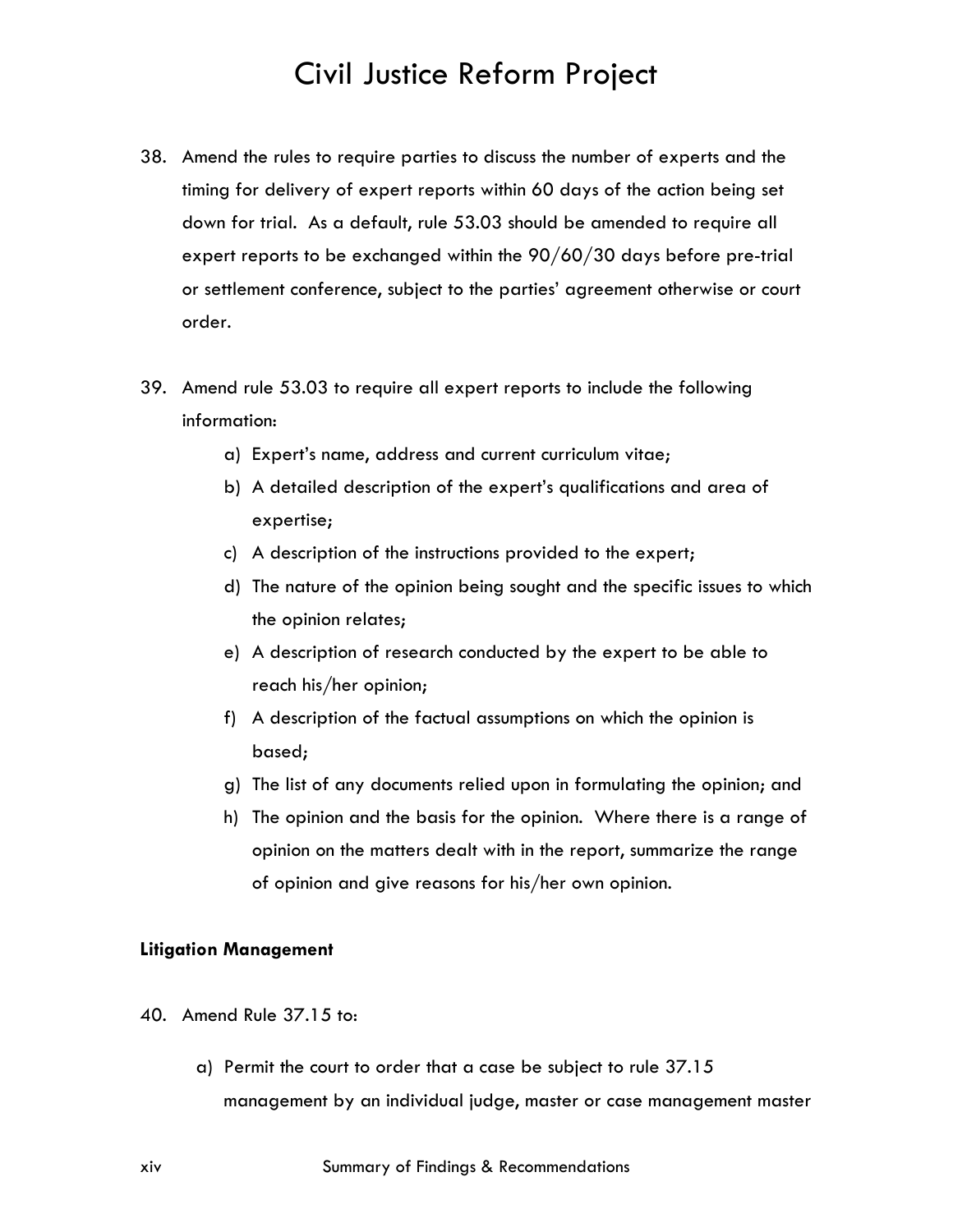38. Amend the rules to require parties to discuss the number of experts and the timing for delivery of expert reports within 60 days of the action being set down for trial. As a default, rule 53.03 should be amended to require all expert reports to be exchanged within the 90/60/30 days before pre-trial or settlement conference, subject to the parties' agreement otherwise or court order.

39. Amend rule 53.03 to require all expert reports to include the following information:
    a) Expert's name, address and current curriculum vitae;
    b) A detailed description of the expert's qualifications and area of expertise;
    c) A description of the instructions provided to the expert;
    d) The nature of the opinion being sought and the specific issues to which the opinion relates;
    e) A description of research conducted by the expert to be able to reach his/her opinion;
    f) A description of the factual assumptions on which the opinion is based;
    g) The list of any documents relied upon in formulating the opinion; and
    h) The opinion and the basis for the opinion. Where there is a range of opinion on the matters dealt with in the report, summarize the range of opinion and give reasons for his/her own opinion.

**Litigation Management**

40. Amend Rule 37.15 to:

    a) Permit the court to order that a case be subject to rule 37.15 management by an individual judge, master or case management master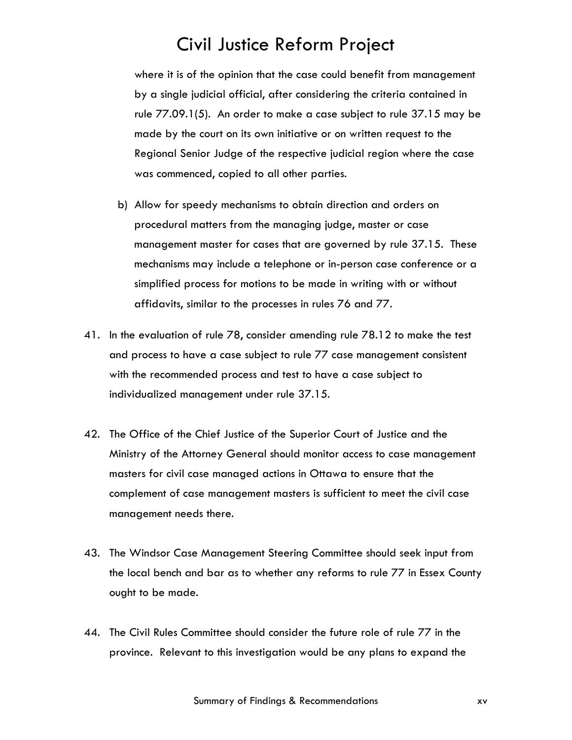where it is of the opinion that the case could benefit from management by a single judicial official, after considering the criteria contained in rule 77.09.1(5). An order to make a case subject to rule 37.15 may be made by the court on its own initiative or on written request to the Regional Senior Judge of the respective judicial region where the case was commenced, copied to all other parties.

b) Allow for speedy mechanisms to obtain direction and orders on procedural matters from the managing judge, master or case management master for cases that are governed by rule 37.15. These mechanisms may include a telephone or in-person case conference or a simplified process for motions to be made in writing with or without affidavits, similar to the processes in rules 76 and 77.

41. In the evaluation of rule 78, consider amending rule 78.12 to make the test and process to have a case subject to rule 77 case management consistent with the recommended process and test to have a case subject to individualized management under rule 37.15.

42. The Office of the Chief Justice of the Superior Court of Justice and the Ministry of the Attorney General should monitor access to case management masters for civil case managed actions in Ottawa to ensure that the complement of case management masters is sufficient to meet the civil case management needs there.

43. The Windsor Case Management Steering Committee should seek input from the local bench and bar as to whether any reforms to rule 77 in Essex County ought to be made.

44. The Civil Rules Committee should consider the future role of rule 77 in the province. Relevant to this investigation would be any plans to expand the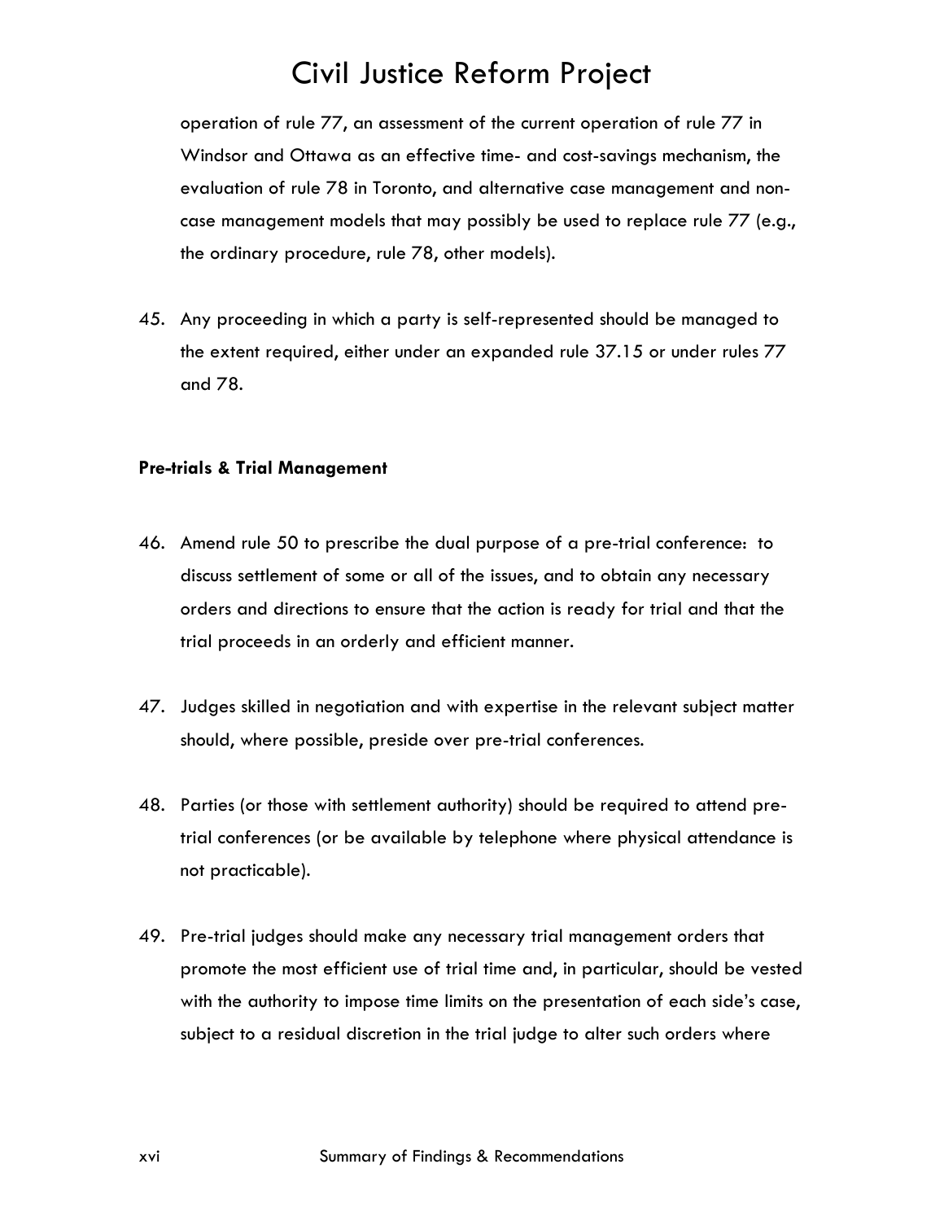operation of rule 77, an assessment of the current operation of rule 77 in Windsor and Ottawa as an effective time- and cost-savings mechanism, the evaluation of rule 78 in Toronto, and alternative case management and non-case management models that may possibly be used to replace rule 77 (e.g., the ordinary procedure, rule 78, other models).

45. Any proceeding in which a party is self-represented should be managed to the extent required, either under an expanded rule 37.15 or under rules 77 and 78.

**Pre-trials & Trial Management**

46. Amend rule 50 to prescribe the dual purpose of a pre-trial conference: to discuss settlement of some or all of the issues, and to obtain any necessary orders and directions to ensure that the action is ready for trial and that the trial proceeds in an orderly and efficient manner.

47. Judges skilled in negotiation and with expertise in the relevant subject matter should, where possible, preside over pre-trial conferences.

48. Parties (or those with settlement authority) should be required to attend pre-trial conferences (or be available by telephone where physical attendance is not practicable).

49. Pre-trial judges should make any necessary trial management orders that promote the most efficient use of trial time and, in particular, should be vested with the authority to impose time limits on the presentation of each side's case, subject to a residual discretion in the trial judge to alter such orders where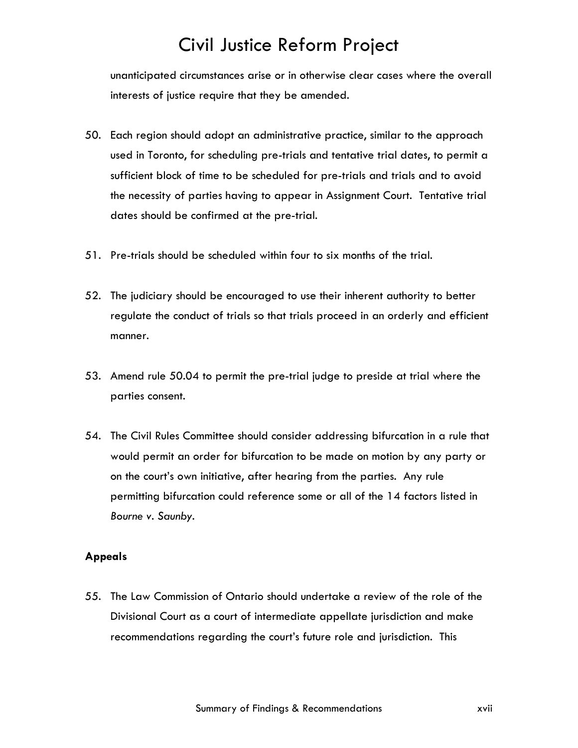unanticipated circumstances arise or in otherwise clear cases where the overall interests of justice require that they be amended.

50. Each region should adopt an administrative practice, similar to the approach used in Toronto, for scheduling pre-trials and tentative trial dates, to permit a sufficient block of time to be scheduled for pre-trials and trials and to avoid the necessity of parties having to appear in Assignment Court. Tentative trial dates should be confirmed at the pre-trial.

51. Pre-trials should be scheduled within four to six months of the trial.

52. The judiciary should be encouraged to use their inherent authority to better regulate the conduct of trials so that trials proceed in an orderly and efficient manner.

53. Amend rule 50.04 to permit the pre-trial judge to preside at trial where the parties consent.

54. The Civil Rules Committee should consider addressing bifurcation in a rule that would permit an order for bifurcation to be made on motion by any party or on the court's own initiative, after hearing from the parties. Any rule permitting bifurcation could reference some or all of the 14 factors listed in *Bourne v. Saunby*.

**Appeals**

55. The Law Commission of Ontario should undertake a review of the role of the Divisional Court as a court of intermediate appellate jurisdiction and make recommendations regarding the court's future role and jurisdiction. This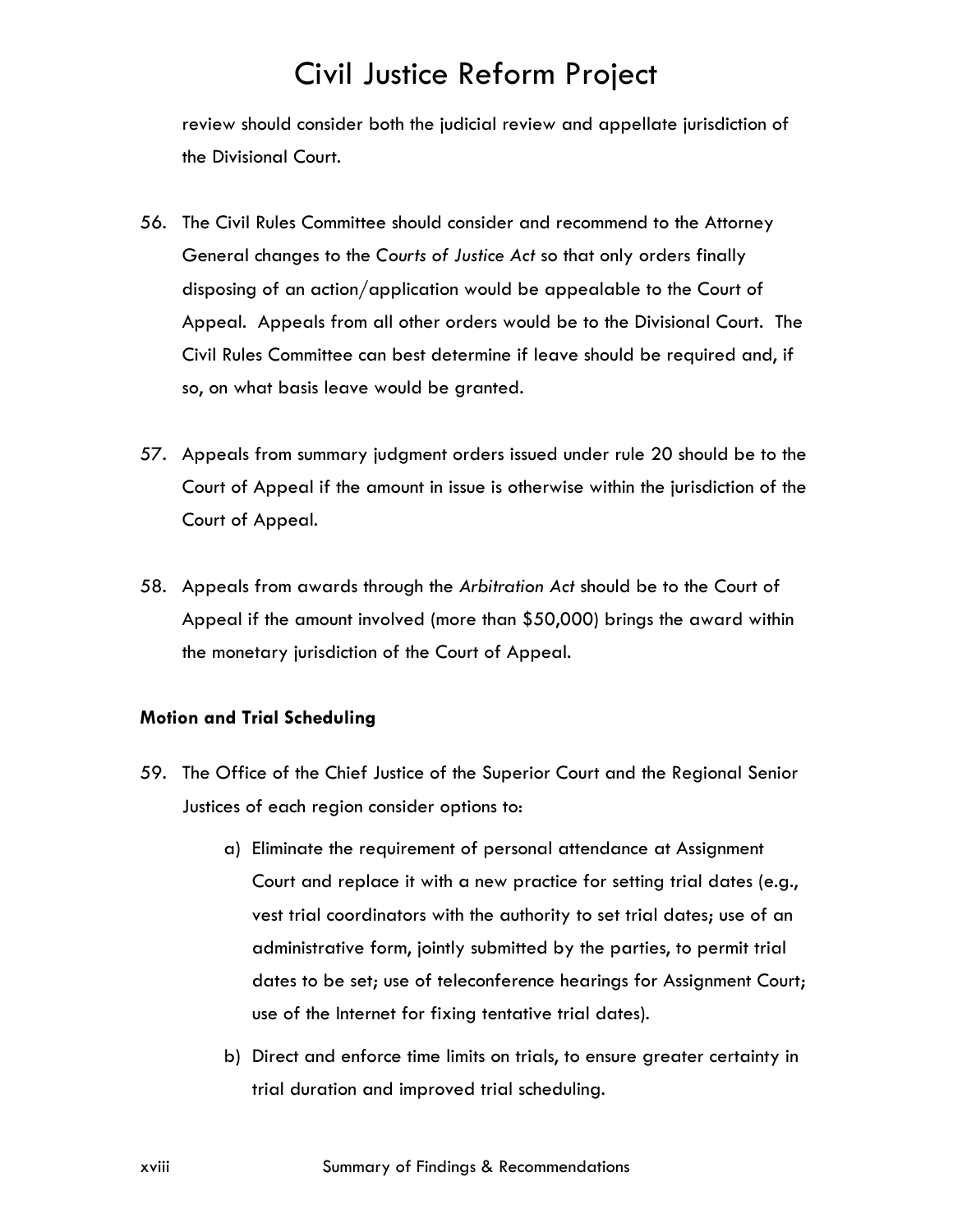review should consider both the judicial review and appellate jurisdiction of the Divisional Court.

56. The Civil Rules Committee should consider and recommend to the Attorney General changes to the *Courts of Justice Act* so that only orders finally disposing of an action/application would be appealable to the Court of Appeal. Appeals from all other orders would be to the Divisional Court. The Civil Rules Committee can best determine if leave should be required and, if so, on what basis leave would be granted.

57. Appeals from summary judgment orders issued under rule 20 should be to the Court of Appeal if the amount in issue is otherwise within the jurisdiction of the Court of Appeal.

58. Appeals from awards through the *Arbitration Act* should be to the Court of Appeal if the amount involved (more than $50,000) brings the award within the monetary jurisdiction of the Court of Appeal.

**Motion and Trial Scheduling**

59. The Office of the Chief Justice of the Superior Court and the Regional Senior Justices of each region consider options to:

    a) Eliminate the requirement of personal attendance at Assignment Court and replace it with a new practice for setting trial dates (e.g., vest trial coordinators with the authority to set trial dates; use of an administrative form, jointly submitted by the parties, to permit trial dates to be set; use of teleconference hearings for Assignment Court; use of the Internet for fixing tentative trial dates).

    b) Direct and enforce time limits on trials, to ensure greater certainty in trial duration and improved trial scheduling.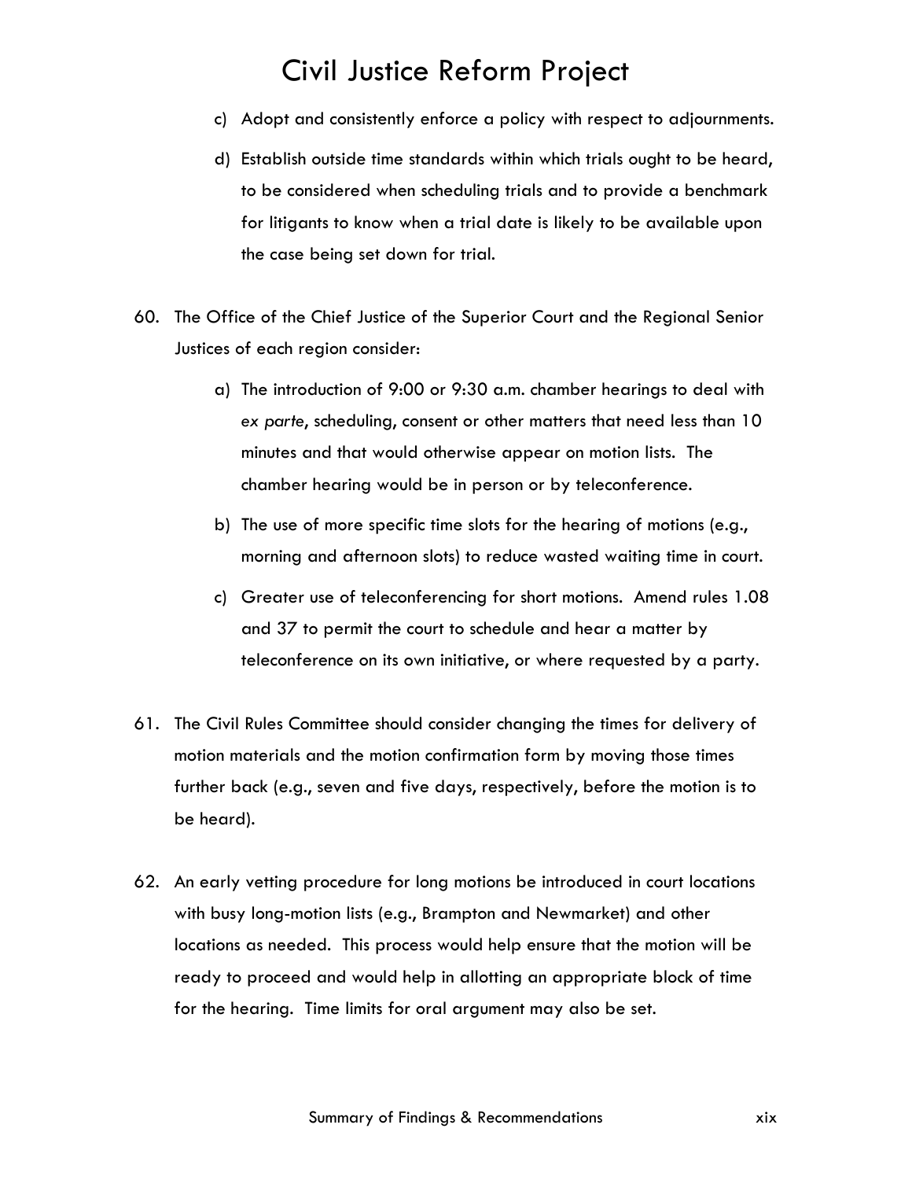c) Adopt and consistently enforce a policy with respect to adjournments.

d) Establish outside time standards within which trials ought to be heard, to be considered when scheduling trials and to provide a benchmark for litigants to know when a trial date is likely to be available upon the case being set down for trial.

60. The Office of the Chief Justice of the Superior Court and the Regional Senior Justices of each region consider:

    a) The introduction of 9:00 or 9:30 a.m. chamber hearings to deal with *ex parte*, scheduling, consent or other matters that need less than 10 minutes and that would otherwise appear on motion lists. The chamber hearing would be in person or by teleconference.

    b) The use of more specific time slots for the hearing of motions (e.g., morning and afternoon slots) to reduce wasted waiting time in court.

    c) Greater use of teleconferencing for short motions. Amend rules 1.08 and 37 to permit the court to schedule and hear a matter by teleconference on its own initiative, or where requested by a party.

61. The Civil Rules Committee should consider changing the times for delivery of motion materials and the motion confirmation form by moving those times further back (e.g., seven and five days, respectively, before the motion is to be heard).

62. An early vetting procedure for long motions be introduced in court locations with busy long-motion lists (e.g., Brampton and Newmarket) and other locations as needed. This process would help ensure that the motion will be ready to proceed and would help in allotting an appropriate block of time for the hearing. Time limits for oral argument may also be set.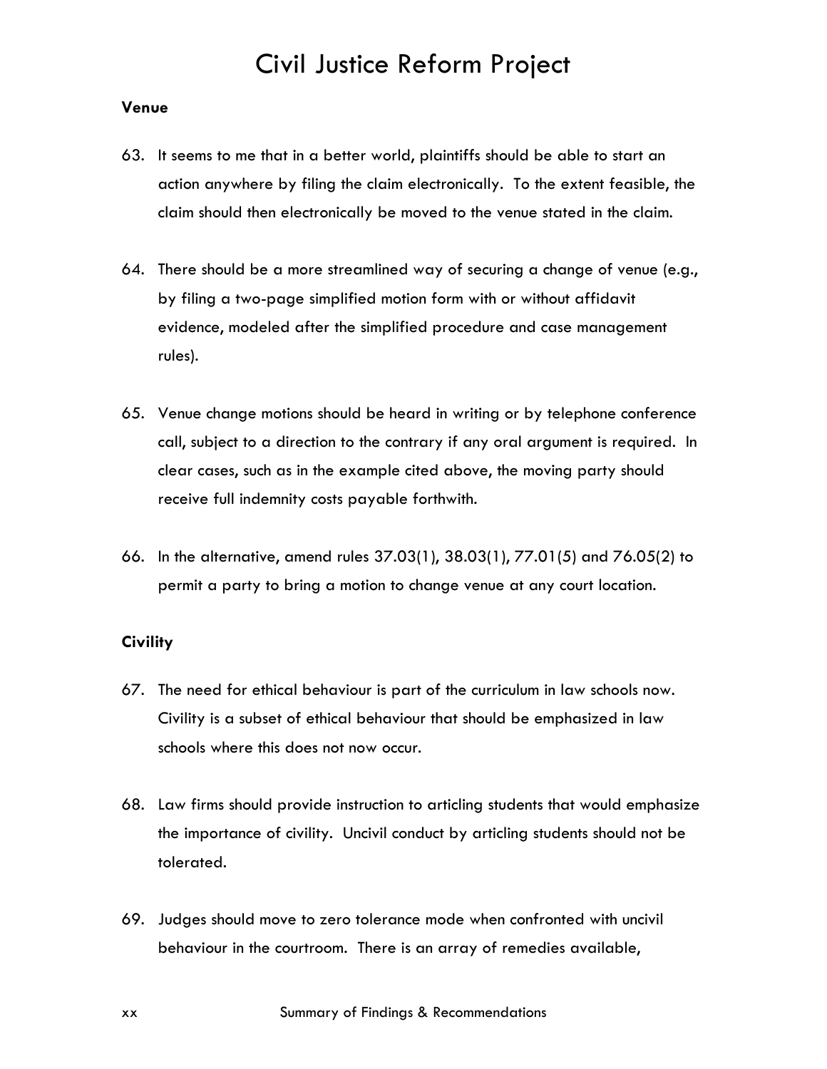### Venue

63. It seems to me that in a better world, plaintiffs should be able to start an action anywhere by filing the claim electronically. To the extent feasible, the claim should then electronically be moved to the venue stated in the claim.

64. There should be a more streamlined way of securing a change of venue (e.g., by filing a two-page simplified motion form with or without affidavit evidence, modeled after the simplified procedure and case management rules).

65. Venue change motions should be heard in writing or by telephone conference call, subject to a direction to the contrary if any oral argument is required. In clear cases, such as in the example cited above, the moving party should receive full indemnity costs payable forthwith.

66. In the alternative, amend rules 37.03(1), 38.03(1), 77.01(5) and 76.05(2) to permit a party to bring a motion to change venue at any court location.

### Civility

67. The need for ethical behaviour is part of the curriculum in law schools now. Civility is a subset of ethical behaviour that should be emphasized in law schools where this does not now occur.

68. Law firms should provide instruction to articling students that would emphasize the importance of civility. Uncivil conduct by articling students should not be tolerated.

69. Judges should move to zero tolerance mode when confronted with uncivil behaviour in the courtroom. There is an array of remedies available,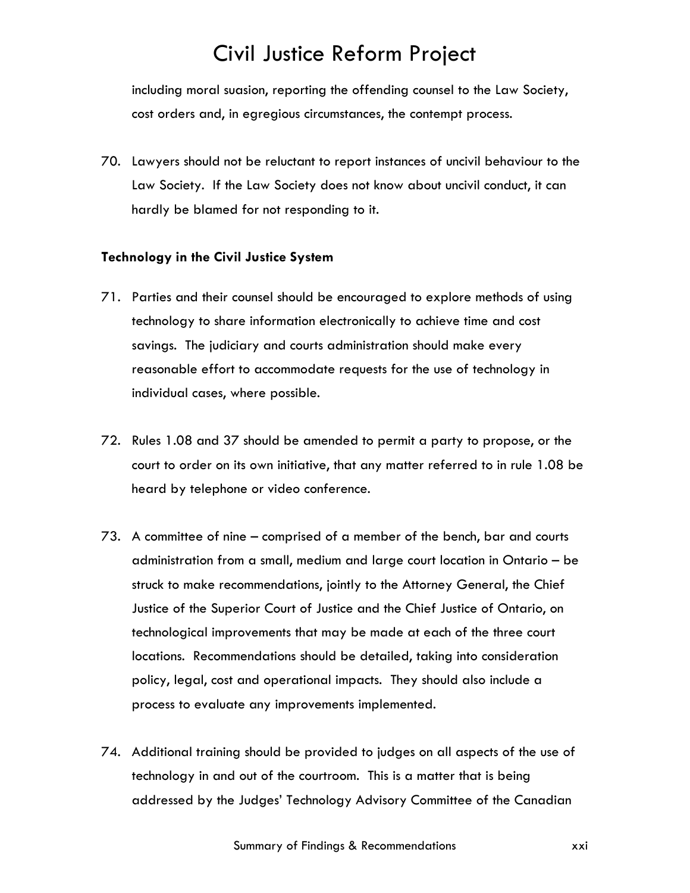including moral suasion, reporting the offending counsel to the Law Society, cost orders and, in egregious circumstances, the contempt process.

70. Lawyers should not be reluctant to report instances of uncivil behaviour to the Law Society. If the Law Society does not know about uncivil conduct, it can hardly be blamed for not responding to it.

**Technology in the Civil Justice System**

71. Parties and their counsel should be encouraged to explore methods of using technology to share information electronically to achieve time and cost savings. The judiciary and courts administration should make every reasonable effort to accommodate requests for the use of technology in individual cases, where possible.

72. Rules 1.08 and 37 should be amended to permit a party to propose, or the court to order on its own initiative, that any matter referred to in rule 1.08 be heard by telephone or video conference.

73. A committee of nine – comprised of a member of the bench, bar and courts administration from a small, medium and large court location in Ontario – be struck to make recommendations, jointly to the Attorney General, the Chief Justice of the Superior Court of Justice and the Chief Justice of Ontario, on technological improvements that may be made at each of the three court locations. Recommendations should be detailed, taking into consideration policy, legal, cost and operational impacts. They should also include a process to evaluate any improvements implemented.

74. Additional training should be provided to judges on all aspects of the use of technology in and out of the courtroom. This is a matter that is being addressed by the Judges' Technology Advisory Committee of the Canadian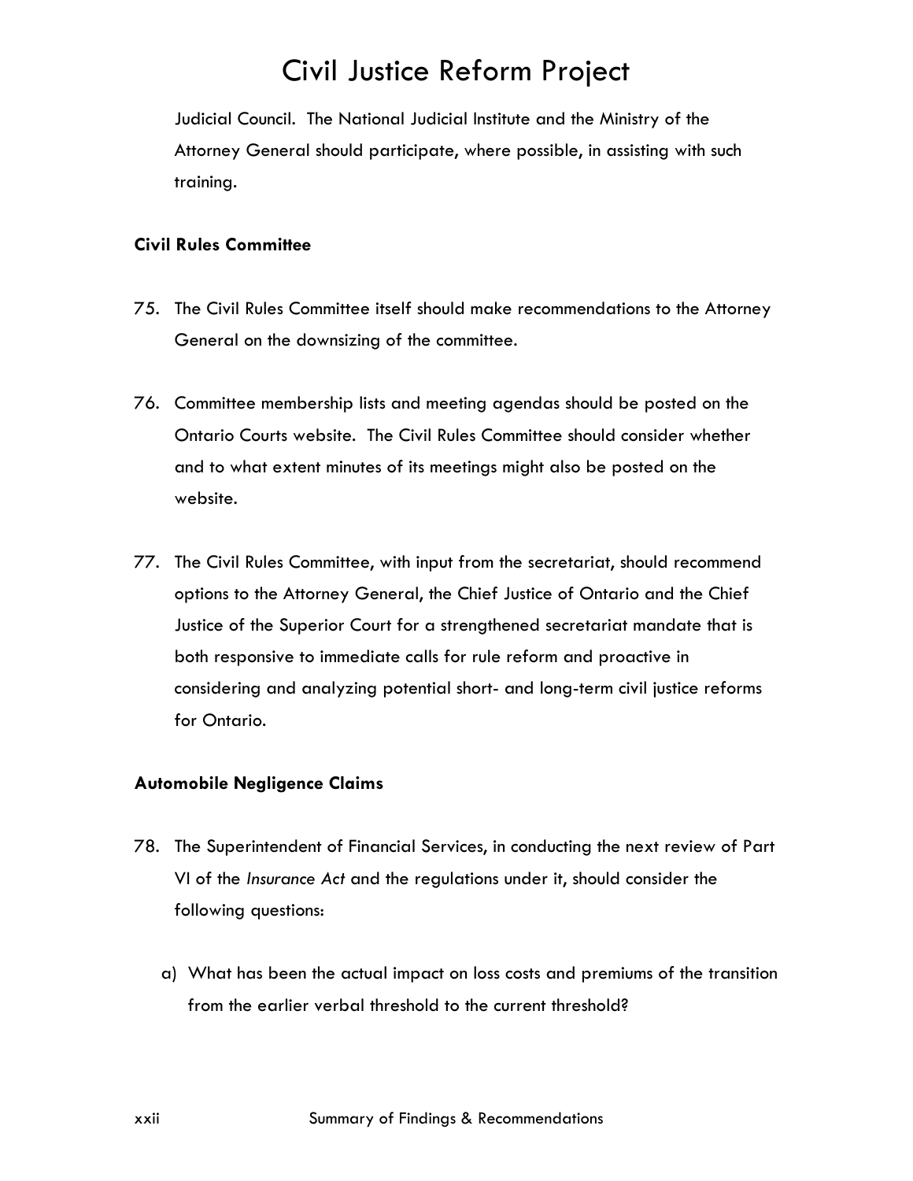Judicial Council. The National Judicial Institute and the Ministry of the Attorney General should participate, where possible, in assisting with such training.

**Civil Rules Committee**

75. The Civil Rules Committee itself should make recommendations to the Attorney General on the downsizing of the committee.

76. Committee membership lists and meeting agendas should be posted on the Ontario Courts website. The Civil Rules Committee should consider whether and to what extent minutes of its meetings might also be posted on the website.

77. The Civil Rules Committee, with input from the secretariat, should recommend options to the Attorney General, the Chief Justice of Ontario and the Chief Justice of the Superior Court for a strengthened secretariat mandate that is both responsive to immediate calls for rule reform and proactive in considering and analyzing potential short- and long-term civil justice reforms for Ontario.

**Automobile Negligence Claims**

78. The Superintendent of Financial Services, in conducting the next review of Part VI of the *Insurance Act* and the regulations under it, should consider the following questions:

    a) What has been the actual impact on loss costs and premiums of the transition from the earlier verbal threshold to the current threshold?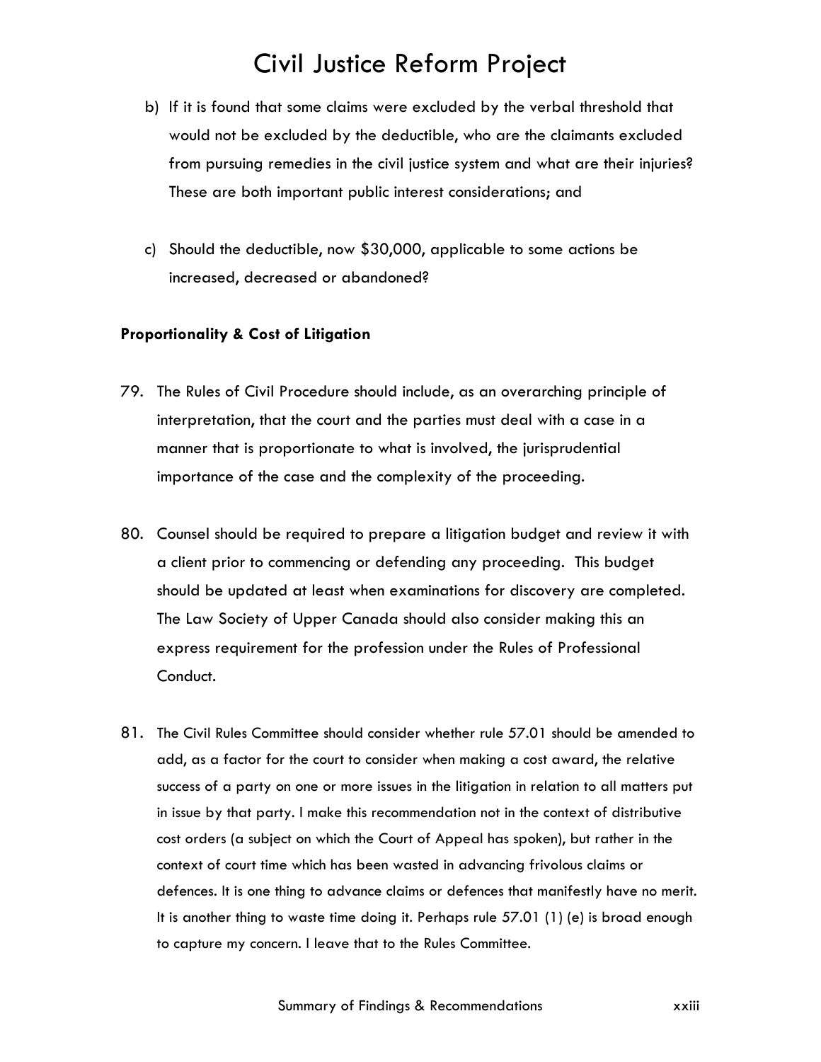b) If it is found that some claims were excluded by the verbal threshold that would not be excluded by the deductible, who are the claimants excluded from pursuing remedies in the civil justice system and what are their injuries? These are both important public interest considerations; and

c) Should the deductible, now $30,000, applicable to some actions be increased, decreased or abandoned?

**Proportionality & Cost of Litigation**

79. The Rules of Civil Procedure should include, as an overarching principle of interpretation, that the court and the parties must deal with a case in a manner that is proportionate to what is involved, the jurisprudential importance of the case and the complexity of the proceeding.

80. Counsel should be required to prepare a litigation budget and review it with a client prior to commencing or defending any proceeding. This budget should be updated at least when examinations for discovery are completed. The Law Society of Upper Canada should also consider making this an express requirement for the profession under the Rules of Professional Conduct.

81. The Civil Rules Committee should consider whether rule 57.01 should be amended to add, as a factor for the court to consider when making a cost award, the relative success of a party on one or more issues in the litigation in relation to all matters put in issue by that party. I make this recommendation not in the context of distributive cost orders (a subject on which the Court of Appeal has spoken), but rather in the context of court time which has been wasted in advancing frivolous claims or defences. It is one thing to advance claims or defences that manifestly have no merit. It is another thing to waste time doing it. Perhaps rule 57.01 (1) (e) is broad enough to capture my concern. I leave that to the Rules Committee.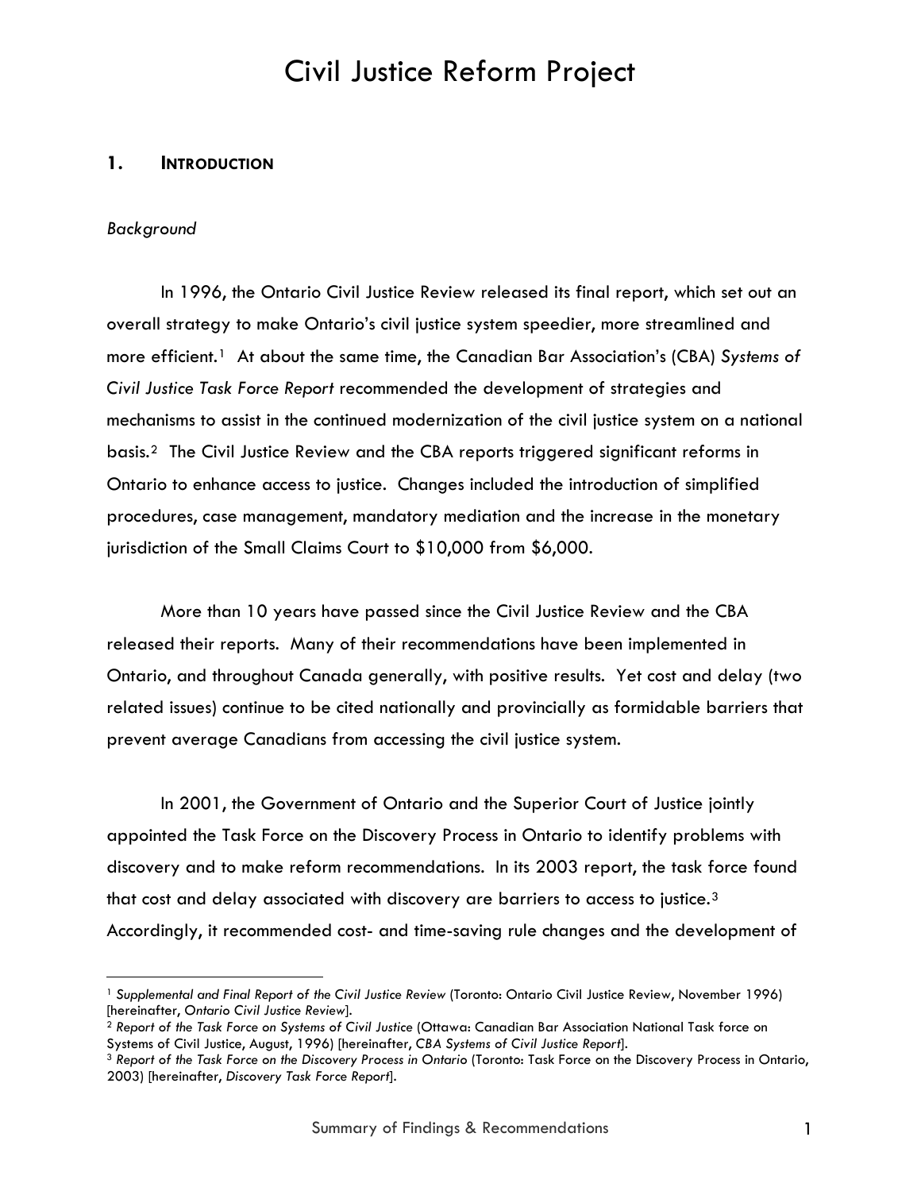# Civil Justice Reform Project

## 1. INTRODUCTION

*Background*

In 1996, the Ontario Civil Justice Review released its final report, which set out an overall strategy to make Ontario's civil justice system speedier, more streamlined and more efficient.[1] At about the same time, the Canadian Bar Association's (CBA) *Systems of Civil Justice Task Force Report* recommended the development of strategies and mechanisms to assist in the continued modernization of the civil justice system on a national basis.[2] The Civil Justice Review and the CBA reports triggered significant reforms in Ontario to enhance access to justice. Changes included the introduction of simplified procedures, case management, mandatory mediation and the increase in the monetary jurisdiction of the Small Claims Court to $10,000 from $6,000.

More than 10 years have passed since the Civil Justice Review and the CBA released their reports. Many of their recommendations have been implemented in Ontario, and throughout Canada generally, with positive results. Yet cost and delay (two related issues) continue to be cited nationally and provincially as formidable barriers that prevent average Canadians from accessing the civil justice system.

In 2001, the Government of Ontario and the Superior Court of Justice jointly appointed the Task Force on the Discovery Process in Ontario to identify problems with discovery and to make reform recommendations. In its 2003 report, the task force found that cost and delay associated with discovery are barriers to access to justice.[3] Accordingly, it recommended cost- and time-saving rule changes and the development of

---

[1] *Supplemental and Final Report of the Civil Justice Review* (Toronto: Ontario Civil Justice Review, November 1996) [hereinafter, *Ontario Civil Justice Review*].

[2] *Report of the Task Force on Systems of Civil Justice* (Ottawa: Canadian Bar Association National Task force on Systems of Civil Justice, August, 1996) [hereinafter, *CBA Systems of Civil Justice Report*].

[3] *Report of the Task Force on the Discovery Process in Ontario* (Toronto: Task Force on the Discovery Process in Ontario, 2003) [hereinafter, *Discovery Task Force Report*].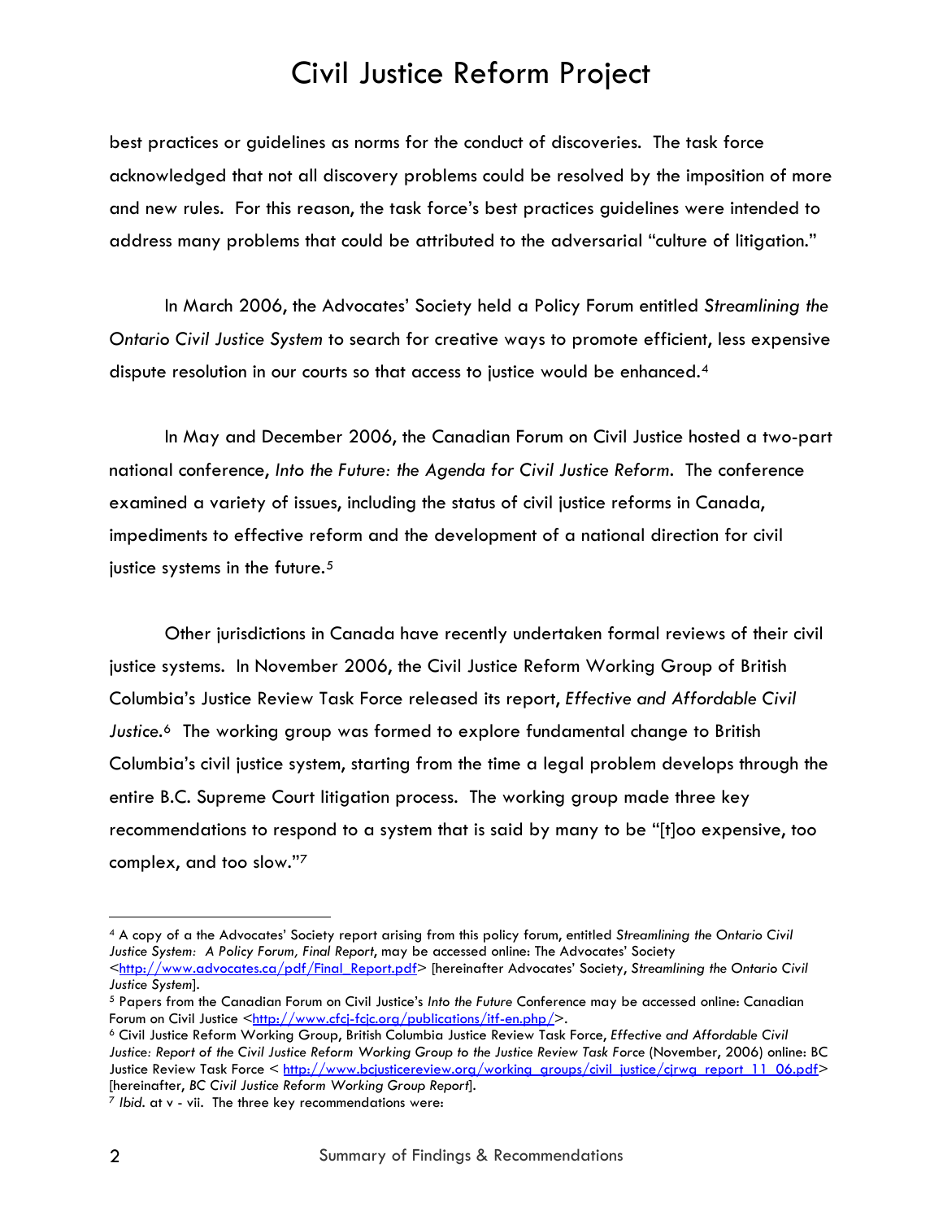best practices or guidelines as norms for the conduct of discoveries. The task force acknowledged that not all discovery problems could be resolved by the imposition of more and new rules. For this reason, the task force's best practices guidelines were intended to address many problems that could be attributed to the adversarial "culture of litigation."

In March 2006, the Advocates' Society held a Policy Forum entitled *Streamlining the Ontario Civil Justice System* to search for creative ways to promote efficient, less expensive dispute resolution in our courts so that access to justice would be enhanced.[4]

In May and December 2006, the Canadian Forum on Civil Justice hosted a two-part national conference, *Into the Future: the Agenda for Civil Justice Reform*. The conference examined a variety of issues, including the status of civil justice reforms in Canada, impediments to effective reform and the development of a national direction for civil justice systems in the future.[5]

Other jurisdictions in Canada have recently undertaken formal reviews of their civil justice systems. In November 2006, the Civil Justice Reform Working Group of British Columbia's Justice Review Task Force released its report, *Effective and Affordable Civil Justice*.[6] The working group was formed to explore fundamental change to British Columbia's civil justice system, starting from the time a legal problem develops through the entire B.C. Supreme Court litigation process. The working group made three key recommendations to respond to a system that is said by many to be "[t]oo expensive, too complex, and too slow."[7]

---

[4] A copy of a the Advocates' Society report arising from this policy forum, entitled *Streamlining the Ontario Civil Justice System: A Policy Forum, Final Report*, may be accessed online: The Advocates' Society <http://www.advocates.ca/pdf/Final_Report.pdf> [hereinafter Advocates' Society, *Streamlining the Ontario Civil Justice System*].

[5] Papers from the Canadian Forum on Civil Justice's *Into the Future* Conference may be accessed online: Canadian Forum on Civil Justice <http://www.cfcj-fcjc.org/publications/itf-en.php/>.

[6] Civil Justice Reform Working Group, British Columbia Justice Review Task Force, *Effective and Affordable Civil Justice: Report of the Civil Justice Reform Working Group to the Justice Review Task Force* (November, 2006) online: BC Justice Review Task Force < http://www.bcjusticereview.org/working_groups/civil_justice/cjrwg_report_11_06.pdf> [hereinafter, *BC Civil Justice Reform Working Group Report*].

[7] *Ibid.* at v - vii. The three key recommendations were: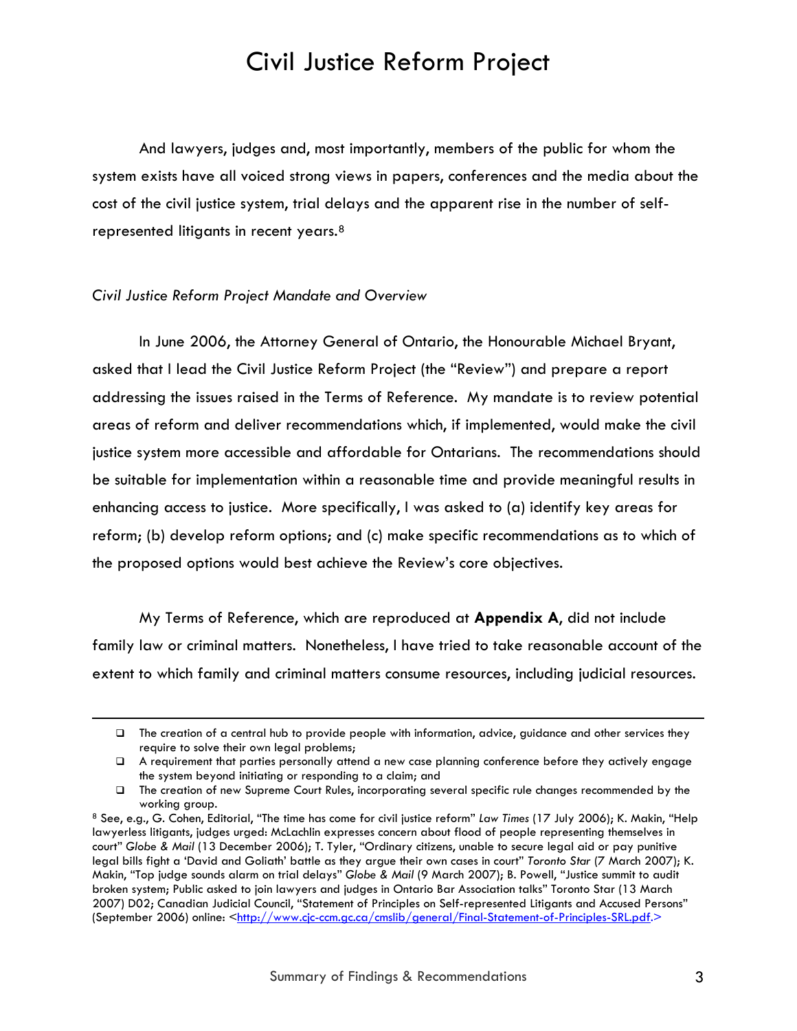And lawyers, judges and, most importantly, members of the public for whom the system exists have all voiced strong views in papers, conferences and the media about the cost of the civil justice system, trial delays and the apparent rise in the number of self-represented litigants in recent years.[8]

*Civil Justice Reform Project Mandate and Overview*

In June 2006, the Attorney General of Ontario, the Honourable Michael Bryant, asked that I lead the Civil Justice Reform Project (the "Review") and prepare a report addressing the issues raised in the Terms of Reference. My mandate is to review potential areas of reform and deliver recommendations which, if implemented, would make the civil justice system more accessible and affordable for Ontarians. The recommendations should be suitable for implementation within a reasonable time and provide meaningful results in enhancing access to justice. More specifically, I was asked to (a) identify key areas for reform; (b) develop reform options; and (c) make specific recommendations as to which of the proposed options would best achieve the Review's core objectives.

My Terms of Reference, which are reproduced at **Appendix A**, did not include family law or criminal matters. Nonetheless, I have tried to take reasonable account of the extent to which family and criminal matters consume resources, including judicial resources.

---

- The creation of a central hub to provide people with information, advice, guidance and other services they require to solve their own legal problems;
- A requirement that parties personally attend a new case planning conference before they actively engage the system beyond initiating or responding to a claim; and
- The creation of new Supreme Court Rules, incorporating several specific rule changes recommended by the working group.

[8] See, e.g., G. Cohen, Editorial, "The time has come for civil justice reform" *Law Times* (17 July 2006); K. Makin, "Help lawyerless litigants, judges urged: McLachlin expresses concern about flood of people representing themselves in court" *Globe & Mail* (13 December 2006); T. Tyler, "Ordinary citizens, unable to secure legal aid or pay punitive legal bills fight a 'David and Goliath' battle as they argue their own cases in court" *Toronto Star* (7 March 2007); K. Makin, "Top judge sounds alarm on trial delays" *Globe & Mail* (9 March 2007); B. Powell, "Justice summit to audit broken system; Public asked to join lawyers and judges in Ontario Bar Association talks" Toronto Star (13 March 2007) D02; Canadian Judicial Council, "Statement of Principles on Self-represented Litigants and Accused Persons" (September 2006) online: <http://www.cjc-ccm.gc.ca/cmslib/general/Final-Statement-of-Principles-SRL.pdf.>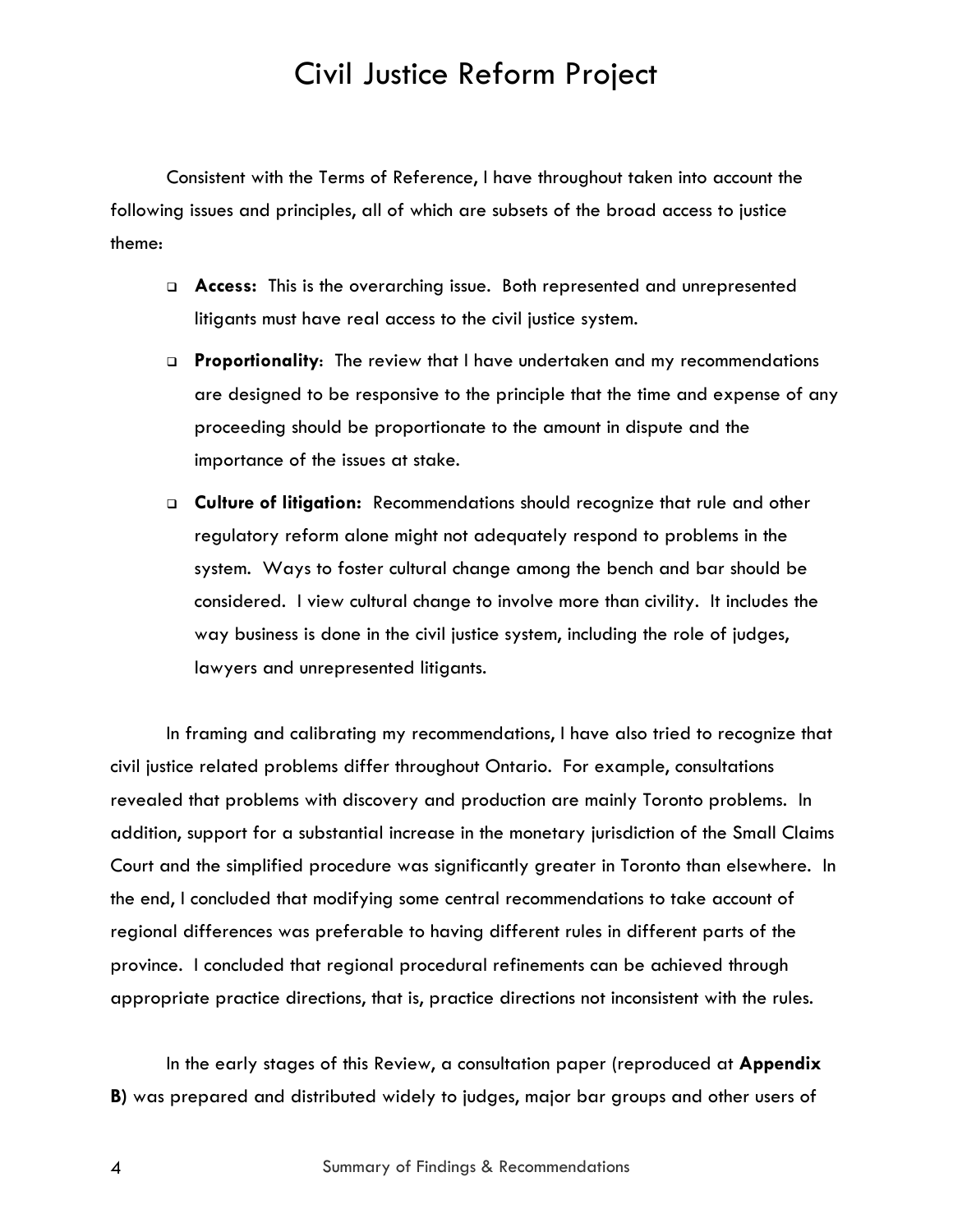Consistent with the Terms of Reference, I have throughout taken into account the following issues and principles, all of which are subsets of the broad access to justice theme:

- **Access:** This is the overarching issue. Both represented and unrepresented litigants must have real access to the civil justice system.
- **Proportionality**: The review that I have undertaken and my recommendations are designed to be responsive to the principle that the time and expense of any proceeding should be proportionate to the amount in dispute and the importance of the issues at stake.
- **Culture of litigation:** Recommendations should recognize that rule and other regulatory reform alone might not adequately respond to problems in the system. Ways to foster cultural change among the bench and bar should be considered. I view cultural change to involve more than civility. It includes the way business is done in the civil justice system, including the role of judges, lawyers and unrepresented litigants.

In framing and calibrating my recommendations, I have also tried to recognize that civil justice related problems differ throughout Ontario. For example, consultations revealed that problems with discovery and production are mainly Toronto problems. In addition, support for a substantial increase in the monetary jurisdiction of the Small Claims Court and the simplified procedure was significantly greater in Toronto than elsewhere. In the end, I concluded that modifying some central recommendations to take account of regional differences was preferable to having different rules in different parts of the province. I concluded that regional procedural refinements can be achieved through appropriate practice directions, that is, practice directions not inconsistent with the rules.

In the early stages of this Review, a consultation paper (reproduced at **Appendix B**) was prepared and distributed widely to judges, major bar groups and other users of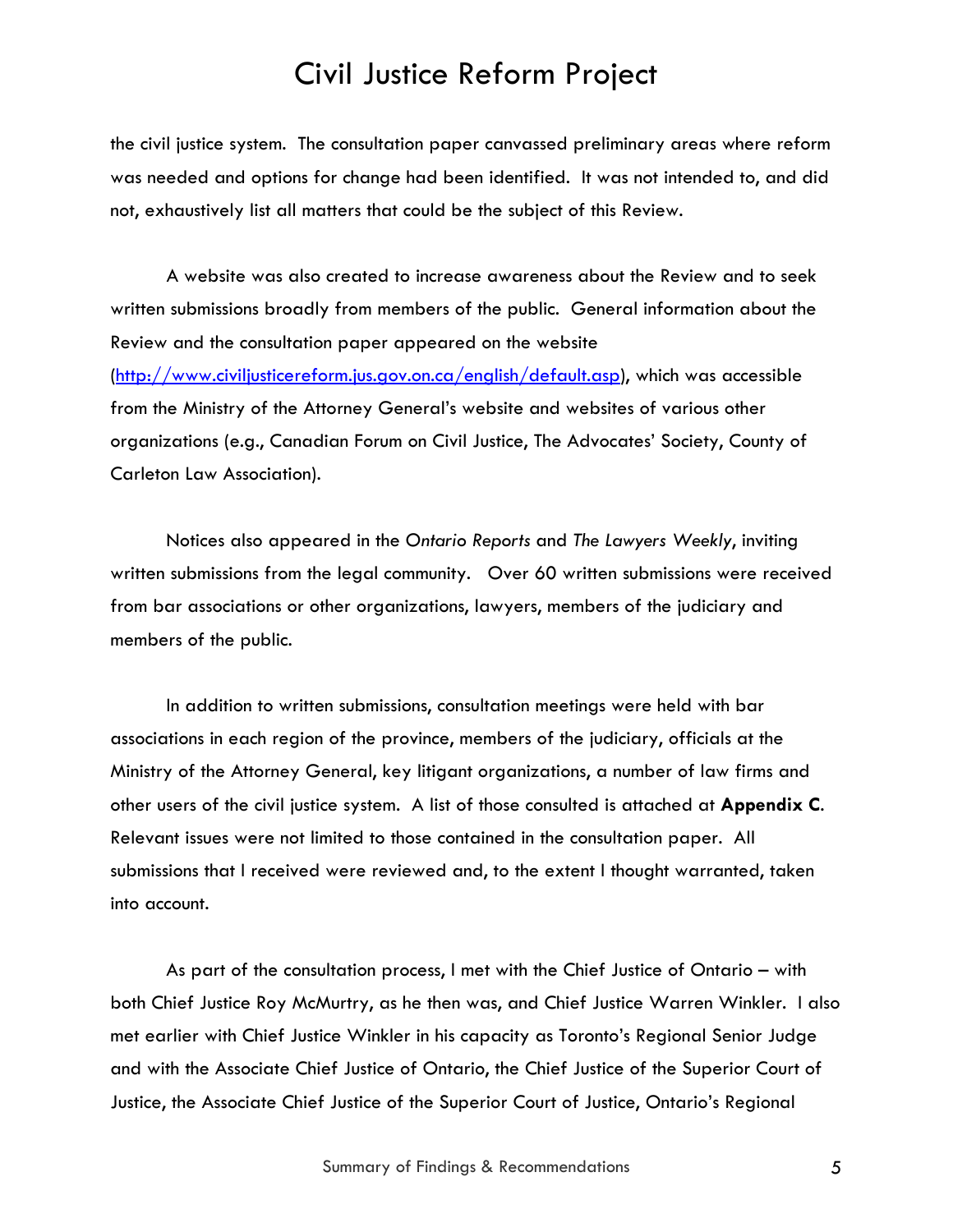the civil justice system. The consultation paper canvassed preliminary areas where reform was needed and options for change had been identified. It was not intended to, and did not, exhaustively list all matters that could be the subject of this Review.

A website was also created to increase awareness about the Review and to seek written submissions broadly from members of the public. General information about the Review and the consultation paper appeared on the website (http://www.civiljusticereform.jus.gov.on.ca/english/default.asp), which was accessible from the Ministry of the Attorney General's website and websites of various other organizations (e.g., Canadian Forum on Civil Justice, The Advocates' Society, County of Carleton Law Association).

Notices also appeared in the *Ontario Reports* and *The Lawyers Weekly*, inviting written submissions from the legal community. Over 60 written submissions were received from bar associations or other organizations, lawyers, members of the judiciary and members of the public.

In addition to written submissions, consultation meetings were held with bar associations in each region of the province, members of the judiciary, officials at the Ministry of the Attorney General, key litigant organizations, a number of law firms and other users of the civil justice system. A list of those consulted is attached at **Appendix C**. Relevant issues were not limited to those contained in the consultation paper. All submissions that I received were reviewed and, to the extent I thought warranted, taken into account.

As part of the consultation process, I met with the Chief Justice of Ontario – with both Chief Justice Roy McMurtry, as he then was, and Chief Justice Warren Winkler. I also met earlier with Chief Justice Winkler in his capacity as Toronto's Regional Senior Judge and with the Associate Chief Justice of Ontario, the Chief Justice of the Superior Court of Justice, the Associate Chief Justice of the Superior Court of Justice, Ontario's Regional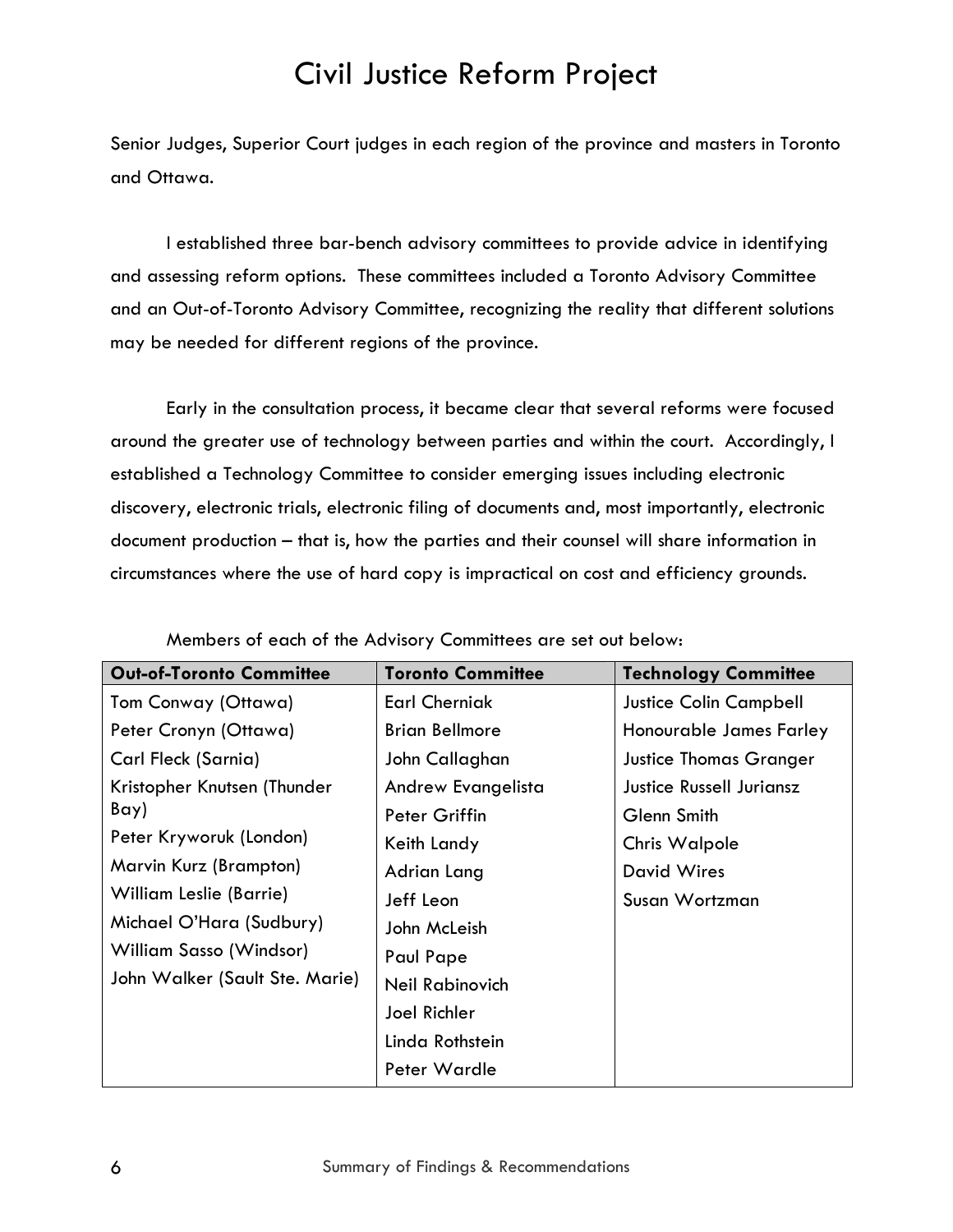Senior Judges, Superior Court judges in each region of the province and masters in Toronto and Ottawa.

I established three bar-bench advisory committees to provide advice in identifying and assessing reform options. These committees included a Toronto Advisory Committee and an Out-of-Toronto Advisory Committee, recognizing the reality that different solutions may be needed for different regions of the province.

Early in the consultation process, it became clear that several reforms were focused around the greater use of technology between parties and within the court. Accordingly, I established a Technology Committee to consider emerging issues including electronic discovery, electronic trials, electronic filing of documents and, most importantly, electronic document production – that is, how the parties and their counsel will share information in circumstances where the use of hard copy is impractical on cost and efficiency grounds.

Members of each of the Advisory Committees are set out below:

| Out-of-Toronto Committee | Toronto Committee | Technology Committee |
|---|---|---|
| Tom Conway (Ottawa) | Earl Cherniak | Justice Colin Campbell |
| Peter Cronyn (Ottawa) | Brian Bellmore | Honourable James Farley |
| Carl Fleck (Sarnia) | John Callaghan | Justice Thomas Granger |
| Kristopher Knutsen (Thunder Bay) | Andrew Evangelista | Justice Russell Juriansz |
| Peter Kryworuk (London) | Peter Griffin | Glenn Smith |
| Marvin Kurz (Brampton) | Keith Landy | Chris Walpole |
| William Leslie (Barrie) | Adrian Lang | David Wires |
| Michael O'Hara (Sudbury) | Jeff Leon | Susan Wortzman |
| William Sasso (Windsor) | John McLeish | |
| John Walker (Sault Ste. Marie) | Paul Pape | |
| | Neil Rabinovich | |
| | Joel Richler | |
| | Linda Rothstein | |
| | Peter Wardle | |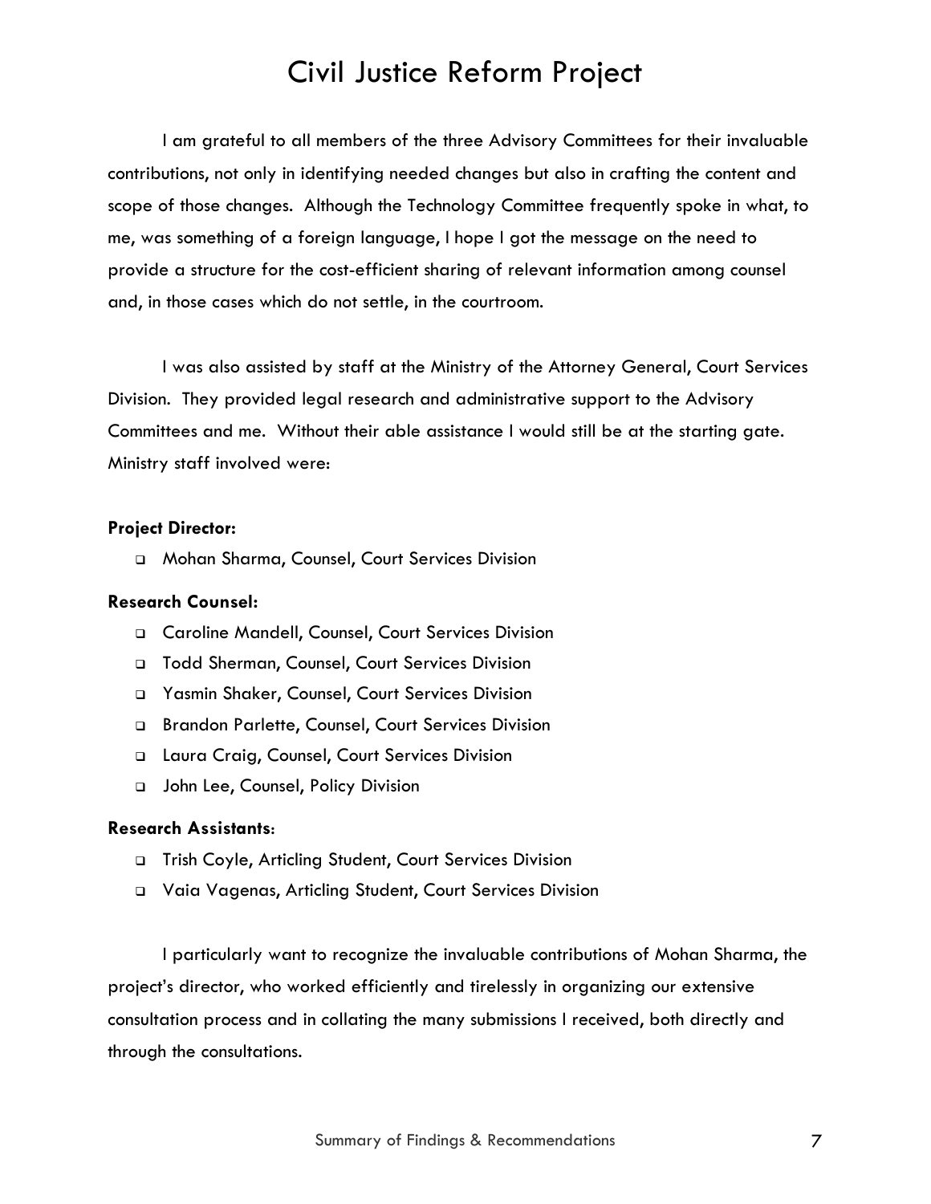I am grateful to all members of the three Advisory Committees for their invaluable contributions, not only in identifying needed changes but also in crafting the content and scope of those changes. Although the Technology Committee frequently spoke in what, to me, was something of a foreign language, I hope I got the message on the need to provide a structure for the cost-efficient sharing of relevant information among counsel and, in those cases which do not settle, in the courtroom.

I was also assisted by staff at the Ministry of the Attorney General, Court Services Division. They provided legal research and administrative support to the Advisory Committees and me. Without their able assistance I would still be at the starting gate. Ministry staff involved were:

**Project Director:**

- Mohan Sharma, Counsel, Court Services Division

**Research Counsel:**

- Caroline Mandell, Counsel, Court Services Division
- Todd Sherman, Counsel, Court Services Division
- Yasmin Shaker, Counsel, Court Services Division
- Brandon Parlette, Counsel, Court Services Division
- Laura Craig, Counsel, Court Services Division
- John Lee, Counsel, Policy Division

**Research Assistants**:

- Trish Coyle, Articling Student, Court Services Division
- Vaia Vagenas, Articling Student, Court Services Division

I particularly want to recognize the invaluable contributions of Mohan Sharma, the project's director, who worked efficiently and tirelessly in organizing our extensive consultation process and in collating the many submissions I received, both directly and through the consultations.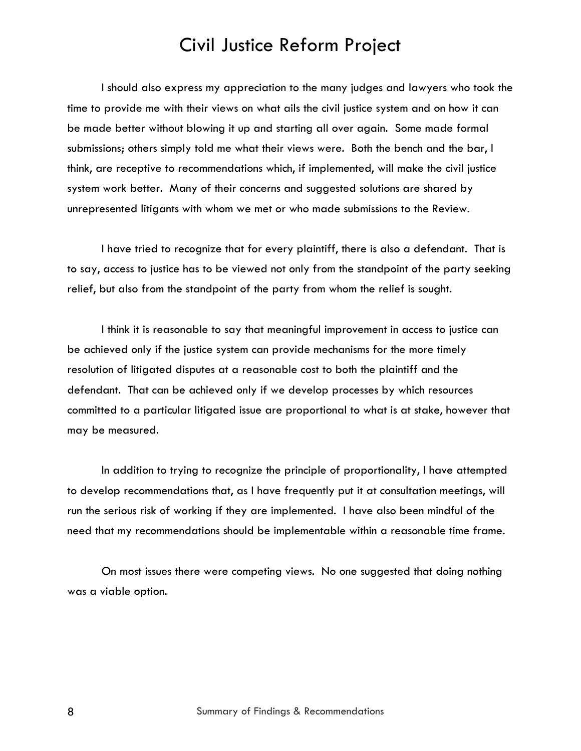I should also express my appreciation to the many judges and lawyers who took the time to provide me with their views on what ails the civil justice system and on how it can be made better without blowing it up and starting all over again. Some made formal submissions; others simply told me what their views were. Both the bench and the bar, I think, are receptive to recommendations which, if implemented, will make the civil justice system work better. Many of their concerns and suggested solutions are shared by unrepresented litigants with whom we met or who made submissions to the Review.

I have tried to recognize that for every plaintiff, there is also a defendant. That is to say, access to justice has to be viewed not only from the standpoint of the party seeking relief, but also from the standpoint of the party from whom the relief is sought.

I think it is reasonable to say that meaningful improvement in access to justice can be achieved only if the justice system can provide mechanisms for the more timely resolution of litigated disputes at a reasonable cost to both the plaintiff and the defendant. That can be achieved only if we develop processes by which resources committed to a particular litigated issue are proportional to what is at stake, however that may be measured.

In addition to trying to recognize the principle of proportionality, I have attempted to develop recommendations that, as I have frequently put it at consultation meetings, will run the serious risk of working if they are implemented. I have also been mindful of the need that my recommendations should be implementable within a reasonable time frame.

On most issues there were competing views. No one suggested that doing nothing was a viable option.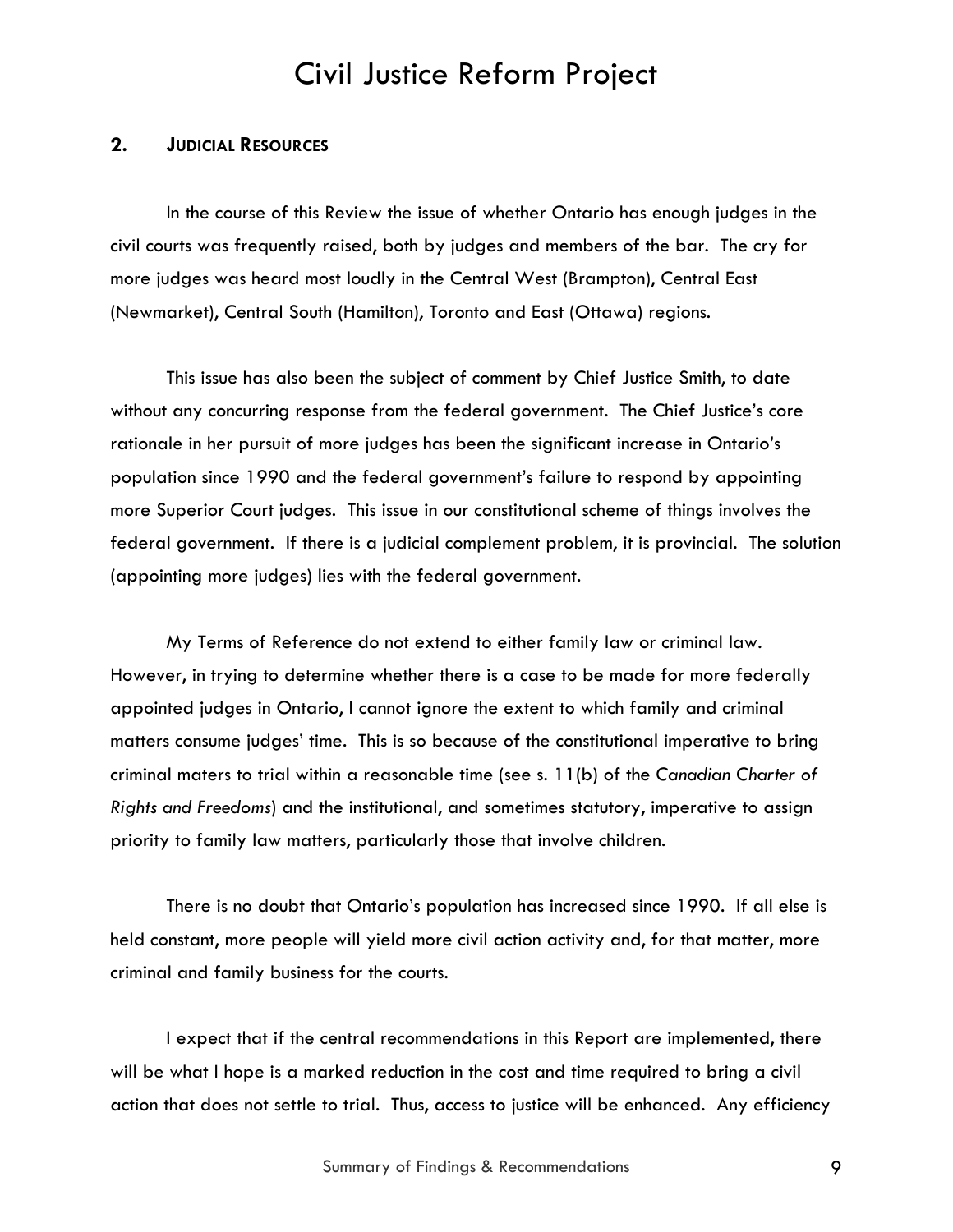## 2. JUDICIAL RESOURCES

In the course of this Review the issue of whether Ontario has enough judges in the civil courts was frequently raised, both by judges and members of the bar. The cry for more judges was heard most loudly in the Central West (Brampton), Central East (Newmarket), Central South (Hamilton), Toronto and East (Ottawa) regions.

This issue has also been the subject of comment by Chief Justice Smith, to date without any concurring response from the federal government. The Chief Justice's core rationale in her pursuit of more judges has been the significant increase in Ontario's population since 1990 and the federal government's failure to respond by appointing more Superior Court judges. This issue in our constitutional scheme of things involves the federal government. If there is a judicial complement problem, it is provincial. The solution (appointing more judges) lies with the federal government.

My Terms of Reference do not extend to either family law or criminal law. However, in trying to determine whether there is a case to be made for more federally appointed judges in Ontario, I cannot ignore the extent to which family and criminal matters consume judges' time. This is so because of the constitutional imperative to bring criminal maters to trial within a reasonable time (see s. 11(b) of the *Canadian Charter of Rights and Freedoms*) and the institutional, and sometimes statutory, imperative to assign priority to family law matters, particularly those that involve children.

There is no doubt that Ontario's population has increased since 1990. If all else is held constant, more people will yield more civil action activity and, for that matter, more criminal and family business for the courts.

I expect that if the central recommendations in this Report are implemented, there will be what I hope is a marked reduction in the cost and time required to bring a civil action that does not settle to trial. Thus, access to justice will be enhanced. Any efficiency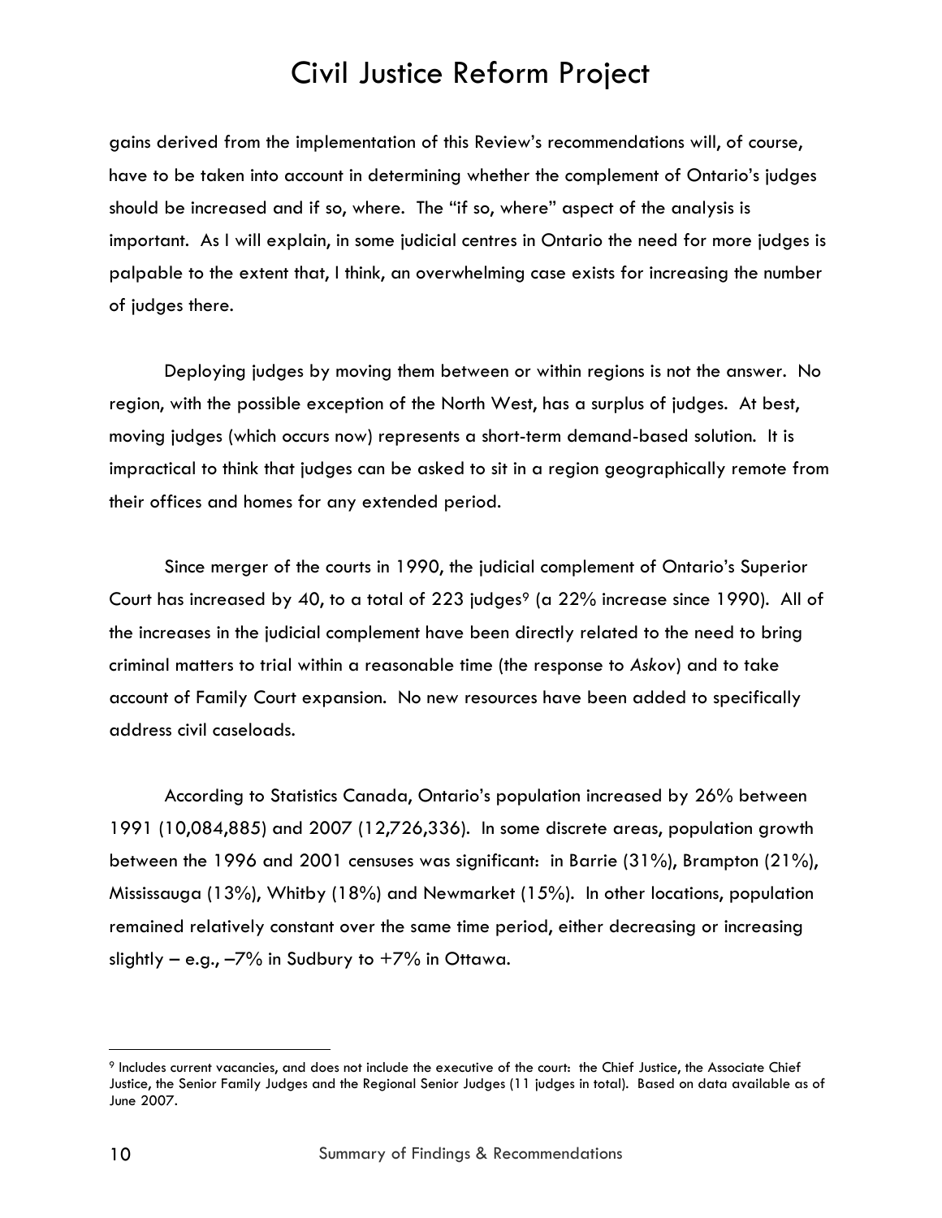gains derived from the implementation of this Review's recommendations will, of course, have to be taken into account in determining whether the complement of Ontario's judges should be increased and if so, where. The "if so, where" aspect of the analysis is important. As I will explain, in some judicial centres in Ontario the need for more judges is palpable to the extent that, I think, an overwhelming case exists for increasing the number of judges there.

Deploying judges by moving them between or within regions is not the answer. No region, with the possible exception of the North West, has a surplus of judges. At best, moving judges (which occurs now) represents a short-term demand-based solution. It is impractical to think that judges can be asked to sit in a region geographically remote from their offices and homes for any extended period.

Since merger of the courts in 1990, the judicial complement of Ontario's Superior Court has increased by 40, to a total of 223 judges[9] (a 22% increase since 1990). All of the increases in the judicial complement have been directly related to the need to bring criminal matters to trial within a reasonable time (the response to *Askov*) and to take account of Family Court expansion. No new resources have been added to specifically address civil caseloads.

According to Statistics Canada, Ontario's population increased by 26% between 1991 (10,084,885) and 2007 (12,726,336). In some discrete areas, population growth between the 1996 and 2001 censuses was significant: in Barrie (31%), Brampton (21%), Mississauga (13%), Whitby (18%) and Newmarket (15%). In other locations, population remained relatively constant over the same time period, either decreasing or increasing slightly – e.g., –7% in Sudbury to +7% in Ottawa.

---

[9] Includes current vacancies, and does not include the executive of the court: the Chief Justice, the Associate Chief Justice, the Senior Family Judges and the Regional Senior Judges (11 judges in total). Based on data available as of June 2007.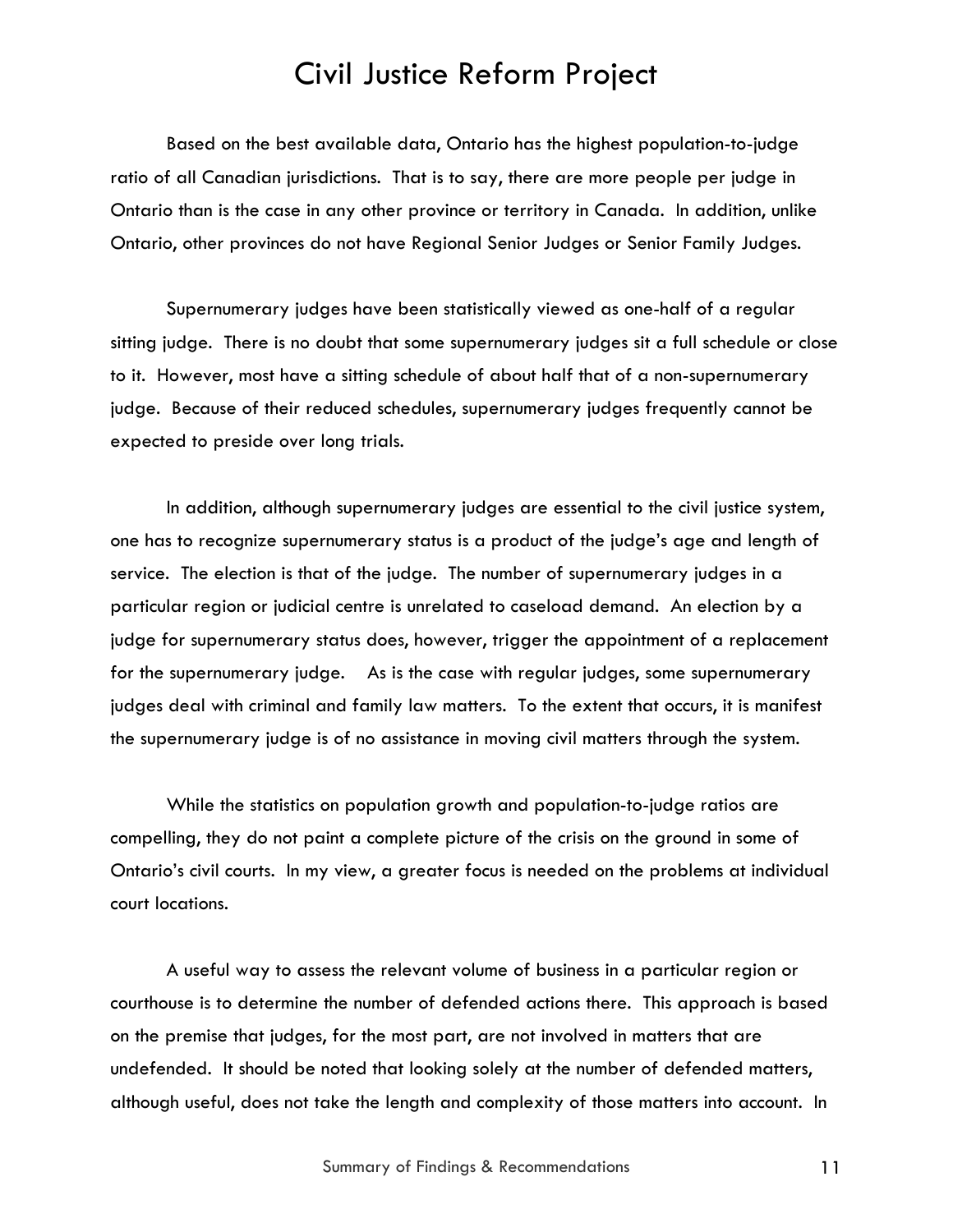Based on the best available data, Ontario has the highest population-to-judge ratio of all Canadian jurisdictions. That is to say, there are more people per judge in Ontario than is the case in any other province or territory in Canada. In addition, unlike Ontario, other provinces do not have Regional Senior Judges or Senior Family Judges.

Supernumerary judges have been statistically viewed as one-half of a regular sitting judge. There is no doubt that some supernumerary judges sit a full schedule or close to it. However, most have a sitting schedule of about half that of a non-supernumerary judge. Because of their reduced schedules, supernumerary judges frequently cannot be expected to preside over long trials.

In addition, although supernumerary judges are essential to the civil justice system, one has to recognize supernumerary status is a product of the judge's age and length of service. The election is that of the judge. The number of supernumerary judges in a particular region or judicial centre is unrelated to caseload demand. An election by a judge for supernumerary status does, however, trigger the appointment of a replacement for the supernumerary judge. As is the case with regular judges, some supernumerary judges deal with criminal and family law matters. To the extent that occurs, it is manifest the supernumerary judge is of no assistance in moving civil matters through the system.

While the statistics on population growth and population-to-judge ratios are compelling, they do not paint a complete picture of the crisis on the ground in some of Ontario's civil courts. In my view, a greater focus is needed on the problems at individual court locations.

A useful way to assess the relevant volume of business in a particular region or courthouse is to determine the number of defended actions there. This approach is based on the premise that judges, for the most part, are not involved in matters that are undefended. It should be noted that looking solely at the number of defended matters, although useful, does not take the length and complexity of those matters into account. In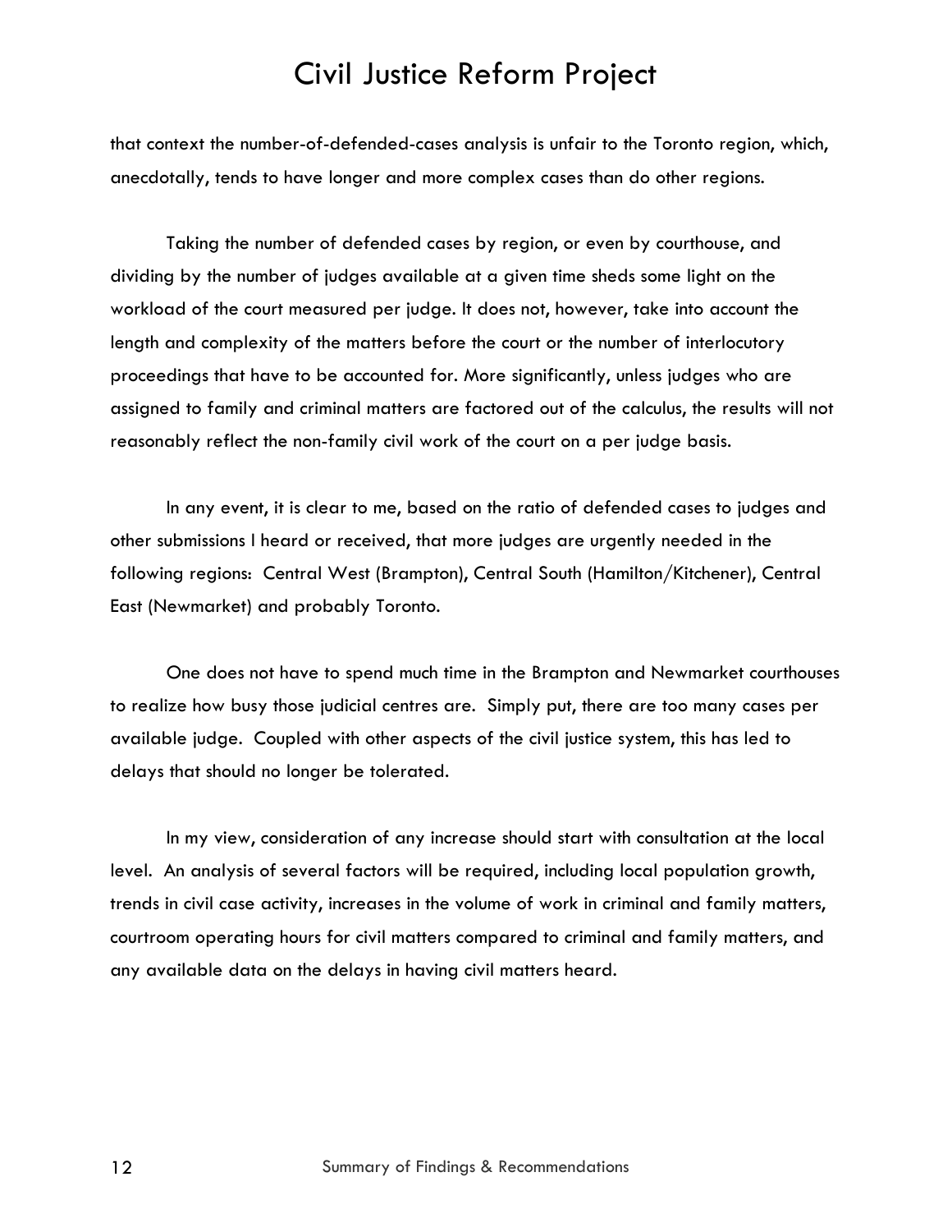that context the number-of-defended-cases analysis is unfair to the Toronto region, which, anecdotally, tends to have longer and more complex cases than do other regions.

Taking the number of defended cases by region, or even by courthouse, and dividing by the number of judges available at a given time sheds some light on the workload of the court measured per judge. It does not, however, take into account the length and complexity of the matters before the court or the number of interlocutory proceedings that have to be accounted for. More significantly, unless judges who are assigned to family and criminal matters are factored out of the calculus, the results will not reasonably reflect the non-family civil work of the court on a per judge basis.

In any event, it is clear to me, based on the ratio of defended cases to judges and other submissions I heard or received, that more judges are urgently needed in the following regions: Central West (Brampton), Central South (Hamilton/Kitchener), Central East (Newmarket) and probably Toronto.

One does not have to spend much time in the Brampton and Newmarket courthouses to realize how busy those judicial centres are. Simply put, there are too many cases per available judge. Coupled with other aspects of the civil justice system, this has led to delays that should no longer be tolerated.

In my view, consideration of any increase should start with consultation at the local level. An analysis of several factors will be required, including local population growth, trends in civil case activity, increases in the volume of work in criminal and family matters, courtroom operating hours for civil matters compared to criminal and family matters, and any available data on the delays in having civil matters heard.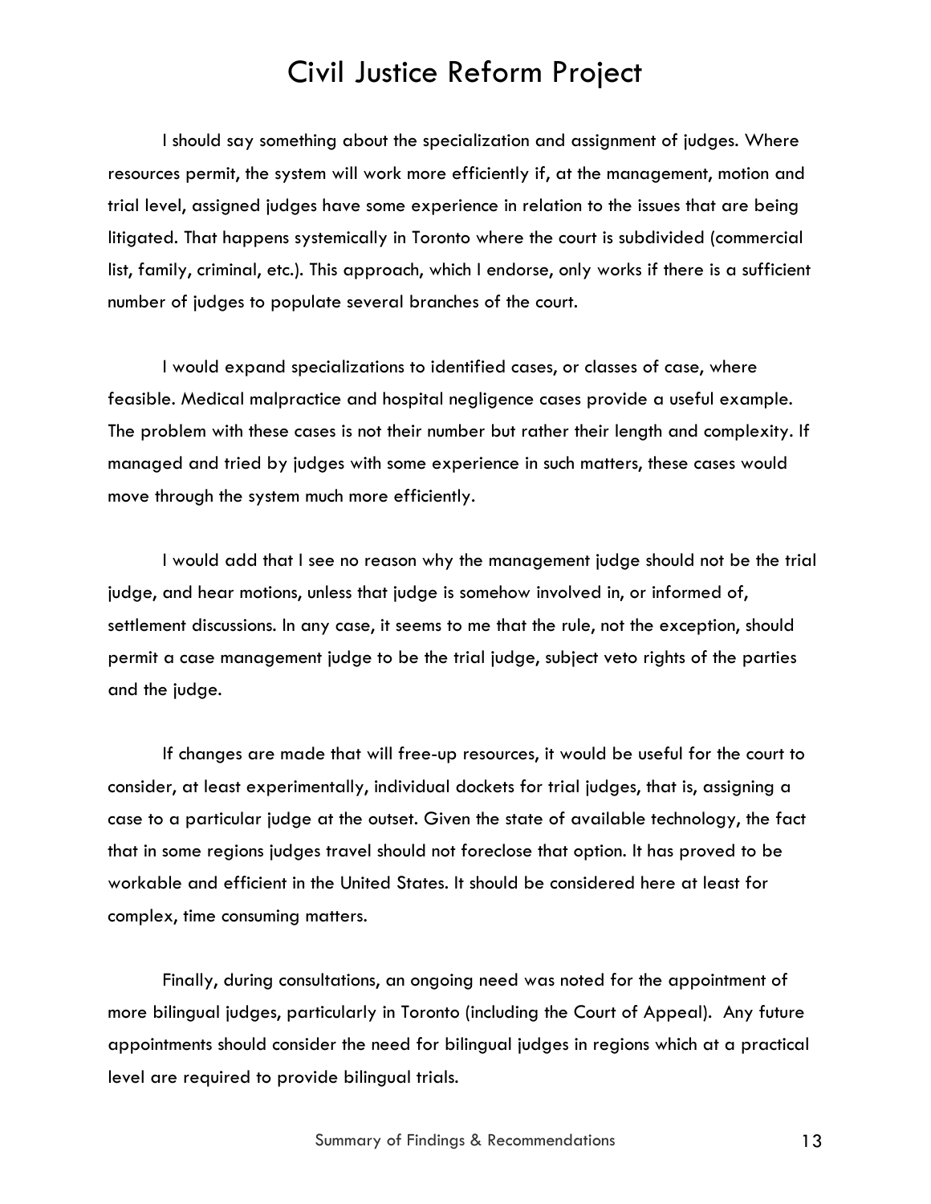I should say something about the specialization and assignment of judges. Where resources permit, the system will work more efficiently if, at the management, motion and trial level, assigned judges have some experience in relation to the issues that are being litigated. That happens systemically in Toronto where the court is subdivided (commercial list, family, criminal, etc.). This approach, which I endorse, only works if there is a sufficient number of judges to populate several branches of the court.

I would expand specializations to identified cases, or classes of case, where feasible. Medical malpractice and hospital negligence cases provide a useful example. The problem with these cases is not their number but rather their length and complexity. If managed and tried by judges with some experience in such matters, these cases would move through the system much more efficiently.

I would add that I see no reason why the management judge should not be the trial judge, and hear motions, unless that judge is somehow involved in, or informed of, settlement discussions. In any case, it seems to me that the rule, not the exception, should permit a case management judge to be the trial judge, subject veto rights of the parties and the judge.

If changes are made that will free-up resources, it would be useful for the court to consider, at least experimentally, individual dockets for trial judges, that is, assigning a case to a particular judge at the outset. Given the state of available technology, the fact that in some regions judges travel should not foreclose that option. It has proved to be workable and efficient in the United States. It should be considered here at least for complex, time consuming matters.

Finally, during consultations, an ongoing need was noted for the appointment of more bilingual judges, particularly in Toronto (including the Court of Appeal). Any future appointments should consider the need for bilingual judges in regions which at a practical level are required to provide bilingual trials.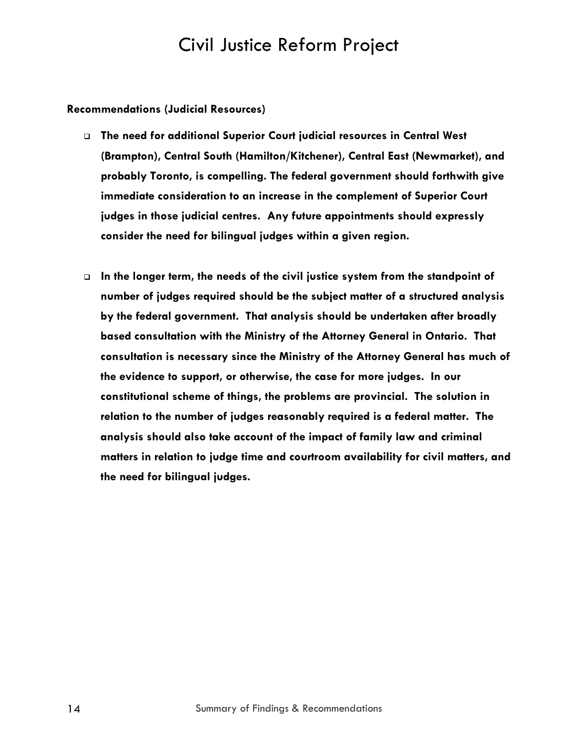**Recommendations (Judicial Resources)**

- **The need for additional Superior Court judicial resources in Central West (Brampton), Central South (Hamilton/Kitchener), Central East (Newmarket), and probably Toronto, is compelling. The federal government should forthwith give immediate consideration to an increase in the complement of Superior Court judges in those judicial centres. Any future appointments should expressly consider the need for bilingual judges within a given region.**

- **In the longer term, the needs of the civil justice system from the standpoint of number of judges required should be the subject matter of a structured analysis by the federal government. That analysis should be undertaken after broadly based consultation with the Ministry of the Attorney General in Ontario. That consultation is necessary since the Ministry of the Attorney General has much of the evidence to support, or otherwise, the case for more judges. In our constitutional scheme of things, the problems are provincial. The solution in relation to the number of judges reasonably required is a federal matter. The analysis should also take account of the impact of family law and criminal matters in relation to judge time and courtroom availability for civil matters, and the need for bilingual judges.**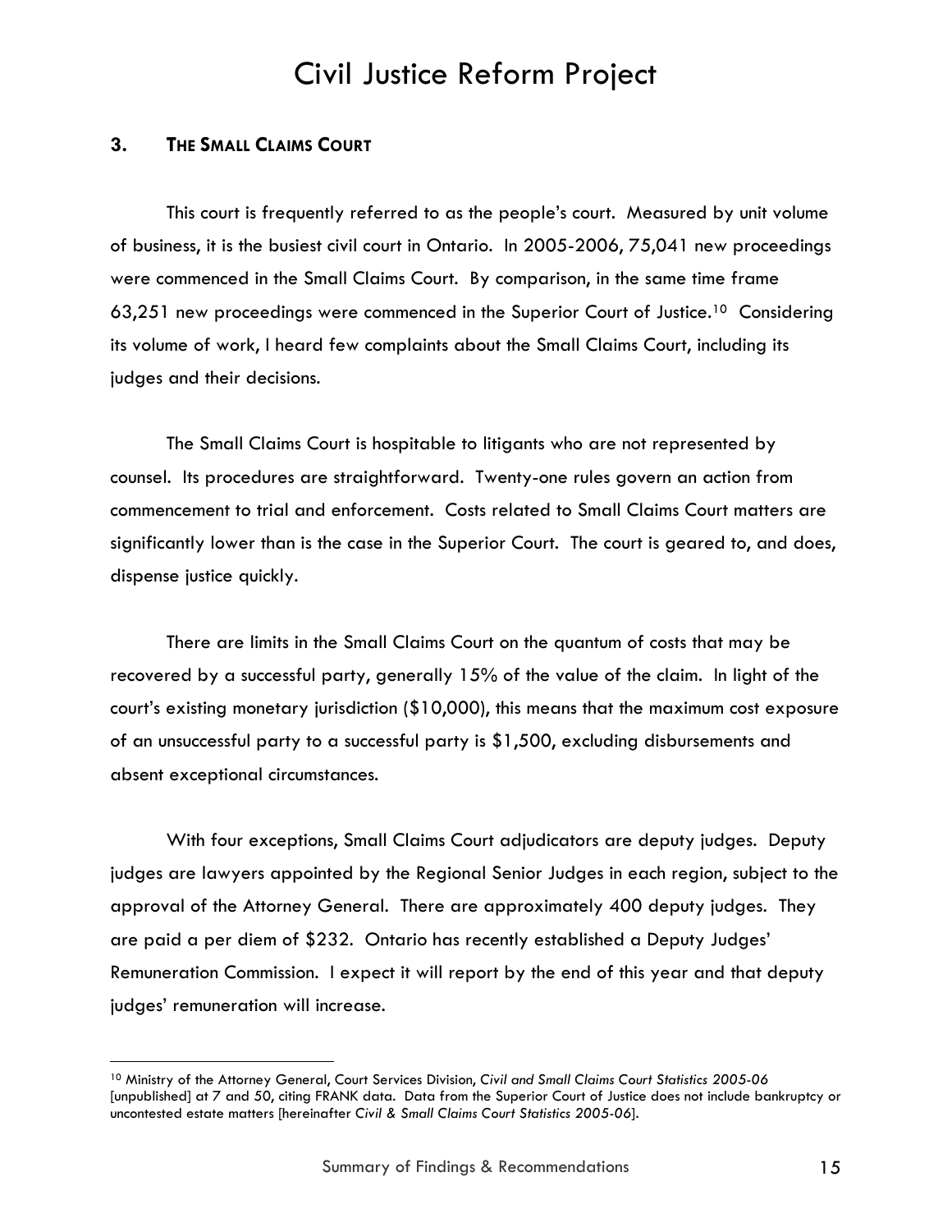## 3. THE SMALL CLAIMS COURT

This court is frequently referred to as the people's court. Measured by unit volume of business, it is the busiest civil court in Ontario. In 2005-2006, 75,041 new proceedings were commenced in the Small Claims Court. By comparison, in the same time frame 63,251 new proceedings were commenced in the Superior Court of Justice.[10] Considering its volume of work, I heard few complaints about the Small Claims Court, including its judges and their decisions.

The Small Claims Court is hospitable to litigants who are not represented by counsel. Its procedures are straightforward. Twenty-one rules govern an action from commencement to trial and enforcement. Costs related to Small Claims Court matters are significantly lower than is the case in the Superior Court. The court is geared to, and does, dispense justice quickly.

There are limits in the Small Claims Court on the quantum of costs that may be recovered by a successful party, generally 15% of the value of the claim. In light of the court's existing monetary jurisdiction ($10,000), this means that the maximum cost exposure of an unsuccessful party to a successful party is $1,500, excluding disbursements and absent exceptional circumstances.

With four exceptions, Small Claims Court adjudicators are deputy judges. Deputy judges are lawyers appointed by the Regional Senior Judges in each region, subject to the approval of the Attorney General. There are approximately 400 deputy judges. They are paid a per diem of $232. Ontario has recently established a Deputy Judges' Remuneration Commission. I expect it will report by the end of this year and that deputy judges' remuneration will increase.

---

[10] Ministry of the Attorney General, Court Services Division, *Civil and Small Claims Court Statistics 2005-06* [unpublished] at 7 and 50, citing FRANK data. Data from the Superior Court of Justice does not include bankruptcy or uncontested estate matters [hereinafter *Civil & Small Claims Court Statistics 2005-06*].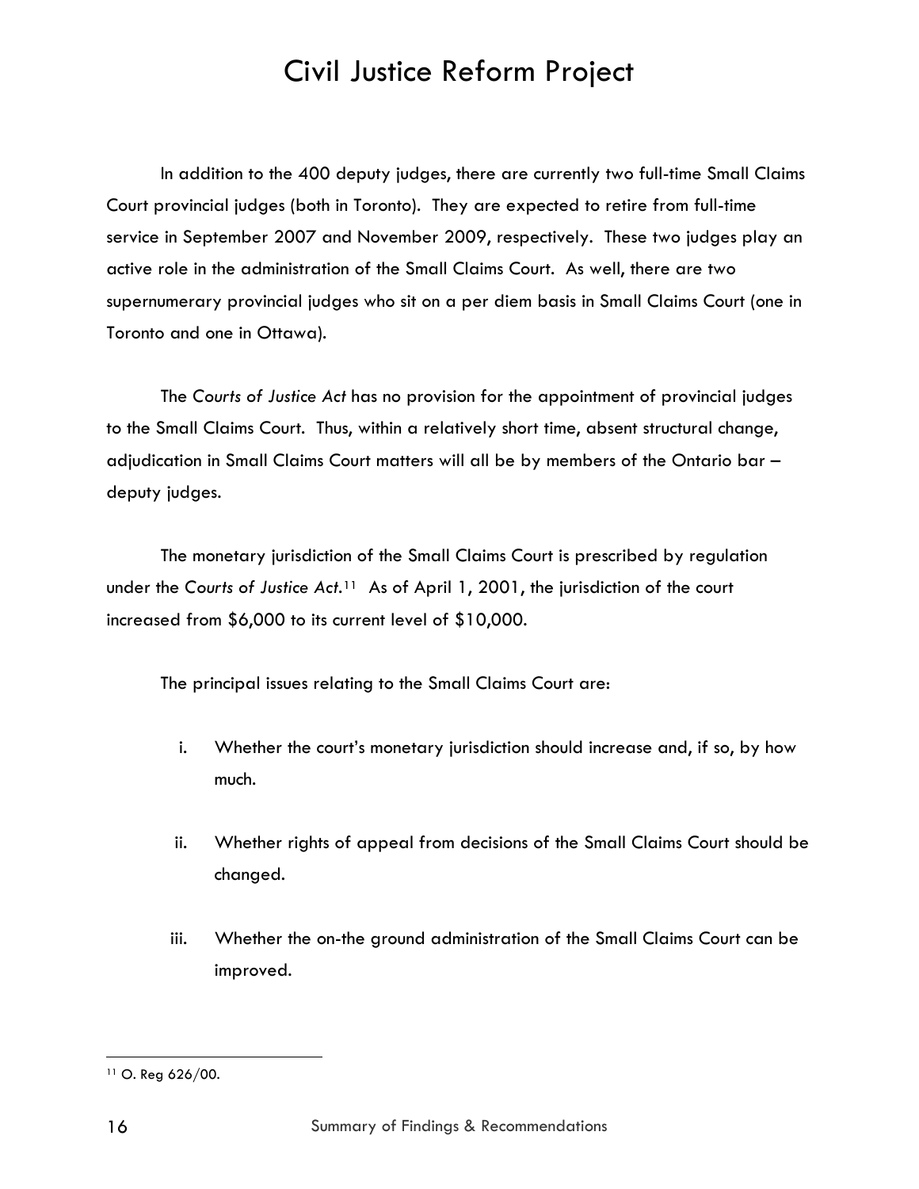In addition to the 400 deputy judges, there are currently two full-time Small Claims Court provincial judges (both in Toronto). They are expected to retire from full-time service in September 2007 and November 2009, respectively. These two judges play an active role in the administration of the Small Claims Court. As well, there are two supernumerary provincial judges who sit on a per diem basis in Small Claims Court (one in Toronto and one in Ottawa).

The *Courts of Justice Act* has no provision for the appointment of provincial judges to the Small Claims Court. Thus, within a relatively short time, absent structural change, adjudication in Small Claims Court matters will all be by members of the Ontario bar – deputy judges.

The monetary jurisdiction of the Small Claims Court is prescribed by regulation under the *Courts of Justice Act*.[11] As of April 1, 2001, the jurisdiction of the court increased from $6,000 to its current level of $10,000.

The principal issues relating to the Small Claims Court are:

i. Whether the court's monetary jurisdiction should increase and, if so, by how much.

ii. Whether rights of appeal from decisions of the Small Claims Court should be changed.

iii. Whether the on-the ground administration of the Small Claims Court can be improved.

---

[11] O. Reg 626/00.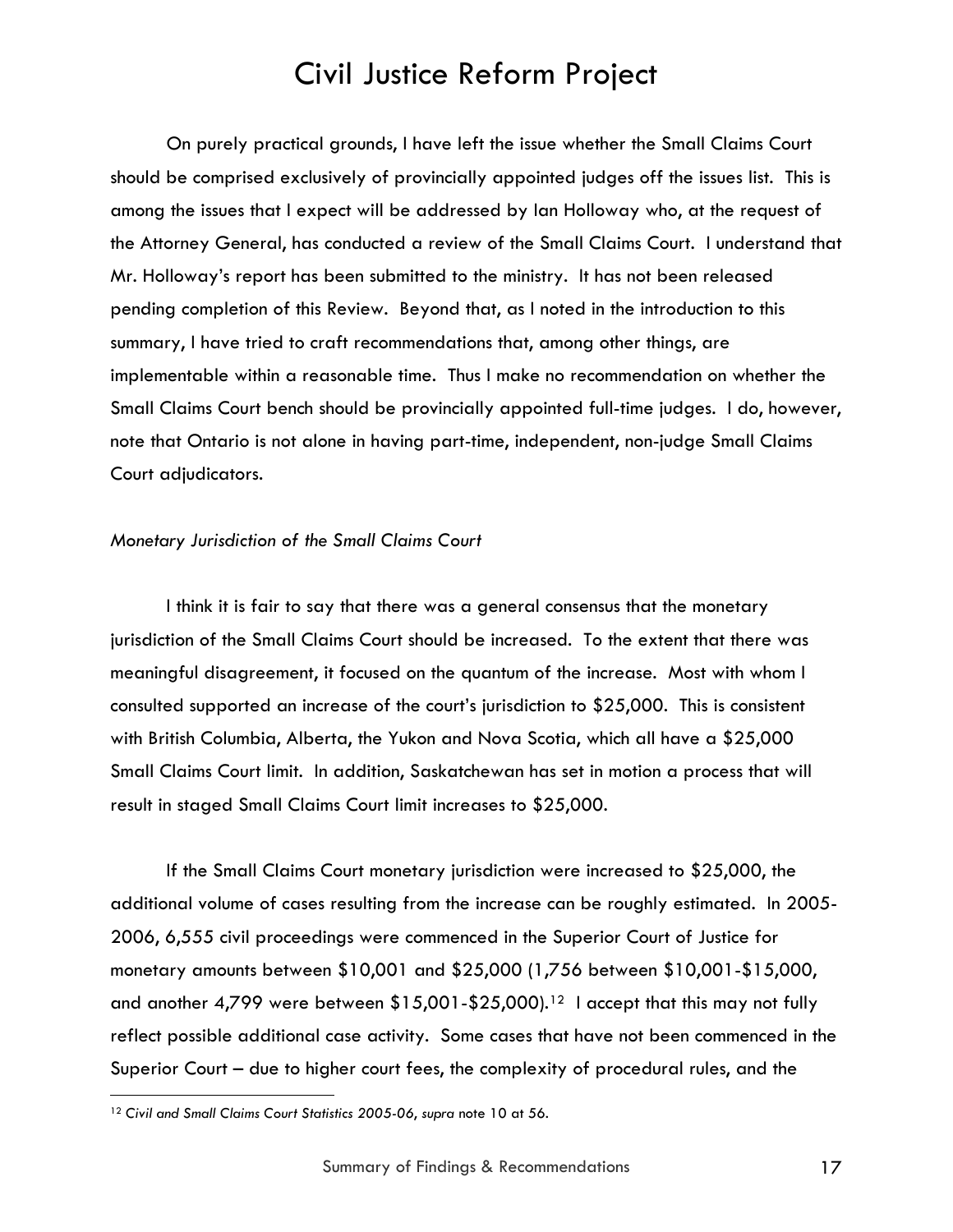On purely practical grounds, I have left the issue whether the Small Claims Court should be comprised exclusively of provincially appointed judges off the issues list. This is among the issues that I expect will be addressed by Ian Holloway who, at the request of the Attorney General, has conducted a review of the Small Claims Court. I understand that Mr. Holloway's report has been submitted to the ministry. It has not been released pending completion of this Review. Beyond that, as I noted in the introduction to this summary, I have tried to craft recommendations that, among other things, are implementable within a reasonable time. Thus I make no recommendation on whether the Small Claims Court bench should be provincially appointed full-time judges. I do, however, note that Ontario is not alone in having part-time, independent, non-judge Small Claims Court adjudicators.

*Monetary Jurisdiction of the Small Claims Court*

I think it is fair to say that there was a general consensus that the monetary jurisdiction of the Small Claims Court should be increased. To the extent that there was meaningful disagreement, it focused on the quantum of the increase. Most with whom I consulted supported an increase of the court's jurisdiction to $25,000. This is consistent with British Columbia, Alberta, the Yukon and Nova Scotia, which all have a $25,000 Small Claims Court limit. In addition, Saskatchewan has set in motion a process that will result in staged Small Claims Court limit increases to $25,000.

If the Small Claims Court monetary jurisdiction were increased to $25,000, the additional volume of cases resulting from the increase can be roughly estimated. In 2005-2006, 6,555 civil proceedings were commenced in the Superior Court of Justice for monetary amounts between $10,001 and $25,000 (1,756 between $10,001-$15,000, and another 4,799 were between $15,001-$25,000).[12] I accept that this may not fully reflect possible additional case activity. Some cases that have not been commenced in the Superior Court – due to higher court fees, the complexity of procedural rules, and the

[12] *Civil and Small Claims Court Statistics 2005-06*, *supra* note 10 at 56.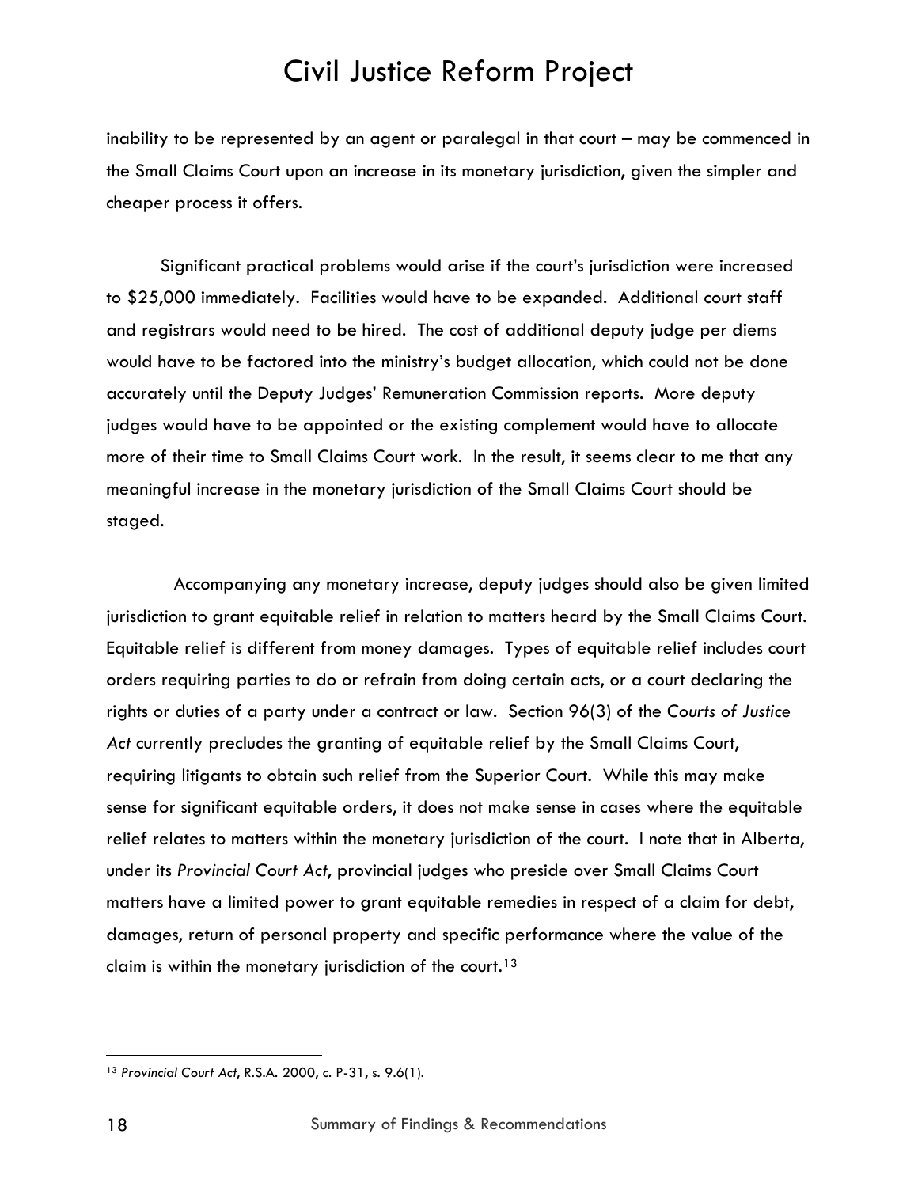inability to be represented by an agent or paralegal in that court – may be commenced in the Small Claims Court upon an increase in its monetary jurisdiction, given the simpler and cheaper process it offers.

Significant practical problems would arise if the court's jurisdiction were increased to $25,000 immediately. Facilities would have to be expanded. Additional court staff and registrars would need to be hired. The cost of additional deputy judge per diems would have to be factored into the ministry's budget allocation, which could not be done accurately until the Deputy Judges' Remuneration Commission reports. More deputy judges would have to be appointed or the existing complement would have to allocate more of their time to Small Claims Court work. In the result, it seems clear to me that any meaningful increase in the monetary jurisdiction of the Small Claims Court should be staged.

Accompanying any monetary increase, deputy judges should also be given limited jurisdiction to grant equitable relief in relation to matters heard by the Small Claims Court. Equitable relief is different from money damages. Types of equitable relief includes court orders requiring parties to do or refrain from doing certain acts, or a court declaring the rights or duties of a party under a contract or law. Section 96(3) of the *Courts of Justice Act* currently precludes the granting of equitable relief by the Small Claims Court, requiring litigants to obtain such relief from the Superior Court. While this may make sense for significant equitable orders, it does not make sense in cases where the equitable relief relates to matters within the monetary jurisdiction of the court. I note that in Alberta, under its *Provincial Court Act*, provincial judges who preside over Small Claims Court matters have a limited power to grant equitable remedies in respect of a claim for debt, damages, return of personal property and specific performance where the value of the claim is within the monetary jurisdiction of the court.[13]

---

[13] *Provincial Court Act*, R.S.A. 2000, c. P-31, s. 9.6(1).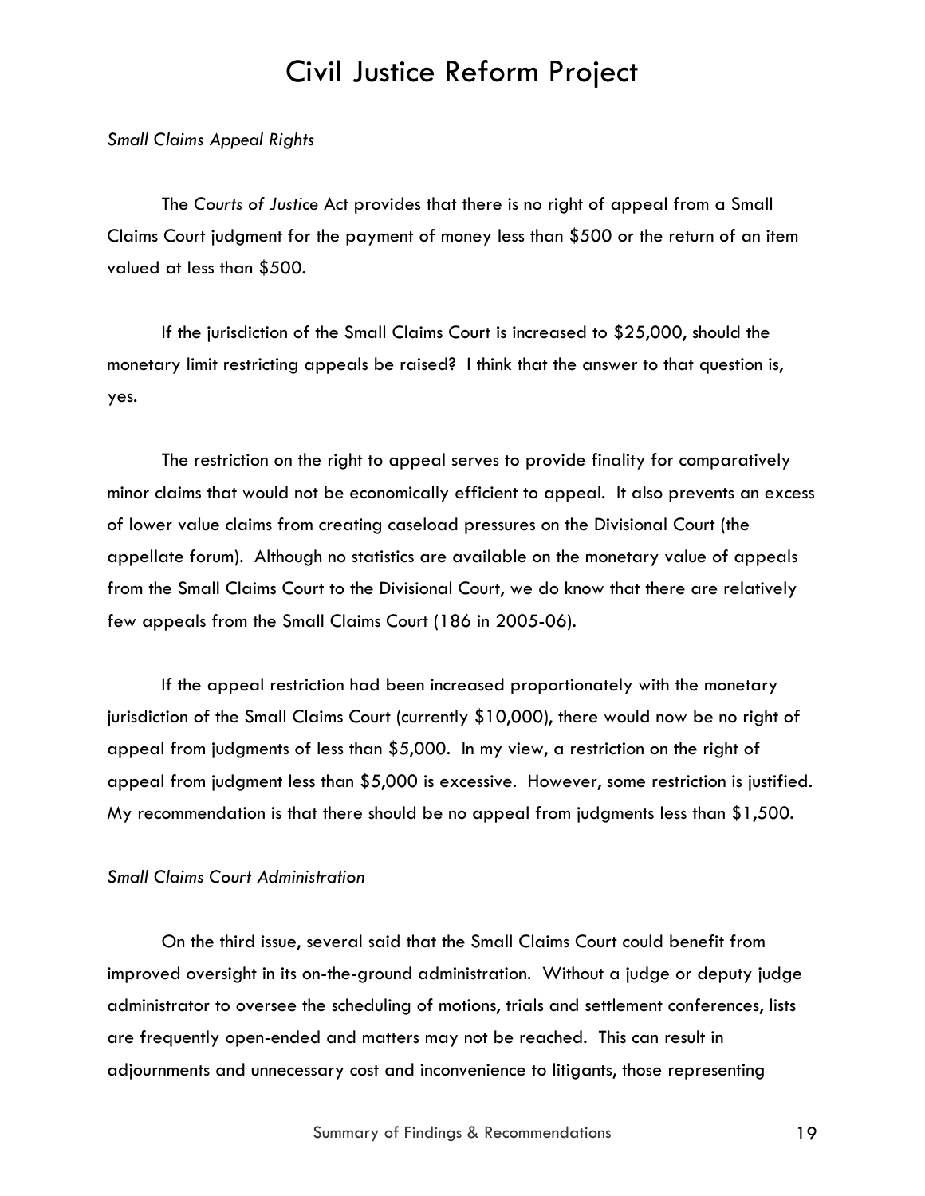*Small Claims Appeal Rights*

The *Courts of Justice* Act provides that there is no right of appeal from a Small Claims Court judgment for the payment of money less than $500 or the return of an item valued at less than $500.

If the jurisdiction of the Small Claims Court is increased to $25,000, should the monetary limit restricting appeals be raised? I think that the answer to that question is, yes.

The restriction on the right to appeal serves to provide finality for comparatively minor claims that would not be economically efficient to appeal. It also prevents an excess of lower value claims from creating caseload pressures on the Divisional Court (the appellate forum). Although no statistics are available on the monetary value of appeals from the Small Claims Court to the Divisional Court, we do know that there are relatively few appeals from the Small Claims Court (186 in 2005-06).

If the appeal restriction had been increased proportionately with the monetary jurisdiction of the Small Claims Court (currently $10,000), there would now be no right of appeal from judgments of less than $5,000. In my view, a restriction on the right of appeal from judgment less than $5,000 is excessive. However, some restriction is justified. My recommendation is that there should be no appeal from judgments less than $1,500.

*Small Claims Court Administration*

On the third issue, several said that the Small Claims Court could benefit from improved oversight in its on-the-ground administration. Without a judge or deputy judge administrator to oversee the scheduling of motions, trials and settlement conferences, lists are frequently open-ended and matters may not be reached. This can result in adjournments and unnecessary cost and inconvenience to litigants, those representing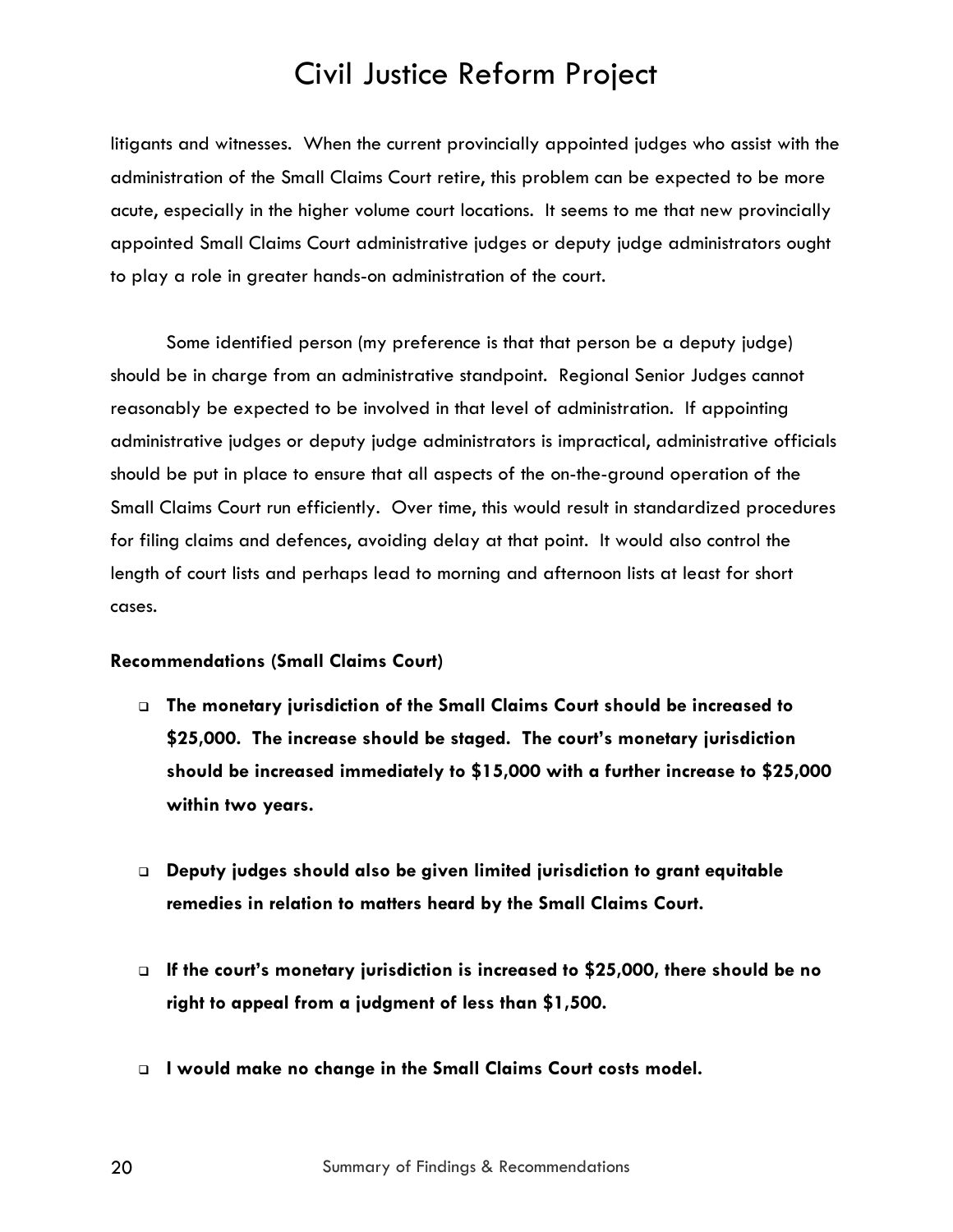litigants and witnesses. When the current provincially appointed judges who assist with the administration of the Small Claims Court retire, this problem can be expected to be more acute, especially in the higher volume court locations. It seems to me that new provincially appointed Small Claims Court administrative judges or deputy judge administrators ought to play a role in greater hands-on administration of the court.

Some identified person (my preference is that that person be a deputy judge) should be in charge from an administrative standpoint. Regional Senior Judges cannot reasonably be expected to be involved in that level of administration. If appointing administrative judges or deputy judge administrators is impractical, administrative officials should be put in place to ensure that all aspects of the on-the-ground operation of the Small Claims Court run efficiently. Over time, this would result in standardized procedures for filing claims and defences, avoiding delay at that point. It would also control the length of court lists and perhaps lead to morning and afternoon lists at least for short cases.

**Recommendations (Small Claims Court)**

- **The monetary jurisdiction of the Small Claims Court should be increased to $25,000. The increase should be staged. The court's monetary jurisdiction should be increased immediately to $15,000 with a further increase to $25,000 within two years.**

- **Deputy judges should also be given limited jurisdiction to grant equitable remedies in relation to matters heard by the Small Claims Court.**

- **If the court's monetary jurisdiction is increased to $25,000, there should be no right to appeal from a judgment of less than $1,500.**

- **I would make no change in the Small Claims Court costs model.**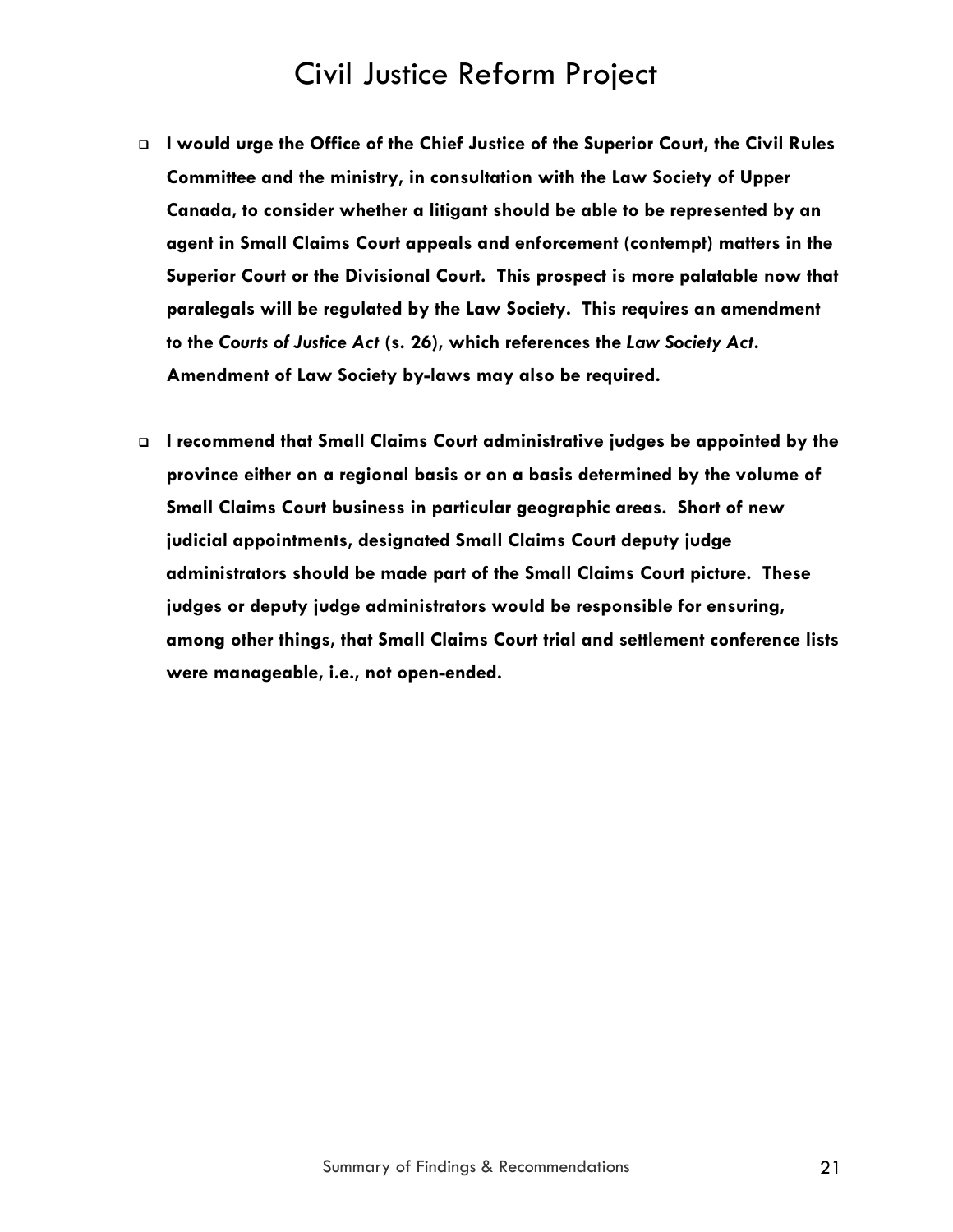- **I would urge the Office of the Chief Justice of the Superior Court, the Civil Rules Committee and the ministry, in consultation with the Law Society of Upper Canada, to consider whether a litigant should be able to be represented by an agent in Small Claims Court appeals and enforcement (contempt) matters in the Superior Court or the Divisional Court. This prospect is more palatable now that paralegals will be regulated by the Law Society. This requires an amendment to the *Courts of Justice Act* (s. 26), which references the *Law Society Act*. Amendment of Law Society by-laws may also be required.**

- **I recommend that Small Claims Court administrative judges be appointed by the province either on a regional basis or on a basis determined by the volume of Small Claims Court business in particular geographic areas. Short of new judicial appointments, designated Small Claims Court deputy judge administrators should be made part of the Small Claims Court picture. These judges or deputy judge administrators would be responsible for ensuring, among other things, that Small Claims Court trial and settlement conference lists were manageable, i.e., not open-ended.**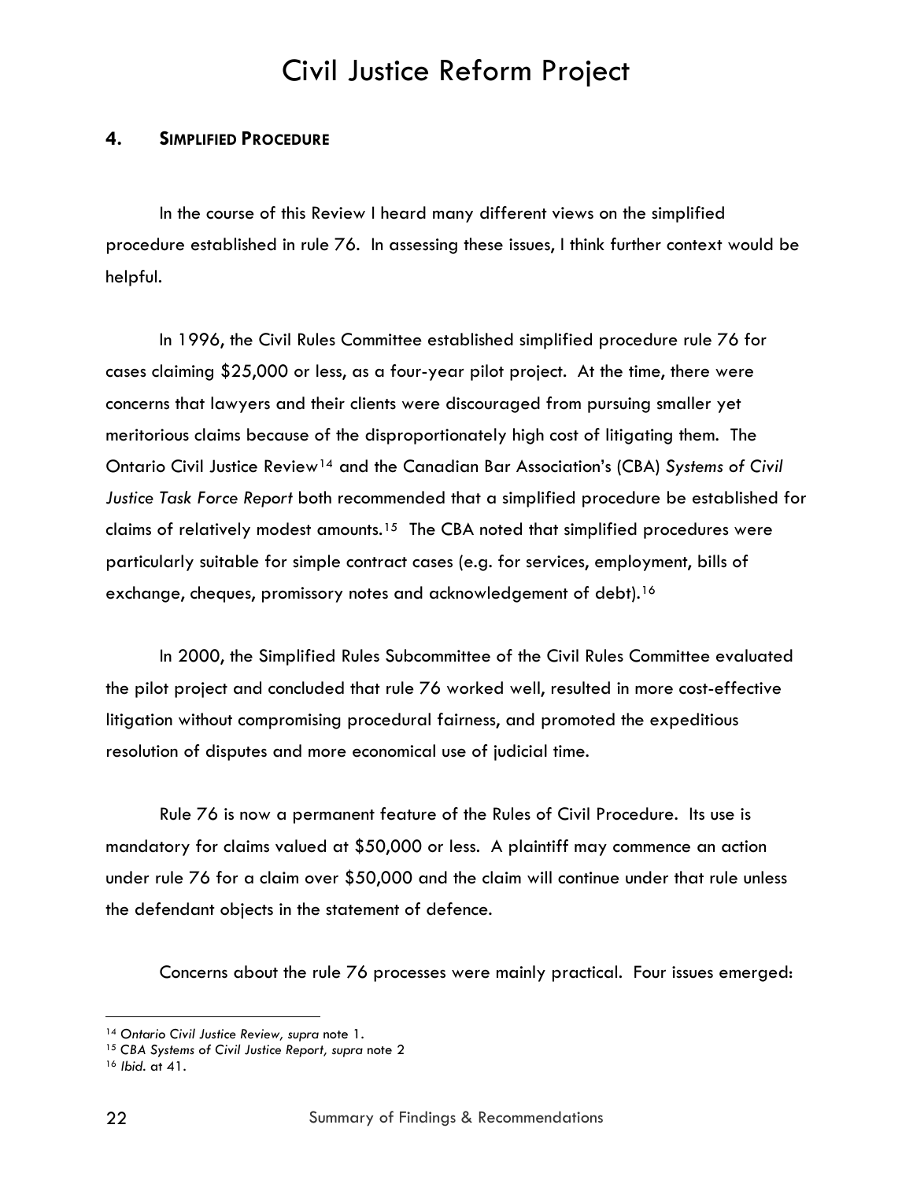## 4. SIMPLIFIED PROCEDURE

In the course of this Review I heard many different views on the simplified procedure established in rule 76. In assessing these issues, I think further context would be helpful.

In 1996, the Civil Rules Committee established simplified procedure rule 76 for cases claiming $25,000 or less, as a four-year pilot project. At the time, there were concerns that lawyers and their clients were discouraged from pursuing smaller yet meritorious claims because of the disproportionately high cost of litigating them. The Ontario Civil Justice Review[14] and the Canadian Bar Association's (CBA) *Systems of Civil Justice Task Force Report* both recommended that a simplified procedure be established for claims of relatively modest amounts.[15] The CBA noted that simplified procedures were particularly suitable for simple contract cases (e.g. for services, employment, bills of exchange, cheques, promissory notes and acknowledgement of debt).[16]

In 2000, the Simplified Rules Subcommittee of the Civil Rules Committee evaluated the pilot project and concluded that rule 76 worked well, resulted in more cost-effective litigation without compromising procedural fairness, and promoted the expeditious resolution of disputes and more economical use of judicial time.

Rule 76 is now a permanent feature of the Rules of Civil Procedure. Its use is mandatory for claims valued at $50,000 or less. A plaintiff may commence an action under rule 76 for a claim over $50,000 and the claim will continue under that rule unless the defendant objects in the statement of defence.

Concerns about the rule 76 processes were mainly practical. Four issues emerged:

---

[14] *Ontario Civil Justice Review, supra* note 1.

[15] *CBA Systems of Civil Justice Report, supra* note 2

[16] *Ibid.* at 41.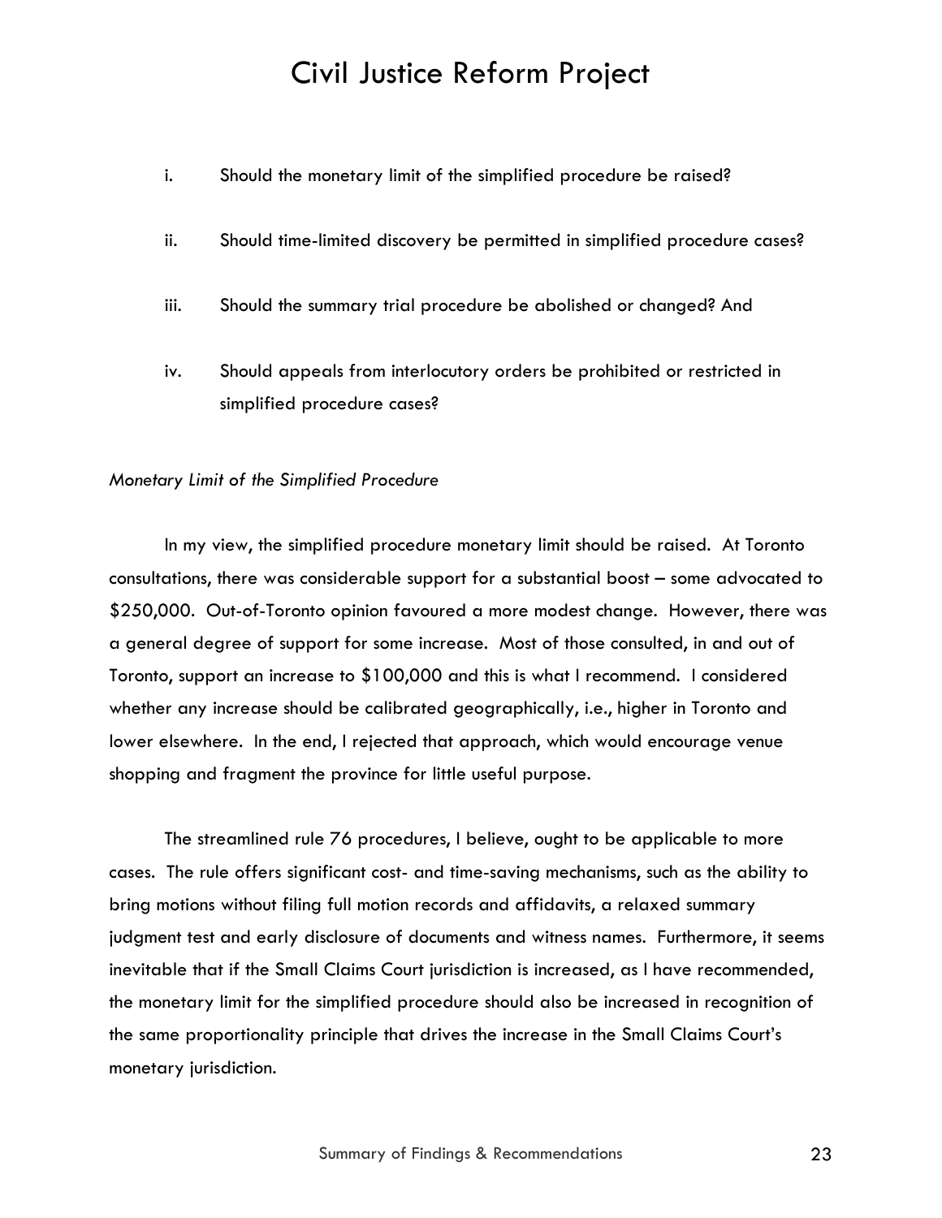i. Should the monetary limit of the simplified procedure be raised?

ii. Should time-limited discovery be permitted in simplified procedure cases?

iii. Should the summary trial procedure be abolished or changed? And

iv. Should appeals from interlocutory orders be prohibited or restricted in simplified procedure cases?

*Monetary Limit of the Simplified Procedure*

In my view, the simplified procedure monetary limit should be raised. At Toronto consultations, there was considerable support for a substantial boost – some advocated to $250,000. Out-of-Toronto opinion favoured a more modest change. However, there was a general degree of support for some increase. Most of those consulted, in and out of Toronto, support an increase to $100,000 and this is what I recommend. I considered whether any increase should be calibrated geographically, i.e., higher in Toronto and lower elsewhere. In the end, I rejected that approach, which would encourage venue shopping and fragment the province for little useful purpose.

The streamlined rule 76 procedures, I believe, ought to be applicable to more cases. The rule offers significant cost- and time-saving mechanisms, such as the ability to bring motions without filing full motion records and affidavits, a relaxed summary judgment test and early disclosure of documents and witness names. Furthermore, it seems inevitable that if the Small Claims Court jurisdiction is increased, as I have recommended, the monetary limit for the simplified procedure should also be increased in recognition of the same proportionality principle that drives the increase in the Small Claims Court's monetary jurisdiction.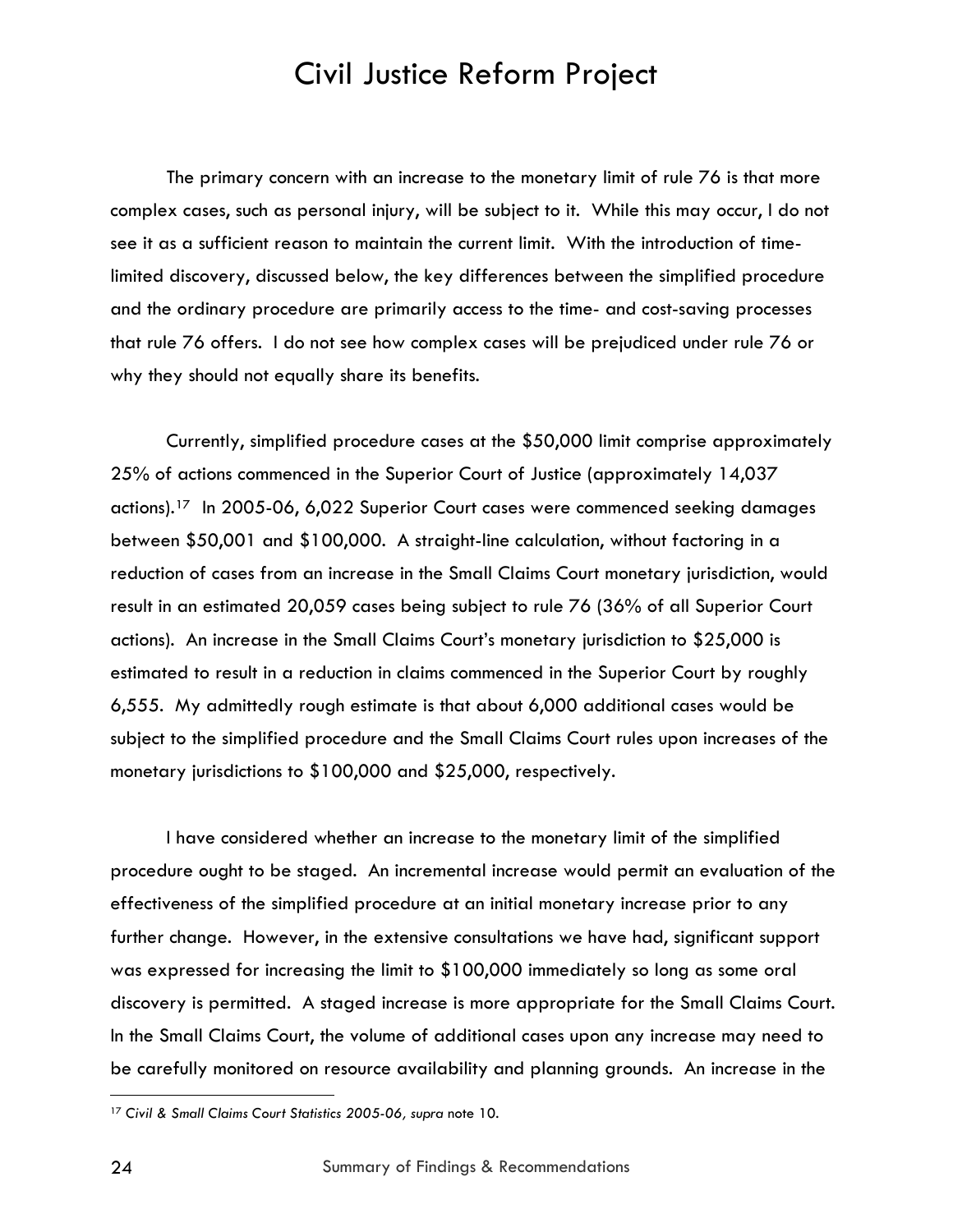The primary concern with an increase to the monetary limit of rule 76 is that more complex cases, such as personal injury, will be subject to it. While this may occur, I do not see it as a sufficient reason to maintain the current limit. With the introduction of time-limited discovery, discussed below, the key differences between the simplified procedure and the ordinary procedure are primarily access to the time- and cost-saving processes that rule 76 offers. I do not see how complex cases will be prejudiced under rule 76 or why they should not equally share its benefits.

Currently, simplified procedure cases at the $50,000 limit comprise approximately 25% of actions commenced in the Superior Court of Justice (approximately 14,037 actions).[17] In 2005-06, 6,022 Superior Court cases were commenced seeking damages between $50,001 and $100,000. A straight-line calculation, without factoring in a reduction of cases from an increase in the Small Claims Court monetary jurisdiction, would result in an estimated 20,059 cases being subject to rule 76 (36% of all Superior Court actions). An increase in the Small Claims Court's monetary jurisdiction to $25,000 is estimated to result in a reduction in claims commenced in the Superior Court by roughly 6,555. My admittedly rough estimate is that about 6,000 additional cases would be subject to the simplified procedure and the Small Claims Court rules upon increases of the monetary jurisdictions to $100,000 and $25,000, respectively.

I have considered whether an increase to the monetary limit of the simplified procedure ought to be staged. An incremental increase would permit an evaluation of the effectiveness of the simplified procedure at an initial monetary increase prior to any further change. However, in the extensive consultations we have had, significant support was expressed for increasing the limit to $100,000 immediately so long as some oral discovery is permitted. A staged increase is more appropriate for the Small Claims Court. In the Small Claims Court, the volume of additional cases upon any increase may need to be carefully monitored on resource availability and planning grounds. An increase in the

---

[17] *Civil & Small Claims Court Statistics 2005-06, supra* note 10.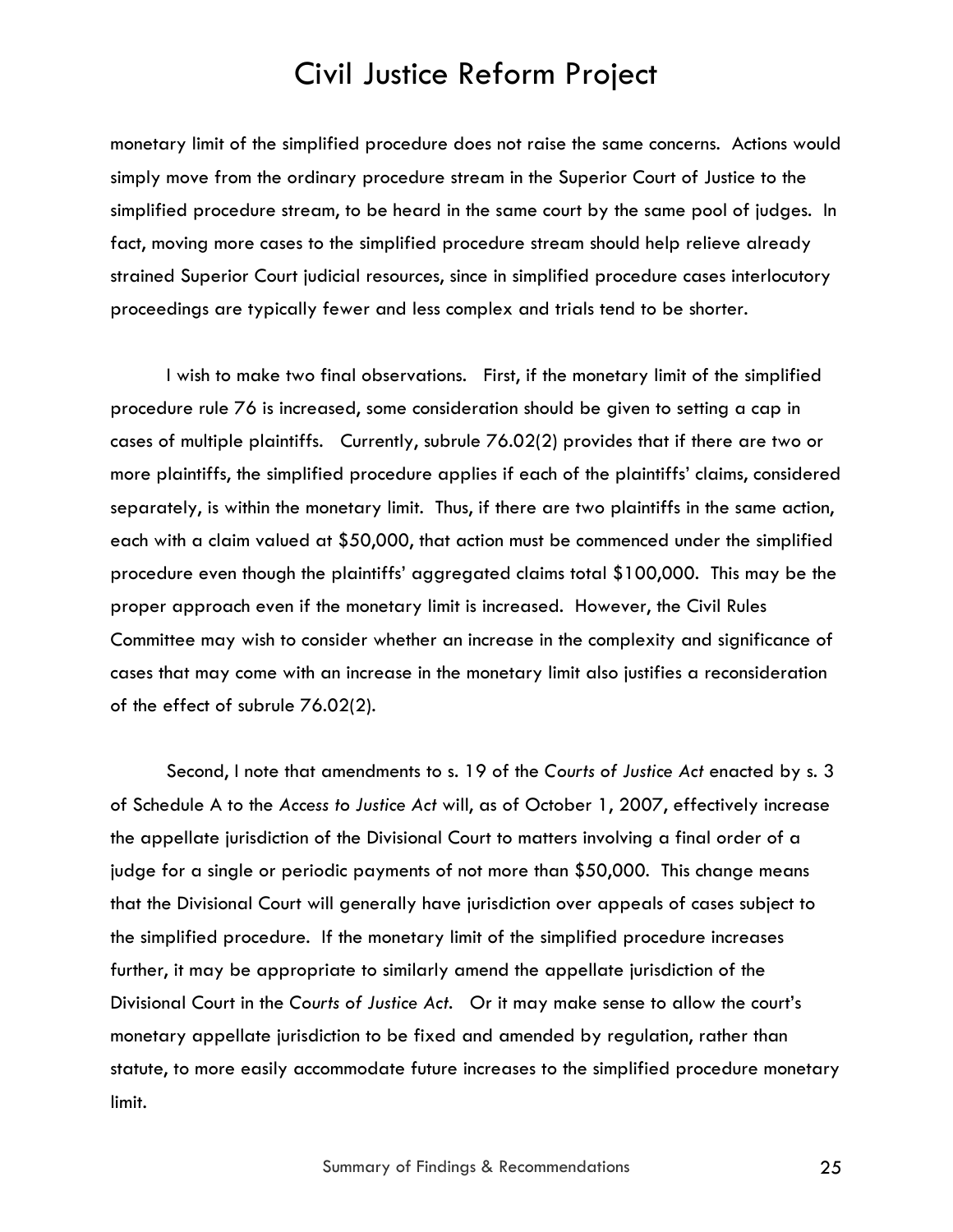monetary limit of the simplified procedure does not raise the same concerns. Actions would simply move from the ordinary procedure stream in the Superior Court of Justice to the simplified procedure stream, to be heard in the same court by the same pool of judges. In fact, moving more cases to the simplified procedure stream should help relieve already strained Superior Court judicial resources, since in simplified procedure cases interlocutory proceedings are typically fewer and less complex and trials tend to be shorter.

I wish to make two final observations. First, if the monetary limit of the simplified procedure rule 76 is increased, some consideration should be given to setting a cap in cases of multiple plaintiffs. Currently, subrule 76.02(2) provides that if there are two or more plaintiffs, the simplified procedure applies if each of the plaintiffs' claims, considered separately, is within the monetary limit. Thus, if there are two plaintiffs in the same action, each with a claim valued at $50,000, that action must be commenced under the simplified procedure even though the plaintiffs' aggregated claims total $100,000. This may be the proper approach even if the monetary limit is increased. However, the Civil Rules Committee may wish to consider whether an increase in the complexity and significance of cases that may come with an increase in the monetary limit also justifies a reconsideration of the effect of subrule 76.02(2).

Second, I note that amendments to s. 19 of the *Courts of Justice Act* enacted by s. 3 of Schedule A to the *Access to Justice Act* will, as of October 1, 2007, effectively increase the appellate jurisdiction of the Divisional Court to matters involving a final order of a judge for a single or periodic payments of not more than $50,000. This change means that the Divisional Court will generally have jurisdiction over appeals of cases subject to the simplified procedure. If the monetary limit of the simplified procedure increases further, it may be appropriate to similarly amend the appellate jurisdiction of the Divisional Court in the *Courts of Justice Act*. Or it may make sense to allow the court's monetary appellate jurisdiction to be fixed and amended by regulation, rather than statute, to more easily accommodate future increases to the simplified procedure monetary limit.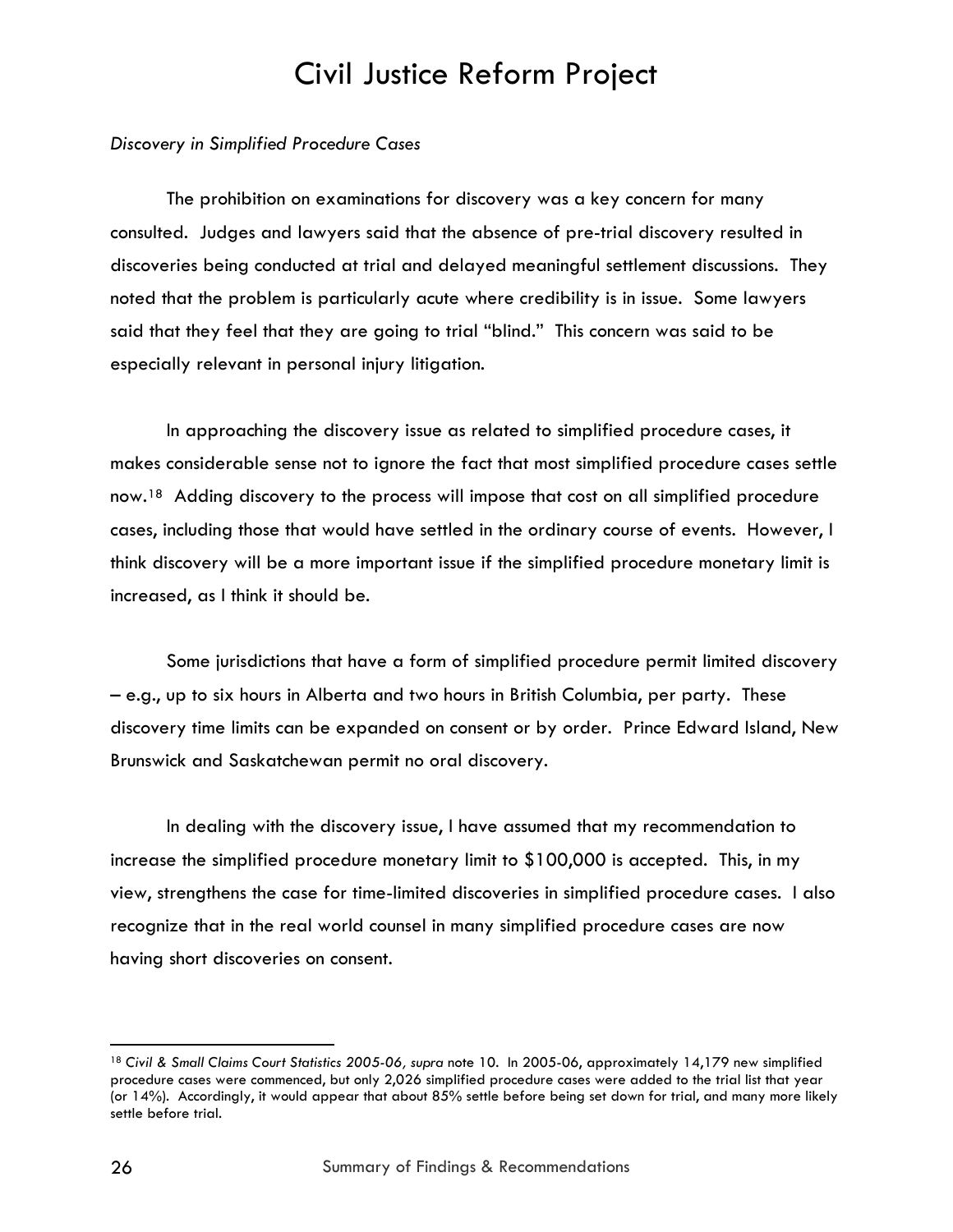*Discovery in Simplified Procedure Cases*

The prohibition on examinations for discovery was a key concern for many consulted. Judges and lawyers said that the absence of pre-trial discovery resulted in discoveries being conducted at trial and delayed meaningful settlement discussions. They noted that the problem is particularly acute where credibility is in issue. Some lawyers said that they feel that they are going to trial "blind." This concern was said to be especially relevant in personal injury litigation.

In approaching the discovery issue as related to simplified procedure cases, it makes considerable sense not to ignore the fact that most simplified procedure cases settle now.[18] Adding discovery to the process will impose that cost on all simplified procedure cases, including those that would have settled in the ordinary course of events. However, I think discovery will be a more important issue if the simplified procedure monetary limit is increased, as I think it should be.

Some jurisdictions that have a form of simplified procedure permit limited discovery – e.g., up to six hours in Alberta and two hours in British Columbia, per party. These discovery time limits can be expanded on consent or by order. Prince Edward Island, New Brunswick and Saskatchewan permit no oral discovery.

In dealing with the discovery issue, I have assumed that my recommendation to increase the simplified procedure monetary limit to $100,000 is accepted. This, in my view, strengthens the case for time-limited discoveries in simplified procedure cases. I also recognize that in the real world counsel in many simplified procedure cases are now having short discoveries on consent.

---

[18] *Civil & Small Claims Court Statistics 2005-06, supra* note 10. In 2005-06, approximately 14,179 new simplified procedure cases were commenced, but only 2,026 simplified procedure cases were added to the trial list that year (or 14%). Accordingly, it would appear that about 85% settle before being set down for trial, and many more likely settle before trial.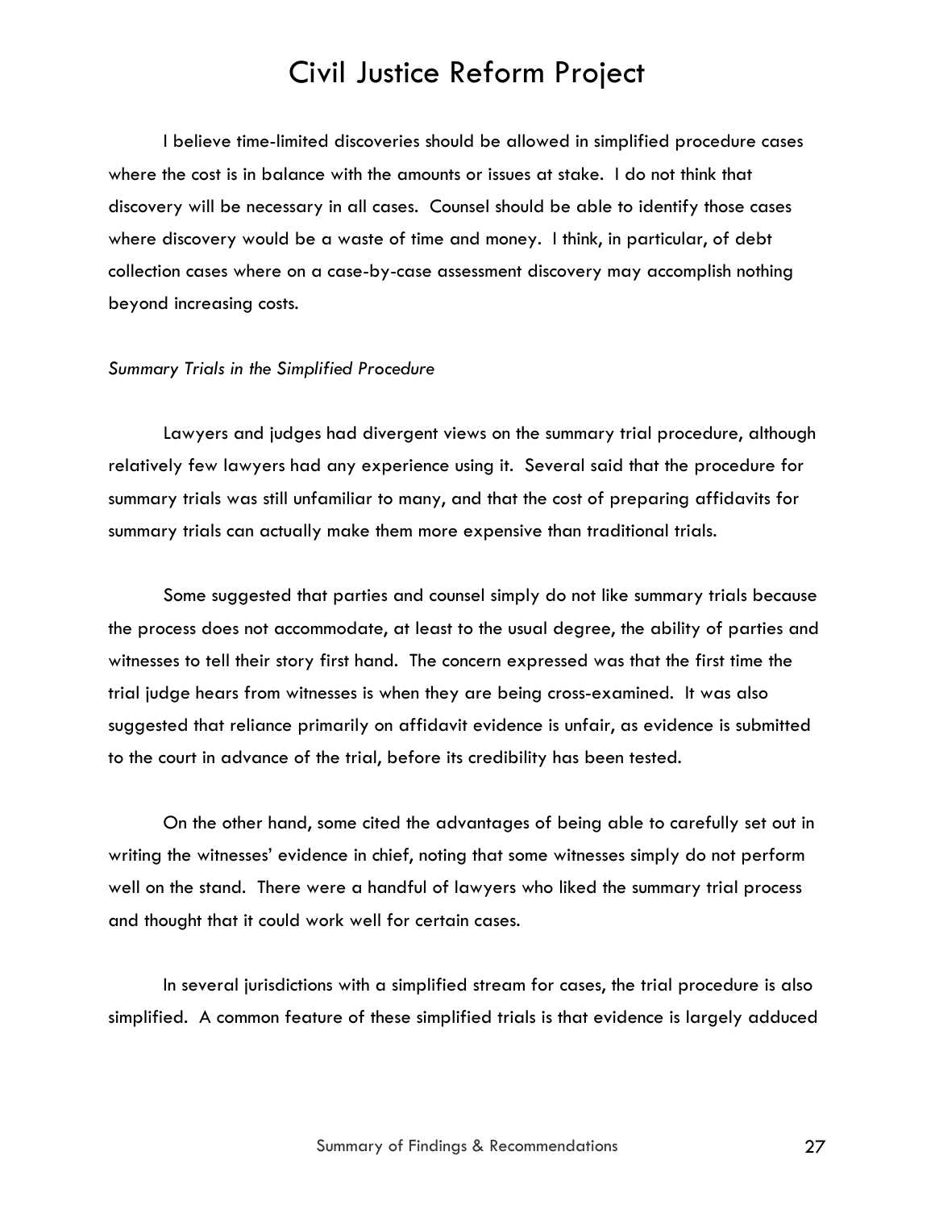I believe time-limited discoveries should be allowed in simplified procedure cases where the cost is in balance with the amounts or issues at stake. I do not think that discovery will be necessary in all cases. Counsel should be able to identify those cases where discovery would be a waste of time and money. I think, in particular, of debt collection cases where on a case-by-case assessment discovery may accomplish nothing beyond increasing costs.

*Summary Trials in the Simplified Procedure*

Lawyers and judges had divergent views on the summary trial procedure, although relatively few lawyers had any experience using it. Several said that the procedure for summary trials was still unfamiliar to many, and that the cost of preparing affidavits for summary trials can actually make them more expensive than traditional trials.

Some suggested that parties and counsel simply do not like summary trials because the process does not accommodate, at least to the usual degree, the ability of parties and witnesses to tell their story first hand. The concern expressed was that the first time the trial judge hears from witnesses is when they are being cross-examined. It was also suggested that reliance primarily on affidavit evidence is unfair, as evidence is submitted to the court in advance of the trial, before its credibility has been tested.

On the other hand, some cited the advantages of being able to carefully set out in writing the witnesses' evidence in chief, noting that some witnesses simply do not perform well on the stand. There were a handful of lawyers who liked the summary trial process and thought that it could work well for certain cases.

In several jurisdictions with a simplified stream for cases, the trial procedure is also simplified. A common feature of these simplified trials is that evidence is largely adduced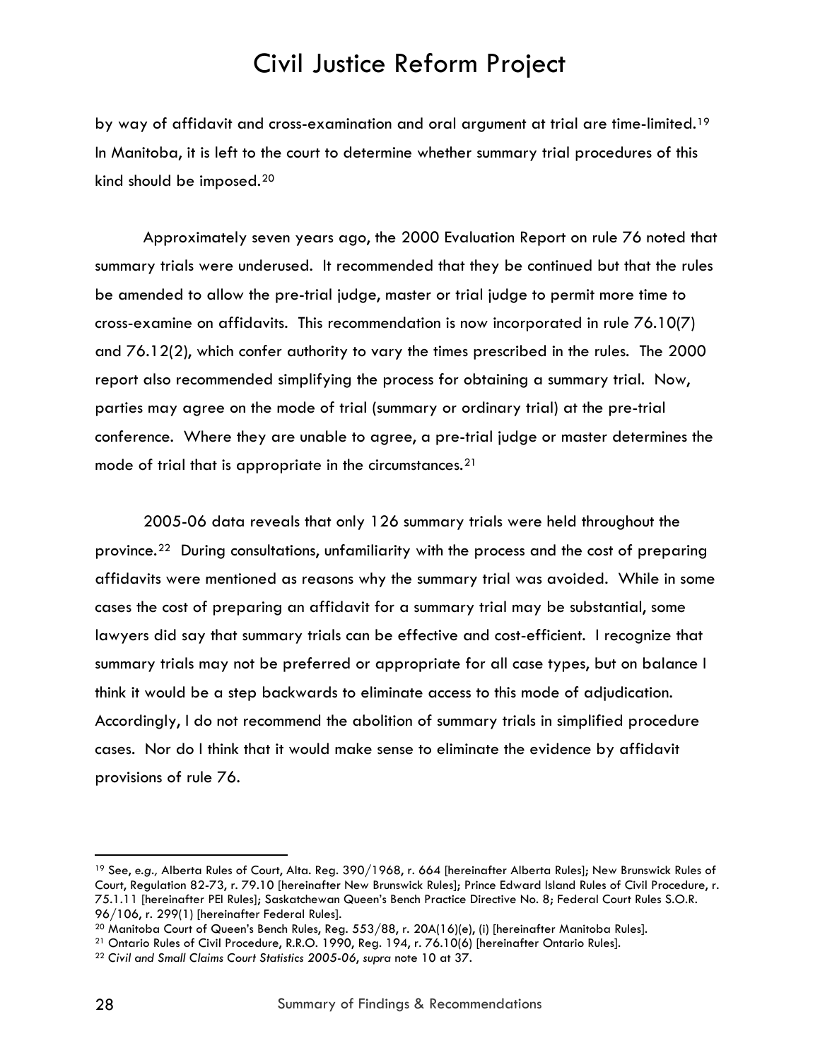by way of affidavit and cross-examination and oral argument at trial are time-limited.[19] In Manitoba, it is left to the court to determine whether summary trial procedures of this kind should be imposed.[20]

Approximately seven years ago, the 2000 Evaluation Report on rule 76 noted that summary trials were underused. It recommended that they be continued but that the rules be amended to allow the pre-trial judge, master or trial judge to permit more time to cross-examine on affidavits. This recommendation is now incorporated in rule 76.10(7) and 76.12(2), which confer authority to vary the times prescribed in the rules. The 2000 report also recommended simplifying the process for obtaining a summary trial. Now, parties may agree on the mode of trial (summary or ordinary trial) at the pre-trial conference. Where they are unable to agree, a pre-trial judge or master determines the mode of trial that is appropriate in the circumstances.[21]

2005-06 data reveals that only 126 summary trials were held throughout the province.[22] During consultations, unfamiliarity with the process and the cost of preparing affidavits were mentioned as reasons why the summary trial was avoided. While in some cases the cost of preparing an affidavit for a summary trial may be substantial, some lawyers did say that summary trials can be effective and cost-efficient. I recognize that summary trials may not be preferred or appropriate for all case types, but on balance I think it would be a step backwards to eliminate access to this mode of adjudication. Accordingly, I do not recommend the abolition of summary trials in simplified procedure cases. Nor do I think that it would make sense to eliminate the evidence by affidavit provisions of rule 76.

---

[19] See, *e.g.,* Alberta Rules of Court, Alta. Reg. 390/1968, r. 664 [hereinafter Alberta Rules]; New Brunswick Rules of Court, Regulation 82-73, r. 79.10 [hereinafter New Brunswick Rules]; Prince Edward Island Rules of Civil Procedure, r. 75.1.11 [hereinafter PEI Rules]; Saskatchewan Queen's Bench Practice Directive No. 8; Federal Court Rules S.O.R. 96/106, r. 299(1) [hereinafter Federal Rules].

[20] Manitoba Court of Queen's Bench Rules, Reg. 553/88, r. 20A(16)(e), (i) [hereinafter Manitoba Rules].

[21] Ontario Rules of Civil Procedure, R.R.O. 1990, Reg. 194, r. 76.10(6) [hereinafter Ontario Rules].

[22] *Civil and Small Claims Court Statistics 2005-06*, *supra* note 10 at 37.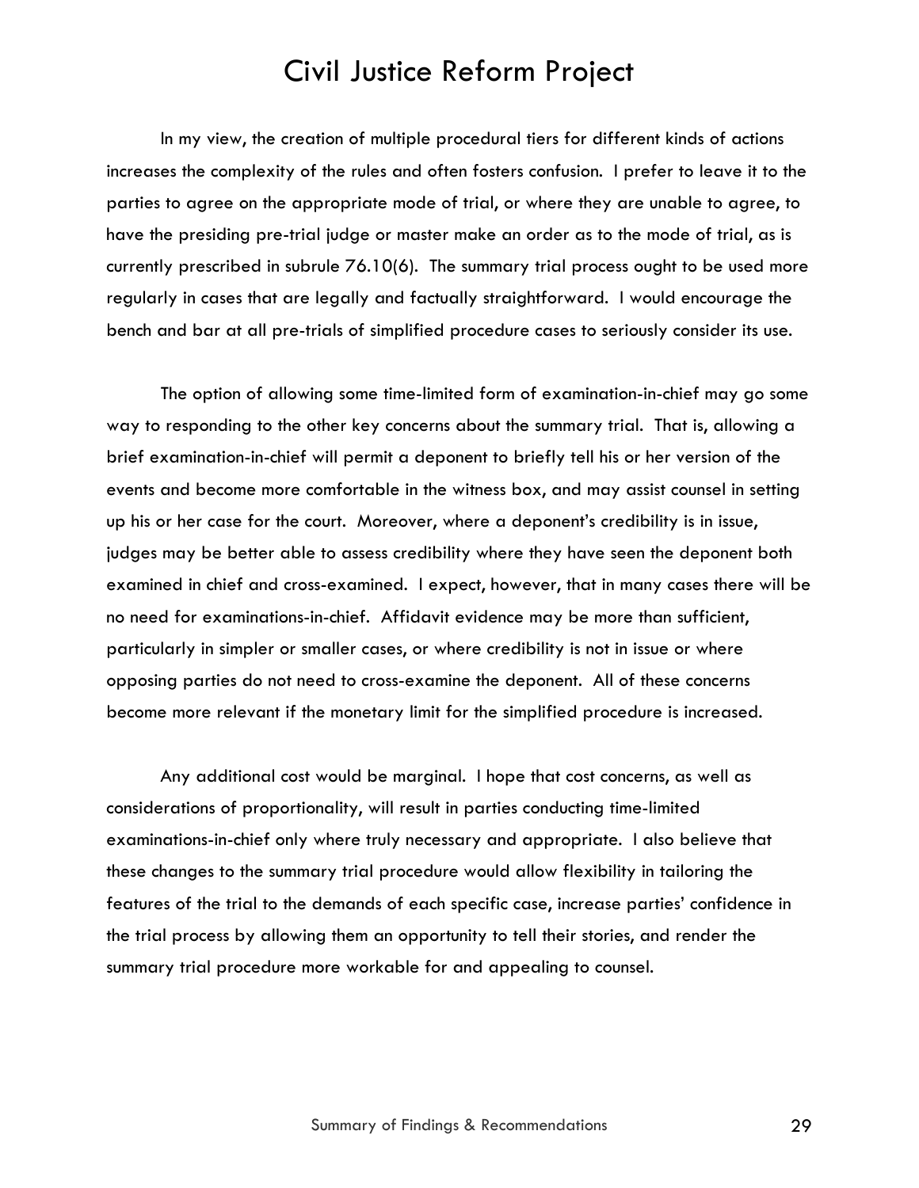In my view, the creation of multiple procedural tiers for different kinds of actions increases the complexity of the rules and often fosters confusion. I prefer to leave it to the parties to agree on the appropriate mode of trial, or where they are unable to agree, to have the presiding pre-trial judge or master make an order as to the mode of trial, as is currently prescribed in subrule 76.10(6). The summary trial process ought to be used more regularly in cases that are legally and factually straightforward. I would encourage the bench and bar at all pre-trials of simplified procedure cases to seriously consider its use.

The option of allowing some time-limited form of examination-in-chief may go some way to responding to the other key concerns about the summary trial. That is, allowing a brief examination-in-chief will permit a deponent to briefly tell his or her version of the events and become more comfortable in the witness box, and may assist counsel in setting up his or her case for the court. Moreover, where a deponent's credibility is in issue, judges may be better able to assess credibility where they have seen the deponent both examined in chief and cross-examined. I expect, however, that in many cases there will be no need for examinations-in-chief. Affidavit evidence may be more than sufficient, particularly in simpler or smaller cases, or where credibility is not in issue or where opposing parties do not need to cross-examine the deponent. All of these concerns become more relevant if the monetary limit for the simplified procedure is increased.

Any additional cost would be marginal. I hope that cost concerns, as well as considerations of proportionality, will result in parties conducting time-limited examinations-in-chief only where truly necessary and appropriate. I also believe that these changes to the summary trial procedure would allow flexibility in tailoring the features of the trial to the demands of each specific case, increase parties' confidence in the trial process by allowing them an opportunity to tell their stories, and render the summary trial procedure more workable for and appealing to counsel.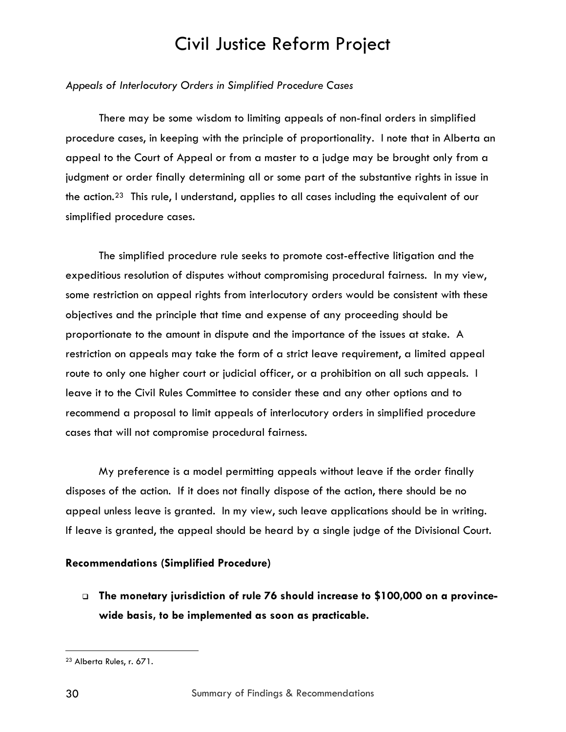*Appeals of Interlocutory Orders in Simplified Procedure Cases*

There may be some wisdom to limiting appeals of non-final orders in simplified procedure cases, in keeping with the principle of proportionality. I note that in Alberta an appeal to the Court of Appeal or from a master to a judge may be brought only from a judgment or order finally determining all or some part of the substantive rights in issue in the action.[23] This rule, I understand, applies to all cases including the equivalent of our simplified procedure cases.

The simplified procedure rule seeks to promote cost-effective litigation and the expeditious resolution of disputes without compromising procedural fairness. In my view, some restriction on appeal rights from interlocutory orders would be consistent with these objectives and the principle that time and expense of any proceeding should be proportionate to the amount in dispute and the importance of the issues at stake. A restriction on appeals may take the form of a strict leave requirement, a limited appeal route to only one higher court or judicial officer, or a prohibition on all such appeals. I leave it to the Civil Rules Committee to consider these and any other options and to recommend a proposal to limit appeals of interlocutory orders in simplified procedure cases that will not compromise procedural fairness.

My preference is a model permitting appeals without leave if the order finally disposes of the action. If it does not finally dispose of the action, there should be no appeal unless leave is granted. In my view, such leave applications should be in writing. If leave is granted, the appeal should be heard by a single judge of the Divisional Court.

**Recommendations (Simplified Procedure)**

- **The monetary jurisdiction of rule 76 should increase to $100,000 on a province-wide basis, to be implemented as soon as practicable.**

---

[23] Alberta Rules, r. 671.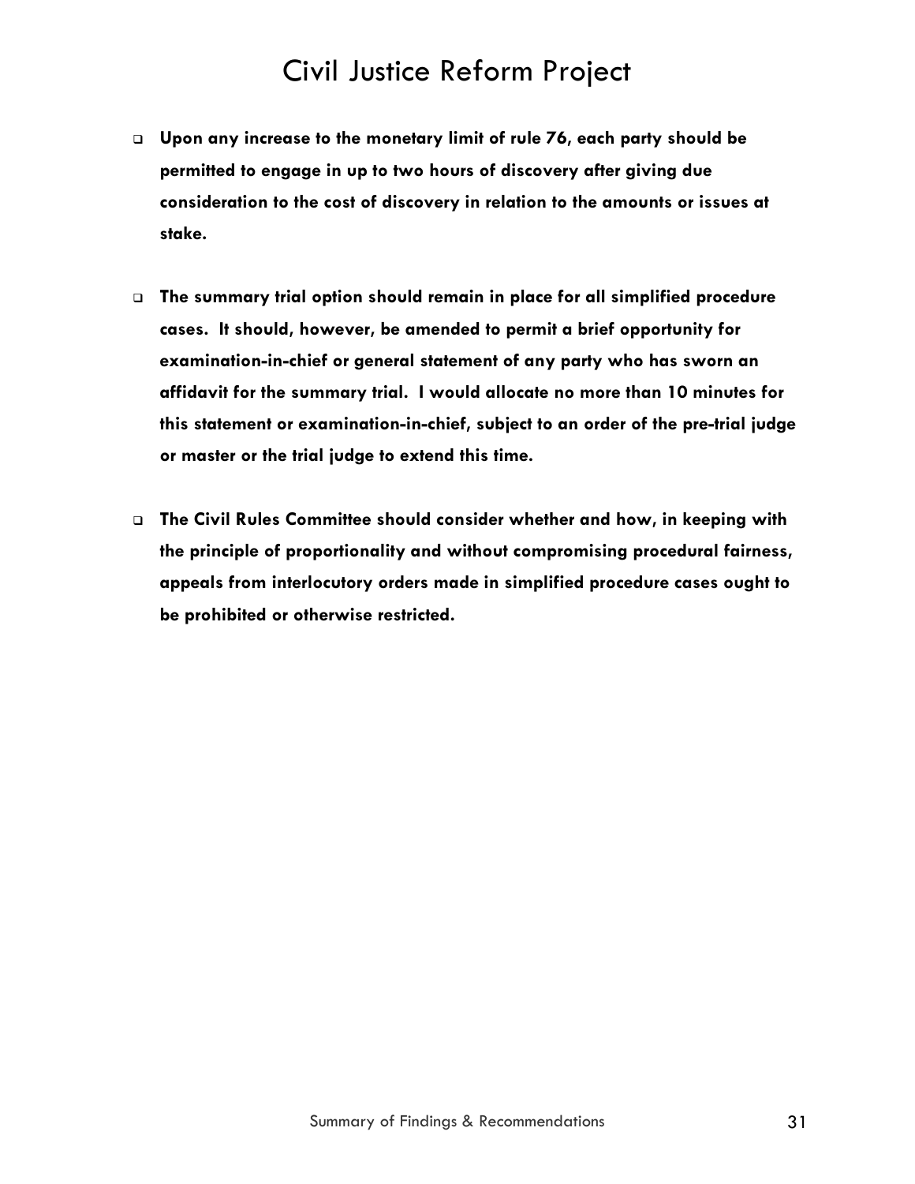- **Upon any increase to the monetary limit of rule 76, each party should be permitted to engage in up to two hours of discovery after giving due consideration to the cost of discovery in relation to the amounts or issues at stake.**

- **The summary trial option should remain in place for all simplified procedure cases. It should, however, be amended to permit a brief opportunity for examination-in-chief or general statement of any party who has sworn an affidavit for the summary trial. I would allocate no more than 10 minutes for this statement or examination-in-chief, subject to an order of the pre-trial judge or master or the trial judge to extend this time.**

- **The Civil Rules Committee should consider whether and how, in keeping with the principle of proportionality and without compromising procedural fairness, appeals from interlocutory orders made in simplified procedure cases ought to be prohibited or otherwise restricted.**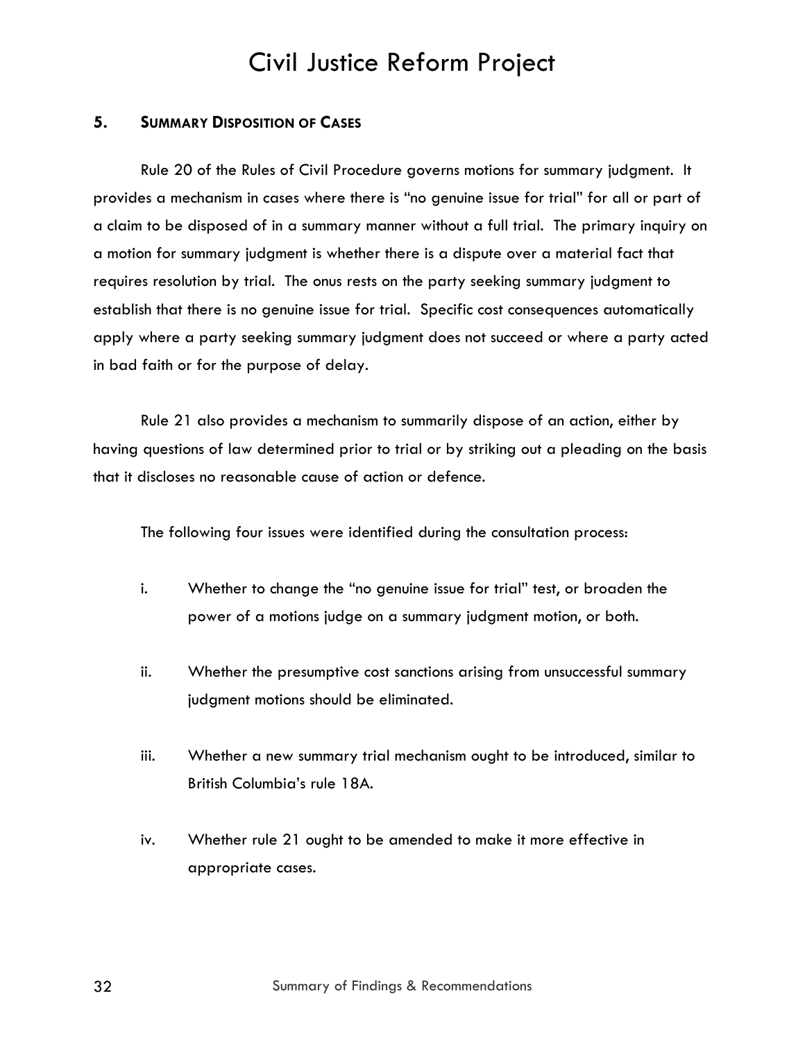## 5. Summary Disposition of Cases

Rule 20 of the Rules of Civil Procedure governs motions for summary judgment. It provides a mechanism in cases where there is "no genuine issue for trial" for all or part of a claim to be disposed of in a summary manner without a full trial. The primary inquiry on a motion for summary judgment is whether there is a dispute over a material fact that requires resolution by trial. The onus rests on the party seeking summary judgment to establish that there is no genuine issue for trial. Specific cost consequences automatically apply where a party seeking summary judgment does not succeed or where a party acted in bad faith or for the purpose of delay.

Rule 21 also provides a mechanism to summarily dispose of an action, either by having questions of law determined prior to trial or by striking out a pleading on the basis that it discloses no reasonable cause of action or defence.

The following four issues were identified during the consultation process:

i. Whether to change the "no genuine issue for trial" test, or broaden the power of a motions judge on a summary judgment motion, or both.

ii. Whether the presumptive cost sanctions arising from unsuccessful summary judgment motions should be eliminated.

iii. Whether a new summary trial mechanism ought to be introduced, similar to British Columbia's rule 18A.

iv. Whether rule 21 ought to be amended to make it more effective in appropriate cases.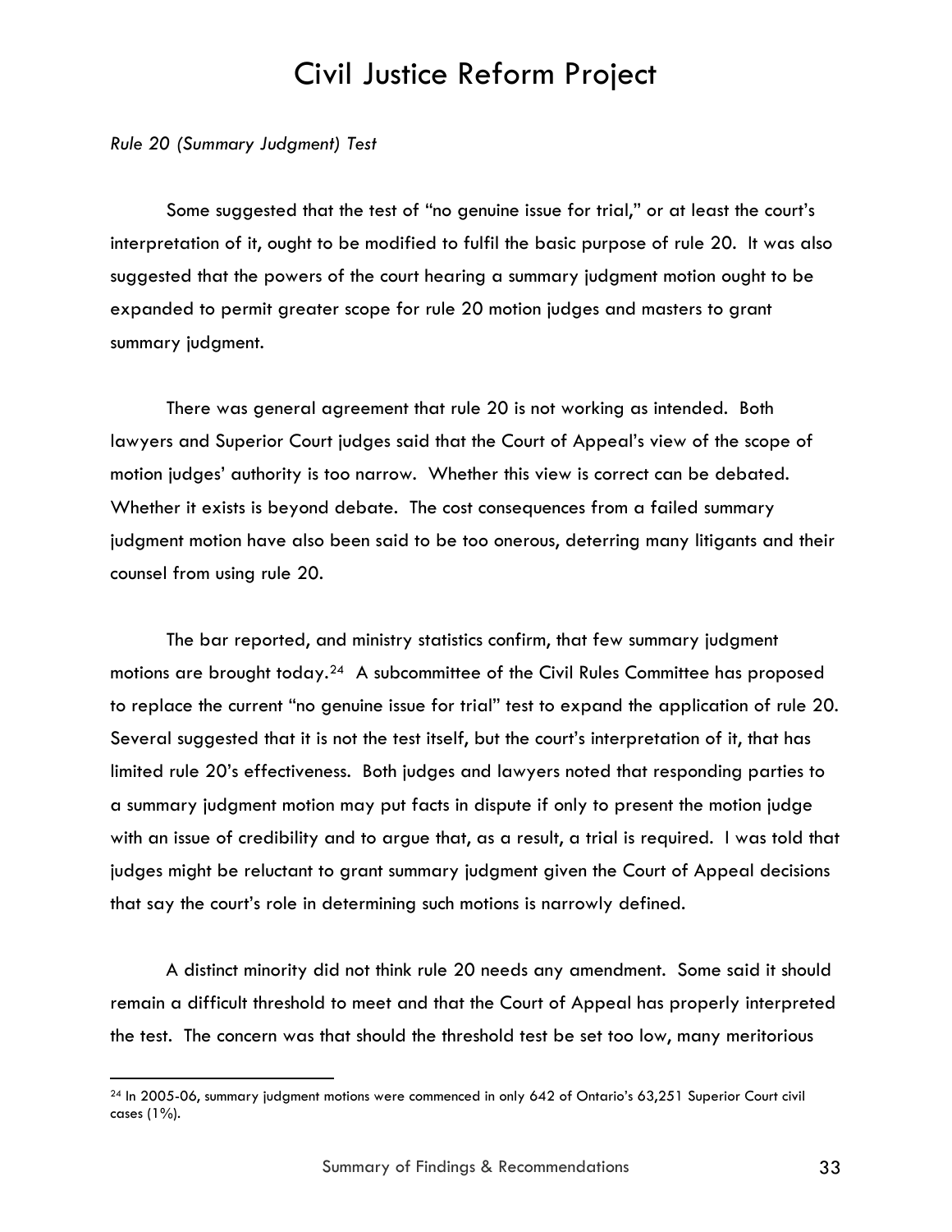*Rule 20 (Summary Judgment) Test*

Some suggested that the test of "no genuine issue for trial," or at least the court's interpretation of it, ought to be modified to fulfil the basic purpose of rule 20. It was also suggested that the powers of the court hearing a summary judgment motion ought to be expanded to permit greater scope for rule 20 motion judges and masters to grant summary judgment.

There was general agreement that rule 20 is not working as intended. Both lawyers and Superior Court judges said that the Court of Appeal's view of the scope of motion judges' authority is too narrow. Whether this view is correct can be debated. Whether it exists is beyond debate. The cost consequences from a failed summary judgment motion have also been said to be too onerous, deterring many litigants and their counsel from using rule 20.

The bar reported, and ministry statistics confirm, that few summary judgment motions are brought today.[24] A subcommittee of the Civil Rules Committee has proposed to replace the current "no genuine issue for trial" test to expand the application of rule 20. Several suggested that it is not the test itself, but the court's interpretation of it, that has limited rule 20's effectiveness. Both judges and lawyers noted that responding parties to a summary judgment motion may put facts in dispute if only to present the motion judge with an issue of credibility and to argue that, as a result, a trial is required. I was told that judges might be reluctant to grant summary judgment given the Court of Appeal decisions that say the court's role in determining such motions is narrowly defined.

A distinct minority did not think rule 20 needs any amendment. Some said it should remain a difficult threshold to meet and that the Court of Appeal has properly interpreted the test. The concern was that should the threshold test be set too low, many meritorious

[24] In 2005-06, summary judgment motions were commenced in only 642 of Ontario's 63,251 Superior Court civil cases (1%).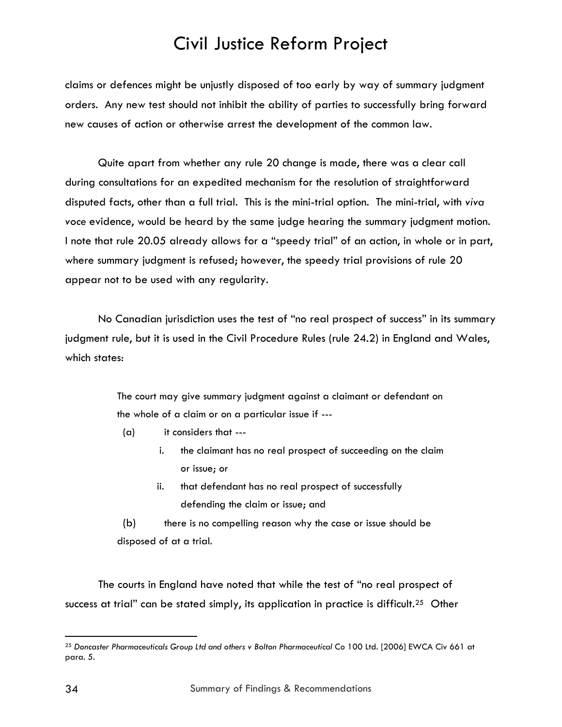claims or defences might be unjustly disposed of too early by way of summary judgment orders. Any new test should not inhibit the ability of parties to successfully bring forward new causes of action or otherwise arrest the development of the common law.

Quite apart from whether any rule 20 change is made, there was a clear call during consultations for an expedited mechanism for the resolution of straightforward disputed facts, other than a full trial. This is the mini-trial option. The mini-trial, with *viva voce* evidence, would be heard by the same judge hearing the summary judgment motion. I note that rule 20.05 already allows for a "speedy trial" of an action, in whole or in part, where summary judgment is refused; however, the speedy trial provisions of rule 20 appear not to be used with any regularity.

No Canadian jurisdiction uses the test of "no real prospect of success" in its summary judgment rule, but it is used in the Civil Procedure Rules (rule 24.2) in England and Wales, which states:

> The court may give summary judgment against a claimant or defendant on the whole of a claim or on a particular issue if ---
>
> (a) it considers that ---
>
> i. the claimant has no real prospect of succeeding on the claim or issue; or
>
> ii. that defendant has no real prospect of successfully defending the claim or issue; and
>
> (b) there is no compelling reason why the case or issue should be disposed of at a trial.

The courts in England have noted that while the test of "no real prospect of success at trial" can be stated simply, its application in practice is difficult.[25] Other

[25] *Doncaster Pharmaceuticals Group Ltd and others v Bolton Pharmaceutical* Co 100 Ltd. [2006] EWCA Civ 661 at para. 5.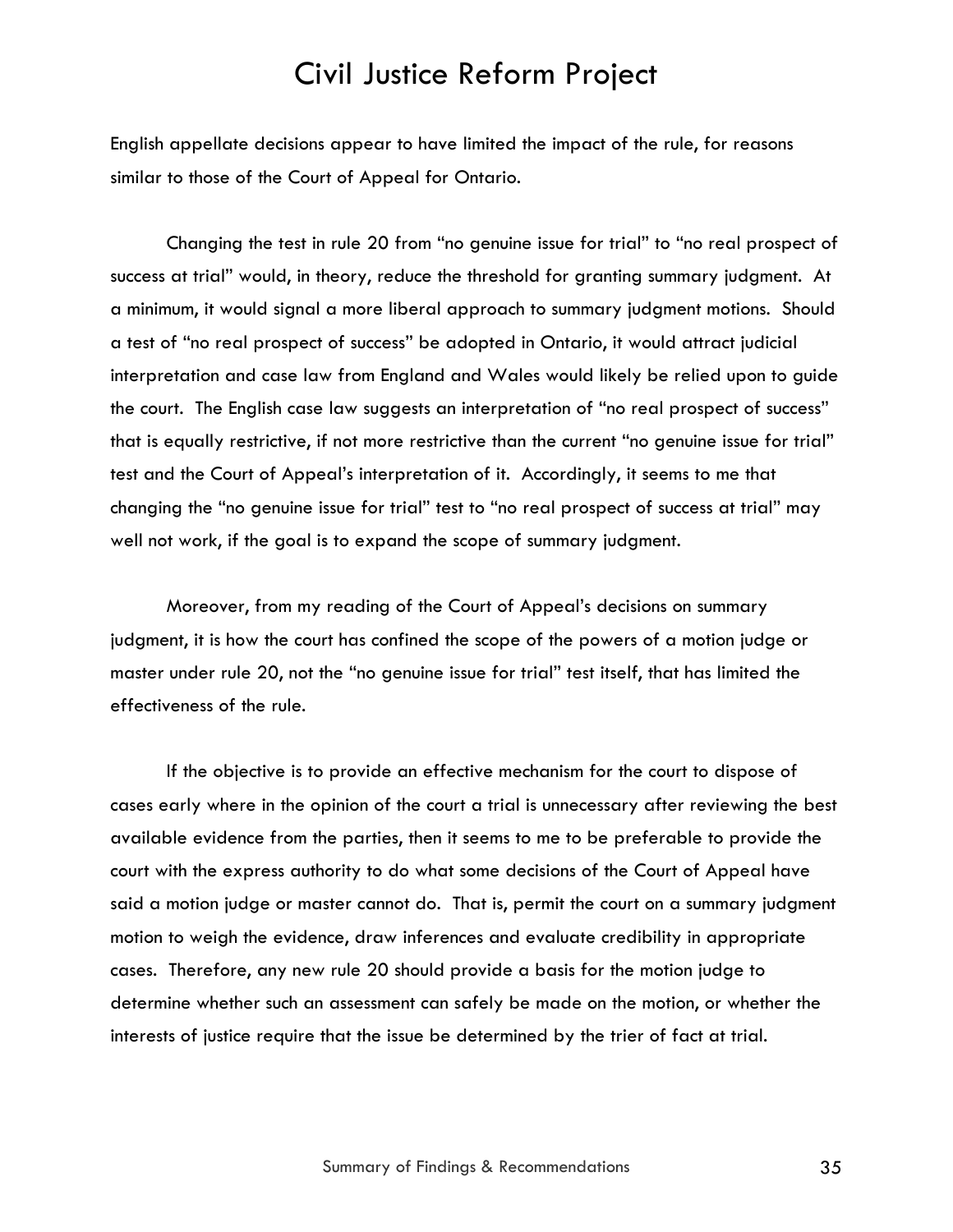English appellate decisions appear to have limited the impact of the rule, for reasons similar to those of the Court of Appeal for Ontario.

Changing the test in rule 20 from "no genuine issue for trial" to "no real prospect of success at trial" would, in theory, reduce the threshold for granting summary judgment. At a minimum, it would signal a more liberal approach to summary judgment motions. Should a test of "no real prospect of success" be adopted in Ontario, it would attract judicial interpretation and case law from England and Wales would likely be relied upon to guide the court. The English case law suggests an interpretation of "no real prospect of success" that is equally restrictive, if not more restrictive than the current "no genuine issue for trial" test and the Court of Appeal's interpretation of it. Accordingly, it seems to me that changing the "no genuine issue for trial" test to "no real prospect of success at trial" may well not work, if the goal is to expand the scope of summary judgment.

Moreover, from my reading of the Court of Appeal's decisions on summary judgment, it is how the court has confined the scope of the powers of a motion judge or master under rule 20, not the "no genuine issue for trial" test itself, that has limited the effectiveness of the rule.

If the objective is to provide an effective mechanism for the court to dispose of cases early where in the opinion of the court a trial is unnecessary after reviewing the best available evidence from the parties, then it seems to me to be preferable to provide the court with the express authority to do what some decisions of the Court of Appeal have said a motion judge or master cannot do. That is, permit the court on a summary judgment motion to weigh the evidence, draw inferences and evaluate credibility in appropriate cases. Therefore, any new rule 20 should provide a basis for the motion judge to determine whether such an assessment can safely be made on the motion, or whether the interests of justice require that the issue be determined by the trier of fact at trial.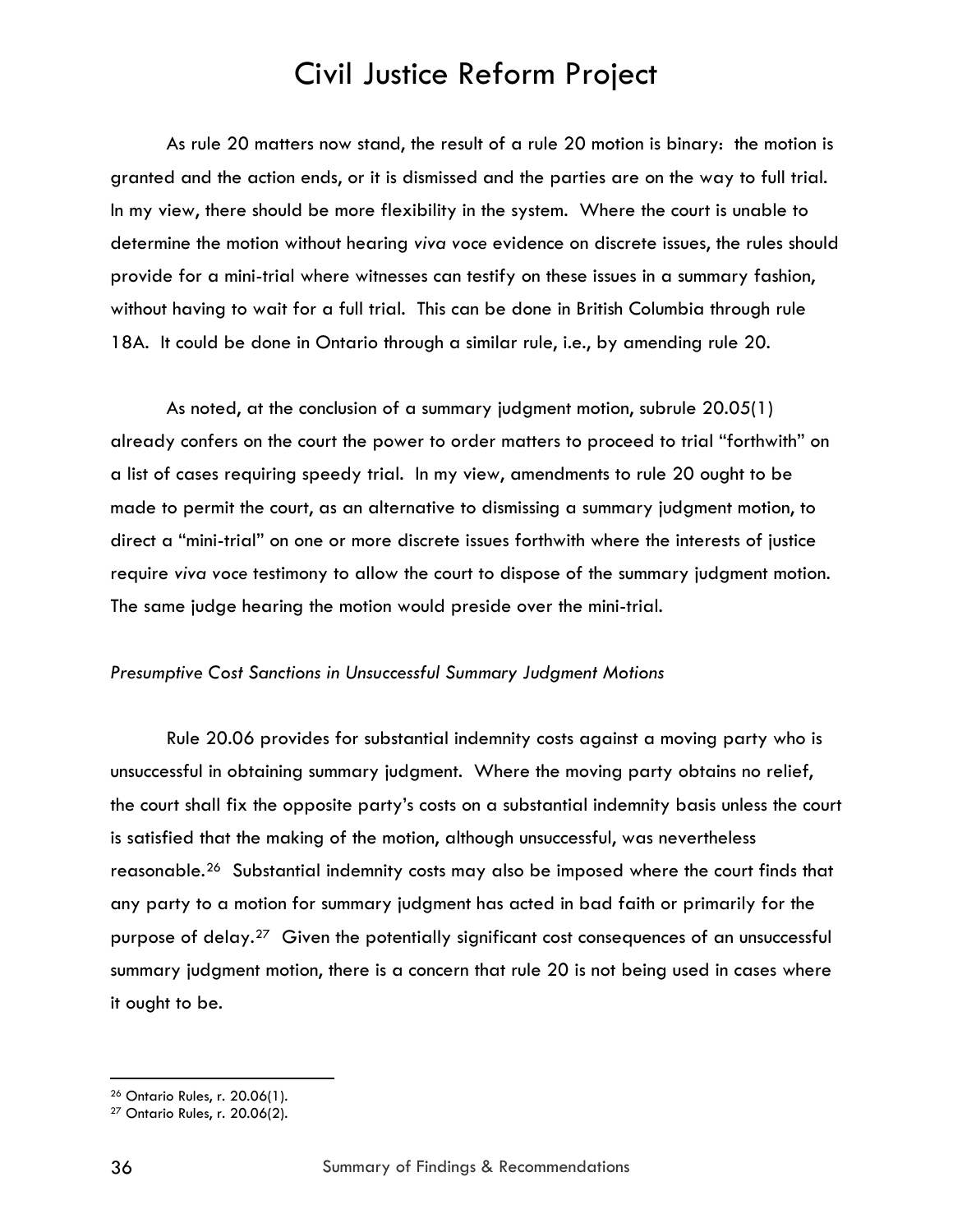As rule 20 matters now stand, the result of a rule 20 motion is binary: the motion is granted and the action ends, or it is dismissed and the parties are on the way to full trial. In my view, there should be more flexibility in the system. Where the court is unable to determine the motion without hearing *viva voce* evidence on discrete issues, the rules should provide for a mini-trial where witnesses can testify on these issues in a summary fashion, without having to wait for a full trial. This can be done in British Columbia through rule 18A. It could be done in Ontario through a similar rule, i.e., by amending rule 20.

As noted, at the conclusion of a summary judgment motion, subrule 20.05(1) already confers on the court the power to order matters to proceed to trial "forthwith" on a list of cases requiring speedy trial. In my view, amendments to rule 20 ought to be made to permit the court, as an alternative to dismissing a summary judgment motion, to direct a "mini-trial" on one or more discrete issues forthwith where the interests of justice require *viva voce* testimony to allow the court to dispose of the summary judgment motion. The same judge hearing the motion would preside over the mini-trial.

*Presumptive Cost Sanctions in Unsuccessful Summary Judgment Motions*

Rule 20.06 provides for substantial indemnity costs against a moving party who is unsuccessful in obtaining summary judgment. Where the moving party obtains no relief, the court shall fix the opposite party's costs on a substantial indemnity basis unless the court is satisfied that the making of the motion, although unsuccessful, was nevertheless reasonable.[26] Substantial indemnity costs may also be imposed where the court finds that any party to a motion for summary judgment has acted in bad faith or primarily for the purpose of delay.[27] Given the potentially significant cost consequences of an unsuccessful summary judgment motion, there is a concern that rule 20 is not being used in cases where it ought to be.

[26] Ontario Rules, r. 20.06(1).

[27] Ontario Rules, r. 20.06(2).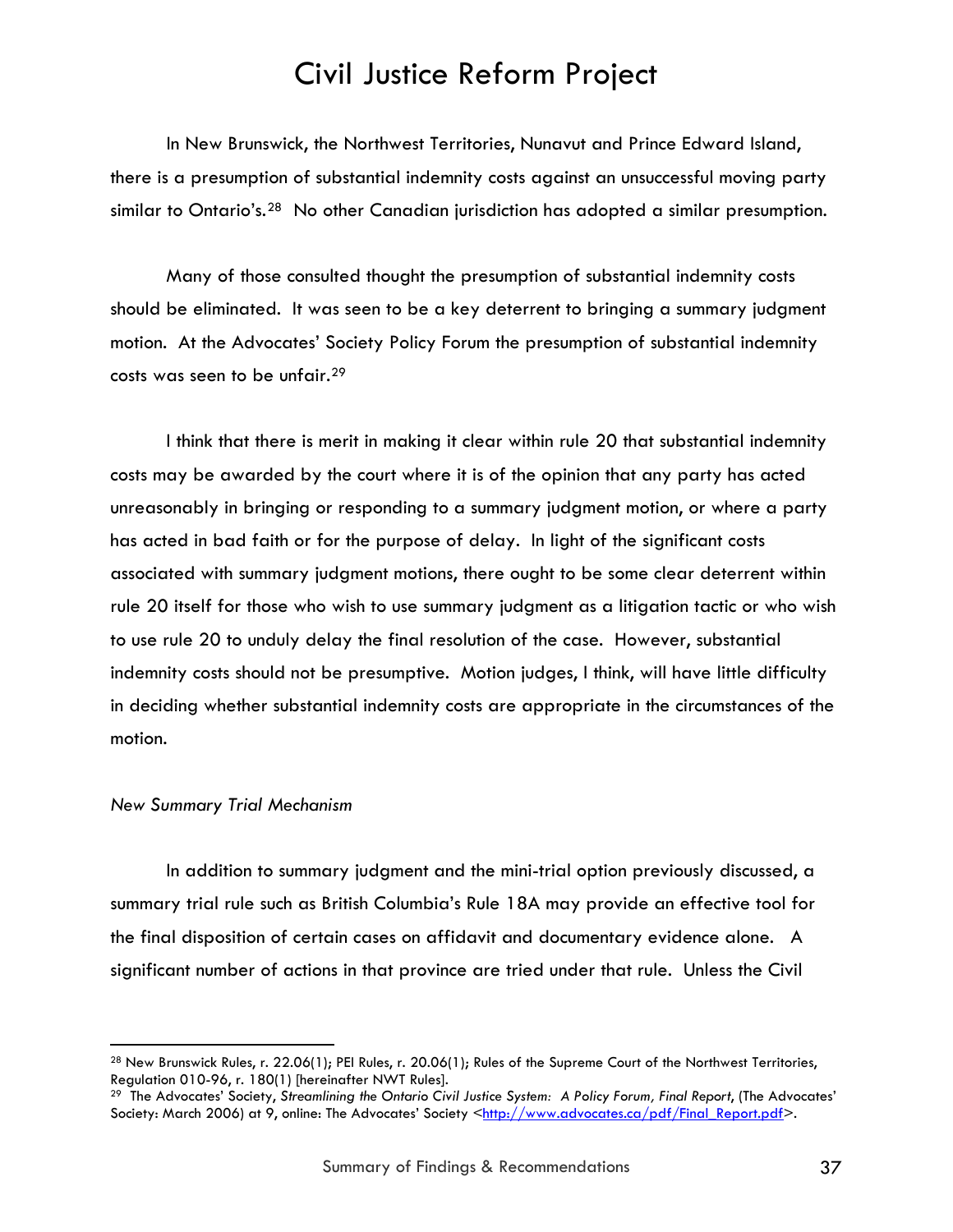In New Brunswick, the Northwest Territories, Nunavut and Prince Edward Island, there is a presumption of substantial indemnity costs against an unsuccessful moving party similar to Ontario's.[28] No other Canadian jurisdiction has adopted a similar presumption.

Many of those consulted thought the presumption of substantial indemnity costs should be eliminated. It was seen to be a key deterrent to bringing a summary judgment motion. At the Advocates' Society Policy Forum the presumption of substantial indemnity costs was seen to be unfair.[29]

I think that there is merit in making it clear within rule 20 that substantial indemnity costs may be awarded by the court where it is of the opinion that any party has acted unreasonably in bringing or responding to a summary judgment motion, or where a party has acted in bad faith or for the purpose of delay. In light of the significant costs associated with summary judgment motions, there ought to be some clear deterrent within rule 20 itself for those who wish to use summary judgment as a litigation tactic or who wish to use rule 20 to unduly delay the final resolution of the case. However, substantial indemnity costs should not be presumptive. Motion judges, I think, will have little difficulty in deciding whether substantial indemnity costs are appropriate in the circumstances of the motion.

*New Summary Trial Mechanism*

In addition to summary judgment and the mini-trial option previously discussed, a summary trial rule such as British Columbia's Rule 18A may provide an effective tool for the final disposition of certain cases on affidavit and documentary evidence alone. A significant number of actions in that province are tried under that rule. Unless the Civil

---

[28] New Brunswick Rules, r. 22.06(1); PEI Rules, r. 20.06(1); Rules of the Supreme Court of the Northwest Territories, Regulation 010-96, r. 180(1) [hereinafter NWT Rules].

[29] The Advocates' Society, *Streamlining the Ontario Civil Justice System: A Policy Forum, Final Report*, (The Advocates' Society: March 2006) at 9, online: The Advocates' Society <http://www.advocates.ca/pdf/Final_Report.pdf>.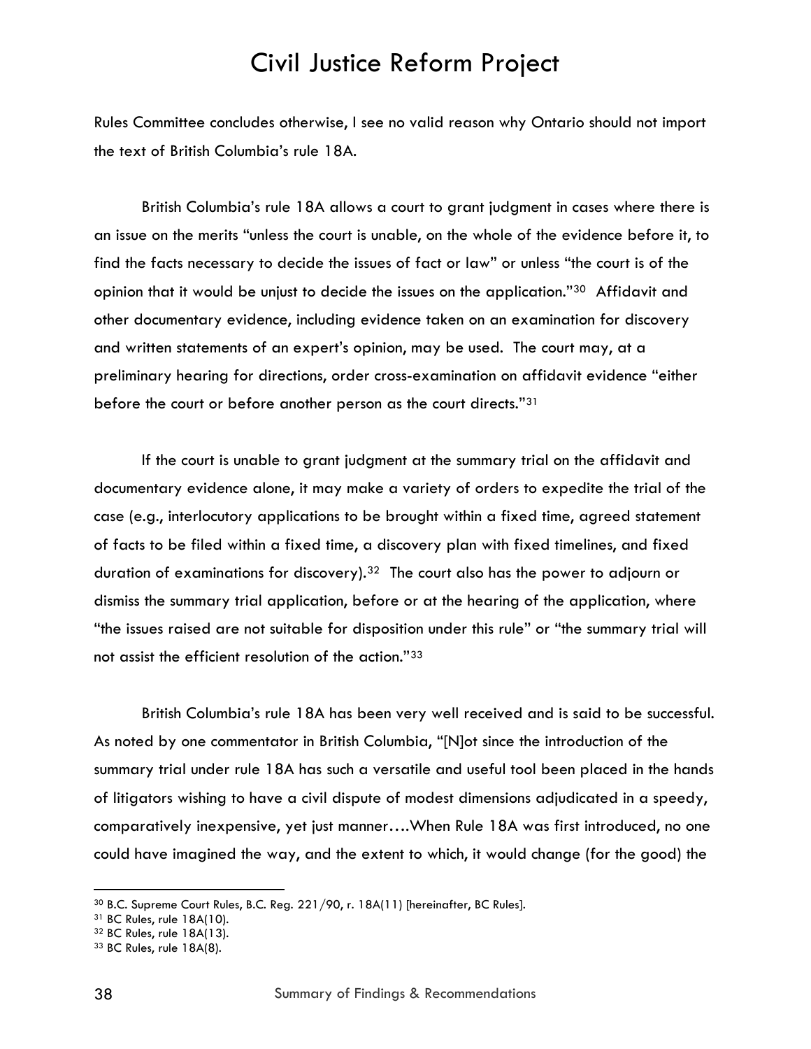Rules Committee concludes otherwise, I see no valid reason why Ontario should not import the text of British Columbia's rule 18A.

British Columbia's rule 18A allows a court to grant judgment in cases where there is an issue on the merits "unless the court is unable, on the whole of the evidence before it, to find the facts necessary to decide the issues of fact or law" or unless "the court is of the opinion that it would be unjust to decide the issues on the application."[30] Affidavit and other documentary evidence, including evidence taken on an examination for discovery and written statements of an expert's opinion, may be used. The court may, at a preliminary hearing for directions, order cross-examination on affidavit evidence "either before the court or before another person as the court directs."[31]

If the court is unable to grant judgment at the summary trial on the affidavit and documentary evidence alone, it may make a variety of orders to expedite the trial of the case (e.g., interlocutory applications to be brought within a fixed time, agreed statement of facts to be filed within a fixed time, a discovery plan with fixed timelines, and fixed duration of examinations for discovery).[32] The court also has the power to adjourn or dismiss the summary trial application, before or at the hearing of the application, where "the issues raised are not suitable for disposition under this rule" or "the summary trial will not assist the efficient resolution of the action."[33]

British Columbia's rule 18A has been very well received and is said to be successful. As noted by one commentator in British Columbia, "[N]ot since the introduction of the summary trial under rule 18A has such a versatile and useful tool been placed in the hands of litigators wishing to have a civil dispute of modest dimensions adjudicated in a speedy, comparatively inexpensive, yet just manner….When Rule 18A was first introduced, no one could have imagined the way, and the extent to which, it would change (for the good) the

---

[30] B.C. Supreme Court Rules, B.C. Reg. 221/90, r. 18A(11) [hereinafter, BC Rules].

[31] BC Rules, rule 18A(10).

[32] BC Rules, rule 18A(13).

[33] BC Rules, rule 18A(8).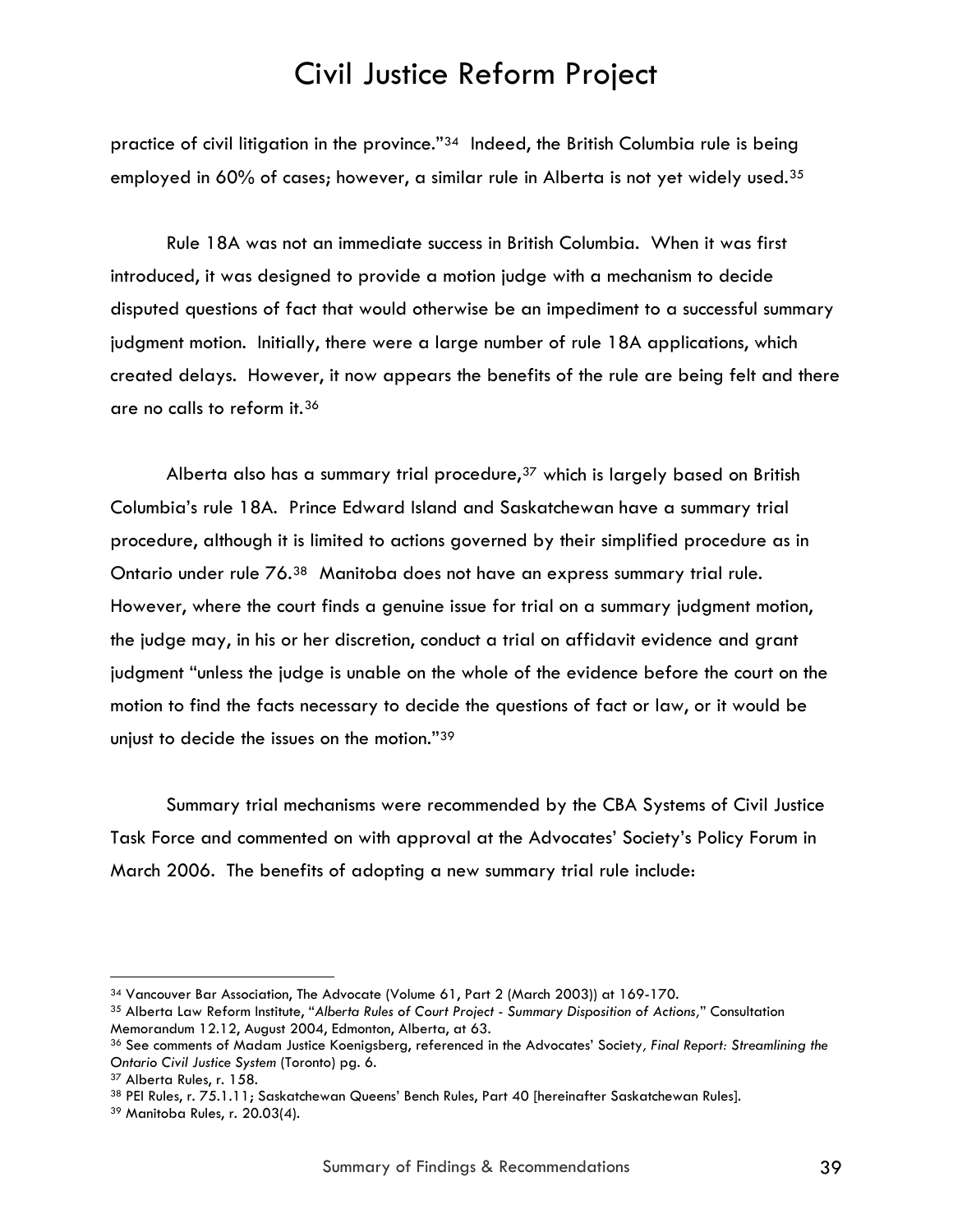practice of civil litigation in the province."[34] Indeed, the British Columbia rule is being employed in 60% of cases; however, a similar rule in Alberta is not yet widely used.[35]

Rule 18A was not an immediate success in British Columbia. When it was first introduced, it was designed to provide a motion judge with a mechanism to decide disputed questions of fact that would otherwise be an impediment to a successful summary judgment motion. Initially, there were a large number of rule 18A applications, which created delays. However, it now appears the benefits of the rule are being felt and there are no calls to reform it.[36]

Alberta also has a summary trial procedure,[37] which is largely based on British Columbia's rule 18A. Prince Edward Island and Saskatchewan have a summary trial procedure, although it is limited to actions governed by their simplified procedure as in Ontario under rule 76.[38] Manitoba does not have an express summary trial rule. However, where the court finds a genuine issue for trial on a summary judgment motion, the judge may, in his or her discretion, conduct a trial on affidavit evidence and grant judgment "unless the judge is unable on the whole of the evidence before the court on the motion to find the facts necessary to decide the questions of fact or law, or it would be unjust to decide the issues on the motion."[39]

Summary trial mechanisms were recommended by the CBA Systems of Civil Justice Task Force and commented on with approval at the Advocates' Society's Policy Forum in March 2006. The benefits of adopting a new summary trial rule include:

---

[34] Vancouver Bar Association, The Advocate (Volume 61, Part 2 (March 2003)) at 169-170.

[35] Alberta Law Reform Institute, "*Alberta Rules of Court Project - Summary Disposition of Actions,*" Consultation Memorandum 12.12, August 2004, Edmonton, Alberta, at 63.

[36] See comments of Madam Justice Koenigsberg, referenced in the Advocates' Society*, Final Report: Streamlining the Ontario Civil Justice System* (Toronto) pg. 6.

[37] Alberta Rules, r. 158.

[38] PEI Rules, r. 75.1.11; Saskatchewan Queens' Bench Rules, Part 40 [hereinafter Saskatchewan Rules].

[39] Manitoba Rules, r. 20.03(4).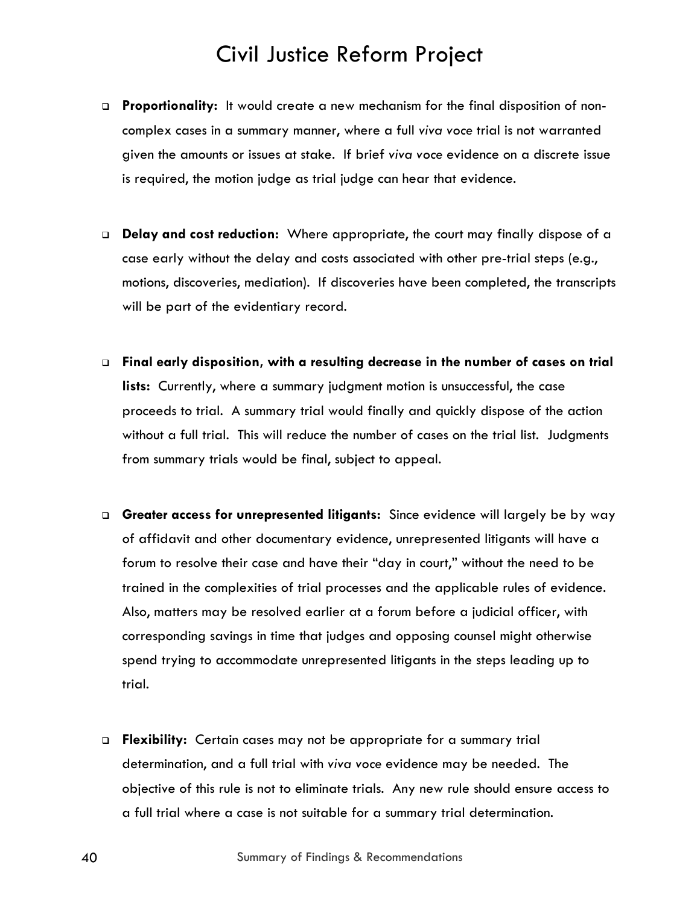- **Proportionality:** It would create a new mechanism for the final disposition of non-complex cases in a summary manner, where a full *viva voce* trial is not warranted given the amounts or issues at stake. If brief *viva voce* evidence on a discrete issue is required, the motion judge as trial judge can hear that evidence.

- **Delay and cost reduction:** Where appropriate, the court may finally dispose of a case early without the delay and costs associated with other pre-trial steps (e.g., motions, discoveries, mediation). If discoveries have been completed, the transcripts will be part of the evidentiary record.

- **Final early disposition, with a resulting decrease in the number of cases on trial lists:** Currently, where a summary judgment motion is unsuccessful, the case proceeds to trial. A summary trial would finally and quickly dispose of the action without a full trial. This will reduce the number of cases on the trial list. Judgments from summary trials would be final, subject to appeal.

- **Greater access for unrepresented litigants:** Since evidence will largely be by way of affidavit and other documentary evidence, unrepresented litigants will have a forum to resolve their case and have their "day in court," without the need to be trained in the complexities of trial processes and the applicable rules of evidence. Also, matters may be resolved earlier at a forum before a judicial officer, with corresponding savings in time that judges and opposing counsel might otherwise spend trying to accommodate unrepresented litigants in the steps leading up to trial.

- **Flexibility:** Certain cases may not be appropriate for a summary trial determination, and a full trial with *viva voce* evidence may be needed. The objective of this rule is not to eliminate trials. Any new rule should ensure access to a full trial where a case is not suitable for a summary trial determination.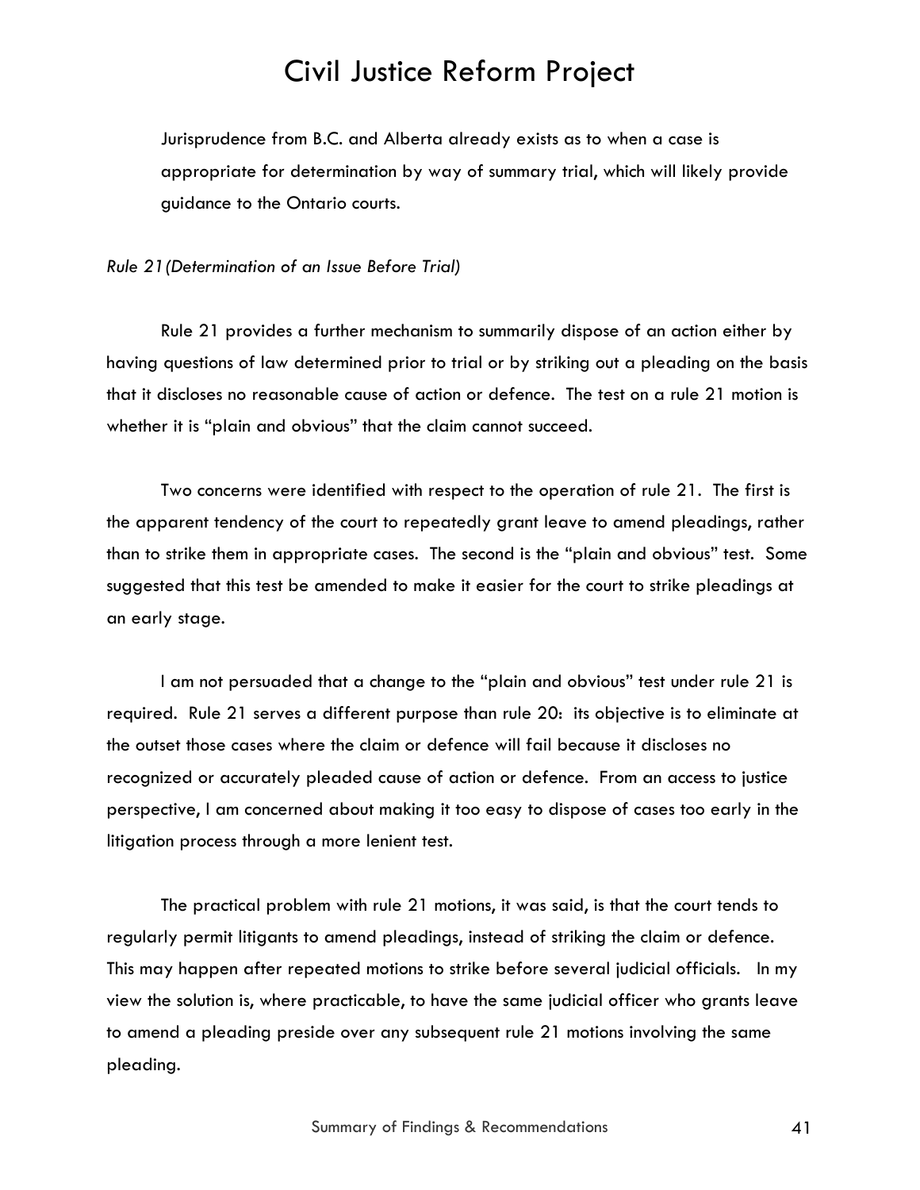Jurisprudence from B.C. and Alberta already exists as to when a case is appropriate for determination by way of summary trial, which will likely provide guidance to the Ontario courts.

*Rule 21 (Determination of an Issue Before Trial)*

Rule 21 provides a further mechanism to summarily dispose of an action either by having questions of law determined prior to trial or by striking out a pleading on the basis that it discloses no reasonable cause of action or defence. The test on a rule 21 motion is whether it is "plain and obvious" that the claim cannot succeed.

Two concerns were identified with respect to the operation of rule 21. The first is the apparent tendency of the court to repeatedly grant leave to amend pleadings, rather than to strike them in appropriate cases. The second is the "plain and obvious" test. Some suggested that this test be amended to make it easier for the court to strike pleadings at an early stage.

I am not persuaded that a change to the "plain and obvious" test under rule 21 is required. Rule 21 serves a different purpose than rule 20: its objective is to eliminate at the outset those cases where the claim or defence will fail because it discloses no recognized or accurately pleaded cause of action or defence. From an access to justice perspective, I am concerned about making it too easy to dispose of cases too early in the litigation process through a more lenient test.

The practical problem with rule 21 motions, it was said, is that the court tends to regularly permit litigants to amend pleadings, instead of striking the claim or defence. This may happen after repeated motions to strike before several judicial officials. In my view the solution is, where practicable, to have the same judicial officer who grants leave to amend a pleading preside over any subsequent rule 21 motions involving the same pleading.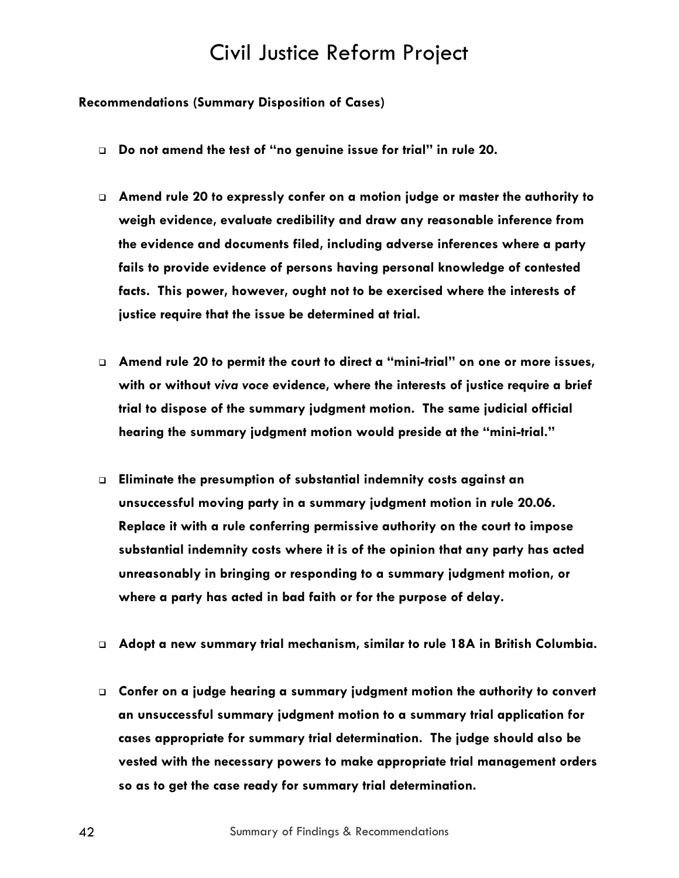**Recommendations (Summary Disposition of Cases)**

- **Do not amend the test of "no genuine issue for trial" in rule 20.**

- **Amend rule 20 to expressly confer on a motion judge or master the authority to weigh evidence, evaluate credibility and draw any reasonable inference from the evidence and documents filed, including adverse inferences where a party fails to provide evidence of persons having personal knowledge of contested facts. This power, however, ought not to be exercised where the interests of justice require that the issue be determined at trial.**

- **Amend rule 20 to permit the court to direct a "mini-trial" on one or more issues, with or without *viva voce* evidence, where the interests of justice require a brief trial to dispose of the summary judgment motion. The same judicial official hearing the summary judgment motion would preside at the "mini-trial."**

- **Eliminate the presumption of substantial indemnity costs against an unsuccessful moving party in a summary judgment motion in rule 20.06. Replace it with a rule conferring permissive authority on the court to impose substantial indemnity costs where it is of the opinion that any party has acted unreasonably in bringing or responding to a summary judgment motion, or where a party has acted in bad faith or for the purpose of delay.**

- **Adopt a new summary trial mechanism, similar to rule 18A in British Columbia.**

- **Confer on a judge hearing a summary judgment motion the authority to convert an unsuccessful summary judgment motion to a summary trial application for cases appropriate for summary trial determination. The judge should also be vested with the necessary powers to make appropriate trial management orders so as to get the case ready for summary trial determination.**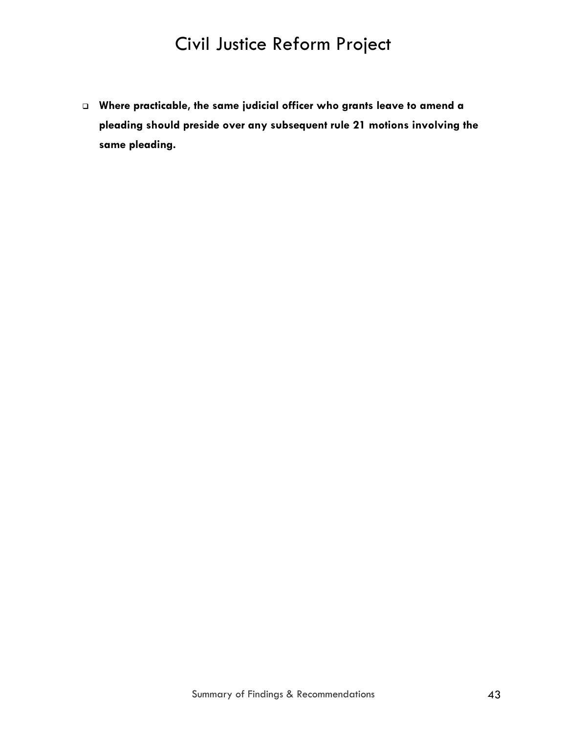- **Where practicable, the same judicial officer who grants leave to amend a pleading should preside over any subsequent rule 21 motions involving the same pleading.**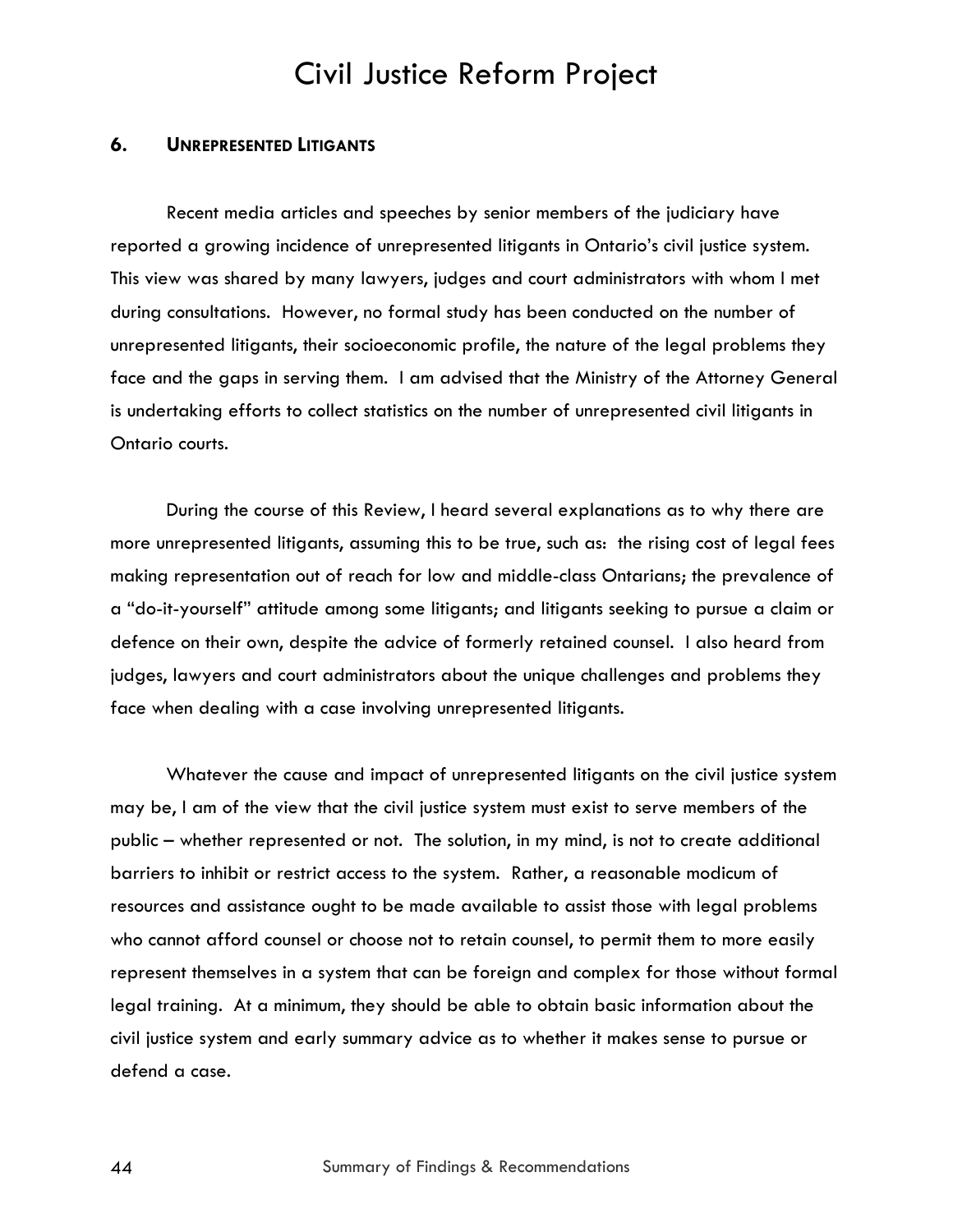## 6. UNREPRESENTED LITIGANTS

Recent media articles and speeches by senior members of the judiciary have reported a growing incidence of unrepresented litigants in Ontario's civil justice system. This view was shared by many lawyers, judges and court administrators with whom I met during consultations. However, no formal study has been conducted on the number of unrepresented litigants, their socioeconomic profile, the nature of the legal problems they face and the gaps in serving them. I am advised that the Ministry of the Attorney General is undertaking efforts to collect statistics on the number of unrepresented civil litigants in Ontario courts.

During the course of this Review, I heard several explanations as to why there are more unrepresented litigants, assuming this to be true, such as: the rising cost of legal fees making representation out of reach for low and middle-class Ontarians; the prevalence of a "do-it-yourself" attitude among some litigants; and litigants seeking to pursue a claim or defence on their own, despite the advice of formerly retained counsel. I also heard from judges, lawyers and court administrators about the unique challenges and problems they face when dealing with a case involving unrepresented litigants.

Whatever the cause and impact of unrepresented litigants on the civil justice system may be, I am of the view that the civil justice system must exist to serve members of the public – whether represented or not. The solution, in my mind, is not to create additional barriers to inhibit or restrict access to the system. Rather, a reasonable modicum of resources and assistance ought to be made available to assist those with legal problems who cannot afford counsel or choose not to retain counsel, to permit them to more easily represent themselves in a system that can be foreign and complex for those without formal legal training. At a minimum, they should be able to obtain basic information about the civil justice system and early summary advice as to whether it makes sense to pursue or defend a case.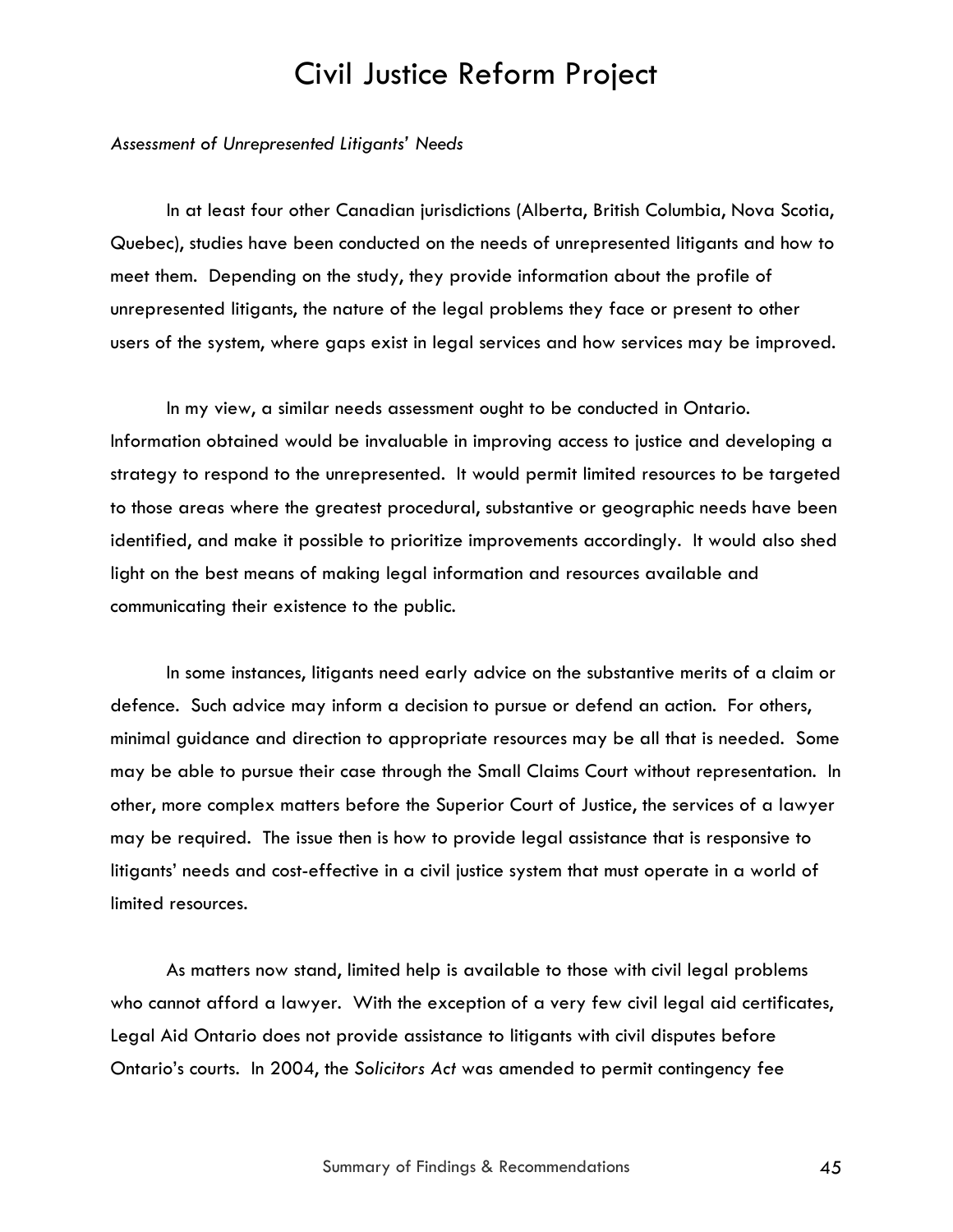*Assessment of Unrepresented Litigants' Needs*

In at least four other Canadian jurisdictions (Alberta, British Columbia, Nova Scotia, Quebec), studies have been conducted on the needs of unrepresented litigants and how to meet them. Depending on the study, they provide information about the profile of unrepresented litigants, the nature of the legal problems they face or present to other users of the system, where gaps exist in legal services and how services may be improved.

In my view, a similar needs assessment ought to be conducted in Ontario. Information obtained would be invaluable in improving access to justice and developing a strategy to respond to the unrepresented. It would permit limited resources to be targeted to those areas where the greatest procedural, substantive or geographic needs have been identified, and make it possible to prioritize improvements accordingly. It would also shed light on the best means of making legal information and resources available and communicating their existence to the public.

In some instances, litigants need early advice on the substantive merits of a claim or defence. Such advice may inform a decision to pursue or defend an action. For others, minimal guidance and direction to appropriate resources may be all that is needed. Some may be able to pursue their case through the Small Claims Court without representation. In other, more complex matters before the Superior Court of Justice, the services of a lawyer may be required. The issue then is how to provide legal assistance that is responsive to litigants' needs and cost-effective in a civil justice system that must operate in a world of limited resources.

As matters now stand, limited help is available to those with civil legal problems who cannot afford a lawyer. With the exception of a very few civil legal aid certificates, Legal Aid Ontario does not provide assistance to litigants with civil disputes before Ontario's courts. In 2004, the *Solicitors Act* was amended to permit contingency fee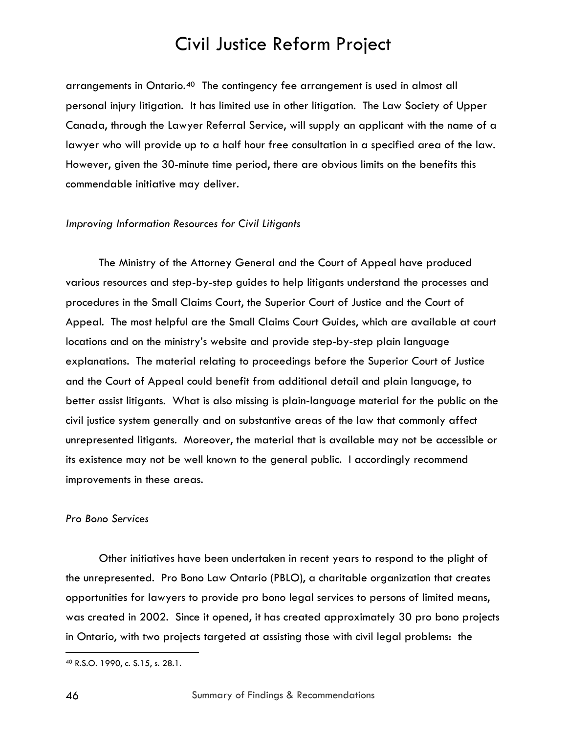arrangements in Ontario.[40] The contingency fee arrangement is used in almost all personal injury litigation. It has limited use in other litigation. The Law Society of Upper Canada, through the Lawyer Referral Service, will supply an applicant with the name of a lawyer who will provide up to a half hour free consultation in a specified area of the law. However, given the 30-minute time period, there are obvious limits on the benefits this commendable initiative may deliver.

*Improving Information Resources for Civil Litigants*

The Ministry of the Attorney General and the Court of Appeal have produced various resources and step-by-step guides to help litigants understand the processes and procedures in the Small Claims Court, the Superior Court of Justice and the Court of Appeal. The most helpful are the Small Claims Court Guides, which are available at court locations and on the ministry's website and provide step-by-step plain language explanations. The material relating to proceedings before the Superior Court of Justice and the Court of Appeal could benefit from additional detail and plain language, to better assist litigants. What is also missing is plain-language material for the public on the civil justice system generally and on substantive areas of the law that commonly affect unrepresented litigants. Moreover, the material that is available may not be accessible or its existence may not be well known to the general public. I accordingly recommend improvements in these areas.

*Pro Bono Services*

Other initiatives have been undertaken in recent years to respond to the plight of the unrepresented. Pro Bono Law Ontario (PBLO), a charitable organization that creates opportunities for lawyers to provide pro bono legal services to persons of limited means, was created in 2002. Since it opened, it has created approximately 30 pro bono projects in Ontario, with two projects targeted at assisting those with civil legal problems: the

---

[40] R.S.O. 1990, c. S.15, s. 28.1.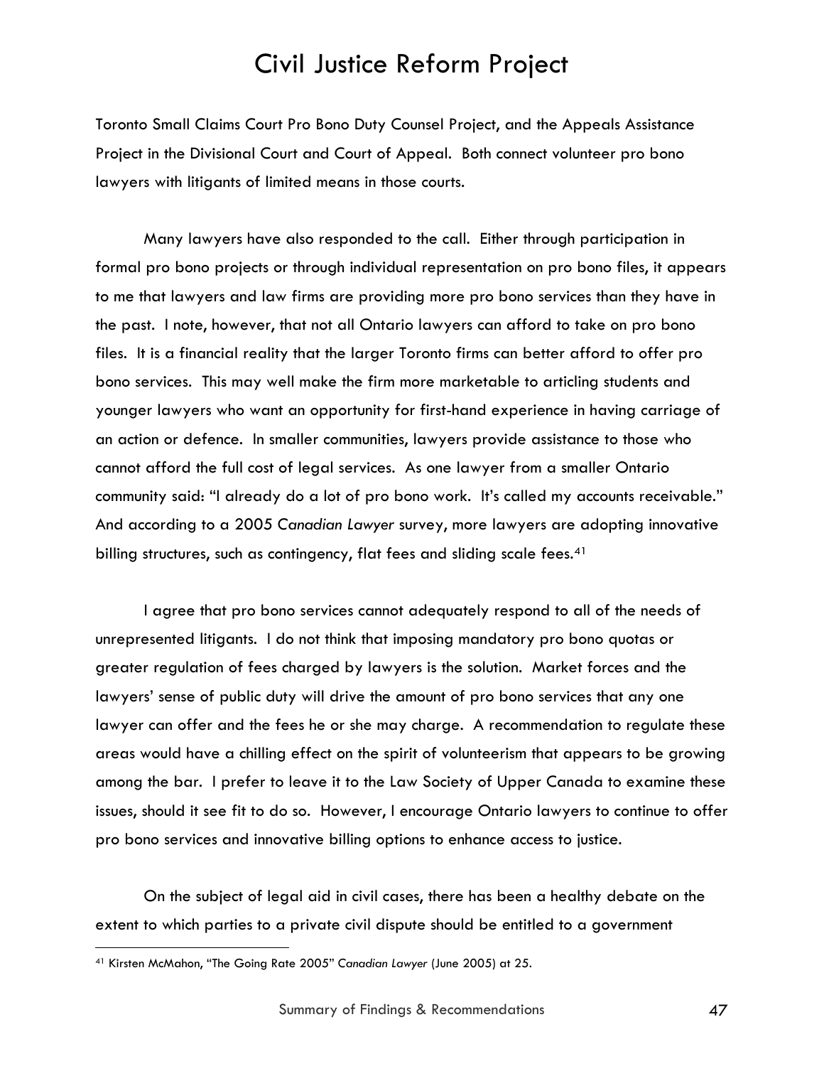Toronto Small Claims Court Pro Bono Duty Counsel Project, and the Appeals Assistance Project in the Divisional Court and Court of Appeal. Both connect volunteer pro bono lawyers with litigants of limited means in those courts.

Many lawyers have also responded to the call. Either through participation in formal pro bono projects or through individual representation on pro bono files, it appears to me that lawyers and law firms are providing more pro bono services than they have in the past. I note, however, that not all Ontario lawyers can afford to take on pro bono files. It is a financial reality that the larger Toronto firms can better afford to offer pro bono services. This may well make the firm more marketable to articling students and younger lawyers who want an opportunity for first-hand experience in having carriage of an action or defence. In smaller communities, lawyers provide assistance to those who cannot afford the full cost of legal services. As one lawyer from a smaller Ontario community said: "I already do a lot of pro bono work. It's called my accounts receivable." And according to a 2005 *Canadian Lawyer* survey, more lawyers are adopting innovative billing structures, such as contingency, flat fees and sliding scale fees.[41]

I agree that pro bono services cannot adequately respond to all of the needs of unrepresented litigants. I do not think that imposing mandatory pro bono quotas or greater regulation of fees charged by lawyers is the solution. Market forces and the lawyers' sense of public duty will drive the amount of pro bono services that any one lawyer can offer and the fees he or she may charge. A recommendation to regulate these areas would have a chilling effect on the spirit of volunteerism that appears to be growing among the bar. I prefer to leave it to the Law Society of Upper Canada to examine these issues, should it see fit to do so. However, I encourage Ontario lawyers to continue to offer pro bono services and innovative billing options to enhance access to justice.

On the subject of legal aid in civil cases, there has been a healthy debate on the extent to which parties to a private civil dispute should be entitled to a government

---

[41] Kirsten McMahon, "The Going Rate 2005" *Canadian Lawyer* (June 2005) at 25.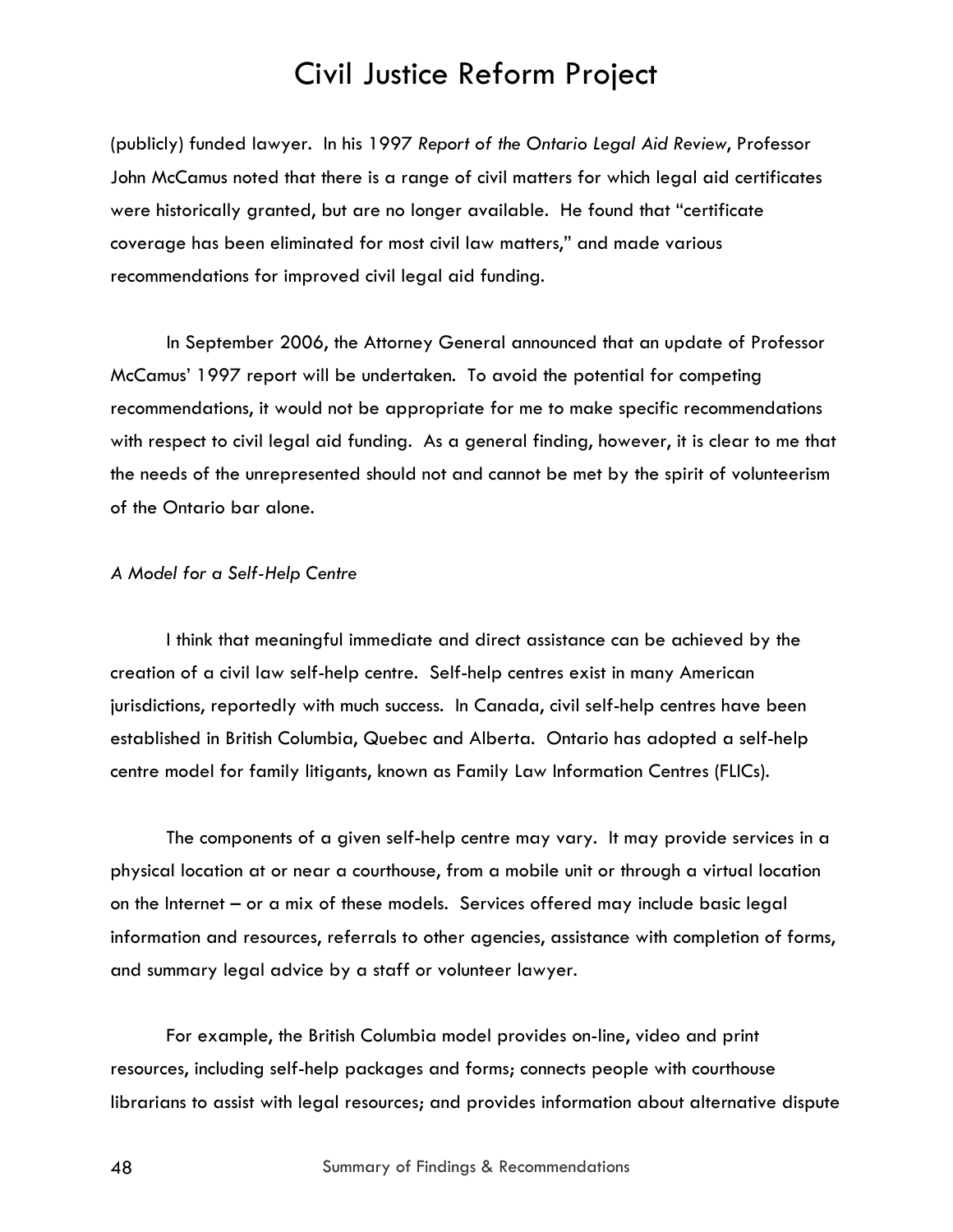(publicly) funded lawyer. In his 1997 *Report of the Ontario Legal Aid Review*, Professor John McCamus noted that there is a range of civil matters for which legal aid certificates were historically granted, but are no longer available. He found that "certificate coverage has been eliminated for most civil law matters," and made various recommendations for improved civil legal aid funding.

In September 2006, the Attorney General announced that an update of Professor McCamus' 1997 report will be undertaken. To avoid the potential for competing recommendations, it would not be appropriate for me to make specific recommendations with respect to civil legal aid funding. As a general finding, however, it is clear to me that the needs of the unrepresented should not and cannot be met by the spirit of volunteerism of the Ontario bar alone.

*A Model for a Self-Help Centre*

I think that meaningful immediate and direct assistance can be achieved by the creation of a civil law self-help centre. Self-help centres exist in many American jurisdictions, reportedly with much success. In Canada, civil self-help centres have been established in British Columbia, Quebec and Alberta. Ontario has adopted a self-help centre model for family litigants, known as Family Law Information Centres (FLICs).

The components of a given self-help centre may vary. It may provide services in a physical location at or near a courthouse, from a mobile unit or through a virtual location on the Internet – or a mix of these models. Services offered may include basic legal information and resources, referrals to other agencies, assistance with completion of forms, and summary legal advice by a staff or volunteer lawyer.

For example, the British Columbia model provides on-line, video and print resources, including self-help packages and forms; connects people with courthouse librarians to assist with legal resources; and provides information about alternative dispute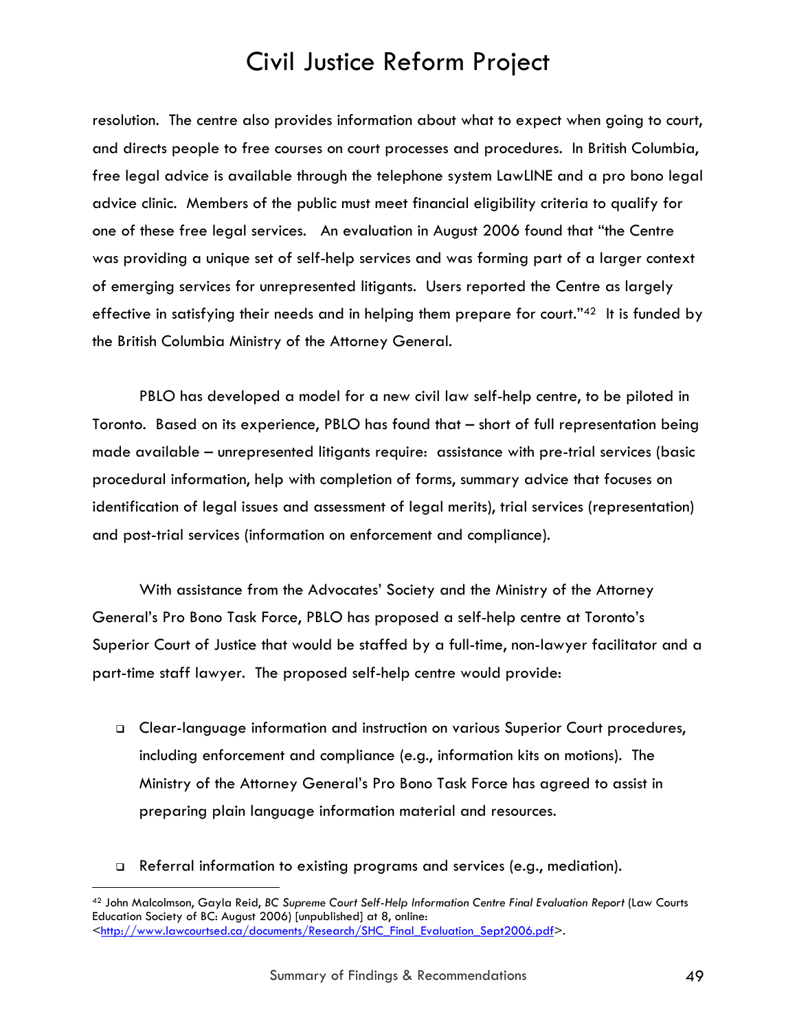resolution. The centre also provides information about what to expect when going to court, and directs people to free courses on court processes and procedures. In British Columbia, free legal advice is available through the telephone system LawLINE and a pro bono legal advice clinic. Members of the public must meet financial eligibility criteria to qualify for one of these free legal services. An evaluation in August 2006 found that "the Centre was providing a unique set of self-help services and was forming part of a larger context of emerging services for unrepresented litigants. Users reported the Centre as largely effective in satisfying their needs and in helping them prepare for court."[42] It is funded by the British Columbia Ministry of the Attorney General.

PBLO has developed a model for a new civil law self-help centre, to be piloted in Toronto. Based on its experience, PBLO has found that – short of full representation being made available – unrepresented litigants require: assistance with pre-trial services (basic procedural information, help with completion of forms, summary advice that focuses on identification of legal issues and assessment of legal merits), trial services (representation) and post-trial services (information on enforcement and compliance).

With assistance from the Advocates' Society and the Ministry of the Attorney General's Pro Bono Task Force, PBLO has proposed a self-help centre at Toronto's Superior Court of Justice that would be staffed by a full-time, non-lawyer facilitator and a part-time staff lawyer. The proposed self-help centre would provide:

- Clear-language information and instruction on various Superior Court procedures, including enforcement and compliance (e.g., information kits on motions). The Ministry of the Attorney General's Pro Bono Task Force has agreed to assist in preparing plain language information material and resources.

- Referral information to existing programs and services (e.g., mediation).

---

[42] John Malcolmson, Gayla Reid, *BC Supreme Court Self-Help Information Centre Final Evaluation Report* (Law Courts Education Society of BC: August 2006) [unpublished] at 8, online: <http://www.lawcourtsed.ca/documents/Research/SHC_Final_Evaluation_Sept2006.pdf>.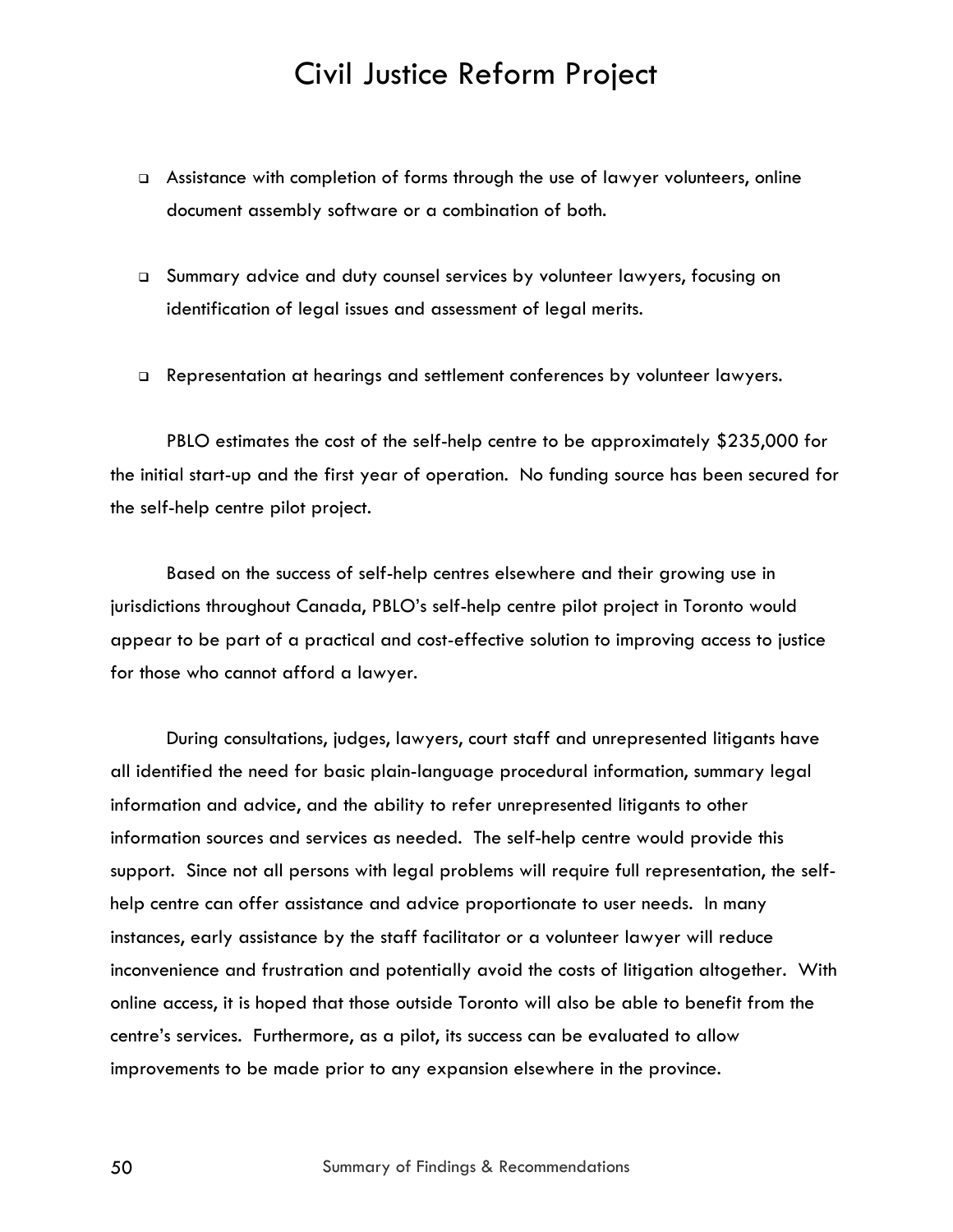- Assistance with completion of forms through the use of lawyer volunteers, online document assembly software or a combination of both.

- Summary advice and duty counsel services by volunteer lawyers, focusing on identification of legal issues and assessment of legal merits.

- Representation at hearings and settlement conferences by volunteer lawyers.

PBLO estimates the cost of the self-help centre to be approximately $235,000 for the initial start-up and the first year of operation. No funding source has been secured for the self-help centre pilot project.

Based on the success of self-help centres elsewhere and their growing use in jurisdictions throughout Canada, PBLO's self-help centre pilot project in Toronto would appear to be part of a practical and cost-effective solution to improving access to justice for those who cannot afford a lawyer.

During consultations, judges, lawyers, court staff and unrepresented litigants have all identified the need for basic plain-language procedural information, summary legal information and advice, and the ability to refer unrepresented litigants to other information sources and services as needed. The self-help centre would provide this support. Since not all persons with legal problems will require full representation, the self-help centre can offer assistance and advice proportionate to user needs. In many instances, early assistance by the staff facilitator or a volunteer lawyer will reduce inconvenience and frustration and potentially avoid the costs of litigation altogether. With online access, it is hoped that those outside Toronto will also be able to benefit from the centre's services. Furthermore, as a pilot, its success can be evaluated to allow improvements to be made prior to any expansion elsewhere in the province.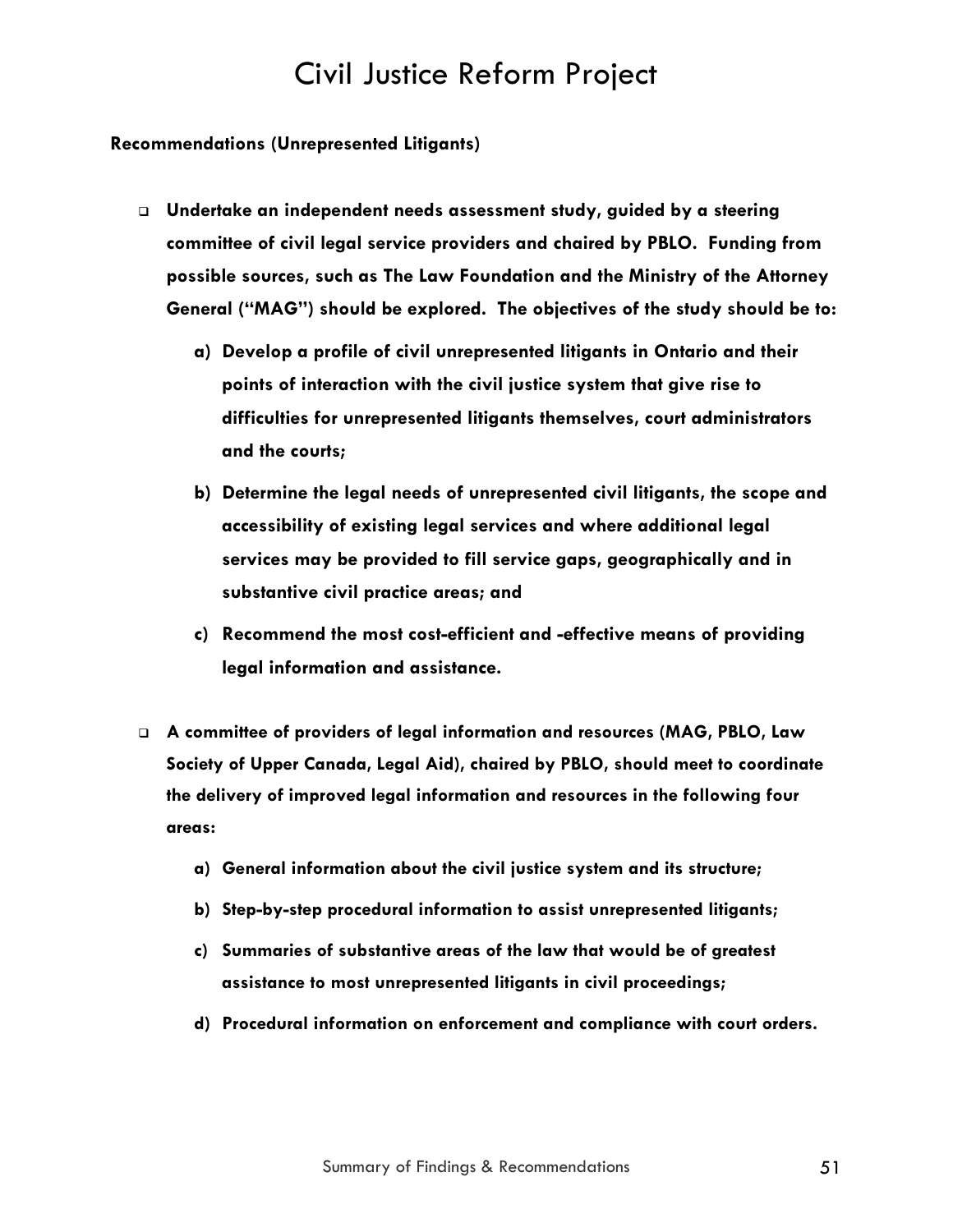# Civil Justice Reform Project

**Recommendations (Unrepresented Litigants)**

- **Undertake an independent needs assessment study, guided by a steering committee of civil legal service providers and chaired by PBLO. Funding from possible sources, such as The Law Foundation and the Ministry of the Attorney General ("MAG") should be explored. The objectives of the study should be to:**
  - **a) Develop a profile of civil unrepresented litigants in Ontario and their points of interaction with the civil justice system that give rise to difficulties for unrepresented litigants themselves, court administrators and the courts;**
  - **b) Determine the legal needs of unrepresented civil litigants, the scope and accessibility of existing legal services and where additional legal services may be provided to fill service gaps, geographically and in substantive civil practice areas; and**
  - **c) Recommend the most cost-efficient and -effective means of providing legal information and assistance.**

- **A committee of providers of legal information and resources (MAG, PBLO, Law Society of Upper Canada, Legal Aid), chaired by PBLO, should meet to coordinate the delivery of improved legal information and resources in the following four areas:**
  - **a) General information about the civil justice system and its structure;**
  - **b) Step-by-step procedural information to assist unrepresented litigants;**
  - **c) Summaries of substantive areas of the law that would be of greatest assistance to most unrepresented litigants in civil proceedings;**
  - **d) Procedural information on enforcement and compliance with court orders.**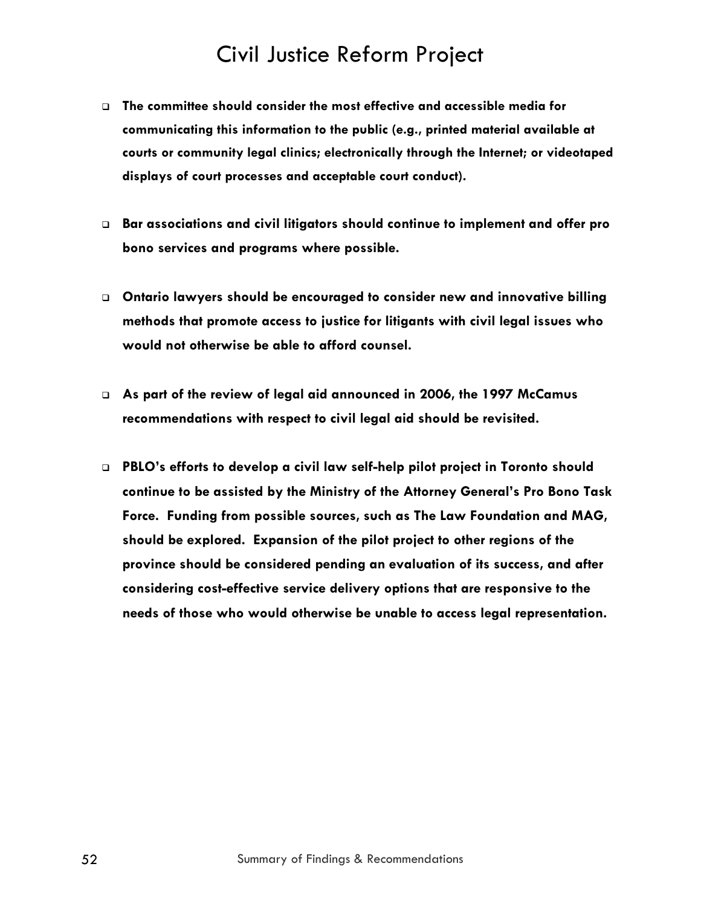- **The committee should consider the most effective and accessible media for communicating this information to the public (e.g., printed material available at courts or community legal clinics; electronically through the Internet; or videotaped displays of court processes and acceptable court conduct).**

- **Bar associations and civil litigators should continue to implement and offer pro bono services and programs where possible.**

- **Ontario lawyers should be encouraged to consider new and innovative billing methods that promote access to justice for litigants with civil legal issues who would not otherwise be able to afford counsel.**

- **As part of the review of legal aid announced in 2006, the 1997 McCamus recommendations with respect to civil legal aid should be revisited.**

- **PBLO's efforts to develop a civil law self-help pilot project in Toronto should continue to be assisted by the Ministry of the Attorney General's Pro Bono Task Force. Funding from possible sources, such as The Law Foundation and MAG, should be explored. Expansion of the pilot project to other regions of the province should be considered pending an evaluation of its success, and after considering cost-effective service delivery options that are responsive to the needs of those who would otherwise be unable to access legal representation.**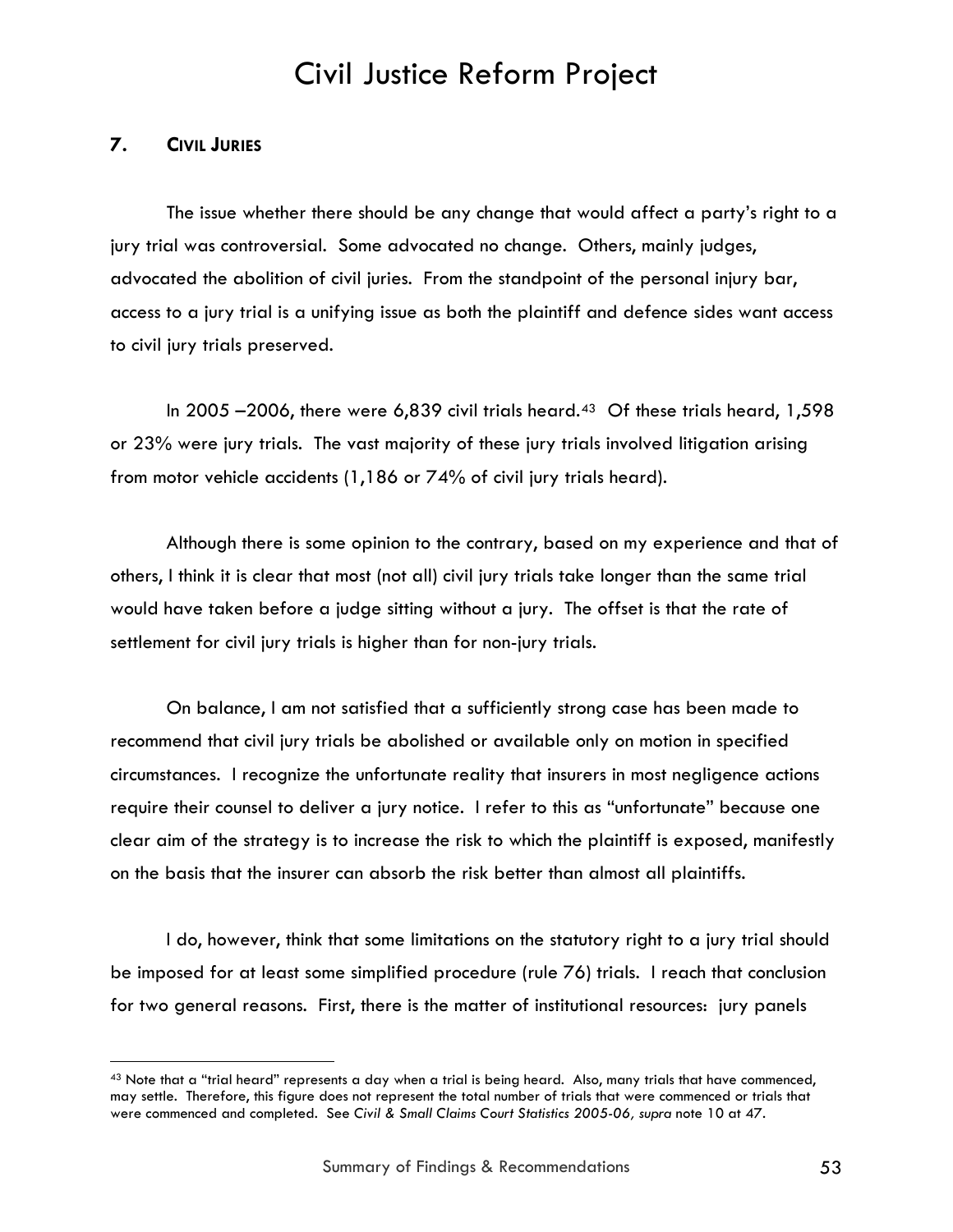### 7. CIVIL JURIES

The issue whether there should be any change that would affect a party's right to a jury trial was controversial. Some advocated no change. Others, mainly judges, advocated the abolition of civil juries. From the standpoint of the personal injury bar, access to a jury trial is a unifying issue as both the plaintiff and defence sides want access to civil jury trials preserved.

In 2005 –2006, there were 6,839 civil trials heard.[43] Of these trials heard, 1,598 or 23% were jury trials. The vast majority of these jury trials involved litigation arising from motor vehicle accidents (1,186 or 74% of civil jury trials heard).

Although there is some opinion to the contrary, based on my experience and that of others, I think it is clear that most (not all) civil jury trials take longer than the same trial would have taken before a judge sitting without a jury. The offset is that the rate of settlement for civil jury trials is higher than for non-jury trials.

On balance, I am not satisfied that a sufficiently strong case has been made to recommend that civil jury trials be abolished or available only on motion in specified circumstances. I recognize the unfortunate reality that insurers in most negligence actions require their counsel to deliver a jury notice. I refer to this as "unfortunate" because one clear aim of the strategy is to increase the risk to which the plaintiff is exposed, manifestly on the basis that the insurer can absorb the risk better than almost all plaintiffs.

I do, however, think that some limitations on the statutory right to a jury trial should be imposed for at least some simplified procedure (rule 76) trials. I reach that conclusion for two general reasons. First, there is the matter of institutional resources: jury panels

---

[43] Note that a "trial heard" represents a day when a trial is being heard. Also, many trials that have commenced, may settle. Therefore, this figure does not represent the total number of trials that were commenced or trials that were commenced and completed. See *Civil & Small Claims Court Statistics 2005-06, supra* note 10 at 47.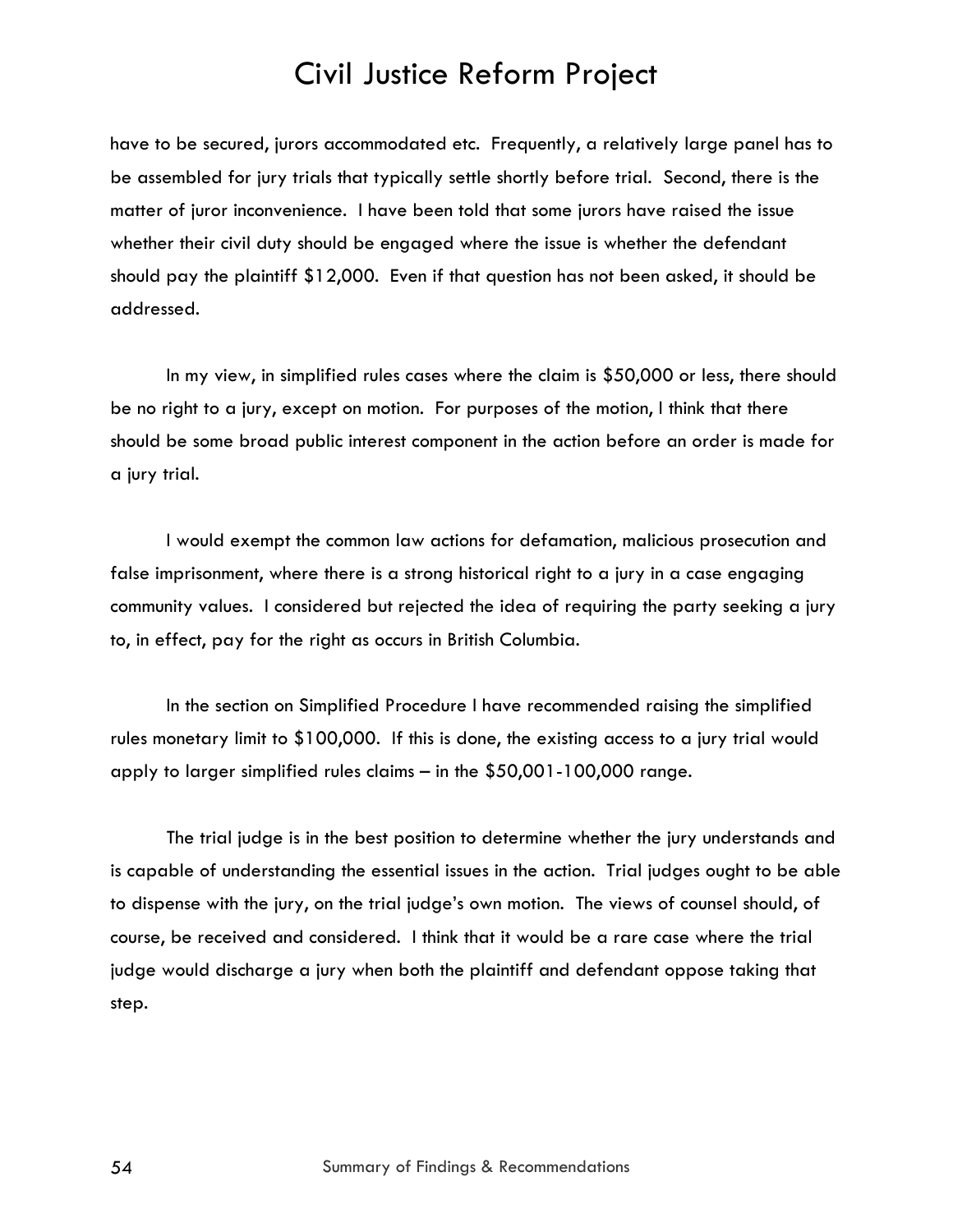have to be secured, jurors accommodated etc. Frequently, a relatively large panel has to be assembled for jury trials that typically settle shortly before trial. Second, there is the matter of juror inconvenience. I have been told that some jurors have raised the issue whether their civil duty should be engaged where the issue is whether the defendant should pay the plaintiff $12,000. Even if that question has not been asked, it should be addressed.

In my view, in simplified rules cases where the claim is $50,000 or less, there should be no right to a jury, except on motion. For purposes of the motion, I think that there should be some broad public interest component in the action before an order is made for a jury trial.

I would exempt the common law actions for defamation, malicious prosecution and false imprisonment, where there is a strong historical right to a jury in a case engaging community values. I considered but rejected the idea of requiring the party seeking a jury to, in effect, pay for the right as occurs in British Columbia.

In the section on Simplified Procedure I have recommended raising the simplified rules monetary limit to $100,000. If this is done, the existing access to a jury trial would apply to larger simplified rules claims – in the $50,001-100,000 range.

The trial judge is in the best position to determine whether the jury understands and is capable of understanding the essential issues in the action. Trial judges ought to be able to dispense with the jury, on the trial judge's own motion. The views of counsel should, of course, be received and considered. I think that it would be a rare case where the trial judge would discharge a jury when both the plaintiff and defendant oppose taking that step.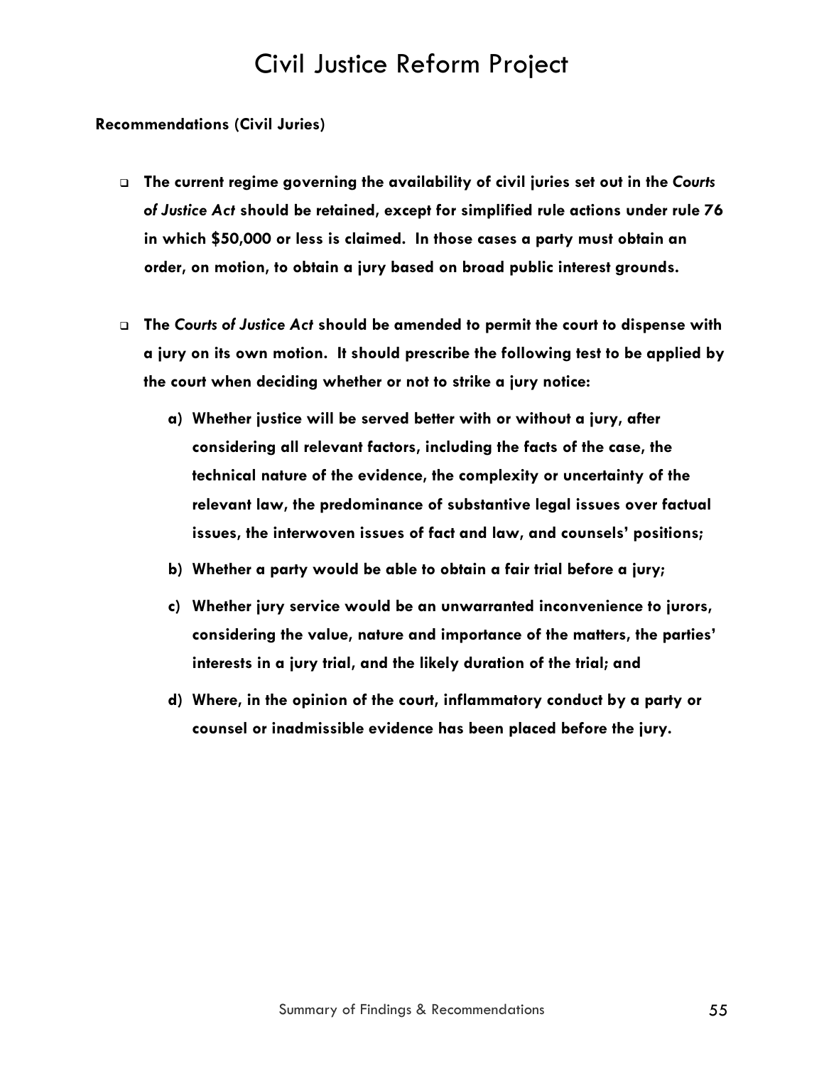**Recommendations (Civil Juries)**

- **The current regime governing the availability of civil juries set out in the *Courts of Justice Act* should be retained, except for simplified rule actions under rule 76 in which $50,000 or less is claimed. In those cases a party must obtain an order, on motion, to obtain a jury based on broad public interest grounds.**

- **The *Courts of Justice Act* should be amended to permit the court to dispense with a jury on its own motion. It should prescribe the following test to be applied by the court when deciding whether or not to strike a jury notice:**

  **a) Whether justice will be served better with or without a jury, after considering all relevant factors, including the facts of the case, the technical nature of the evidence, the complexity or uncertainty of the relevant law, the predominance of substantive legal issues over factual issues, the interwoven issues of fact and law, and counsels' positions;**

  **b) Whether a party would be able to obtain a fair trial before a jury;**

  **c) Whether jury service would be an unwarranted inconvenience to jurors, considering the value, nature and importance of the matters, the parties' interests in a jury trial, and the likely duration of the trial; and**

  **d) Where, in the opinion of the court, inflammatory conduct by a party or counsel or inadmissible evidence has been placed before the jury.**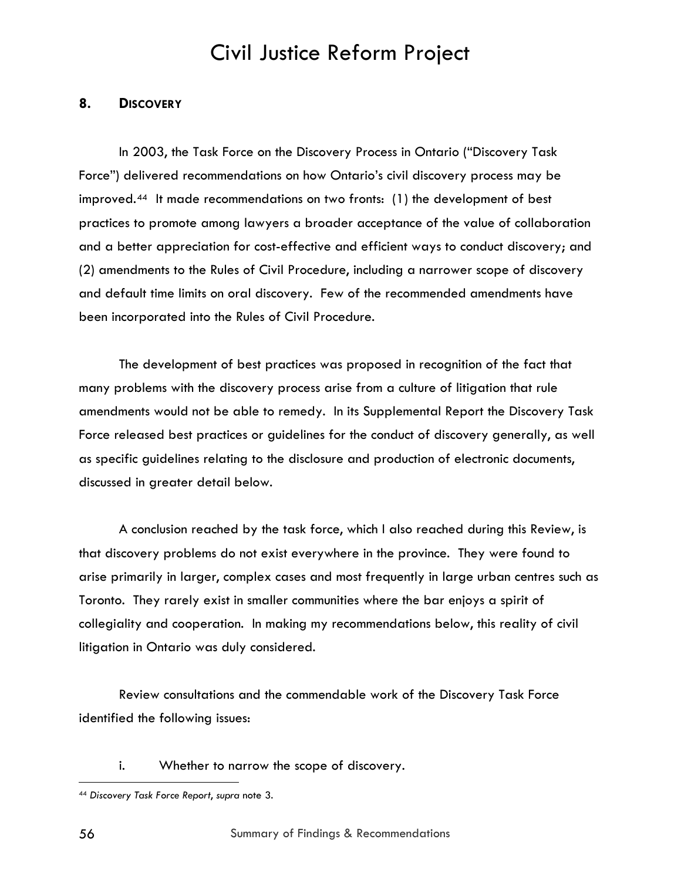## 8. DISCOVERY

In 2003, the Task Force on the Discovery Process in Ontario ("Discovery Task Force") delivered recommendations on how Ontario's civil discovery process may be improved.[44] It made recommendations on two fronts: (1) the development of best practices to promote among lawyers a broader acceptance of the value of collaboration and a better appreciation for cost-effective and efficient ways to conduct discovery; and (2) amendments to the Rules of Civil Procedure, including a narrower scope of discovery and default time limits on oral discovery. Few of the recommended amendments have been incorporated into the Rules of Civil Procedure.

The development of best practices was proposed in recognition of the fact that many problems with the discovery process arise from a culture of litigation that rule amendments would not be able to remedy. In its Supplemental Report the Discovery Task Force released best practices or guidelines for the conduct of discovery generally, as well as specific guidelines relating to the disclosure and production of electronic documents, discussed in greater detail below.

A conclusion reached by the task force, which I also reached during this Review, is that discovery problems do not exist everywhere in the province. They were found to arise primarily in larger, complex cases and most frequently in large urban centres such as Toronto. They rarely exist in smaller communities where the bar enjoys a spirit of collegiality and cooperation. In making my recommendations below, this reality of civil litigation in Ontario was duly considered.

Review consultations and the commendable work of the Discovery Task Force identified the following issues:

i. Whether to narrow the scope of discovery.

---

[44] *Discovery Task Force Report*, *supra* note 3.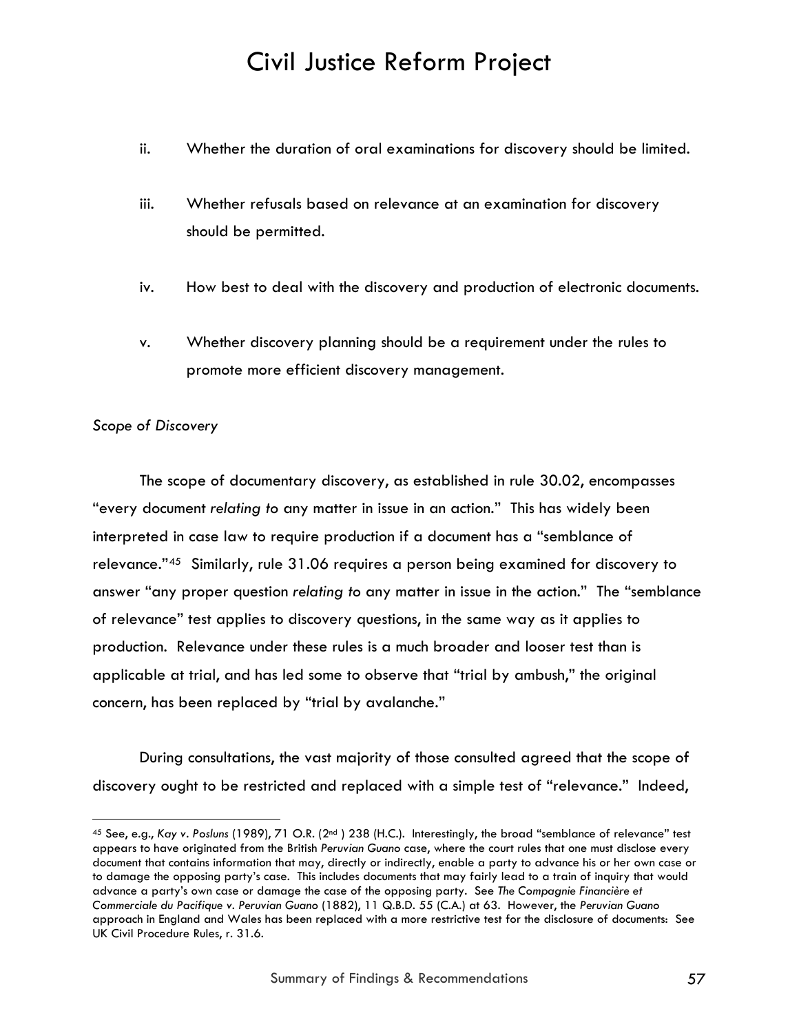ii. Whether the duration of oral examinations for discovery should be limited.

iii. Whether refusals based on relevance at an examination for discovery should be permitted.

iv. How best to deal with the discovery and production of electronic documents.

v. Whether discovery planning should be a requirement under the rules to promote more efficient discovery management.

*Scope of Discovery*

The scope of documentary discovery, as established in rule 30.02, encompasses "every document *relating to* any matter in issue in an action." This has widely been interpreted in case law to require production if a document has a "semblance of relevance."[45] Similarly, rule 31.06 requires a person being examined for discovery to answer "any proper question *relating to* any matter in issue in the action." The "semblance of relevance" test applies to discovery questions, in the same way as it applies to production. Relevance under these rules is a much broader and looser test than is applicable at trial, and has led some to observe that "trial by ambush," the original concern, has been replaced by "trial by avalanche."

During consultations, the vast majority of those consulted agreed that the scope of discovery ought to be restricted and replaced with a simple test of "relevance." Indeed,

---

[45] See, e.g., *Kay v. Posluns* (1989), 71 O.R. (2nd ) 238 (H.C.). Interestingly, the broad "semblance of relevance" test appears to have originated from the British *Peruvian Guano* case, where the court rules that one must disclose every document that contains information that may, directly or indirectly, enable a party to advance his or her own case or to damage the opposing party's case. This includes documents that may fairly lead to a train of inquiry that would advance a party's own case or damage the case of the opposing party. See *The Compagnie Financière et Commerciale du Pacifique v. Peruvian Guano* (1882), 11 Q.B.D. 55 (C.A.) at 63. However, the *Peruvian Guano* approach in England and Wales has been replaced with a more restrictive test for the disclosure of documents: See UK Civil Procedure Rules, r. 31.6.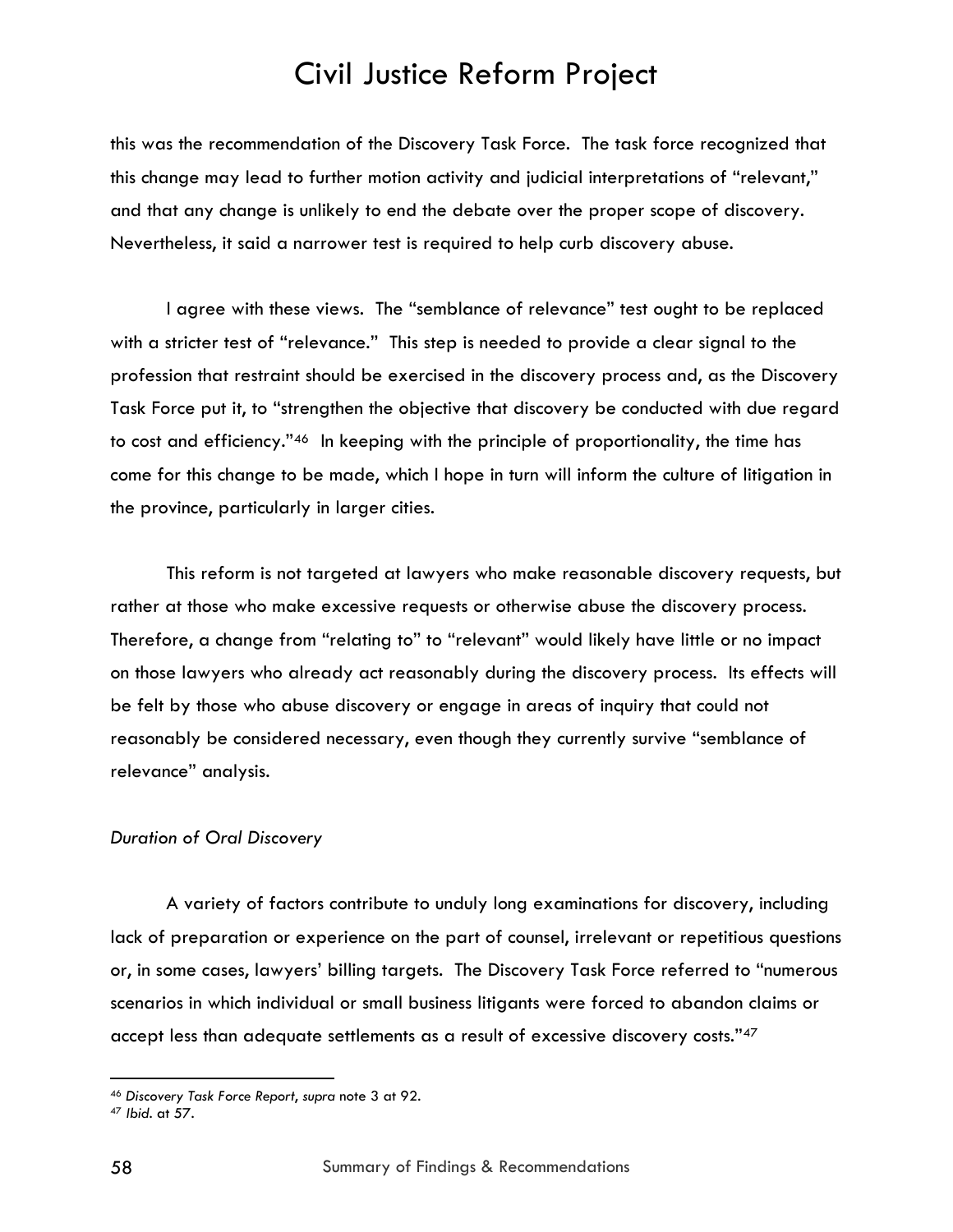this was the recommendation of the Discovery Task Force. The task force recognized that this change may lead to further motion activity and judicial interpretations of "relevant," and that any change is unlikely to end the debate over the proper scope of discovery. Nevertheless, it said a narrower test is required to help curb discovery abuse.

I agree with these views. The "semblance of relevance" test ought to be replaced with a stricter test of "relevance." This step is needed to provide a clear signal to the profession that restraint should be exercised in the discovery process and, as the Discovery Task Force put it, to "strengthen the objective that discovery be conducted with due regard to cost and efficiency."[46] In keeping with the principle of proportionality, the time has come for this change to be made, which I hope in turn will inform the culture of litigation in the province, particularly in larger cities.

This reform is not targeted at lawyers who make reasonable discovery requests, but rather at those who make excessive requests or otherwise abuse the discovery process. Therefore, a change from "relating to" to "relevant" would likely have little or no impact on those lawyers who already act reasonably during the discovery process. Its effects will be felt by those who abuse discovery or engage in areas of inquiry that could not reasonably be considered necessary, even though they currently survive "semblance of relevance" analysis.

*Duration of Oral Discovery*

A variety of factors contribute to unduly long examinations for discovery, including lack of preparation or experience on the part of counsel, irrelevant or repetitious questions or, in some cases, lawyers' billing targets. The Discovery Task Force referred to "numerous scenarios in which individual or small business litigants were forced to abandon claims or accept less than adequate settlements as a result of excessive discovery costs."[47]

---

[46] *Discovery Task Force Report*, *supra* note 3 at 92.

[47] *Ibid.* at 57.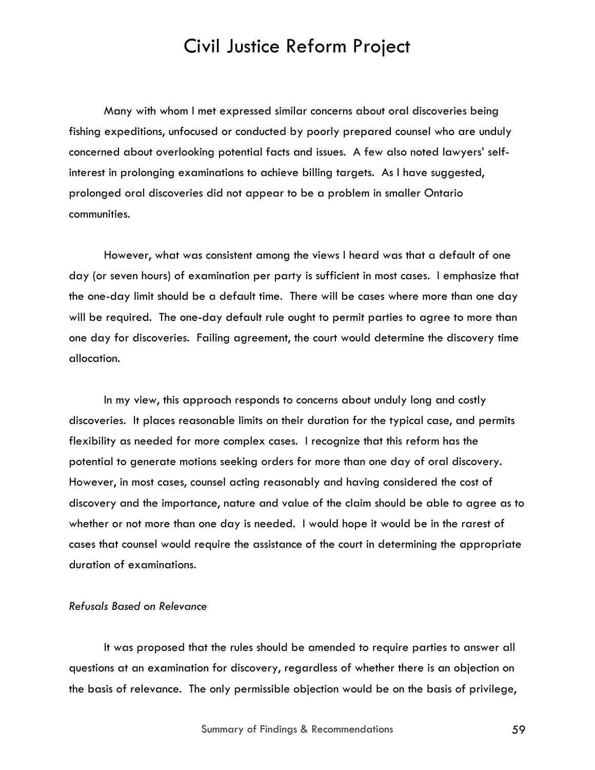Many with whom I met expressed similar concerns about oral discoveries being fishing expeditions, unfocused or conducted by poorly prepared counsel who are unduly concerned about overlooking potential facts and issues. A few also noted lawyers' self-interest in prolonging examinations to achieve billing targets. As I have suggested, prolonged oral discoveries did not appear to be a problem in smaller Ontario communities.

However, what was consistent among the views I heard was that a default of one day (or seven hours) of examination per party is sufficient in most cases. I emphasize that the one-day limit should be a default time. There will be cases where more than one day will be required. The one-day default rule ought to permit parties to agree to more than one day for discoveries. Failing agreement, the court would determine the discovery time allocation.

In my view, this approach responds to concerns about unduly long and costly discoveries. It places reasonable limits on their duration for the typical case, and permits flexibility as needed for more complex cases. I recognize that this reform has the potential to generate motions seeking orders for more than one day of oral discovery. However, in most cases, counsel acting reasonably and having considered the cost of discovery and the importance, nature and value of the claim should be able to agree as to whether or not more than one day is needed. I would hope it would be in the rarest of cases that counsel would require the assistance of the court in determining the appropriate duration of examinations.

*Refusals Based on Relevance*

It was proposed that the rules should be amended to require parties to answer all questions at an examination for discovery, regardless of whether there is an objection on the basis of relevance. The only permissible objection would be on the basis of privilege,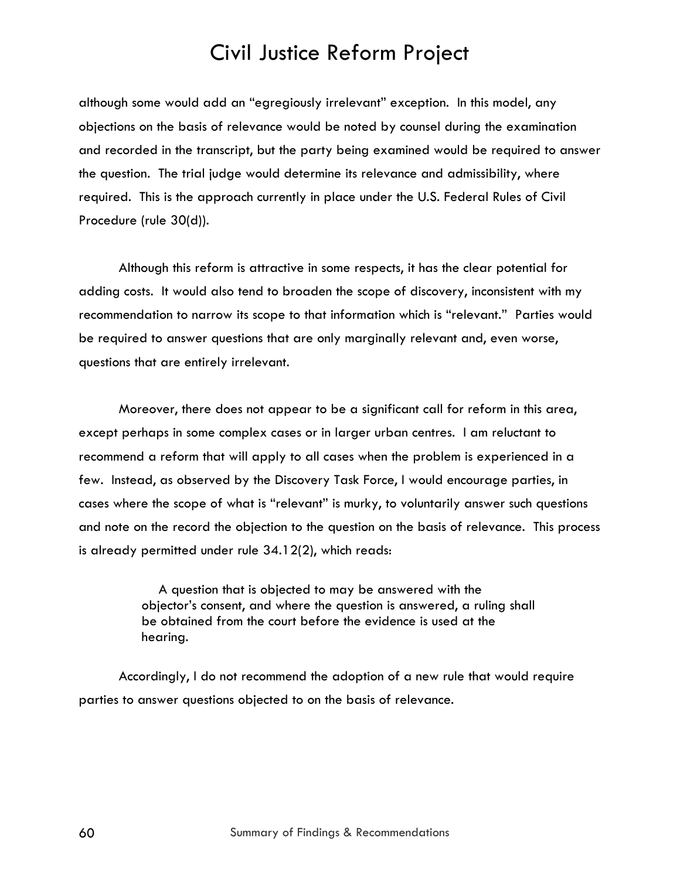although some would add an "egregiously irrelevant" exception. In this model, any objections on the basis of relevance would be noted by counsel during the examination and recorded in the transcript, but the party being examined would be required to answer the question. The trial judge would determine its relevance and admissibility, where required. This is the approach currently in place under the U.S. Federal Rules of Civil Procedure (rule 30(d)).

Although this reform is attractive in some respects, it has the clear potential for adding costs. It would also tend to broaden the scope of discovery, inconsistent with my recommendation to narrow its scope to that information which is "relevant." Parties would be required to answer questions that are only marginally relevant and, even worse, questions that are entirely irrelevant.

Moreover, there does not appear to be a significant call for reform in this area, except perhaps in some complex cases or in larger urban centres. I am reluctant to recommend a reform that will apply to all cases when the problem is experienced in a few. Instead, as observed by the Discovery Task Force, I would encourage parties, in cases where the scope of what is "relevant" is murky, to voluntarily answer such questions and note on the record the objection to the question on the basis of relevance. This process is already permitted under rule 34.12(2), which reads:

> A question that is objected to may be answered with the objector's consent, and where the question is answered, a ruling shall be obtained from the court before the evidence is used at the hearing.

Accordingly, I do not recommend the adoption of a new rule that would require parties to answer questions objected to on the basis of relevance.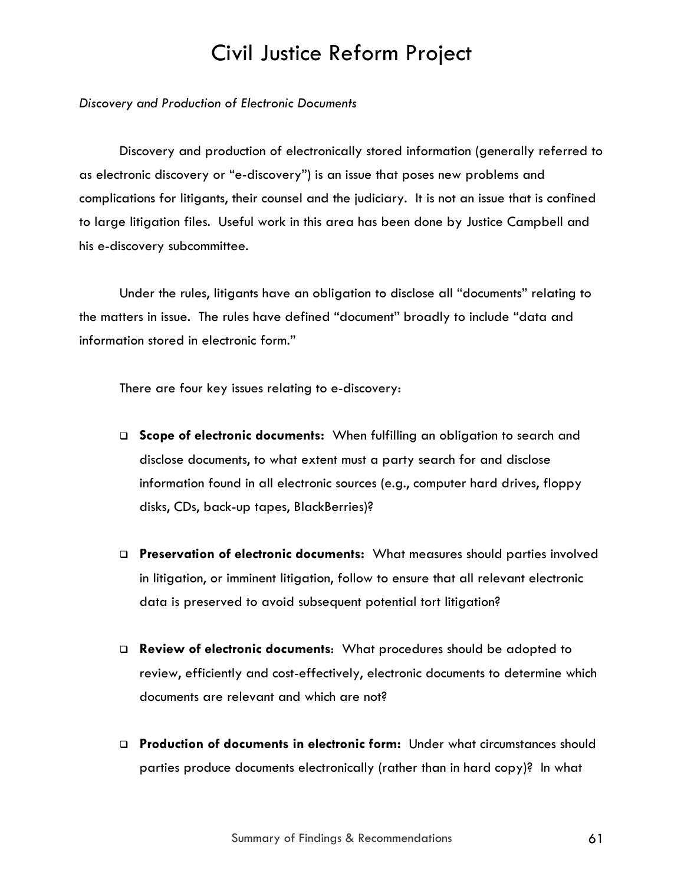*Discovery and Production of Electronic Documents*

Discovery and production of electronically stored information (generally referred to as electronic discovery or "e-discovery") is an issue that poses new problems and complications for litigants, their counsel and the judiciary. It is not an issue that is confined to large litigation files. Useful work in this area has been done by Justice Campbell and his e-discovery subcommittee.

Under the rules, litigants have an obligation to disclose all "documents" relating to the matters in issue. The rules have defined "document" broadly to include "data and information stored in electronic form."

There are four key issues relating to e-discovery:

- **Scope of electronic documents:** When fulfilling an obligation to search and disclose documents, to what extent must a party search for and disclose information found in all electronic sources (e.g., computer hard drives, floppy disks, CDs, back-up tapes, BlackBerries)?

- **Preservation of electronic documents:** What measures should parties involved in litigation, or imminent litigation, follow to ensure that all relevant electronic data is preserved to avoid subsequent potential tort litigation?

- **Review of electronic documents**: What procedures should be adopted to review, efficiently and cost-effectively, electronic documents to determine which documents are relevant and which are not?

- **Production of documents in electronic form:** Under what circumstances should parties produce documents electronically (rather than in hard copy)? In what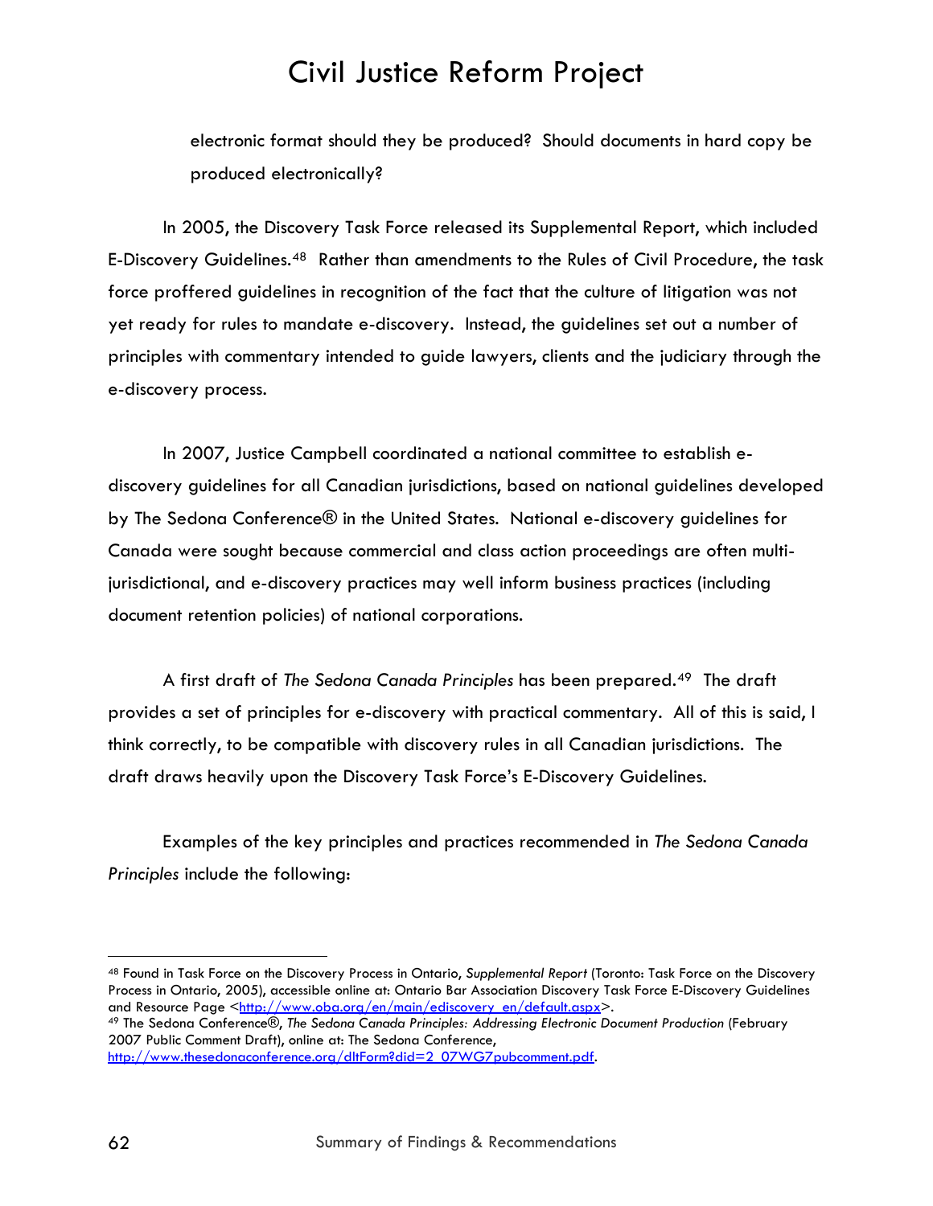electronic format should they be produced? Should documents in hard copy be produced electronically?

In 2005, the Discovery Task Force released its Supplemental Report, which included E-Discovery Guidelines.[48] Rather than amendments to the Rules of Civil Procedure, the task force proffered guidelines in recognition of the fact that the culture of litigation was not yet ready for rules to mandate e-discovery. Instead, the guidelines set out a number of principles with commentary intended to guide lawyers, clients and the judiciary through the e-discovery process.

In 2007, Justice Campbell coordinated a national committee to establish e-discovery guidelines for all Canadian jurisdictions, based on national guidelines developed by The Sedona Conference® in the United States. National e-discovery guidelines for Canada were sought because commercial and class action proceedings are often multi-jurisdictional, and e-discovery practices may well inform business practices (including document retention policies) of national corporations.

A first draft of *The Sedona Canada Principles* has been prepared.[49] The draft provides a set of principles for e-discovery with practical commentary. All of this is said, I think correctly, to be compatible with discovery rules in all Canadian jurisdictions. The draft draws heavily upon the Discovery Task Force's E-Discovery Guidelines.

Examples of the key principles and practices recommended in *The Sedona Canada Principles* include the following:

---

[48] Found in Task Force on the Discovery Process in Ontario, *Supplemental Report* (Toronto: Task Force on the Discovery Process in Ontario, 2005), accessible online at: Ontario Bar Association Discovery Task Force E-Discovery Guidelines and Resource Page <http://www.oba.org/en/main/ediscovery_en/default.aspx>.

[49] The Sedona Conference®, *The Sedona Canada Principles: Addressing Electronic Document Production* (February 2007 Public Comment Draft), online at: The Sedona Conference, http://www.thesedonaconference.org/dltForm?did=2_07WG7pubcomment.pdf.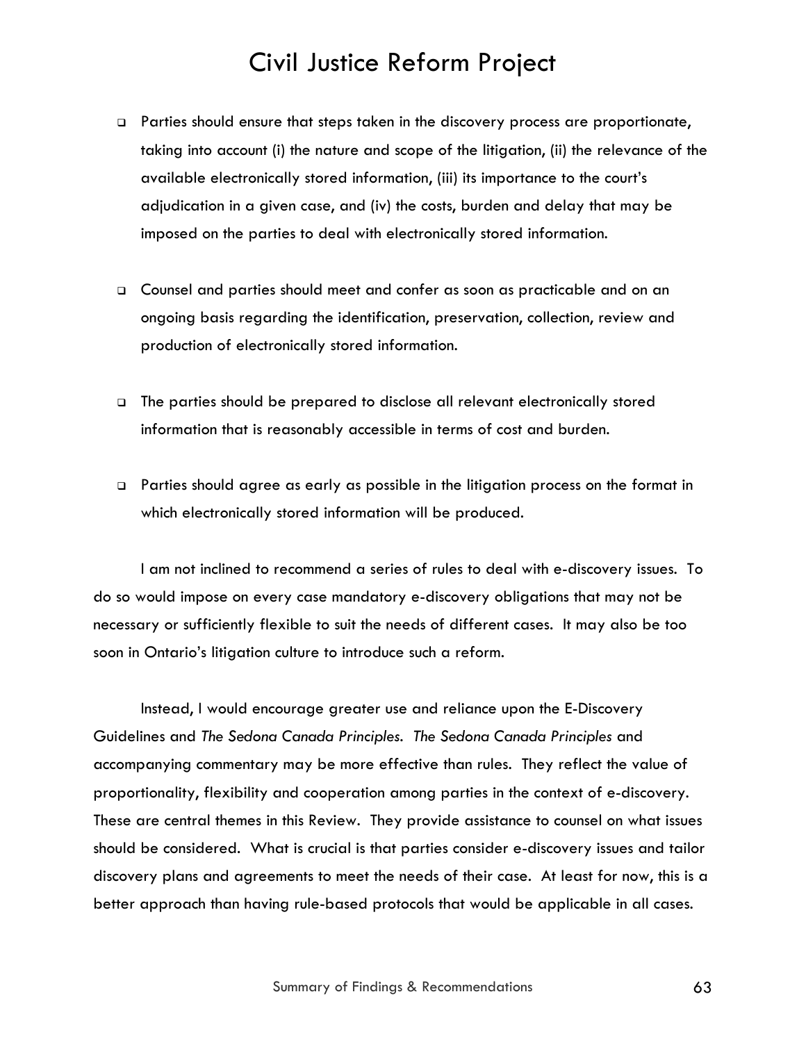- Parties should ensure that steps taken in the discovery process are proportionate, taking into account (i) the nature and scope of the litigation, (ii) the relevance of the available electronically stored information, (iii) its importance to the court's adjudication in a given case, and (iv) the costs, burden and delay that may be imposed on the parties to deal with electronically stored information.

- Counsel and parties should meet and confer as soon as practicable and on an ongoing basis regarding the identification, preservation, collection, review and production of electronically stored information.

- The parties should be prepared to disclose all relevant electronically stored information that is reasonably accessible in terms of cost and burden.

- Parties should agree as early as possible in the litigation process on the format in which electronically stored information will be produced.

I am not inclined to recommend a series of rules to deal with e-discovery issues. To do so would impose on every case mandatory e-discovery obligations that may not be necessary or sufficiently flexible to suit the needs of different cases. It may also be too soon in Ontario's litigation culture to introduce such a reform.

Instead, I would encourage greater use and reliance upon the E-Discovery Guidelines and *The Sedona Canada Principles*. *The Sedona Canada Principles* and accompanying commentary may be more effective than rules. They reflect the value of proportionality, flexibility and cooperation among parties in the context of e-discovery. These are central themes in this Review. They provide assistance to counsel on what issues should be considered. What is crucial is that parties consider e-discovery issues and tailor discovery plans and agreements to meet the needs of their case. At least for now, this is a better approach than having rule-based protocols that would be applicable in all cases.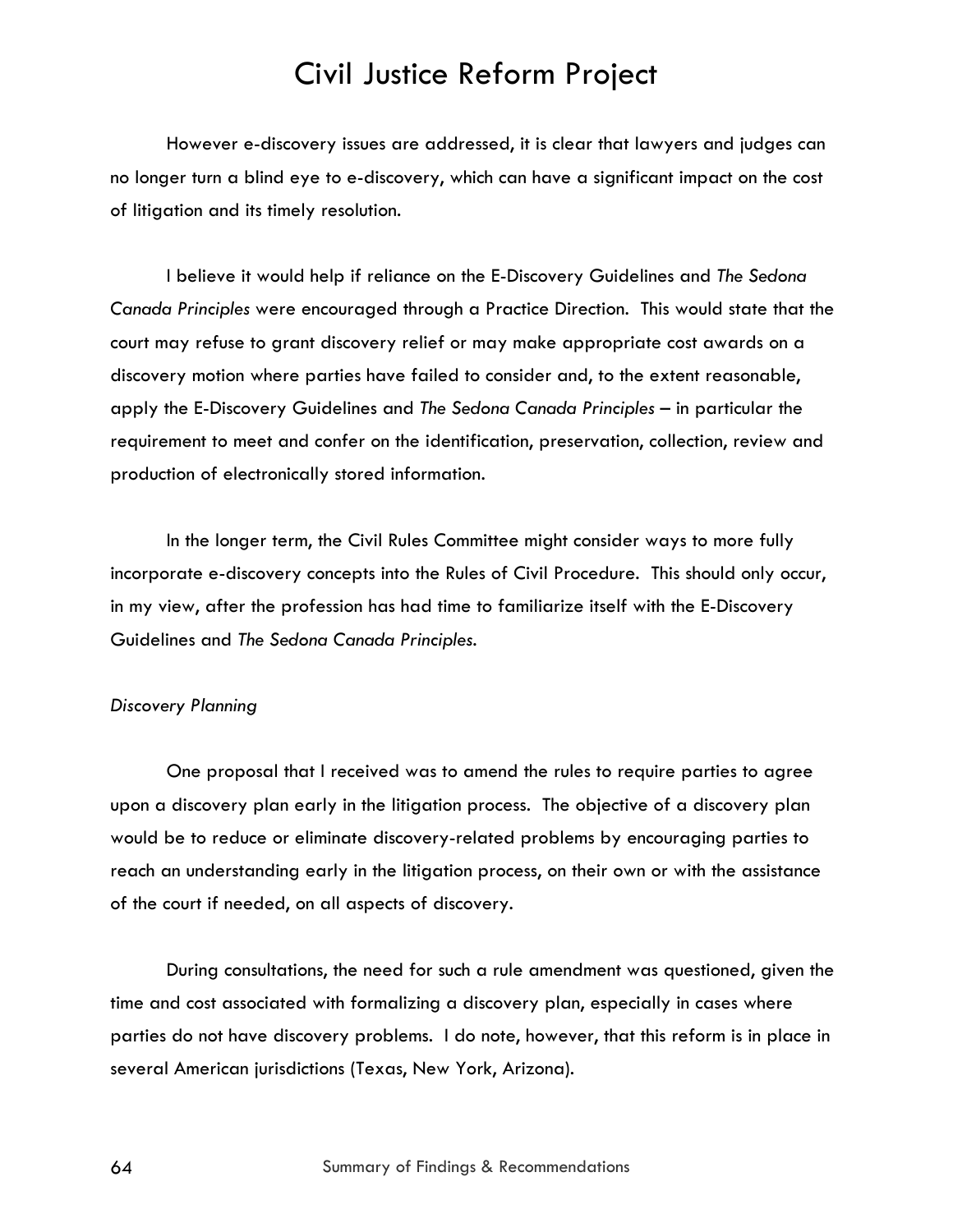However e-discovery issues are addressed, it is clear that lawyers and judges can no longer turn a blind eye to e-discovery, which can have a significant impact on the cost of litigation and its timely resolution.

I believe it would help if reliance on the E-Discovery Guidelines and *The Sedona Canada Principles* were encouraged through a Practice Direction. This would state that the court may refuse to grant discovery relief or may make appropriate cost awards on a discovery motion where parties have failed to consider and, to the extent reasonable, apply the E-Discovery Guidelines and *The Sedona Canada Principles* – in particular the requirement to meet and confer on the identification, preservation, collection, review and production of electronically stored information.

In the longer term, the Civil Rules Committee might consider ways to more fully incorporate e-discovery concepts into the Rules of Civil Procedure. This should only occur, in my view, after the profession has had time to familiarize itself with the E-Discovery Guidelines and *The Sedona Canada Principles*.

*Discovery Planning*

One proposal that I received was to amend the rules to require parties to agree upon a discovery plan early in the litigation process. The objective of a discovery plan would be to reduce or eliminate discovery-related problems by encouraging parties to reach an understanding early in the litigation process, on their own or with the assistance of the court if needed, on all aspects of discovery.

During consultations, the need for such a rule amendment was questioned, given the time and cost associated with formalizing a discovery plan, especially in cases where parties do not have discovery problems. I do note, however, that this reform is in place in several American jurisdictions (Texas, New York, Arizona).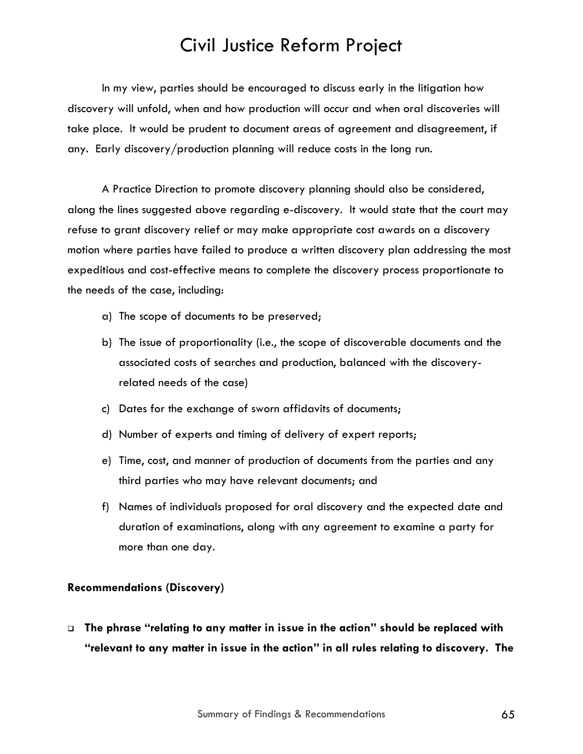In my view, parties should be encouraged to discuss early in the litigation how discovery will unfold, when and how production will occur and when oral discoveries will take place. It would be prudent to document areas of agreement and disagreement, if any. Early discovery/production planning will reduce costs in the long run.

A Practice Direction to promote discovery planning should also be considered, along the lines suggested above regarding e-discovery. It would state that the court may refuse to grant discovery relief or may make appropriate cost awards on a discovery motion where parties have failed to produce a written discovery plan addressing the most expeditious and cost-effective means to complete the discovery process proportionate to the needs of the case, including:

a) The scope of documents to be preserved;
b) The issue of proportionality (i.e., the scope of discoverable documents and the associated costs of searches and production, balanced with the discovery-related needs of the case)
c) Dates for the exchange of sworn affidavits of documents;
d) Number of experts and timing of delivery of expert reports;
e) Time, cost, and manner of production of documents from the parties and any third parties who may have relevant documents; and
f) Names of individuals proposed for oral discovery and the expected date and duration of examinations, along with any agreement to examine a party for more than one day.

**Recommendations (Discovery)**

- **The phrase "relating to any matter in issue in the action" should be replaced with "relevant to any matter in issue in the action" in all rules relating to discovery. The**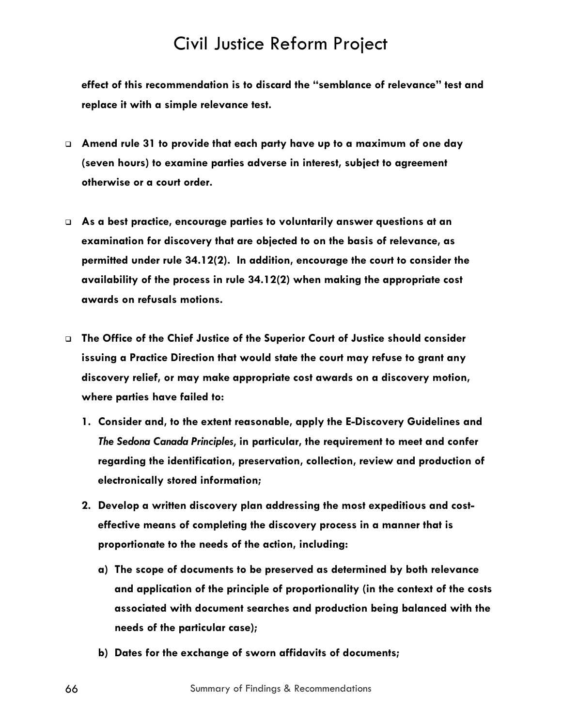**effect of this recommendation is to discard the "semblance of relevance" test and replace it with a simple relevance test.**

- **Amend rule 31 to provide that each party have up to a maximum of one day (seven hours) to examine parties adverse in interest, subject to agreement otherwise or a court order.**

- **As a best practice, encourage parties to voluntarily answer questions at an examination for discovery that are objected to on the basis of relevance, as permitted under rule 34.12(2). In addition, encourage the court to consider the availability of the process in rule 34.12(2) when making the appropriate cost awards on refusals motions.**

- **The Office of the Chief Justice of the Superior Court of Justice should consider issuing a Practice Direction that would state the court may refuse to grant any discovery relief, or may make appropriate cost awards on a discovery motion, where parties have failed to:**

  1. **Consider and, to the extent reasonable, apply the E-Discovery Guidelines and *The Sedona Canada Principles*, in particular, the requirement to meet and confer regarding the identification, preservation, collection, review and production of electronically stored information;**

  2. **Develop a written discovery plan addressing the most expeditious and cost-effective means of completing the discovery process in a manner that is proportionate to the needs of the action, including:**

     a) **The scope of documents to be preserved as determined by both relevance and application of the principle of proportionality (in the context of the costs associated with document searches and production being balanced with the needs of the particular case);**

     b) **Dates for the exchange of sworn affidavits of documents;**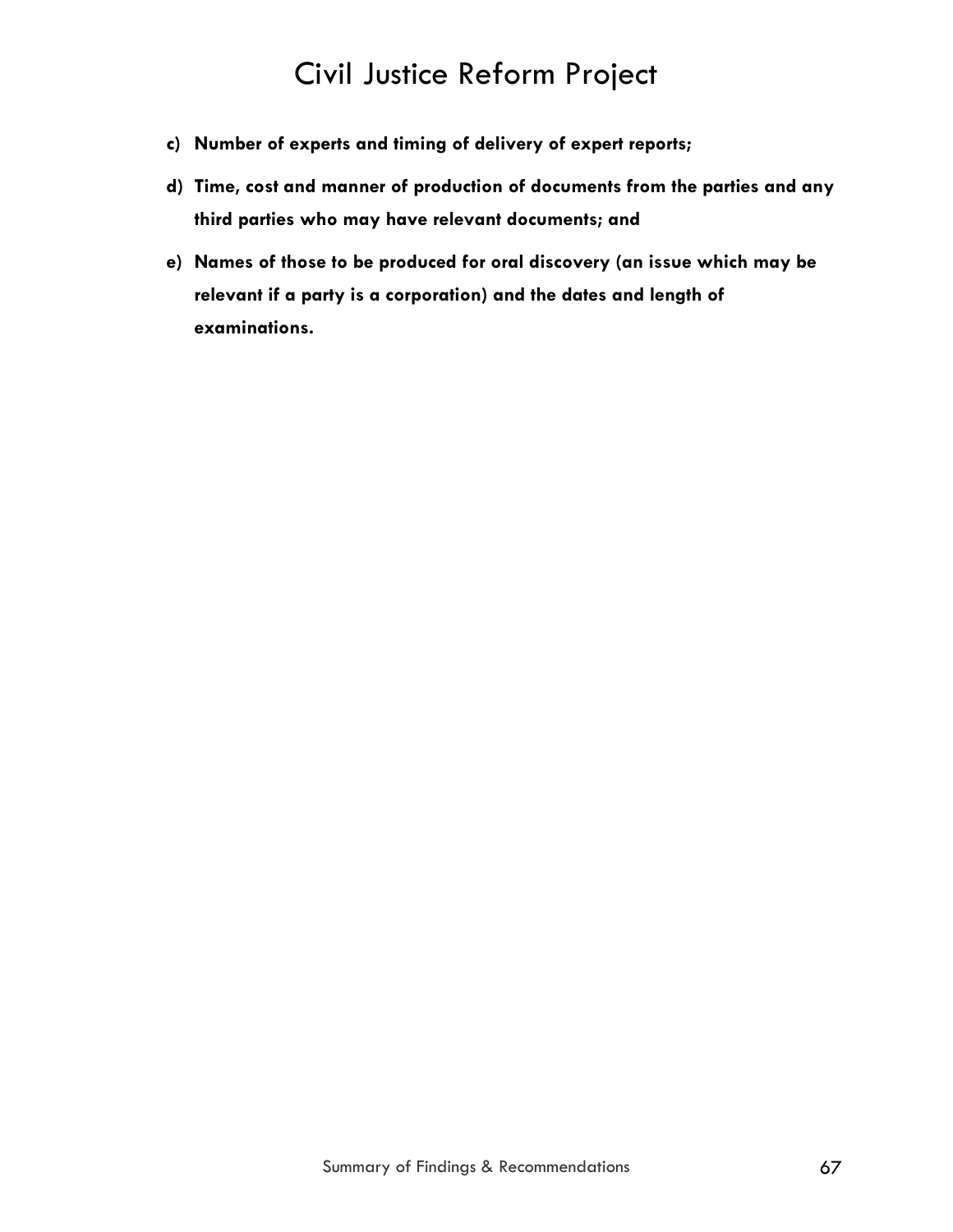**c) Number of experts and timing of delivery of expert reports;**

**d) Time, cost and manner of production of documents from the parties and any third parties who may have relevant documents; and**

**e) Names of those to be produced for oral discovery (an issue which may be relevant if a party is a corporation) and the dates and length of examinations.**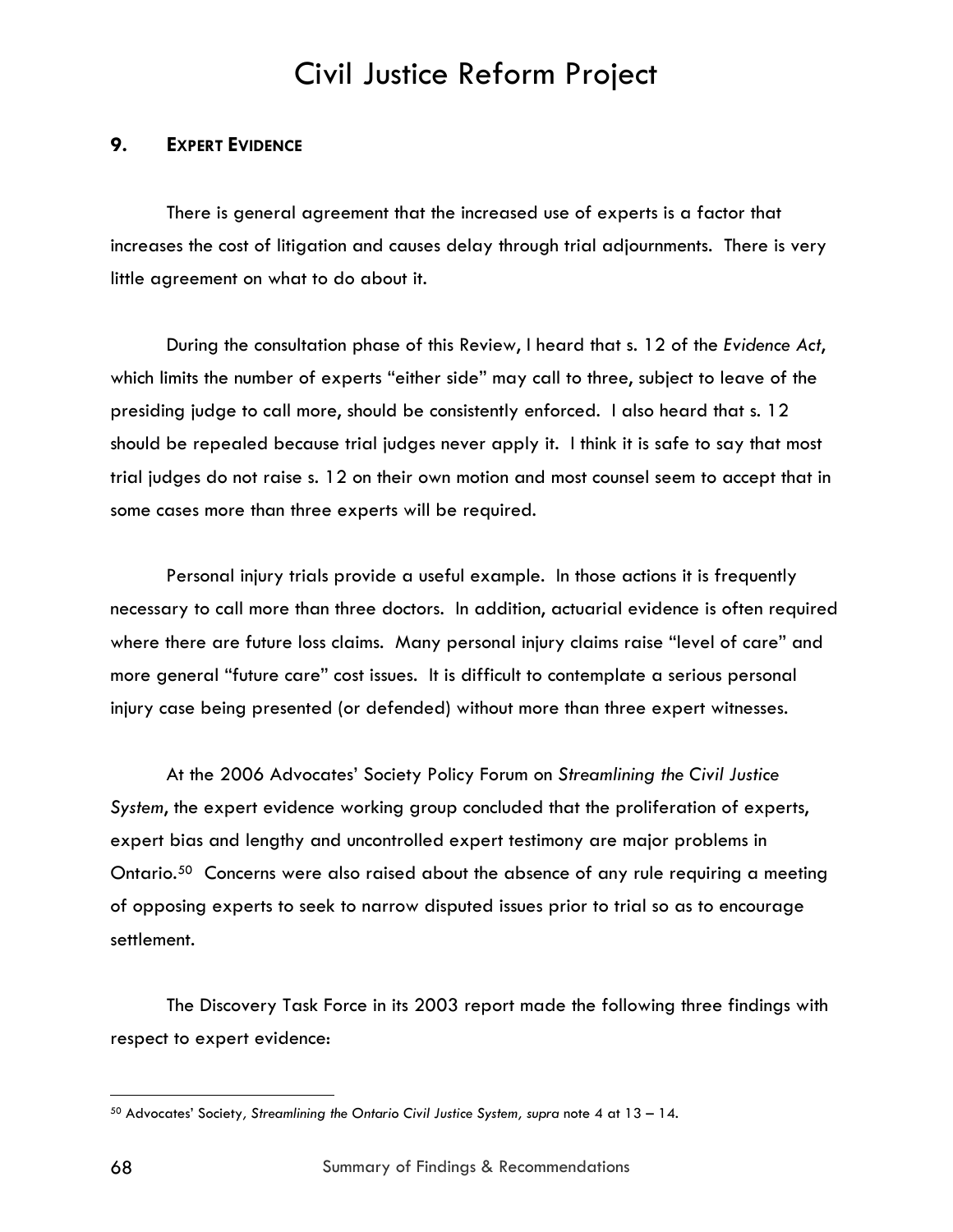## 9. EXPERT EVIDENCE

There is general agreement that the increased use of experts is a factor that increases the cost of litigation and causes delay through trial adjournments. There is very little agreement on what to do about it.

During the consultation phase of this Review, I heard that s. 12 of the *Evidence Act*, which limits the number of experts "either side" may call to three, subject to leave of the presiding judge to call more, should be consistently enforced. I also heard that s. 12 should be repealed because trial judges never apply it. I think it is safe to say that most trial judges do not raise s. 12 on their own motion and most counsel seem to accept that in some cases more than three experts will be required.

Personal injury trials provide a useful example. In those actions it is frequently necessary to call more than three doctors. In addition, actuarial evidence is often required where there are future loss claims. Many personal injury claims raise "level of care" and more general "future care" cost issues. It is difficult to contemplate a serious personal injury case being presented (or defended) without more than three expert witnesses.

At the 2006 Advocates' Society Policy Forum on *Streamlining the Civil Justice System*, the expert evidence working group concluded that the proliferation of experts, expert bias and lengthy and uncontrolled expert testimony are major problems in Ontario.[50] Concerns were also raised about the absence of any rule requiring a meeting of opposing experts to seek to narrow disputed issues prior to trial so as to encourage settlement.

The Discovery Task Force in its 2003 report made the following three findings with respect to expert evidence:

---

[50] Advocates' Society, *Streamlining the Ontario Civil Justice System, supra* note 4 at 13 – 14.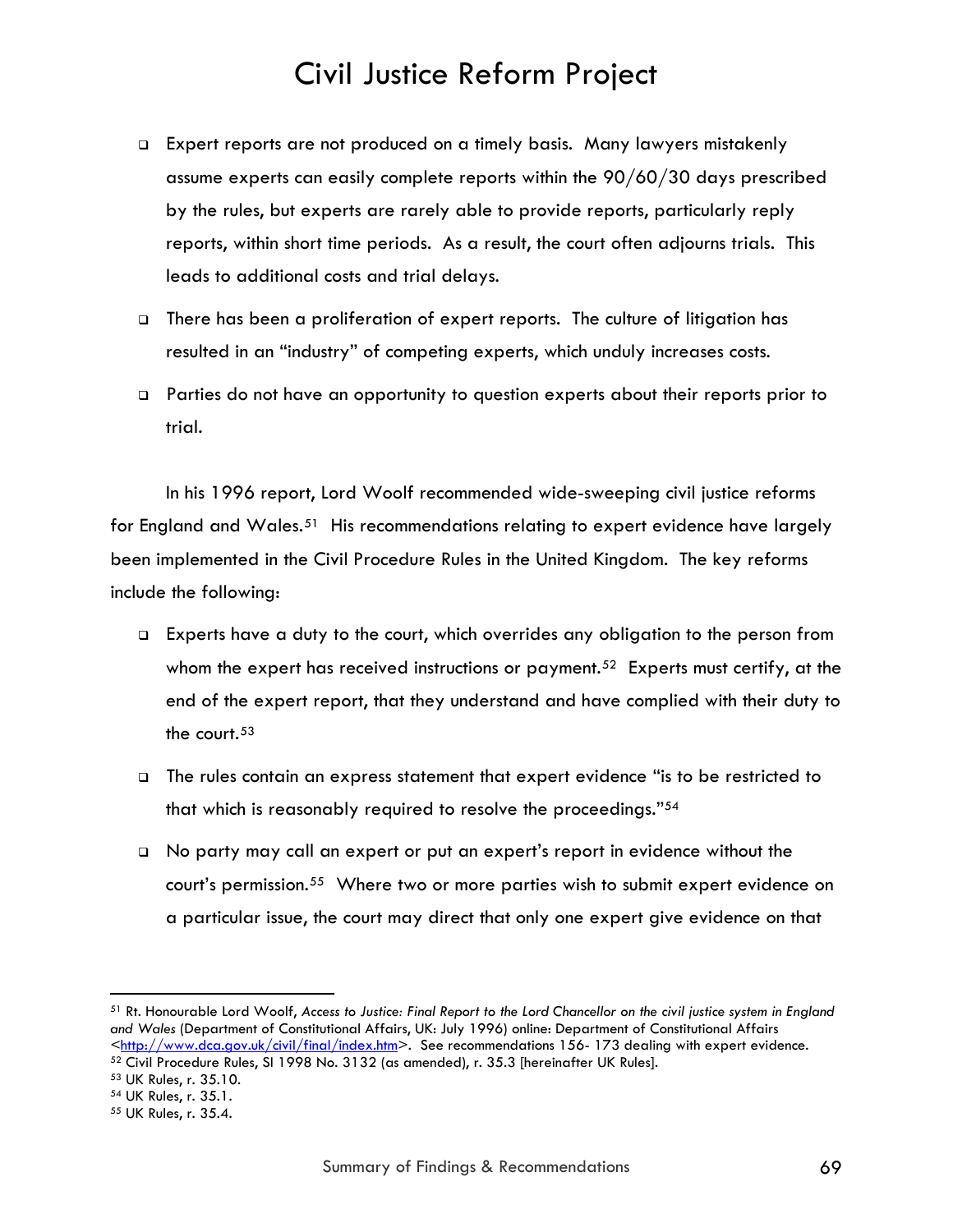- Expert reports are not produced on a timely basis. Many lawyers mistakenly assume experts can easily complete reports within the 90/60/30 days prescribed by the rules, but experts are rarely able to provide reports, particularly reply reports, within short time periods. As a result, the court often adjourns trials. This leads to additional costs and trial delays.

- There has been a proliferation of expert reports. The culture of litigation has resulted in an "industry" of competing experts, which unduly increases costs.

- Parties do not have an opportunity to question experts about their reports prior to trial.

In his 1996 report, Lord Woolf recommended wide-sweeping civil justice reforms for England and Wales.[51] His recommendations relating to expert evidence have largely been implemented in the Civil Procedure Rules in the United Kingdom. The key reforms include the following:

- Experts have a duty to the court, which overrides any obligation to the person from whom the expert has received instructions or payment.[52] Experts must certify, at the end of the expert report, that they understand and have complied with their duty to the court.[53]

- The rules contain an express statement that expert evidence "is to be restricted to that which is reasonably required to resolve the proceedings."[54]

- No party may call an expert or put an expert's report in evidence without the court's permission.[55] Where two or more parties wish to submit expert evidence on a particular issue, the court may direct that only one expert give evidence on that

---

[51] Rt. Honourable Lord Woolf, *Access to Justice: Final Report to the Lord Chancellor on the civil justice system in England and Wales* (Department of Constitutional Affairs, UK: July 1996) online: Department of Constitutional Affairs <http://www.dca.gov.uk/civil/final/index.htm>. See recommendations 156- 173 dealing with expert evidence.

[52] Civil Procedure Rules, SI 1998 No. 3132 (as amended), r. 35.3 [hereinafter UK Rules].

[53] UK Rules, r. 35.10.

[54] UK Rules, r. 35.1.

[55] UK Rules, r. 35.4.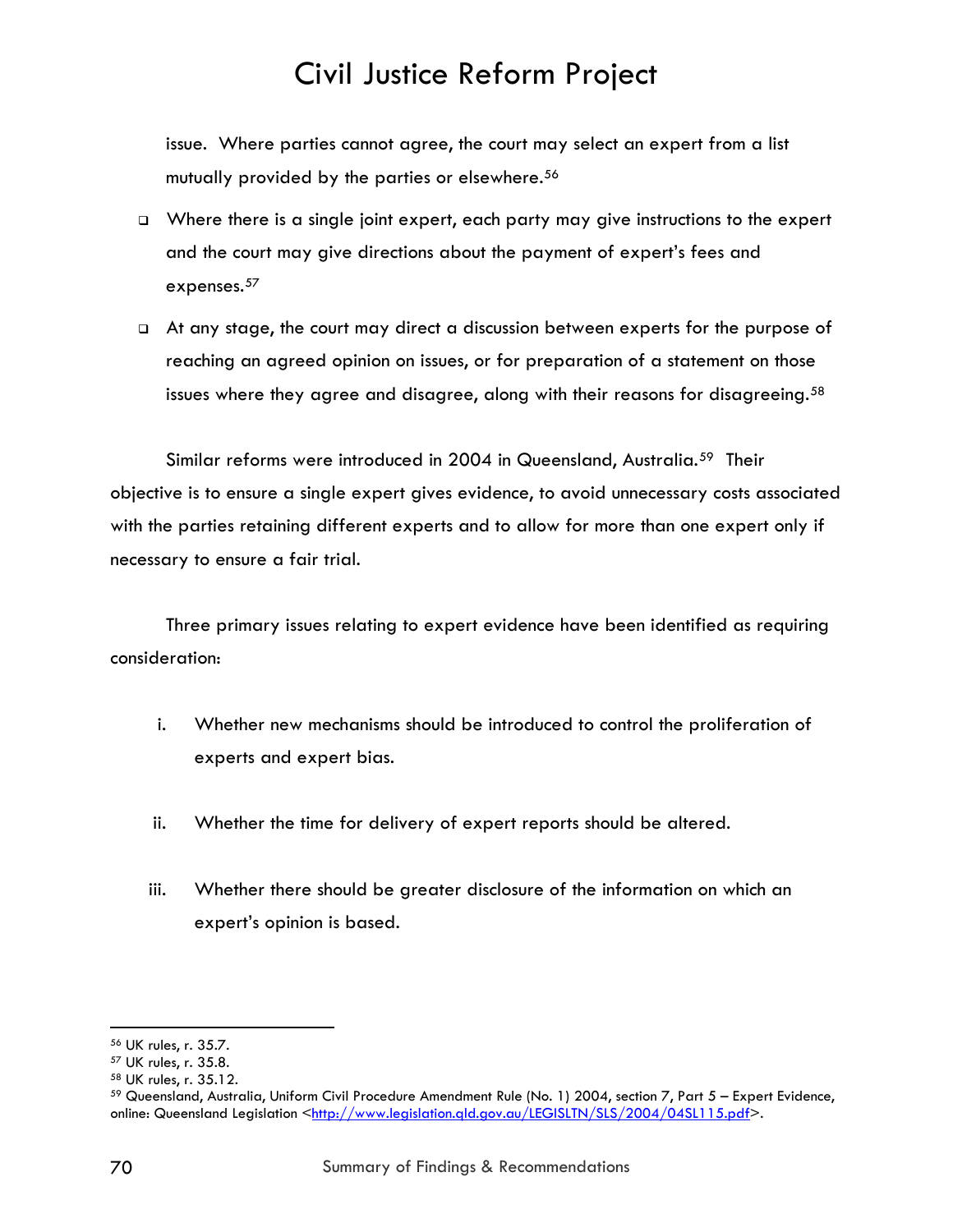issue. Where parties cannot agree, the court may select an expert from a list mutually provided by the parties or elsewhere.[56]

- Where there is a single joint expert, each party may give instructions to the expert and the court may give directions about the payment of expert's fees and expenses.[57]
- At any stage, the court may direct a discussion between experts for the purpose of reaching an agreed opinion on issues, or for preparation of a statement on those issues where they agree and disagree, along with their reasons for disagreeing.[58]

Similar reforms were introduced in 2004 in Queensland, Australia.[59] Their objective is to ensure a single expert gives evidence, to avoid unnecessary costs associated with the parties retaining different experts and to allow for more than one expert only if necessary to ensure a fair trial.

Three primary issues relating to expert evidence have been identified as requiring consideration:

i. Whether new mechanisms should be introduced to control the proliferation of experts and expert bias.

ii. Whether the time for delivery of expert reports should be altered.

iii. Whether there should be greater disclosure of the information on which an expert's opinion is based.

---

[56] UK rules, r. 35.7.

[57] UK rules, r. 35.8.

[58] UK rules, r. 35.12.

[59] Queensland, Australia, Uniform Civil Procedure Amendment Rule (No. 1) 2004, section 7, Part 5 – Expert Evidence, online: Queensland Legislation <http://www.legislation.qld.gov.au/LEGISLTN/SLS/2004/04SL115.pdf>.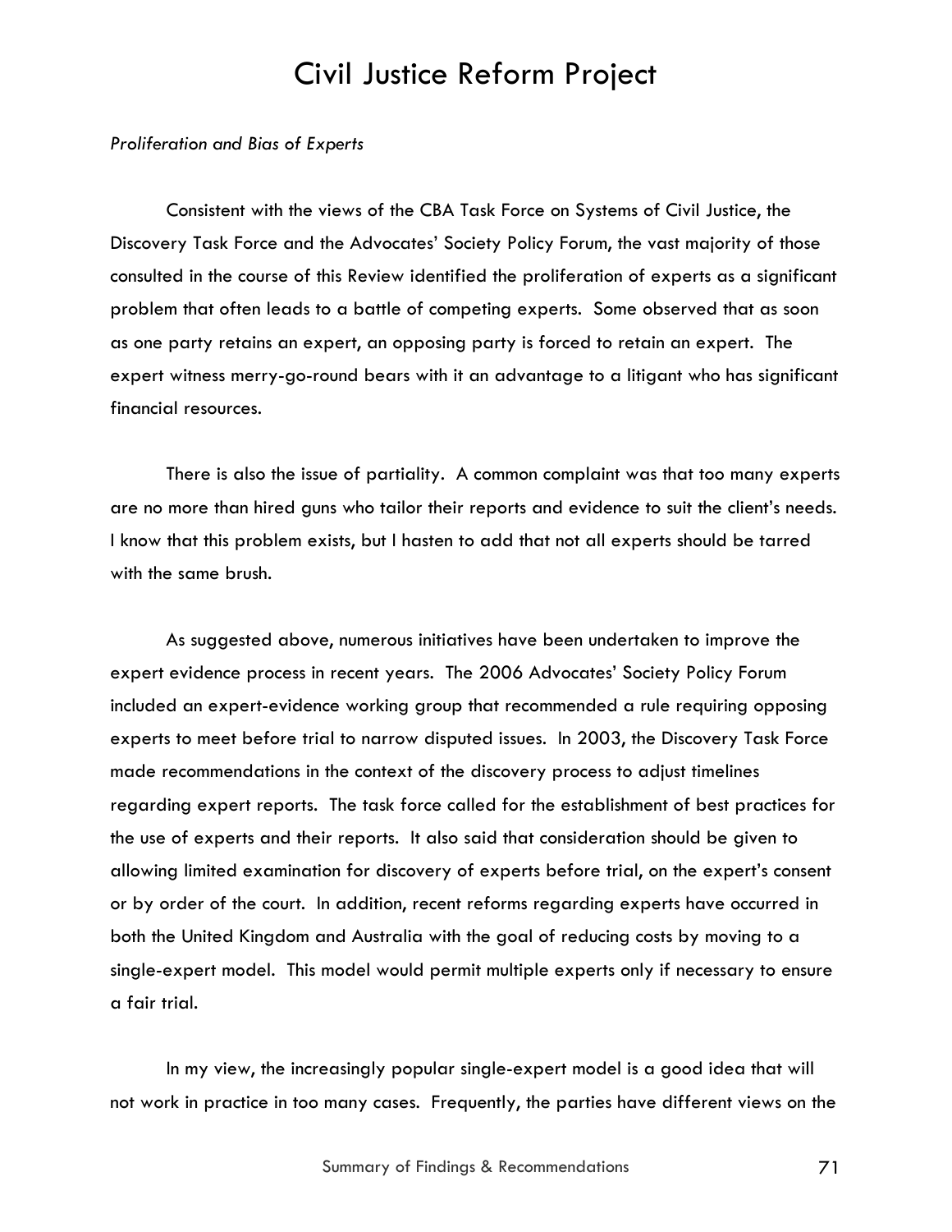*Proliferation and Bias of Experts*

Consistent with the views of the CBA Task Force on Systems of Civil Justice, the Discovery Task Force and the Advocates' Society Policy Forum, the vast majority of those consulted in the course of this Review identified the proliferation of experts as a significant problem that often leads to a battle of competing experts. Some observed that as soon as one party retains an expert, an opposing party is forced to retain an expert. The expert witness merry-go-round bears with it an advantage to a litigant who has significant financial resources.

There is also the issue of partiality. A common complaint was that too many experts are no more than hired guns who tailor their reports and evidence to suit the client's needs. I know that this problem exists, but I hasten to add that not all experts should be tarred with the same brush.

As suggested above, numerous initiatives have been undertaken to improve the expert evidence process in recent years. The 2006 Advocates' Society Policy Forum included an expert-evidence working group that recommended a rule requiring opposing experts to meet before trial to narrow disputed issues. In 2003, the Discovery Task Force made recommendations in the context of the discovery process to adjust timelines regarding expert reports. The task force called for the establishment of best practices for the use of experts and their reports. It also said that consideration should be given to allowing limited examination for discovery of experts before trial, on the expert's consent or by order of the court. In addition, recent reforms regarding experts have occurred in both the United Kingdom and Australia with the goal of reducing costs by moving to a single-expert model. This model would permit multiple experts only if necessary to ensure a fair trial.

In my view, the increasingly popular single-expert model is a good idea that will not work in practice in too many cases. Frequently, the parties have different views on the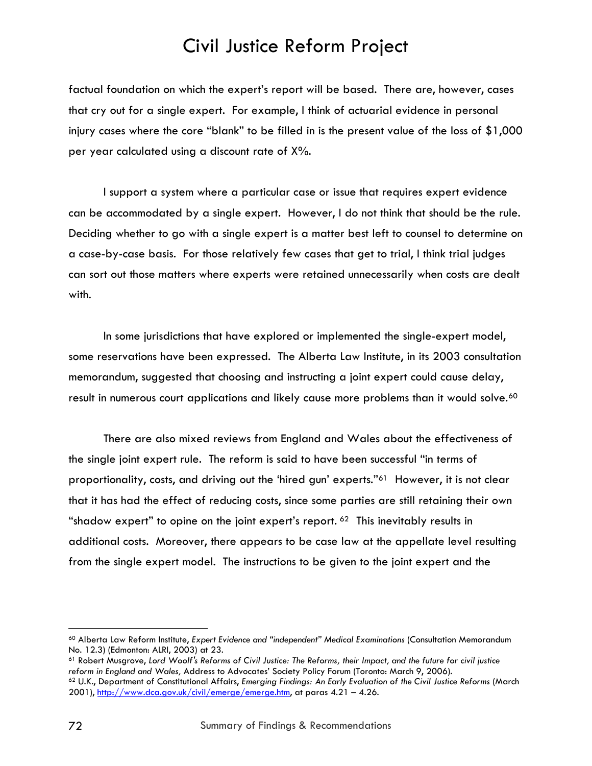factual foundation on which the expert's report will be based. There are, however, cases that cry out for a single expert. For example, I think of actuarial evidence in personal injury cases where the core "blank" to be filled in is the present value of the loss of $1,000 per year calculated using a discount rate of X%.

I support a system where a particular case or issue that requires expert evidence can be accommodated by a single expert. However, I do not think that should be the rule. Deciding whether to go with a single expert is a matter best left to counsel to determine on a case-by-case basis. For those relatively few cases that get to trial, I think trial judges can sort out those matters where experts were retained unnecessarily when costs are dealt with.

In some jurisdictions that have explored or implemented the single-expert model, some reservations have been expressed. The Alberta Law Institute, in its 2003 consultation memorandum, suggested that choosing and instructing a joint expert could cause delay, result in numerous court applications and likely cause more problems than it would solve.[60]

There are also mixed reviews from England and Wales about the effectiveness of the single joint expert rule. The reform is said to have been successful "in terms of proportionality, costs, and driving out the 'hired gun' experts."[61] However, it is not clear that it has had the effect of reducing costs, since some parties are still retaining their own "shadow expert" to opine on the joint expert's report.[62] This inevitably results in additional costs. Moreover, there appears to be case law at the appellate level resulting from the single expert model. The instructions to be given to the joint expert and the

---

[60] Alberta Law Reform Institute, *Expert Evidence and "independent" Medical Examinations* (Consultation Memorandum No. 12.3) (Edmonton: ALRI, 2003) at 23.

[61] Robert Musgrove, *Lord Woolf's Reforms of Civil Justice: The Reforms, their Impact, and the future for civil justice reform in England and Wales,* Address to Advocates' Society Policy Forum (Toronto: March 9, 2006).

[62] U.K., Department of Constitutional Affairs, *Emerging Findings: An Early Evaluation of the Civil Justice Reforms* (March 2001), http://www.dca.gov.uk/civil/emerge/emerge.htm, at paras 4.21 – 4.26.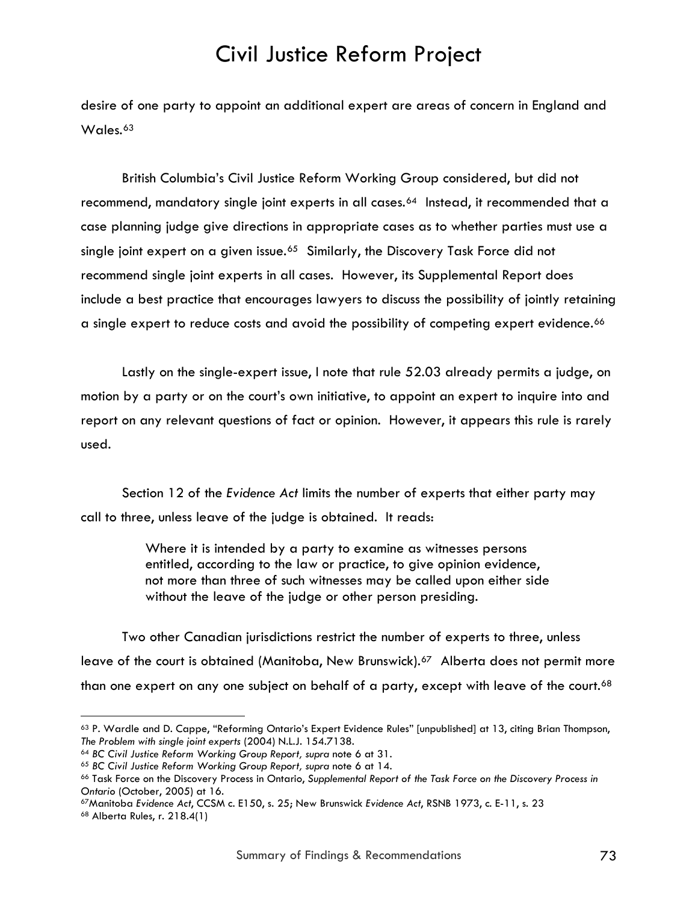desire of one party to appoint an additional expert are areas of concern in England and Wales.[63]

British Columbia's Civil Justice Reform Working Group considered, but did not recommend, mandatory single joint experts in all cases.[64] Instead, it recommended that a case planning judge give directions in appropriate cases as to whether parties must use a single joint expert on a given issue.[65] Similarly, the Discovery Task Force did not recommend single joint experts in all cases. However, its Supplemental Report does include a best practice that encourages lawyers to discuss the possibility of jointly retaining a single expert to reduce costs and avoid the possibility of competing expert evidence.[66]

Lastly on the single-expert issue, I note that rule 52.03 already permits a judge, on motion by a party or on the court's own initiative, to appoint an expert to inquire into and report on any relevant questions of fact or opinion. However, it appears this rule is rarely used.

Section 12 of the *Evidence Act* limits the number of experts that either party may call to three, unless leave of the judge is obtained. It reads:

> Where it is intended by a party to examine as witnesses persons entitled, according to the law or practice, to give opinion evidence, not more than three of such witnesses may be called upon either side without the leave of the judge or other person presiding.

Two other Canadian jurisdictions restrict the number of experts to three, unless leave of the court is obtained (Manitoba, New Brunswick).[67] Alberta does not permit more than one expert on any one subject on behalf of a party, except with leave of the court.[68]

---

[63] P. Wardle and D. Cappe, "Reforming Ontario's Expert Evidence Rules" [unpublished] at 13, citing Brian Thompson, *The Problem with single joint experts* (2004) N.L.J. 154.7138.

[64] *BC Civil Justice Reform Working Group Report, supra* note 6 at 31.

[65] *BC Civil Justice Reform Working Group Report, supra* note 6 at 14.

[66] Task Force on the Discovery Process in Ontario, *Supplemental Report of the Task Force on the Discovery Process in Ontario* (October, 2005) at 16.

[67] Manitoba *Evidence Act*, CCSM c. E150, s. 25; New Brunswick *Evidence Act*, RSNB 1973, c. E-11, s. 23

[68] Alberta Rules, r. 218.4(1)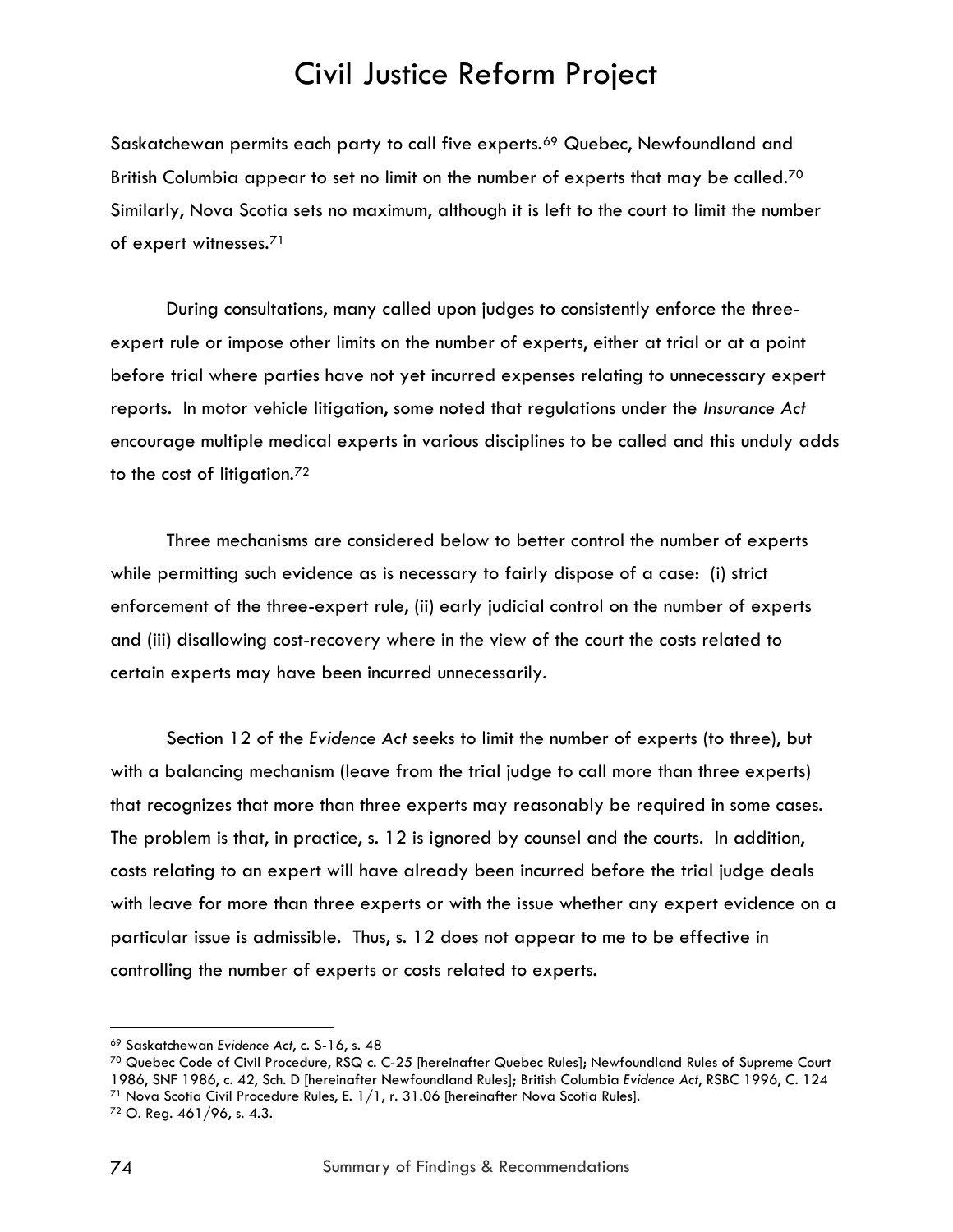Saskatchewan permits each party to call five experts.[69] Quebec, Newfoundland and British Columbia appear to set no limit on the number of experts that may be called.[70] Similarly, Nova Scotia sets no maximum, although it is left to the court to limit the number of expert witnesses.[71]

During consultations, many called upon judges to consistently enforce the three-expert rule or impose other limits on the number of experts, either at trial or at a point before trial where parties have not yet incurred expenses relating to unnecessary expert reports. In motor vehicle litigation, some noted that regulations under the *Insurance Act* encourage multiple medical experts in various disciplines to be called and this unduly adds to the cost of litigation.[72]

Three mechanisms are considered below to better control the number of experts while permitting such evidence as is necessary to fairly dispose of a case: (i) strict enforcement of the three-expert rule, (ii) early judicial control on the number of experts and (iii) disallowing cost-recovery where in the view of the court the costs related to certain experts may have been incurred unnecessarily.

Section 12 of the *Evidence Act* seeks to limit the number of experts (to three), but with a balancing mechanism (leave from the trial judge to call more than three experts) that recognizes that more than three experts may reasonably be required in some cases. The problem is that, in practice, s. 12 is ignored by counsel and the courts. In addition, costs relating to an expert will have already been incurred before the trial judge deals with leave for more than three experts or with the issue whether any expert evidence on a particular issue is admissible. Thus, s. 12 does not appear to me to be effective in controlling the number of experts or costs related to experts.

---

[69] Saskatchewan *Evidence Act*, c. S-16, s. 48

[70] Quebec Code of Civil Procedure, RSQ c. C-25 [hereinafter Quebec Rules]; Newfoundland Rules of Supreme Court 1986, SNF 1986, c. 42, Sch. D [hereinafter Newfoundland Rules]; British Columbia *Evidence Act*, RSBC 1996, C. 124

[71] Nova Scotia Civil Procedure Rules, E. 1/1, r. 31.06 [hereinafter Nova Scotia Rules].

[72] O. Reg. 461/96, s. 4.3.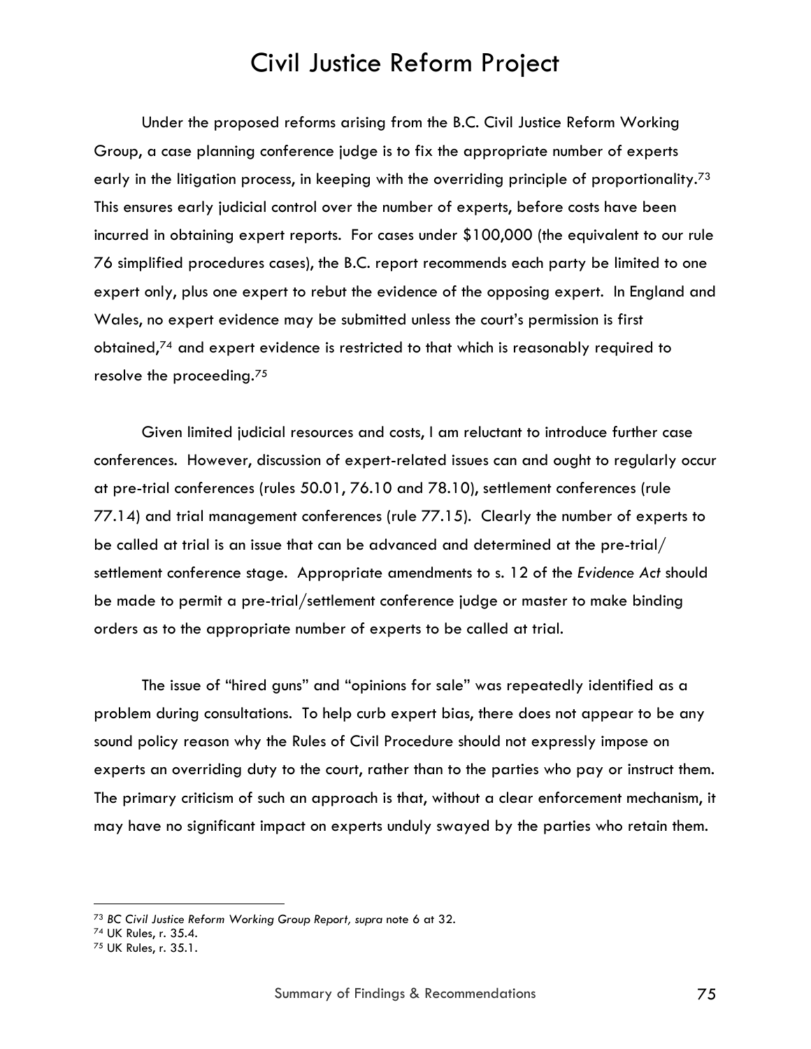Under the proposed reforms arising from the B.C. Civil Justice Reform Working Group, a case planning conference judge is to fix the appropriate number of experts early in the litigation process, in keeping with the overriding principle of proportionality.[73] This ensures early judicial control over the number of experts, before costs have been incurred in obtaining expert reports. For cases under $100,000 (the equivalent to our rule 76 simplified procedures cases), the B.C. report recommends each party be limited to one expert only, plus one expert to rebut the evidence of the opposing expert. In England and Wales, no expert evidence may be submitted unless the court's permission is first obtained,[74] and expert evidence is restricted to that which is reasonably required to resolve the proceeding.[75]

Given limited judicial resources and costs, I am reluctant to introduce further case conferences. However, discussion of expert-related issues can and ought to regularly occur at pre-trial conferences (rules 50.01, 76.10 and 78.10), settlement conferences (rule 77.14) and trial management conferences (rule 77.15). Clearly the number of experts to be called at trial is an issue that can be advanced and determined at the pre-trial/ settlement conference stage. Appropriate amendments to s. 12 of the *Evidence Act* should be made to permit a pre-trial/settlement conference judge or master to make binding orders as to the appropriate number of experts to be called at trial.

The issue of "hired guns" and "opinions for sale" was repeatedly identified as a problem during consultations. To help curb expert bias, there does not appear to be any sound policy reason why the Rules of Civil Procedure should not expressly impose on experts an overriding duty to the court, rather than to the parties who pay or instruct them. The primary criticism of such an approach is that, without a clear enforcement mechanism, it may have no significant impact on experts unduly swayed by the parties who retain them.

---

[73] *BC Civil Justice Reform Working Group Report, supra* note 6 at 32.

[74] UK Rules, r. 35.4.

[75] UK Rules, r. 35.1.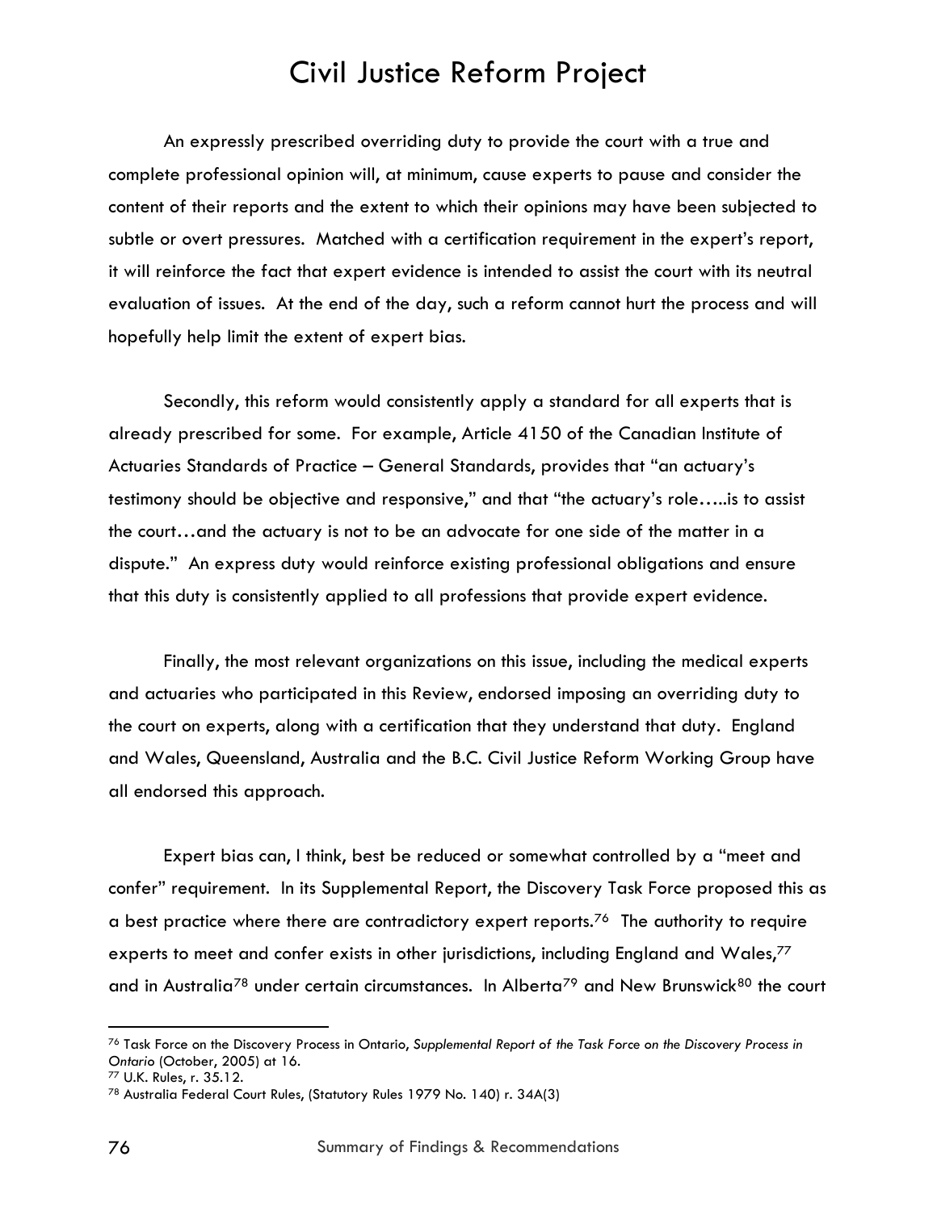An expressly prescribed overriding duty to provide the court with a true and complete professional opinion will, at minimum, cause experts to pause and consider the content of their reports and the extent to which their opinions may have been subjected to subtle or overt pressures. Matched with a certification requirement in the expert's report, it will reinforce the fact that expert evidence is intended to assist the court with its neutral evaluation of issues. At the end of the day, such a reform cannot hurt the process and will hopefully help limit the extent of expert bias.

Secondly, this reform would consistently apply a standard for all experts that is already prescribed for some. For example, Article 4150 of the Canadian Institute of Actuaries Standards of Practice – General Standards, provides that "an actuary's testimony should be objective and responsive," and that "the actuary's role…..is to assist the court…and the actuary is not to be an advocate for one side of the matter in a dispute." An express duty would reinforce existing professional obligations and ensure that this duty is consistently applied to all professions that provide expert evidence.

Finally, the most relevant organizations on this issue, including the medical experts and actuaries who participated in this Review, endorsed imposing an overriding duty to the court on experts, along with a certification that they understand that duty. England and Wales, Queensland, Australia and the B.C. Civil Justice Reform Working Group have all endorsed this approach.

Expert bias can, I think, best be reduced or somewhat controlled by a "meet and confer" requirement. In its Supplemental Report, the Discovery Task Force proposed this as a best practice where there are contradictory expert reports.[76] The authority to require experts to meet and confer exists in other jurisdictions, including England and Wales,[77] and in Australia[78] under certain circumstances. In Alberta[79] and New Brunswick[80] the court

---

[76] Task Force on the Discovery Process in Ontario, *Supplemental Report of the Task Force on the Discovery Process in Ontario* (October, 2005) at 16.

[77] U.K. Rules, r. 35.12.

[78] Australia Federal Court Rules, (Statutory Rules 1979 No. 140) r. 34A(3)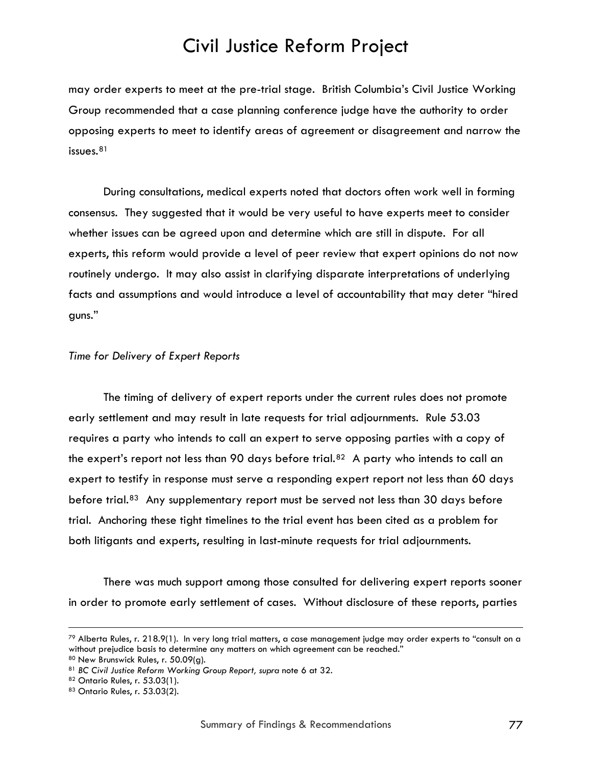may order experts to meet at the pre-trial stage. British Columbia's Civil Justice Working Group recommended that a case planning conference judge have the authority to order opposing experts to meet to identify areas of agreement or disagreement and narrow the issues.[81]

During consultations, medical experts noted that doctors often work well in forming consensus. They suggested that it would be very useful to have experts meet to consider whether issues can be agreed upon and determine which are still in dispute. For all experts, this reform would provide a level of peer review that expert opinions do not now routinely undergo. It may also assist in clarifying disparate interpretations of underlying facts and assumptions and would introduce a level of accountability that may deter "hired guns."

*Time for Delivery of Expert Reports*

The timing of delivery of expert reports under the current rules does not promote early settlement and may result in late requests for trial adjournments. Rule 53.03 requires a party who intends to call an expert to serve opposing parties with a copy of the expert's report not less than 90 days before trial.[82] A party who intends to call an expert to testify in response must serve a responding expert report not less than 60 days before trial.[83] Any supplementary report must be served not less than 30 days before trial. Anchoring these tight timelines to the trial event has been cited as a problem for both litigants and experts, resulting in last-minute requests for trial adjournments.

There was much support among those consulted for delivering expert reports sooner in order to promote early settlement of cases. Without disclosure of these reports, parties

---

[79] Alberta Rules, r. 218.9(1). In very long trial matters, a case management judge may order experts to "consult on a without prejudice basis to determine any matters on which agreement can be reached."

[80] New Brunswick Rules, r. 50.09(g).

[81] *BC Civil Justice Reform Working Group Report, supra* note 6 at 32.

[82] Ontario Rules, r. 53.03(1).

[83] Ontario Rules, r. 53.03(2).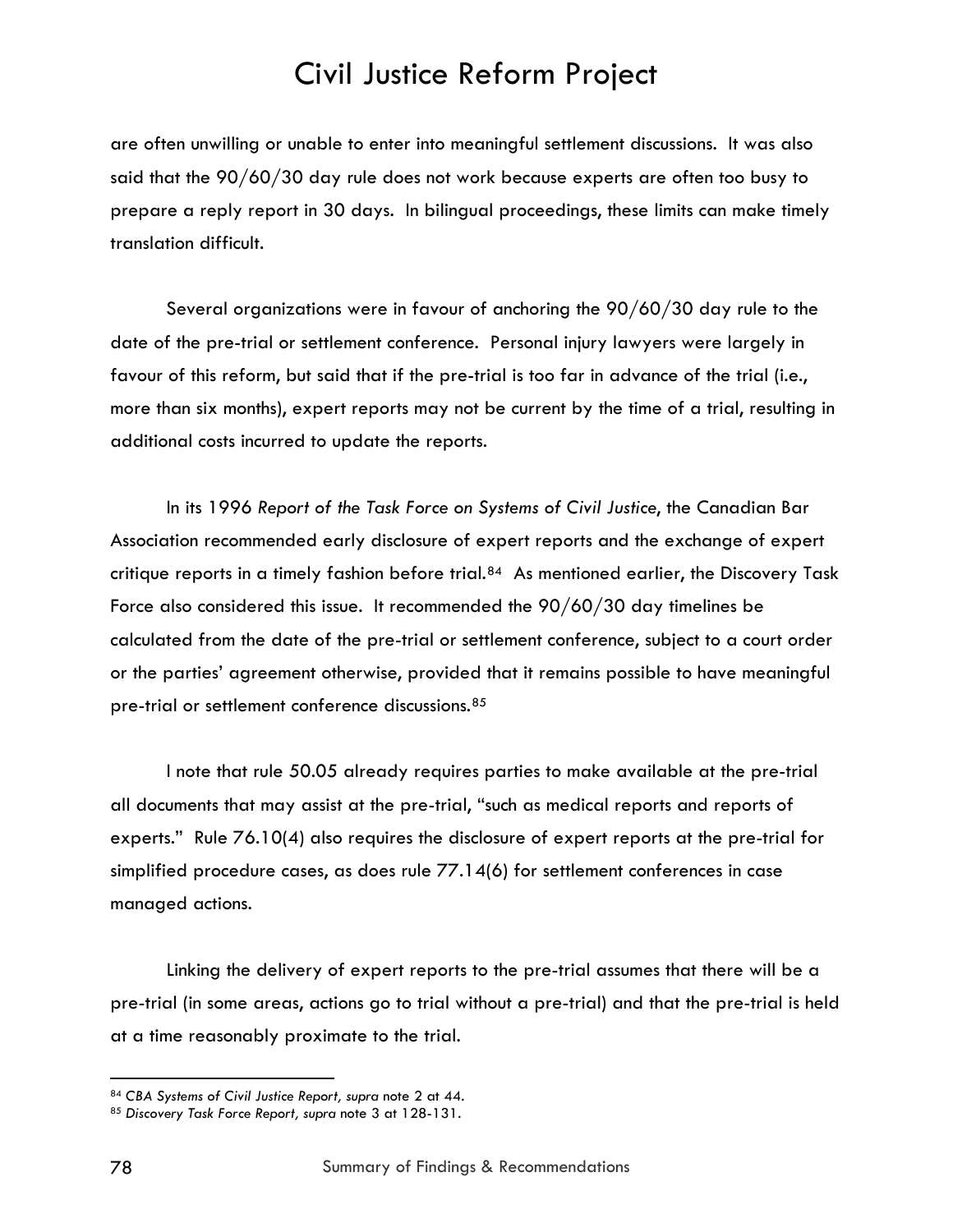are often unwilling or unable to enter into meaningful settlement discussions. It was also said that the 90/60/30 day rule does not work because experts are often too busy to prepare a reply report in 30 days. In bilingual proceedings, these limits can make timely translation difficult.

Several organizations were in favour of anchoring the 90/60/30 day rule to the date of the pre-trial or settlement conference. Personal injury lawyers were largely in favour of this reform, but said that if the pre-trial is too far in advance of the trial (i.e., more than six months), expert reports may not be current by the time of a trial, resulting in additional costs incurred to update the reports.

In its 1996 *Report of the Task Force on Systems of Civil Justice*, the Canadian Bar Association recommended early disclosure of expert reports and the exchange of expert critique reports in a timely fashion before trial.[84] As mentioned earlier, the Discovery Task Force also considered this issue. It recommended the 90/60/30 day timelines be calculated from the date of the pre-trial or settlement conference, subject to a court order or the parties' agreement otherwise, provided that it remains possible to have meaningful pre-trial or settlement conference discussions.[85]

I note that rule 50.05 already requires parties to make available at the pre-trial all documents that may assist at the pre-trial, "such as medical reports and reports of experts." Rule 76.10(4) also requires the disclosure of expert reports at the pre-trial for simplified procedure cases, as does rule 77.14(6) for settlement conferences in case managed actions.

Linking the delivery of expert reports to the pre-trial assumes that there will be a pre-trial (in some areas, actions go to trial without a pre-trial) and that the pre-trial is held at a time reasonably proximate to the trial.

---

[84] *CBA Systems of Civil Justice Report, supra* note 2 at 44.

[85] *Discovery Task Force Report, supra* note 3 at 128-131.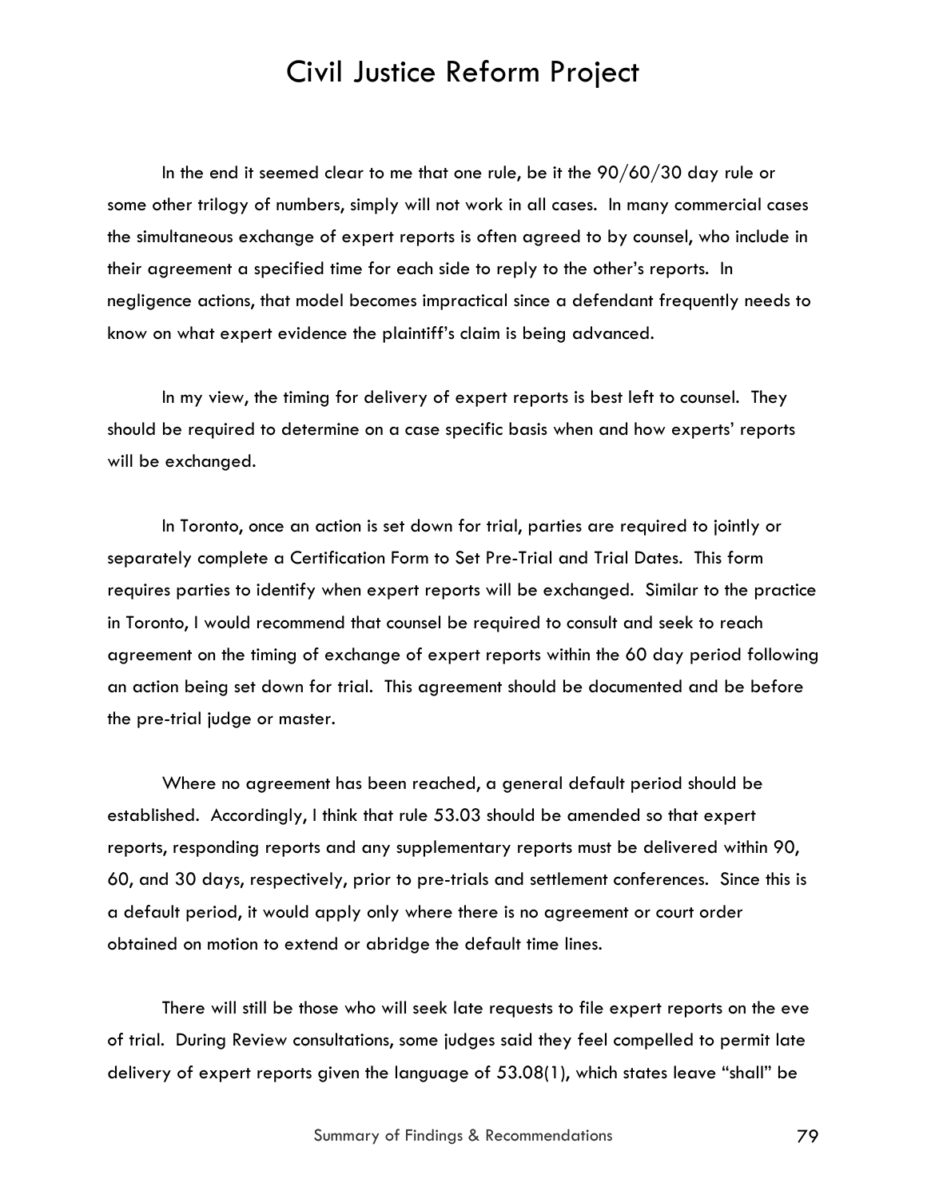In the end it seemed clear to me that one rule, be it the 90/60/30 day rule or some other trilogy of numbers, simply will not work in all cases. In many commercial cases the simultaneous exchange of expert reports is often agreed to by counsel, who include in their agreement a specified time for each side to reply to the other's reports. In negligence actions, that model becomes impractical since a defendant frequently needs to know on what expert evidence the plaintiff's claim is being advanced.

In my view, the timing for delivery of expert reports is best left to counsel. They should be required to determine on a case specific basis when and how experts' reports will be exchanged.

In Toronto, once an action is set down for trial, parties are required to jointly or separately complete a Certification Form to Set Pre-Trial and Trial Dates. This form requires parties to identify when expert reports will be exchanged. Similar to the practice in Toronto, I would recommend that counsel be required to consult and seek to reach agreement on the timing of exchange of expert reports within the 60 day period following an action being set down for trial. This agreement should be documented and be before the pre-trial judge or master.

Where no agreement has been reached, a general default period should be established. Accordingly, I think that rule 53.03 should be amended so that expert reports, responding reports and any supplementary reports must be delivered within 90, 60, and 30 days, respectively, prior to pre-trials and settlement conferences. Since this is a default period, it would apply only where there is no agreement or court order obtained on motion to extend or abridge the default time lines.

There will still be those who will seek late requests to file expert reports on the eve of trial. During Review consultations, some judges said they feel compelled to permit late delivery of expert reports given the language of 53.08(1), which states leave "shall" be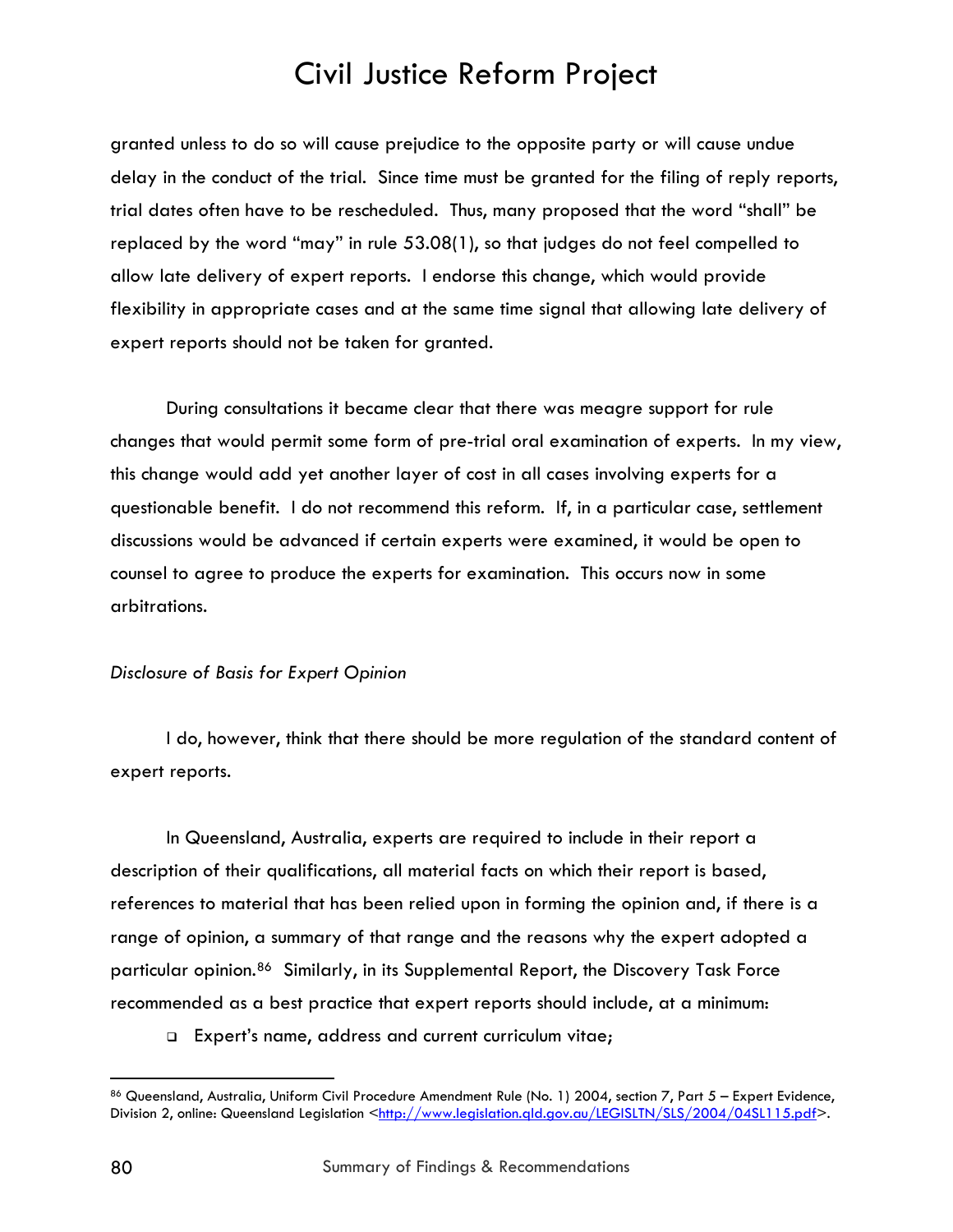granted unless to do so will cause prejudice to the opposite party or will cause undue delay in the conduct of the trial. Since time must be granted for the filing of reply reports, trial dates often have to be rescheduled. Thus, many proposed that the word "shall" be replaced by the word "may" in rule 53.08(1), so that judges do not feel compelled to allow late delivery of expert reports. I endorse this change, which would provide flexibility in appropriate cases and at the same time signal that allowing late delivery of expert reports should not be taken for granted.

During consultations it became clear that there was meagre support for rule changes that would permit some form of pre-trial oral examination of experts. In my view, this change would add yet another layer of cost in all cases involving experts for a questionable benefit. I do not recommend this reform. If, in a particular case, settlement discussions would be advanced if certain experts were examined, it would be open to counsel to agree to produce the experts for examination. This occurs now in some arbitrations.

*Disclosure of Basis for Expert Opinion*

I do, however, think that there should be more regulation of the standard content of expert reports.

In Queensland, Australia, experts are required to include in their report a description of their qualifications, all material facts on which their report is based, references to material that has been relied upon in forming the opinion and, if there is a range of opinion, a summary of that range and the reasons why the expert adopted a particular opinion.[86] Similarly, in its Supplemental Report, the Discovery Task Force recommended as a best practice that expert reports should include, at a minimum:

- Expert's name, address and current curriculum vitae;

[86] Queensland, Australia, Uniform Civil Procedure Amendment Rule (No. 1) 2004, section 7, Part 5 – Expert Evidence, Division 2, online: Queensland Legislation <http://www.legislation.qld.gov.au/LEGISLTN/SLS/2004/04SL115.pdf>.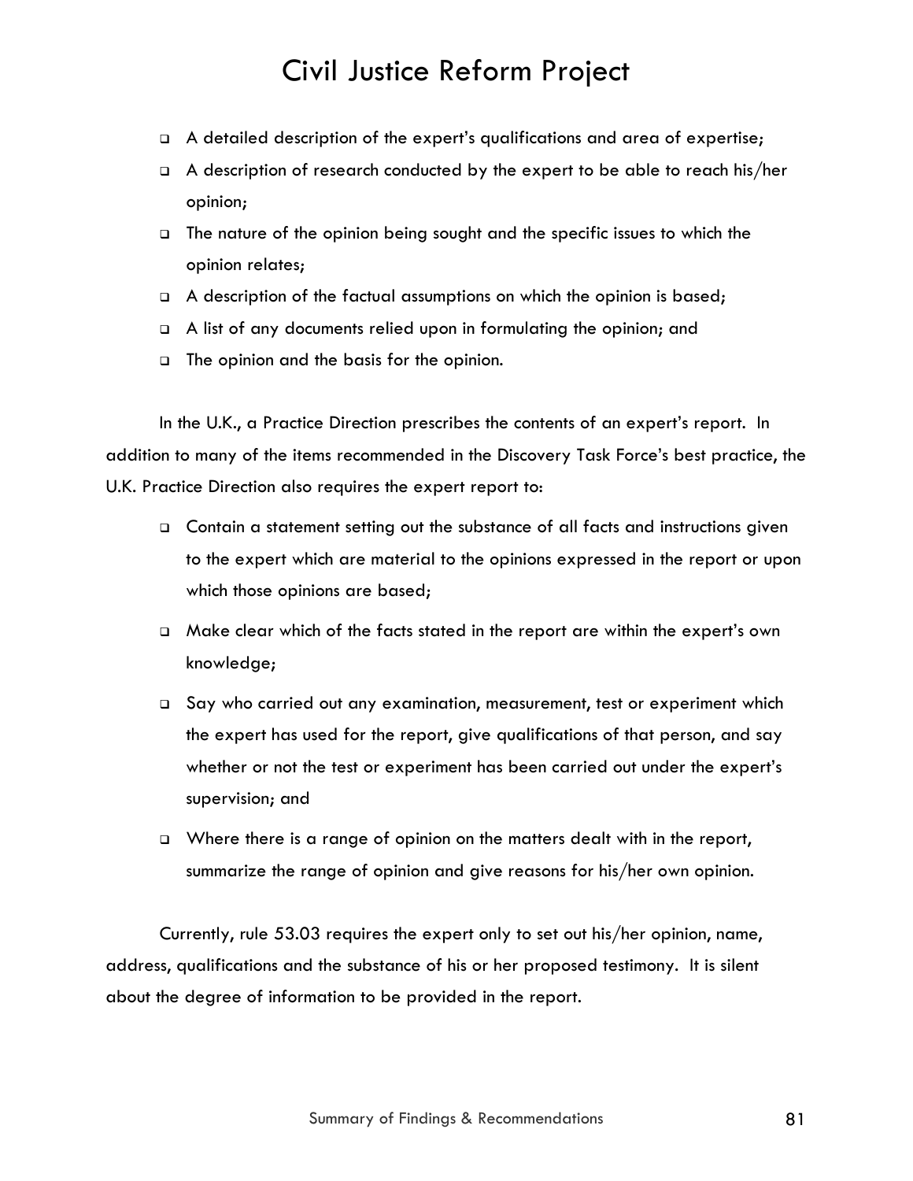- A detailed description of the expert's qualifications and area of expertise;
- A description of research conducted by the expert to be able to reach his/her opinion;
- The nature of the opinion being sought and the specific issues to which the opinion relates;
- A description of the factual assumptions on which the opinion is based;
- A list of any documents relied upon in formulating the opinion; and
- The opinion and the basis for the opinion.

In the U.K., a Practice Direction prescribes the contents of an expert's report. In addition to many of the items recommended in the Discovery Task Force's best practice, the U.K. Practice Direction also requires the expert report to:

- Contain a statement setting out the substance of all facts and instructions given to the expert which are material to the opinions expressed in the report or upon which those opinions are based;
- Make clear which of the facts stated in the report are within the expert's own knowledge;
- Say who carried out any examination, measurement, test or experiment which the expert has used for the report, give qualifications of that person, and say whether or not the test or experiment has been carried out under the expert's supervision; and
- Where there is a range of opinion on the matters dealt with in the report, summarize the range of opinion and give reasons for his/her own opinion.

Currently, rule 53.03 requires the expert only to set out his/her opinion, name, address, qualifications and the substance of his or her proposed testimony. It is silent about the degree of information to be provided in the report.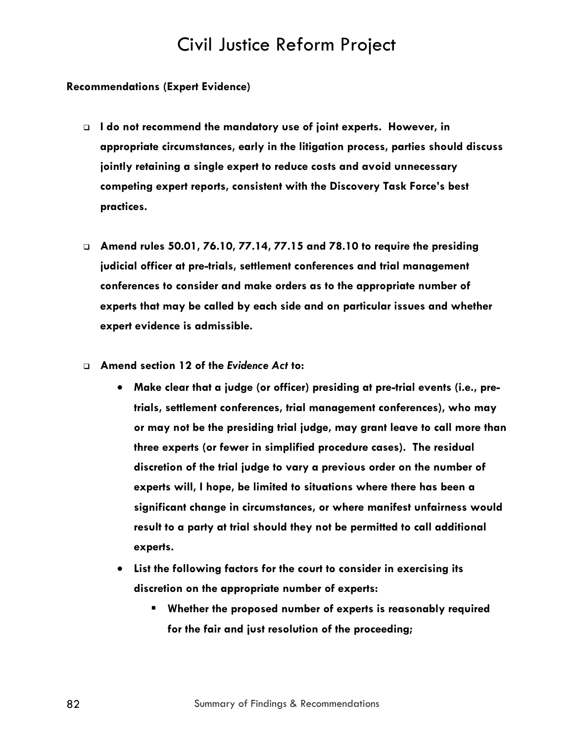**Recommendations (Expert Evidence)**

- **I do not recommend the mandatory use of joint experts. However, in appropriate circumstances, early in the litigation process, parties should discuss jointly retaining a single expert to reduce costs and avoid unnecessary competing expert reports, consistent with the Discovery Task Force's best practices.**

- **Amend rules 50.01, 76.10, 77.14, 77.15 and 78.10 to require the presiding judicial officer at pre-trials, settlement conferences and trial management conferences to consider and make orders as to the appropriate number of experts that may be called by each side and on particular issues and whether expert evidence is admissible.**

- **Amend section 12 of the *Evidence Act* to:**
  - **Make clear that a judge (or officer) presiding at pre-trial events (i.e., pre-trials, settlement conferences, trial management conferences), who may or may not be the presiding trial judge, may grant leave to call more than three experts (or fewer in simplified procedure cases). The residual discretion of the trial judge to vary a previous order on the number of experts will, I hope, be limited to situations where there has been a significant change in circumstances, or where manifest unfairness would result to a party at trial should they not be permitted to call additional experts.**
  - **List the following factors for the court to consider in exercising its discretion on the appropriate number of experts:**
    - **Whether the proposed number of experts is reasonably required for the fair and just resolution of the proceeding;**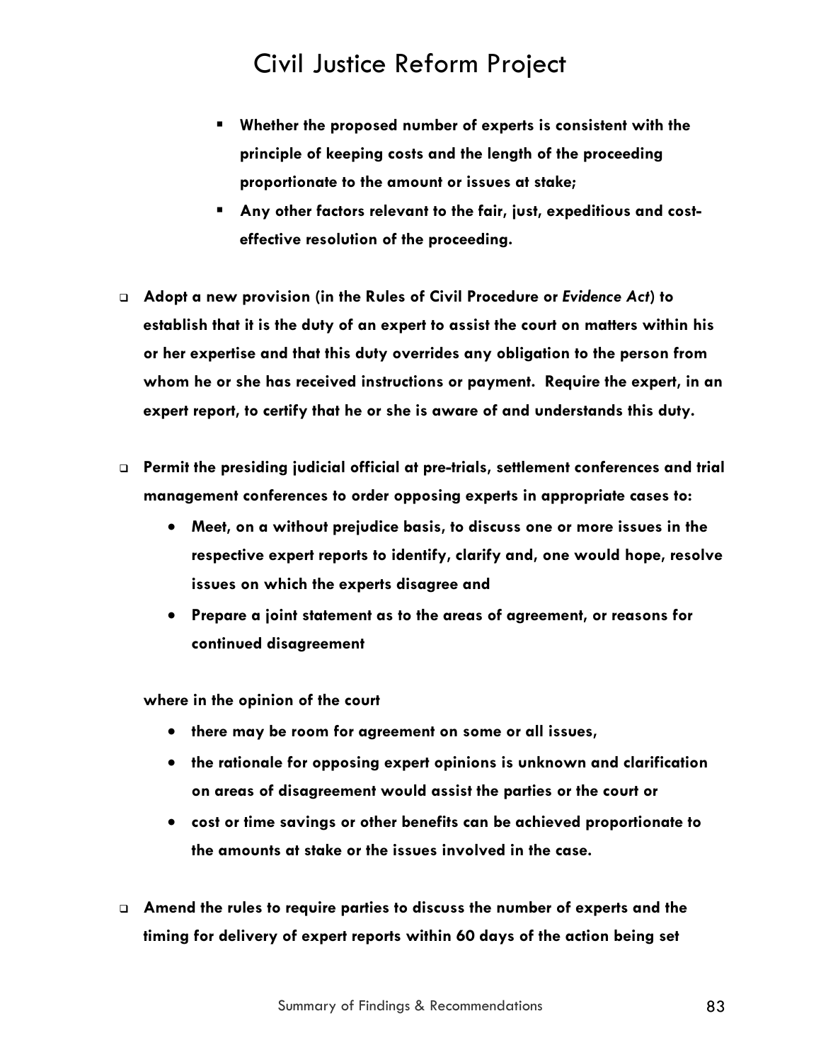- **Whether the proposed number of experts is consistent with the principle of keeping costs and the length of the proceeding proportionate to the amount or issues at stake;**
- **Any other factors relevant to the fair, just, expeditious and cost-effective resolution of the proceeding.**

- **Adopt a new provision (in the Rules of Civil Procedure or *Evidence Act*) to establish that it is the duty of an expert to assist the court on matters within his or her expertise and that this duty overrides any obligation to the person from whom he or she has received instructions or payment. Require the expert, in an expert report, to certify that he or she is aware of and understands this duty.**

- **Permit the presiding judicial official at pre-trials, settlement conferences and trial management conferences to order opposing experts in appropriate cases to:**
  - **Meet, on a without prejudice basis, to discuss one or more issues in the respective expert reports to identify, clarify and, one would hope, resolve issues on which the experts disagree and**
  - **Prepare a joint statement as to the areas of agreement, or reasons for continued disagreement**

  **where in the opinion of the court**

  - **there may be room for agreement on some or all issues,**
  - **the rationale for opposing expert opinions is unknown and clarification on areas of disagreement would assist the parties or the court or**
  - **cost or time savings or other benefits can be achieved proportionate to the amounts at stake or the issues involved in the case.**

- **Amend the rules to require parties to discuss the number of experts and the timing for delivery of expert reports within 60 days of the action being set**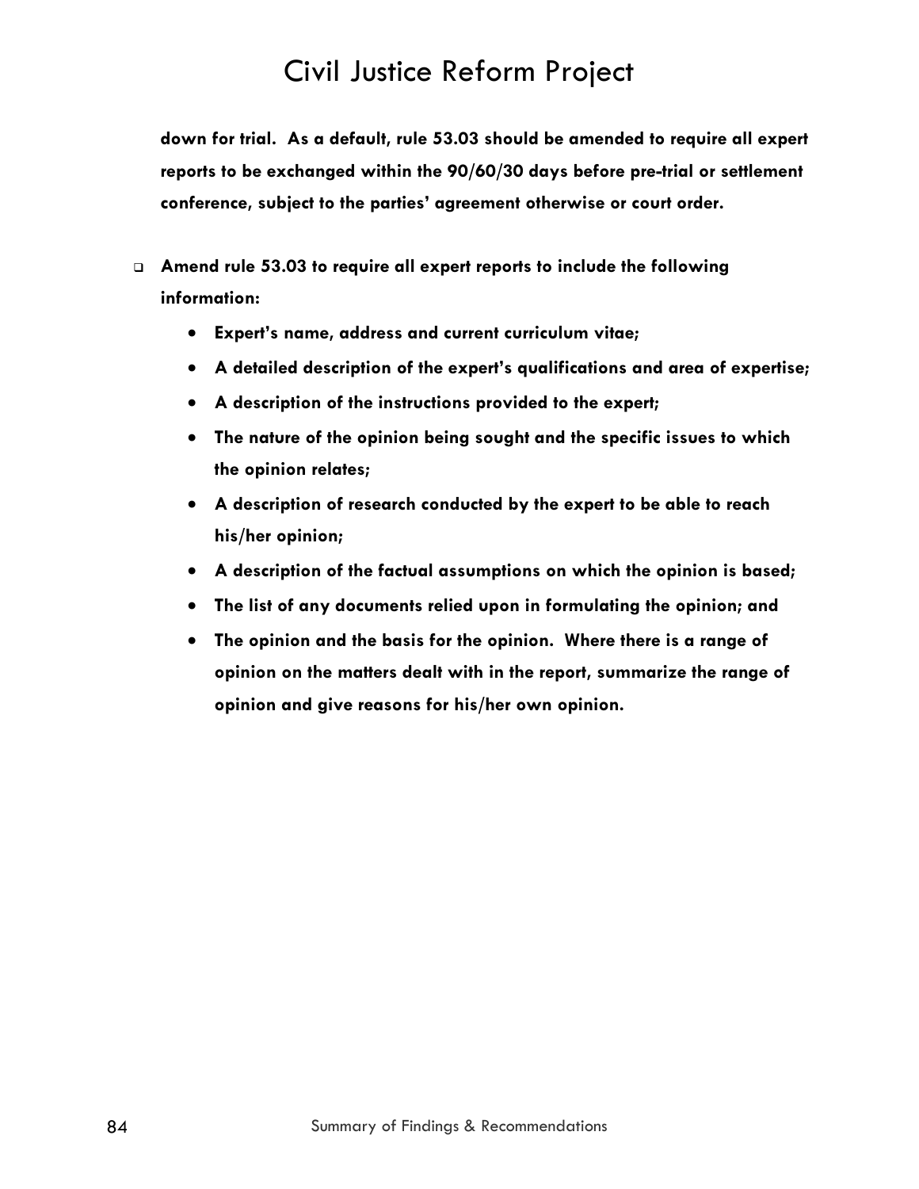**down for trial. As a default, rule 53.03 should be amended to require all expert reports to be exchanged within the 90/60/30 days before pre-trial or settlement conference, subject to the parties' agreement otherwise or court order.**

- **Amend rule 53.03 to require all expert reports to include the following information:**
  - **Expert's name, address and current curriculum vitae;**
  - **A detailed description of the expert's qualifications and area of expertise;**
  - **A description of the instructions provided to the expert;**
  - **The nature of the opinion being sought and the specific issues to which the opinion relates;**
  - **A description of research conducted by the expert to be able to reach his/her opinion;**
  - **A description of the factual assumptions on which the opinion is based;**
  - **The list of any documents relied upon in formulating the opinion; and**
  - **The opinion and the basis for the opinion. Where there is a range of opinion on the matters dealt with in the report, summarize the range of opinion and give reasons for his/her own opinion.**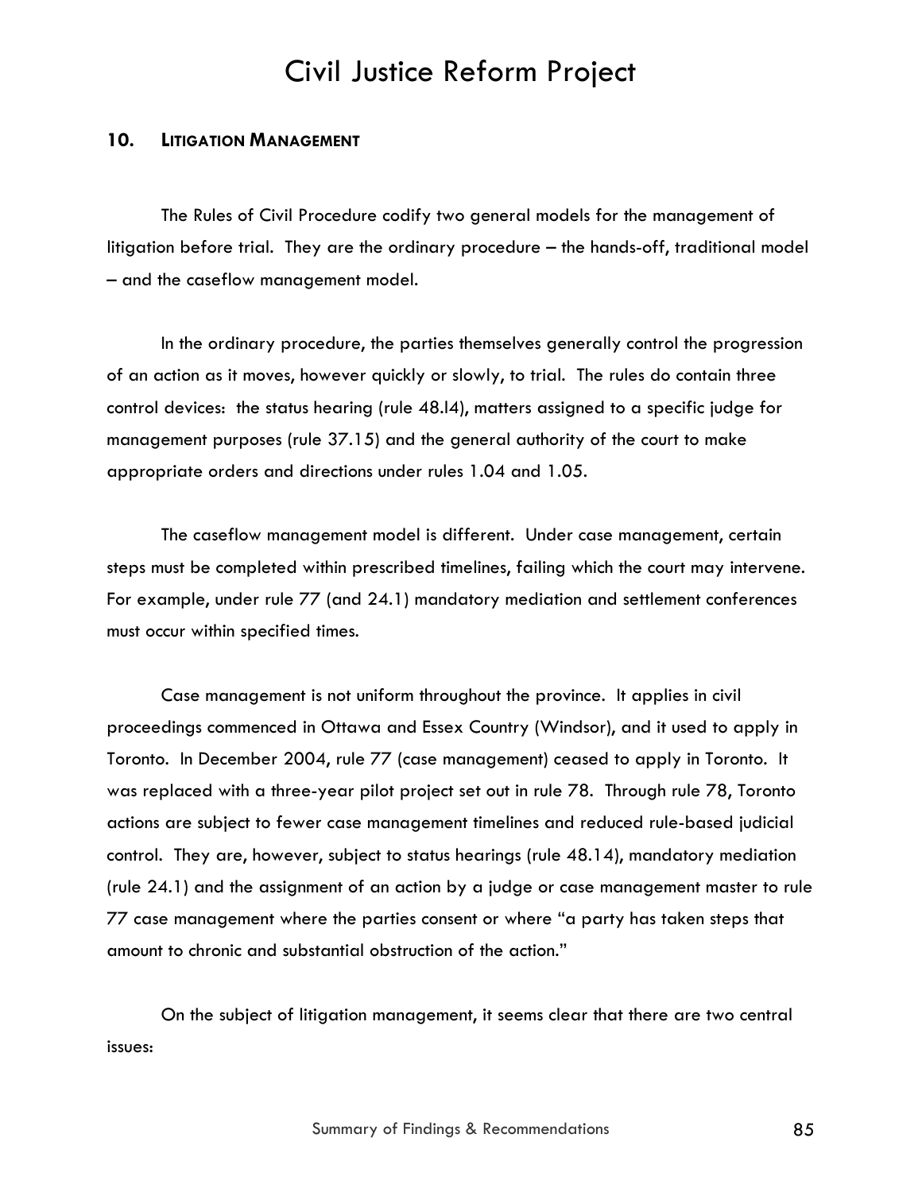## 10. LITIGATION MANAGEMENT

The Rules of Civil Procedure codify two general models for the management of litigation before trial. They are the ordinary procedure – the hands-off, traditional model – and the caseflow management model.

In the ordinary procedure, the parties themselves generally control the progression of an action as it moves, however quickly or slowly, to trial. The rules do contain three control devices: the status hearing (rule 48.l4), matters assigned to a specific judge for management purposes (rule 37.15) and the general authority of the court to make appropriate orders and directions under rules 1.04 and 1.05.

The caseflow management model is different. Under case management, certain steps must be completed within prescribed timelines, failing which the court may intervene. For example, under rule 77 (and 24.1) mandatory mediation and settlement conferences must occur within specified times.

Case management is not uniform throughout the province. It applies in civil proceedings commenced in Ottawa and Essex Country (Windsor), and it used to apply in Toronto. In December 2004, rule 77 (case management) ceased to apply in Toronto. It was replaced with a three-year pilot project set out in rule 78. Through rule 78, Toronto actions are subject to fewer case management timelines and reduced rule-based judicial control. They are, however, subject to status hearings (rule 48.14), mandatory mediation (rule 24.1) and the assignment of an action by a judge or case management master to rule 77 case management where the parties consent or where "a party has taken steps that amount to chronic and substantial obstruction of the action."

On the subject of litigation management, it seems clear that there are two central issues: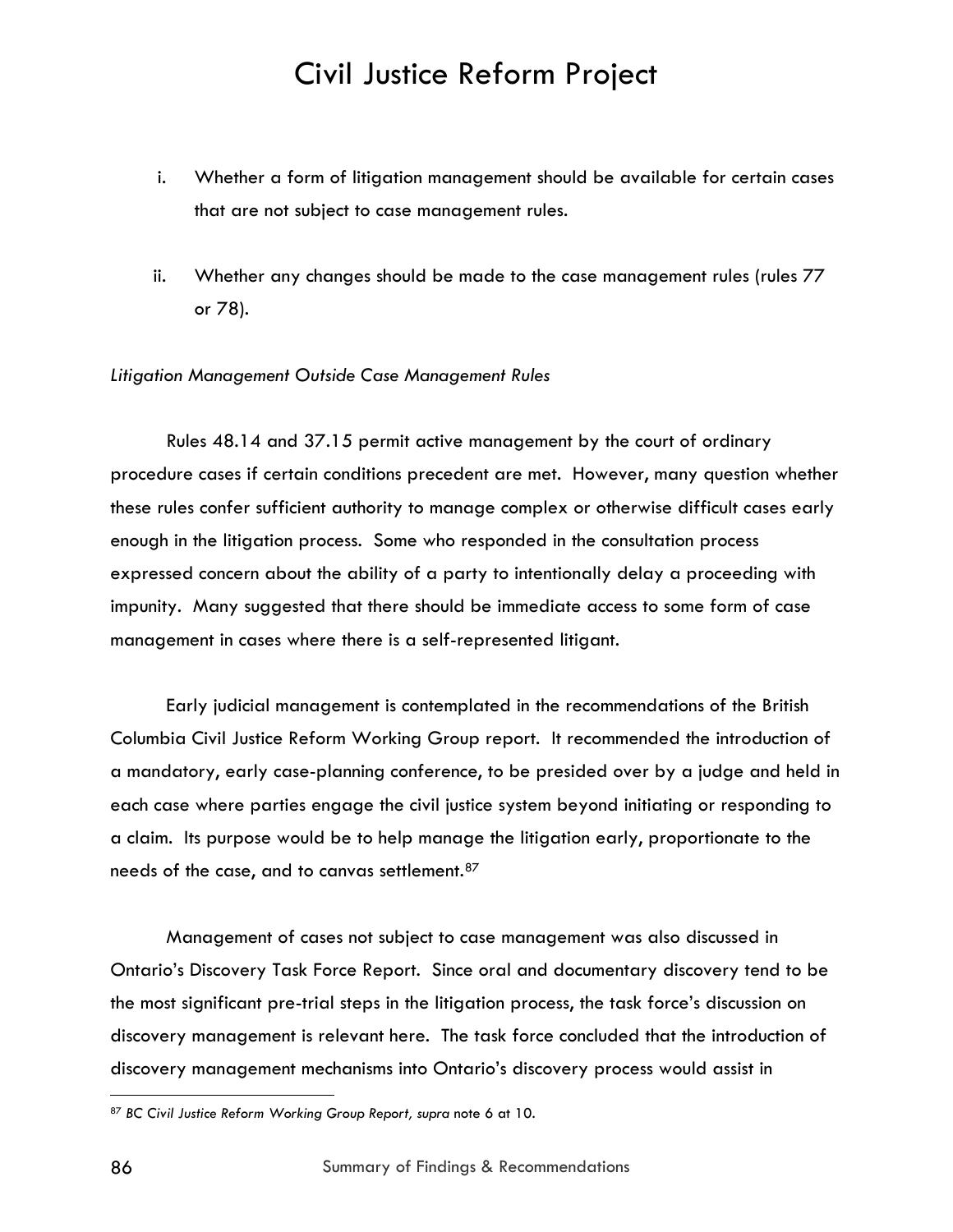i. Whether a form of litigation management should be available for certain cases that are not subject to case management rules.

ii. Whether any changes should be made to the case management rules (rules 77 or 78).

*Litigation Management Outside Case Management Rules*

Rules 48.14 and 37.15 permit active management by the court of ordinary procedure cases if certain conditions precedent are met. However, many question whether these rules confer sufficient authority to manage complex or otherwise difficult cases early enough in the litigation process. Some who responded in the consultation process expressed concern about the ability of a party to intentionally delay a proceeding with impunity. Many suggested that there should be immediate access to some form of case management in cases where there is a self-represented litigant.

Early judicial management is contemplated in the recommendations of the British Columbia Civil Justice Reform Working Group report. It recommended the introduction of a mandatory, early case-planning conference, to be presided over by a judge and held in each case where parties engage the civil justice system beyond initiating or responding to a claim. Its purpose would be to help manage the litigation early, proportionate to the needs of the case, and to canvas settlement.[87]

Management of cases not subject to case management was also discussed in Ontario's Discovery Task Force Report. Since oral and documentary discovery tend to be the most significant pre-trial steps in the litigation process, the task force's discussion on discovery management is relevant here. The task force concluded that the introduction of discovery management mechanisms into Ontario's discovery process would assist in

---

[87] *BC Civil Justice Reform Working Group Report, supra* note 6 at 10.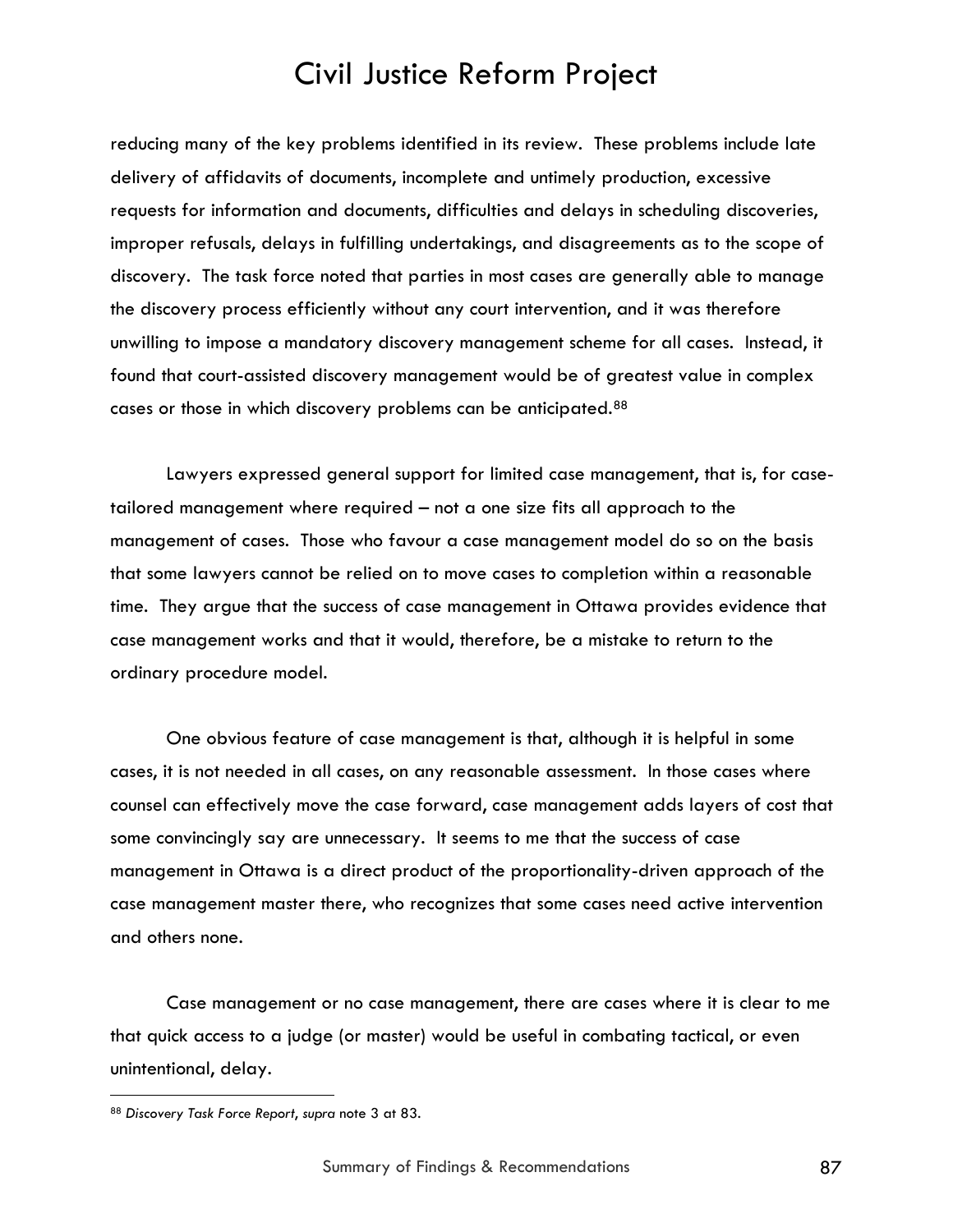reducing many of the key problems identified in its review. These problems include late delivery of affidavits of documents, incomplete and untimely production, excessive requests for information and documents, difficulties and delays in scheduling discoveries, improper refusals, delays in fulfilling undertakings, and disagreements as to the scope of discovery. The task force noted that parties in most cases are generally able to manage the discovery process efficiently without any court intervention, and it was therefore unwilling to impose a mandatory discovery management scheme for all cases. Instead, it found that court-assisted discovery management would be of greatest value in complex cases or those in which discovery problems can be anticipated.[88]

Lawyers expressed general support for limited case management, that is, for case-tailored management where required – not a one size fits all approach to the management of cases. Those who favour a case management model do so on the basis that some lawyers cannot be relied on to move cases to completion within a reasonable time. They argue that the success of case management in Ottawa provides evidence that case management works and that it would, therefore, be a mistake to return to the ordinary procedure model.

One obvious feature of case management is that, although it is helpful in some cases, it is not needed in all cases, on any reasonable assessment. In those cases where counsel can effectively move the case forward, case management adds layers of cost that some convincingly say are unnecessary. It seems to me that the success of case management in Ottawa is a direct product of the proportionality-driven approach of the case management master there, who recognizes that some cases need active intervention and others none.

Case management or no case management, there are cases where it is clear to me that quick access to a judge (or master) would be useful in combating tactical, or even unintentional, delay.

---

[88] *Discovery Task Force Report*, *supra* note 3 at 83.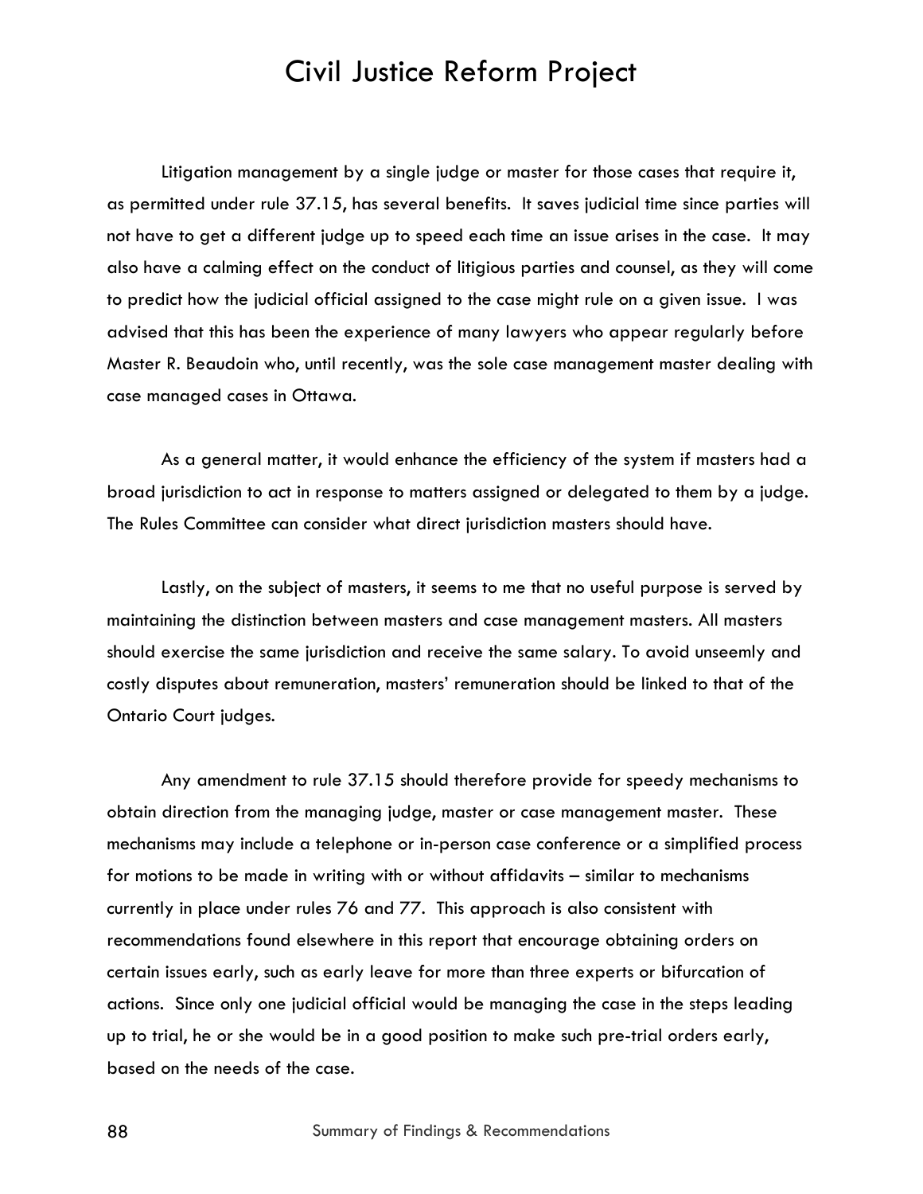Litigation management by a single judge or master for those cases that require it, as permitted under rule 37.15, has several benefits. It saves judicial time since parties will not have to get a different judge up to speed each time an issue arises in the case. It may also have a calming effect on the conduct of litigious parties and counsel, as they will come to predict how the judicial official assigned to the case might rule on a given issue. I was advised that this has been the experience of many lawyers who appear regularly before Master R. Beaudoin who, until recently, was the sole case management master dealing with case managed cases in Ottawa.

As a general matter, it would enhance the efficiency of the system if masters had a broad jurisdiction to act in response to matters assigned or delegated to them by a judge. The Rules Committee can consider what direct jurisdiction masters should have.

Lastly, on the subject of masters, it seems to me that no useful purpose is served by maintaining the distinction between masters and case management masters. All masters should exercise the same jurisdiction and receive the same salary. To avoid unseemly and costly disputes about remuneration, masters' remuneration should be linked to that of the Ontario Court judges.

Any amendment to rule 37.15 should therefore provide for speedy mechanisms to obtain direction from the managing judge, master or case management master. These mechanisms may include a telephone or in-person case conference or a simplified process for motions to be made in writing with or without affidavits – similar to mechanisms currently in place under rules 76 and 77. This approach is also consistent with recommendations found elsewhere in this report that encourage obtaining orders on certain issues early, such as early leave for more than three experts or bifurcation of actions. Since only one judicial official would be managing the case in the steps leading up to trial, he or she would be in a good position to make such pre-trial orders early, based on the needs of the case.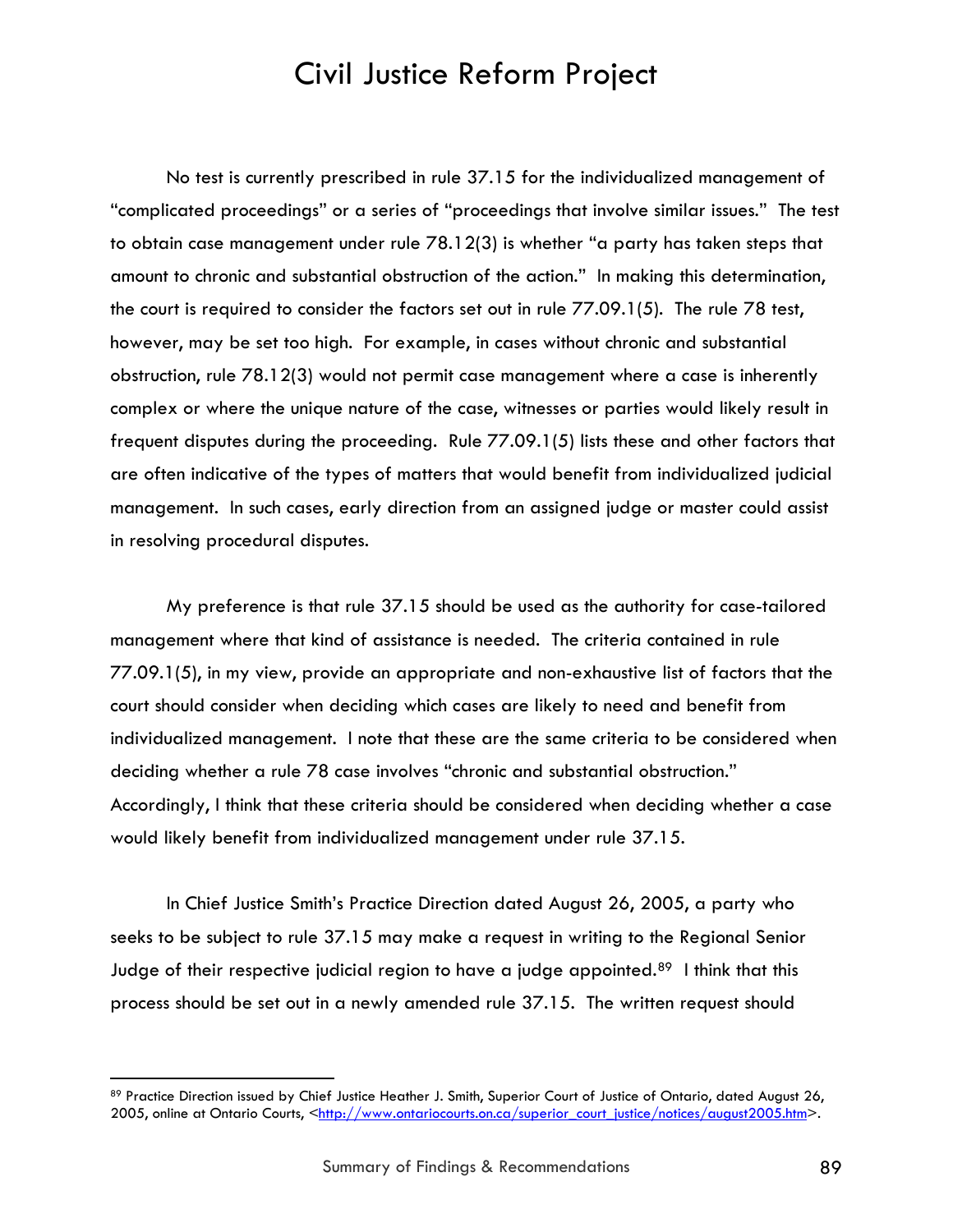No test is currently prescribed in rule 37.15 for the individualized management of "complicated proceedings" or a series of "proceedings that involve similar issues." The test to obtain case management under rule 78.12(3) is whether "a party has taken steps that amount to chronic and substantial obstruction of the action." In making this determination, the court is required to consider the factors set out in rule 77.09.1(5). The rule 78 test, however, may be set too high. For example, in cases without chronic and substantial obstruction, rule 78.12(3) would not permit case management where a case is inherently complex or where the unique nature of the case, witnesses or parties would likely result in frequent disputes during the proceeding. Rule 77.09.1(5) lists these and other factors that are often indicative of the types of matters that would benefit from individualized judicial management. In such cases, early direction from an assigned judge or master could assist in resolving procedural disputes.

My preference is that rule 37.15 should be used as the authority for case-tailored management where that kind of assistance is needed. The criteria contained in rule 77.09.1(5), in my view, provide an appropriate and non-exhaustive list of factors that the court should consider when deciding which cases are likely to need and benefit from individualized management. I note that these are the same criteria to be considered when deciding whether a rule 78 case involves "chronic and substantial obstruction." Accordingly, I think that these criteria should be considered when deciding whether a case would likely benefit from individualized management under rule 37.15.

In Chief Justice Smith's Practice Direction dated August 26, 2005, a party who seeks to be subject to rule 37.15 may make a request in writing to the Regional Senior Judge of their respective judicial region to have a judge appointed.[89] I think that this process should be set out in a newly amended rule 37.15. The written request should

---

[89] Practice Direction issued by Chief Justice Heather J. Smith, Superior Court of Justice of Ontario, dated August 26, 2005, online at Ontario Courts, <http://www.ontariocourts.on.ca/superior_court_justice/notices/august2005.htm>.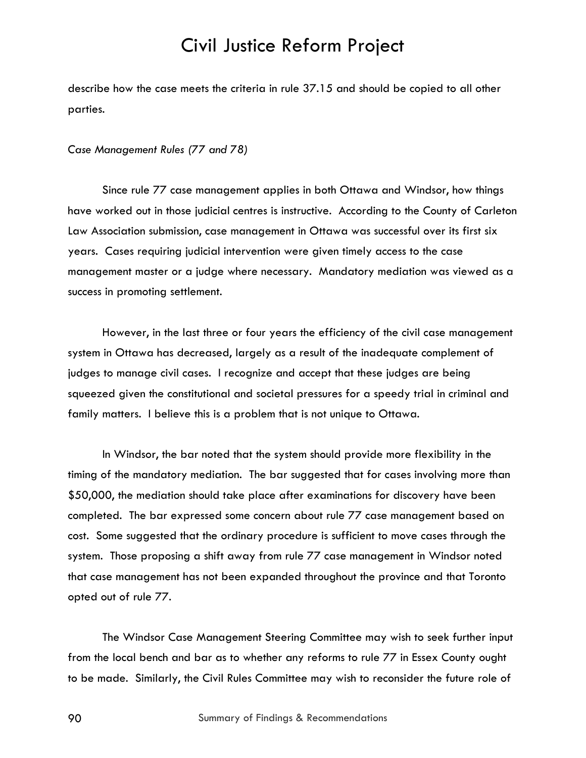describe how the case meets the criteria in rule 37.15 and should be copied to all other parties.

*Case Management Rules (77 and 78)*

Since rule 77 case management applies in both Ottawa and Windsor, how things have worked out in those judicial centres is instructive. According to the County of Carleton Law Association submission, case management in Ottawa was successful over its first six years. Cases requiring judicial intervention were given timely access to the case management master or a judge where necessary. Mandatory mediation was viewed as a success in promoting settlement.

However, in the last three or four years the efficiency of the civil case management system in Ottawa has decreased, largely as a result of the inadequate complement of judges to manage civil cases. I recognize and accept that these judges are being squeezed given the constitutional and societal pressures for a speedy trial in criminal and family matters. I believe this is a problem that is not unique to Ottawa.

In Windsor, the bar noted that the system should provide more flexibility in the timing of the mandatory mediation. The bar suggested that for cases involving more than $50,000, the mediation should take place after examinations for discovery have been completed. The bar expressed some concern about rule 77 case management based on cost. Some suggested that the ordinary procedure is sufficient to move cases through the system. Those proposing a shift away from rule 77 case management in Windsor noted that case management has not been expanded throughout the province and that Toronto opted out of rule 77.

The Windsor Case Management Steering Committee may wish to seek further input from the local bench and bar as to whether any reforms to rule 77 in Essex County ought to be made. Similarly, the Civil Rules Committee may wish to reconsider the future role of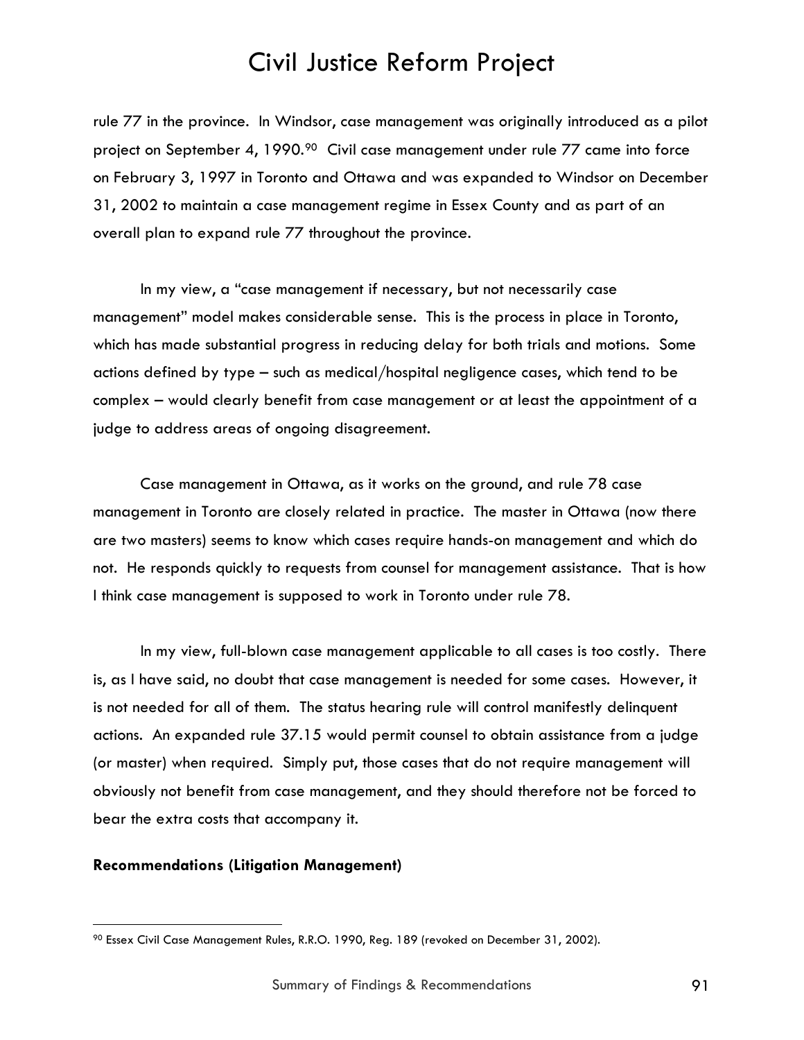rule 77 in the province. In Windsor, case management was originally introduced as a pilot project on September 4, 1990.[90] Civil case management under rule 77 came into force on February 3, 1997 in Toronto and Ottawa and was expanded to Windsor on December 31, 2002 to maintain a case management regime in Essex County and as part of an overall plan to expand rule 77 throughout the province.

In my view, a "case management if necessary, but not necessarily case management" model makes considerable sense. This is the process in place in Toronto, which has made substantial progress in reducing delay for both trials and motions. Some actions defined by type – such as medical/hospital negligence cases, which tend to be complex – would clearly benefit from case management or at least the appointment of a judge to address areas of ongoing disagreement.

Case management in Ottawa, as it works on the ground, and rule 78 case management in Toronto are closely related in practice. The master in Ottawa (now there are two masters) seems to know which cases require hands-on management and which do not. He responds quickly to requests from counsel for management assistance. That is how I think case management is supposed to work in Toronto under rule 78.

In my view, full-blown case management applicable to all cases is too costly. There is, as I have said, no doubt that case management is needed for some cases. However, it is not needed for all of them. The status hearing rule will control manifestly delinquent actions. An expanded rule 37.15 would permit counsel to obtain assistance from a judge (or master) when required. Simply put, those cases that do not require management will obviously not benefit from case management, and they should therefore not be forced to bear the extra costs that accompany it.

**Recommendations (Litigation Management)**

---

[90] Essex Civil Case Management Rules, R.R.O. 1990, Reg. 189 (revoked on December 31, 2002).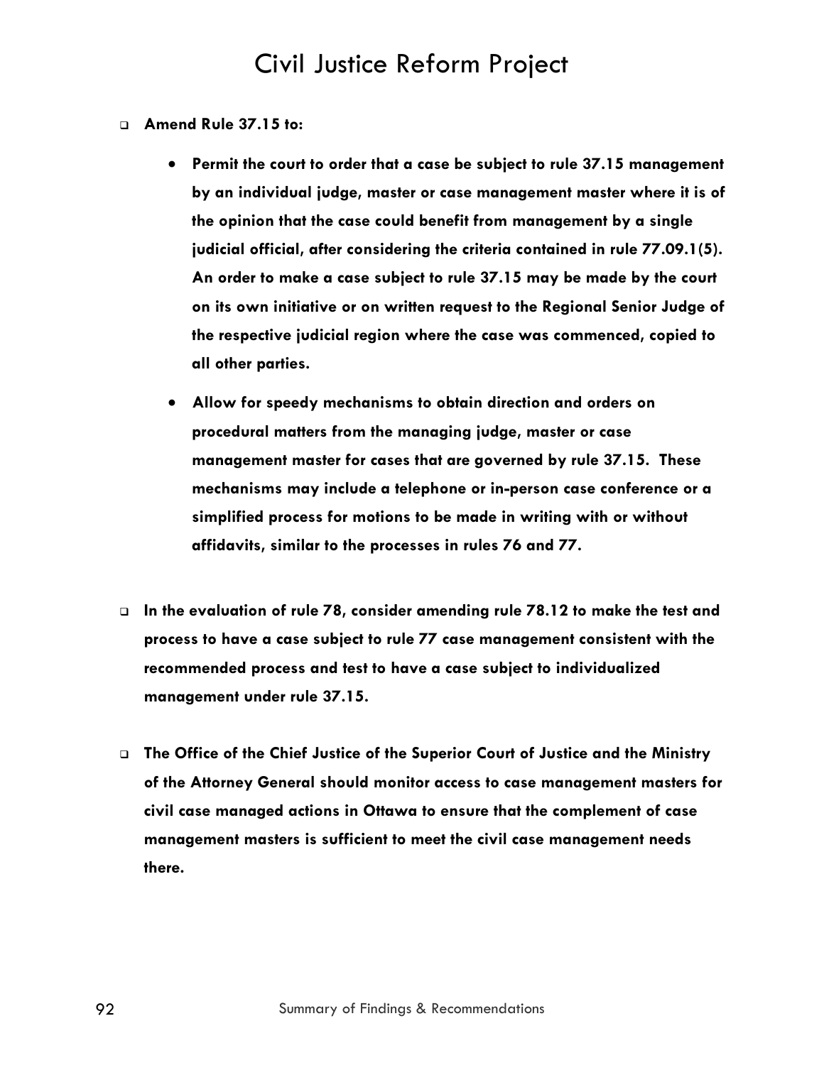- **Amend Rule 37.15 to:**

    - **Permit the court to order that a case be subject to rule 37.15 management by an individual judge, master or case management master where it is of the opinion that the case could benefit from management by a single judicial official, after considering the criteria contained in rule 77.09.1(5). An order to make a case subject to rule 37.15 may be made by the court on its own initiative or on written request to the Regional Senior Judge of the respective judicial region where the case was commenced, copied to all other parties.**

    - **Allow for speedy mechanisms to obtain direction and orders on procedural matters from the managing judge, master or case management master for cases that are governed by rule 37.15. These mechanisms may include a telephone or in-person case conference or a simplified process for motions to be made in writing with or without affidavits, similar to the processes in rules 76 and 77.**

- **In the evaluation of rule 78, consider amending rule 78.12 to make the test and process to have a case subject to rule 77 case management consistent with the recommended process and test to have a case subject to individualized management under rule 37.15.**

- **The Office of the Chief Justice of the Superior Court of Justice and the Ministry of the Attorney General should monitor access to case management masters for civil case managed actions in Ottawa to ensure that the complement of case management masters is sufficient to meet the civil case management needs there.**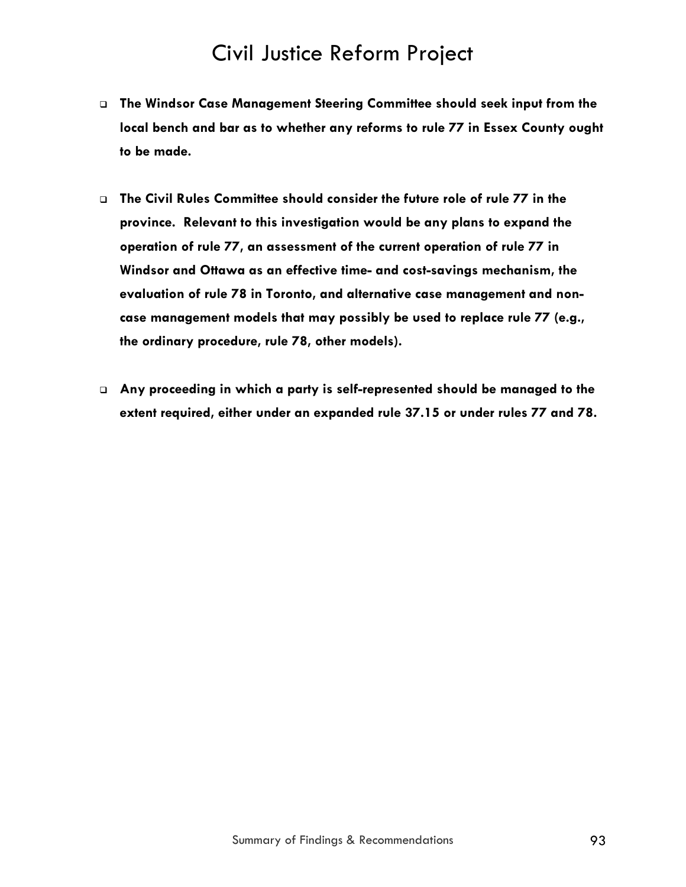- **The Windsor Case Management Steering Committee should seek input from the local bench and bar as to whether any reforms to rule 77 in Essex County ought to be made.**

- **The Civil Rules Committee should consider the future role of rule 77 in the province. Relevant to this investigation would be any plans to expand the operation of rule 77, an assessment of the current operation of rule 77 in Windsor and Ottawa as an effective time- and cost-savings mechanism, the evaluation of rule 78 in Toronto, and alternative case management and non-case management models that may possibly be used to replace rule 77 (e.g., the ordinary procedure, rule 78, other models).**

- **Any proceeding in which a party is self-represented should be managed to the extent required, either under an expanded rule 37.15 or under rules 77 and 78.**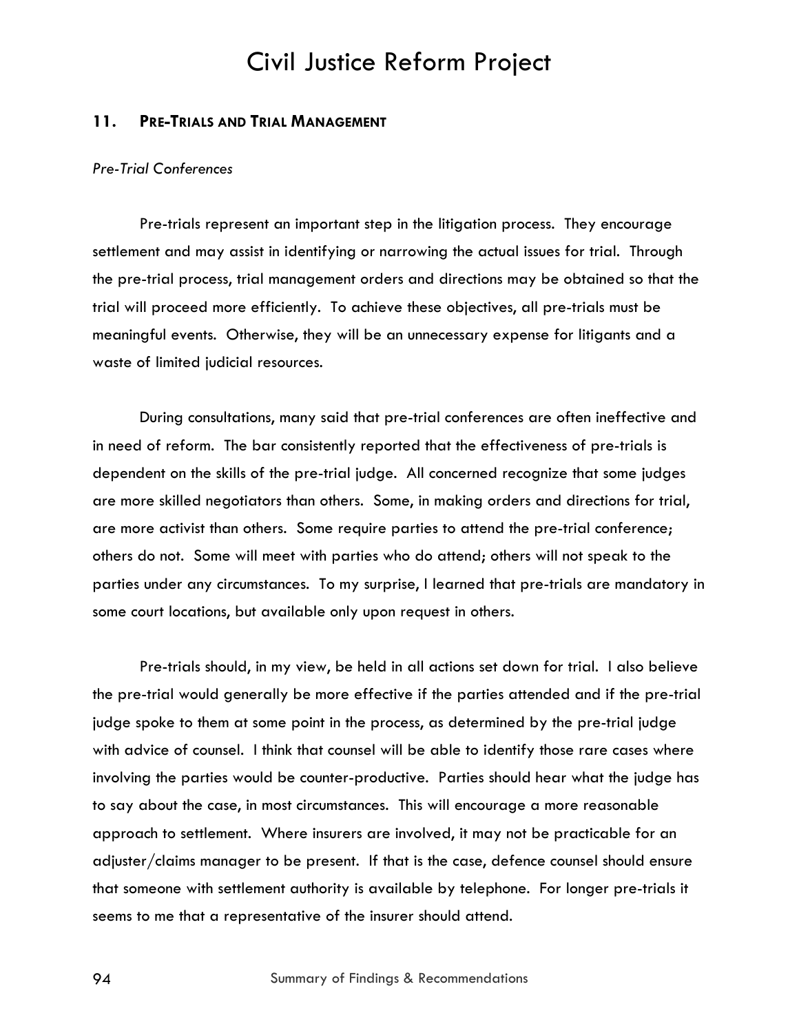## 11. PRE-TRIALS AND TRIAL MANAGEMENT

*Pre-Trial Conferences*

Pre-trials represent an important step in the litigation process. They encourage settlement and may assist in identifying or narrowing the actual issues for trial. Through the pre-trial process, trial management orders and directions may be obtained so that the trial will proceed more efficiently. To achieve these objectives, all pre-trials must be meaningful events. Otherwise, they will be an unnecessary expense for litigants and a waste of limited judicial resources.

During consultations, many said that pre-trial conferences are often ineffective and in need of reform. The bar consistently reported that the effectiveness of pre-trials is dependent on the skills of the pre-trial judge. All concerned recognize that some judges are more skilled negotiators than others. Some, in making orders and directions for trial, are more activist than others. Some require parties to attend the pre-trial conference; others do not. Some will meet with parties who do attend; others will not speak to the parties under any circumstances. To my surprise, I learned that pre-trials are mandatory in some court locations, but available only upon request in others.

Pre-trials should, in my view, be held in all actions set down for trial. I also believe the pre-trial would generally be more effective if the parties attended and if the pre-trial judge spoke to them at some point in the process, as determined by the pre-trial judge with advice of counsel. I think that counsel will be able to identify those rare cases where involving the parties would be counter-productive. Parties should hear what the judge has to say about the case, in most circumstances. This will encourage a more reasonable approach to settlement. Where insurers are involved, it may not be practicable for an adjuster/claims manager to be present. If that is the case, defence counsel should ensure that someone with settlement authority is available by telephone. For longer pre-trials it seems to me that a representative of the insurer should attend.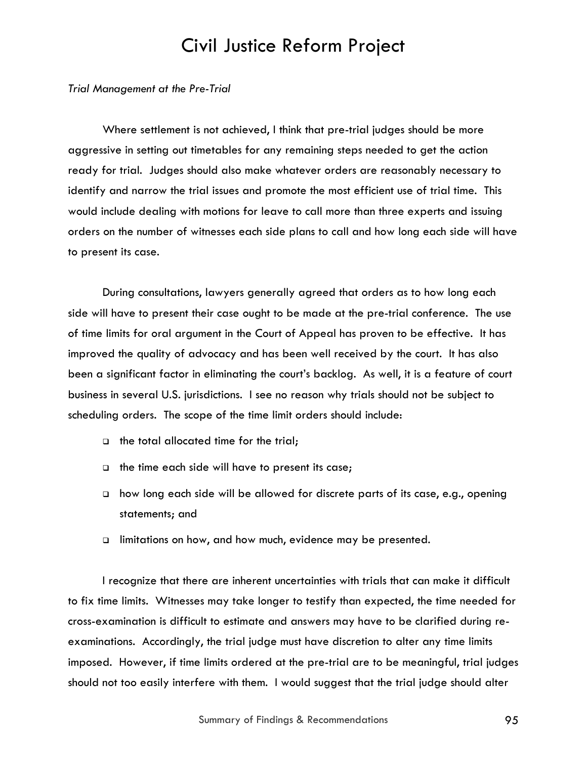*Trial Management at the Pre-Trial*

Where settlement is not achieved, I think that pre-trial judges should be more aggressive in setting out timetables for any remaining steps needed to get the action ready for trial. Judges should also make whatever orders are reasonably necessary to identify and narrow the trial issues and promote the most efficient use of trial time. This would include dealing with motions for leave to call more than three experts and issuing orders on the number of witnesses each side plans to call and how long each side will have to present its case.

During consultations, lawyers generally agreed that orders as to how long each side will have to present their case ought to be made at the pre-trial conference. The use of time limits for oral argument in the Court of Appeal has proven to be effective. It has improved the quality of advocacy and has been well received by the court. It has also been a significant factor in eliminating the court's backlog. As well, it is a feature of court business in several U.S. jurisdictions. I see no reason why trials should not be subject to scheduling orders. The scope of the time limit orders should include:

- the total allocated time for the trial;
- the time each side will have to present its case;
- how long each side will be allowed for discrete parts of its case, e.g., opening statements; and
- limitations on how, and how much, evidence may be presented.

I recognize that there are inherent uncertainties with trials that can make it difficult to fix time limits. Witnesses may take longer to testify than expected, the time needed for cross-examination is difficult to estimate and answers may have to be clarified during re-examinations. Accordingly, the trial judge must have discretion to alter any time limits imposed. However, if time limits ordered at the pre-trial are to be meaningful, trial judges should not too easily interfere with them. I would suggest that the trial judge should alter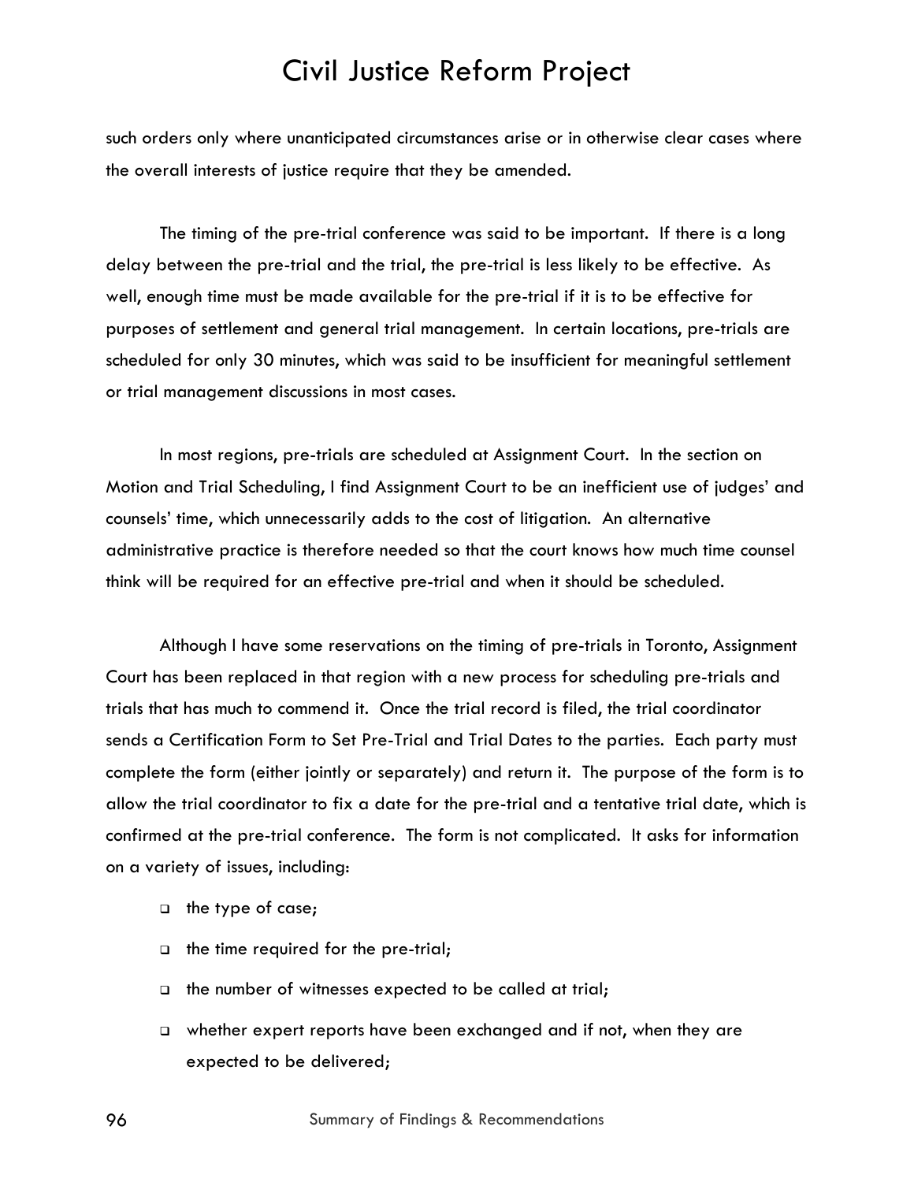such orders only where unanticipated circumstances arise or in otherwise clear cases where the overall interests of justice require that they be amended.

The timing of the pre-trial conference was said to be important. If there is a long delay between the pre-trial and the trial, the pre-trial is less likely to be effective. As well, enough time must be made available for the pre-trial if it is to be effective for purposes of settlement and general trial management. In certain locations, pre-trials are scheduled for only 30 minutes, which was said to be insufficient for meaningful settlement or trial management discussions in most cases.

In most regions, pre-trials are scheduled at Assignment Court. In the section on Motion and Trial Scheduling, I find Assignment Court to be an inefficient use of judges' and counsels' time, which unnecessarily adds to the cost of litigation. An alternative administrative practice is therefore needed so that the court knows how much time counsel think will be required for an effective pre-trial and when it should be scheduled.

Although I have some reservations on the timing of pre-trials in Toronto, Assignment Court has been replaced in that region with a new process for scheduling pre-trials and trials that has much to commend it. Once the trial record is filed, the trial coordinator sends a Certification Form to Set Pre-Trial and Trial Dates to the parties. Each party must complete the form (either jointly or separately) and return it. The purpose of the form is to allow the trial coordinator to fix a date for the pre-trial and a tentative trial date, which is confirmed at the pre-trial conference. The form is not complicated. It asks for information on a variety of issues, including:

- the type of case;
- the time required for the pre-trial;
- the number of witnesses expected to be called at trial;
- whether expert reports have been exchanged and if not, when they are expected to be delivered;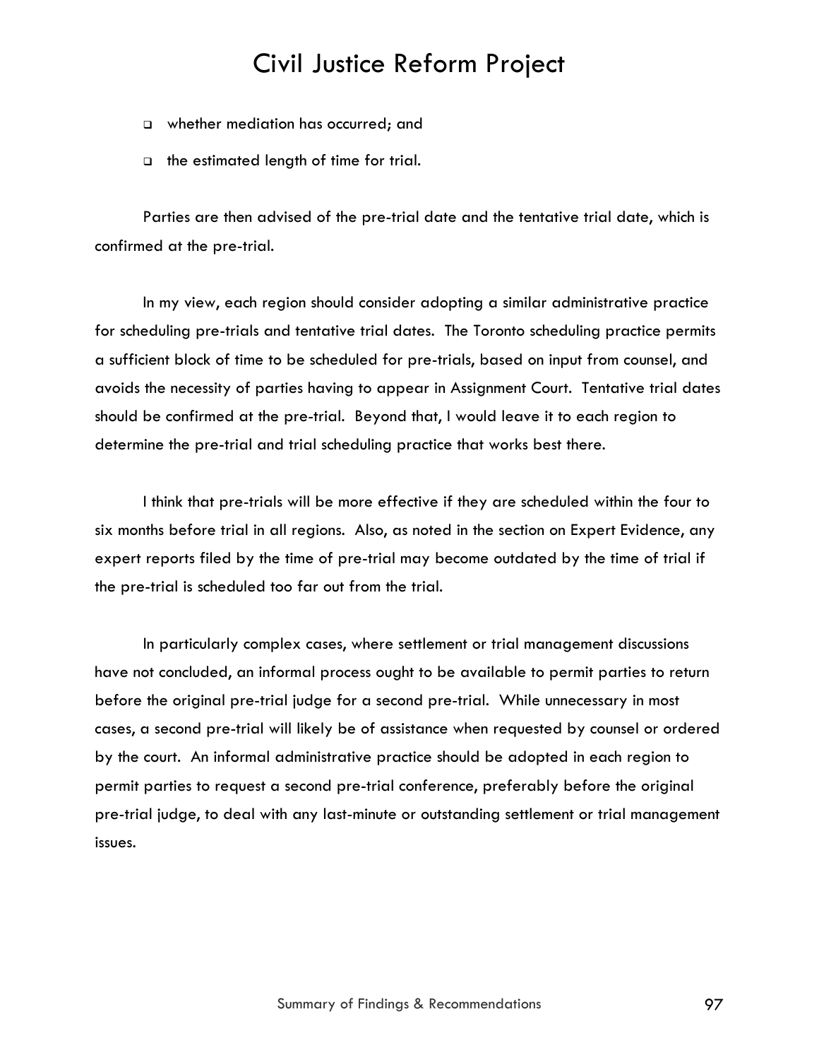- whether mediation has occurred; and
- the estimated length of time for trial.

Parties are then advised of the pre-trial date and the tentative trial date, which is confirmed at the pre-trial.

In my view, each region should consider adopting a similar administrative practice for scheduling pre-trials and tentative trial dates. The Toronto scheduling practice permits a sufficient block of time to be scheduled for pre-trials, based on input from counsel, and avoids the necessity of parties having to appear in Assignment Court. Tentative trial dates should be confirmed at the pre-trial. Beyond that, I would leave it to each region to determine the pre-trial and trial scheduling practice that works best there.

I think that pre-trials will be more effective if they are scheduled within the four to six months before trial in all regions. Also, as noted in the section on Expert Evidence, any expert reports filed by the time of pre-trial may become outdated by the time of trial if the pre-trial is scheduled too far out from the trial.

In particularly complex cases, where settlement or trial management discussions have not concluded, an informal process ought to be available to permit parties to return before the original pre-trial judge for a second pre-trial. While unnecessary in most cases, a second pre-trial will likely be of assistance when requested by counsel or ordered by the court. An informal administrative practice should be adopted in each region to permit parties to request a second pre-trial conference, preferably before the original pre-trial judge, to deal with any last-minute or outstanding settlement or trial management issues.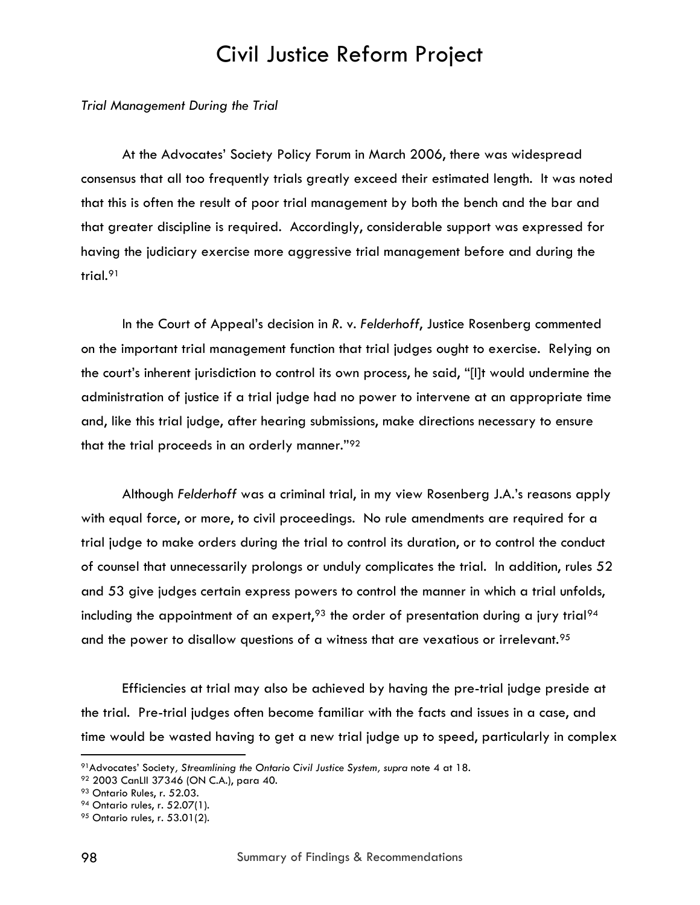*Trial Management During the Trial*

At the Advocates' Society Policy Forum in March 2006, there was widespread consensus that all too frequently trials greatly exceed their estimated length. It was noted that this is often the result of poor trial management by both the bench and the bar and that greater discipline is required. Accordingly, considerable support was expressed for having the judiciary exercise more aggressive trial management before and during the trial.[91]

In the Court of Appeal's decision in *R.* v. *Felderhoff*, Justice Rosenberg commented on the important trial management function that trial judges ought to exercise. Relying on the court's inherent jurisdiction to control its own process, he said, "[I]t would undermine the administration of justice if a trial judge had no power to intervene at an appropriate time and, like this trial judge, after hearing submissions, make directions necessary to ensure that the trial proceeds in an orderly manner."[92]

Although *Felderhoff* was a criminal trial, in my view Rosenberg J.A.'s reasons apply with equal force, or more, to civil proceedings. No rule amendments are required for a trial judge to make orders during the trial to control its duration, or to control the conduct of counsel that unnecessarily prolongs or unduly complicates the trial. In addition, rules 52 and 53 give judges certain express powers to control the manner in which a trial unfolds, including the appointment of an expert,[93] the order of presentation during a jury trial[94] and the power to disallow questions of a witness that are vexatious or irrelevant.[95]

Efficiencies at trial may also be achieved by having the pre-trial judge preside at the trial. Pre-trial judges often become familiar with the facts and issues in a case, and time would be wasted having to get a new trial judge up to speed, particularly in complex

---

[91] Advocates' Society, *Streamlining the Ontario Civil Justice System, supra* note 4 at 18.

[92] 2003 CanLII 37346 (ON C.A.), para 40.

[93] Ontario Rules, r. 52.03.

[94] Ontario rules, r. 52.07(1).

[95] Ontario rules, r. 53.01(2).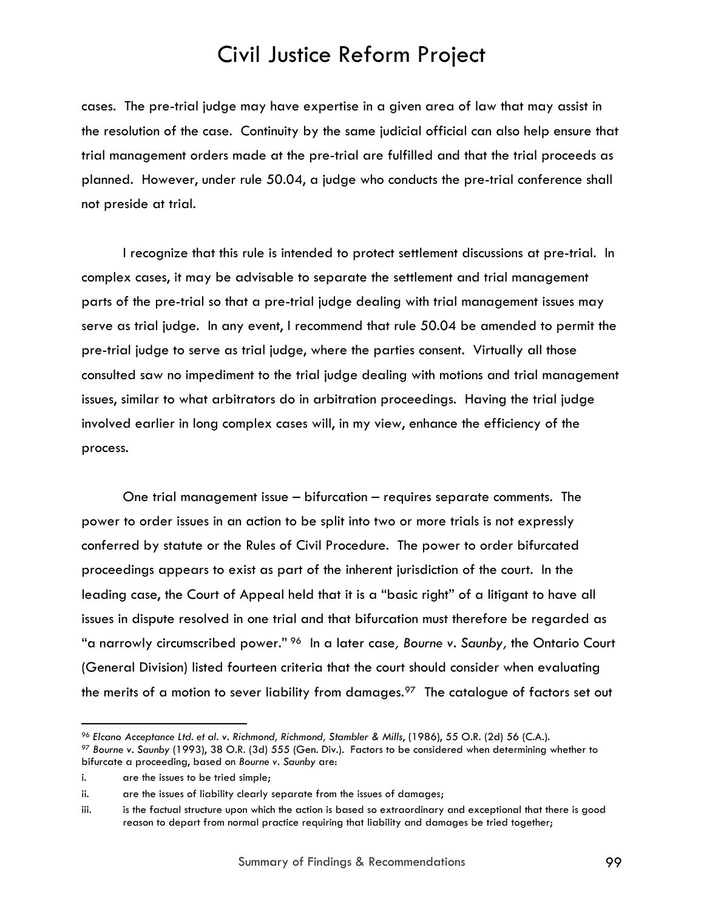cases. The pre-trial judge may have expertise in a given area of law that may assist in the resolution of the case. Continuity by the same judicial official can also help ensure that trial management orders made at the pre-trial are fulfilled and that the trial proceeds as planned. However, under rule 50.04, a judge who conducts the pre-trial conference shall not preside at trial.

I recognize that this rule is intended to protect settlement discussions at pre-trial. In complex cases, it may be advisable to separate the settlement and trial management parts of the pre-trial so that a pre-trial judge dealing with trial management issues may serve as trial judge. In any event, I recommend that rule 50.04 be amended to permit the pre-trial judge to serve as trial judge, where the parties consent. Virtually all those consulted saw no impediment to the trial judge dealing with motions and trial management issues, similar to what arbitrators do in arbitration proceedings. Having the trial judge involved earlier in long complex cases will, in my view, enhance the efficiency of the process.

One trial management issue – bifurcation – requires separate comments. The power to order issues in an action to be split into two or more trials is not expressly conferred by statute or the Rules of Civil Procedure. The power to order bifurcated proceedings appears to exist as part of the inherent jurisdiction of the court. In the leading case, the Court of Appeal held that it is a "basic right" of a litigant to have all issues in dispute resolved in one trial and that bifurcation must therefore be regarded as "a narrowly circumscribed power." [96] In a later case, *Bourne v. Saunby,* the Ontario Court (General Division) listed fourteen criteria that the court should consider when evaluating the merits of a motion to sever liability from damages.[97] The catalogue of factors set out

---

[96] *Elcano Acceptance Ltd. et al. v. Richmond, Richmond, Stambler & Mills*, (1986), 55 O.R. (2d) 56 (C.A.).

[97] *Bourne v. Saunby* (1993), 38 O.R. (3d) 555 (Gen. Div.). Factors to be considered when determining whether to bifurcate a proceeding, based on *Bourne v. Saunby* are:

i. are the issues to be tried simple;

ii. are the issues of liability clearly separate from the issues of damages;

iii. is the factual structure upon which the action is based so extraordinary and exceptional that there is good reason to depart from normal practice requiring that liability and damages be tried together;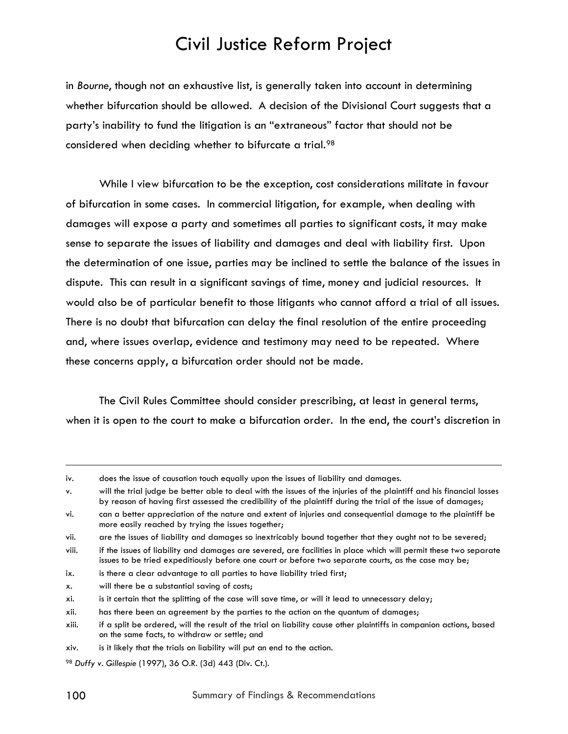in *Bourne*, though not an exhaustive list, is generally taken into account in determining whether bifurcation should be allowed. A decision of the Divisional Court suggests that a party's inability to fund the litigation is an "extraneous" factor that should not be considered when deciding whether to bifurcate a trial.[98]

While I view bifurcation to be the exception, cost considerations militate in favour of bifurcation in some cases. In commercial litigation, for example, when dealing with damages will expose a party and sometimes all parties to significant costs, it may make sense to separate the issues of liability and damages and deal with liability first. Upon the determination of one issue, parties may be inclined to settle the balance of the issues in dispute. This can result in a significant savings of time, money and judicial resources. It would also be of particular benefit to those litigants who cannot afford a trial of all issues. There is no doubt that bifurcation can delay the final resolution of the entire proceeding and, where issues overlap, evidence and testimony may need to be repeated. Where these concerns apply, a bifurcation order should not be made.

The Civil Rules Committee should consider prescribing, at least in general terms, when it is open to the court to make a bifurcation order. In the end, the court's discretion in

---

iv. does the issue of causation touch equally upon the issues of liability and damages.

v. will the trial judge be better able to deal with the issues of the injuries of the plaintiff and his financial losses by reason of having first assessed the credibility of the plaintiff during the trial of the issue of damages;

vi. can a better appreciation of the nature and extent of injuries and consequential damage to the plaintiff be more easily reached by trying the issues together;

vii. are the issues of liability and damages so inextricably bound together that they ought not to be severed;

viii. if the issues of liability and damages are severed, are facilities in place which will permit these two separate issues to be tried expeditiously before one court or before two separate courts, as the case may be;

ix. is there a clear advantage to all parties to have liability tried first;

x. will there be a substantial saving of costs;

xi. is it certain that the splitting of the case will save time, or will it lead to unnecessary delay;

xii. has there been an agreement by the parties to the action on the quantum of damages;

xiii. if a split be ordered, will the result of the trial on liability cause other plaintiffs in companion actions, based on the same facts, to withdraw or settle; and

xiv. is it likely that the trials on liability will put an end to the action.

[98] *Duffy v. Gillespie* (1997), 36 O.R. (3d) 443 (Div. Ct.).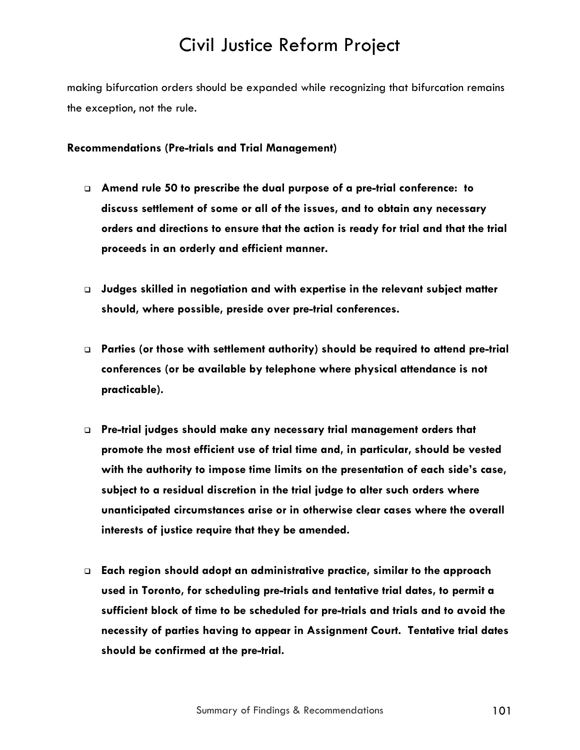making bifurcation orders should be expanded while recognizing that bifurcation remains the exception, not the rule.

**Recommendations (Pre-trials and Trial Management)**

- **Amend rule 50 to prescribe the dual purpose of a pre-trial conference: to discuss settlement of some or all of the issues, and to obtain any necessary orders and directions to ensure that the action is ready for trial and that the trial proceeds in an orderly and efficient manner.**

- **Judges skilled in negotiation and with expertise in the relevant subject matter should, where possible, preside over pre-trial conferences.**

- **Parties (or those with settlement authority) should be required to attend pre-trial conferences (or be available by telephone where physical attendance is not practicable).**

- **Pre-trial judges should make any necessary trial management orders that promote the most efficient use of trial time and, in particular, should be vested with the authority to impose time limits on the presentation of each side's case, subject to a residual discretion in the trial judge to alter such orders where unanticipated circumstances arise or in otherwise clear cases where the overall interests of justice require that they be amended.**

- **Each region should adopt an administrative practice, similar to the approach used in Toronto, for scheduling pre-trials and tentative trial dates, to permit a sufficient block of time to be scheduled for pre-trials and trials and to avoid the necessity of parties having to appear in Assignment Court. Tentative trial dates should be confirmed at the pre-trial.**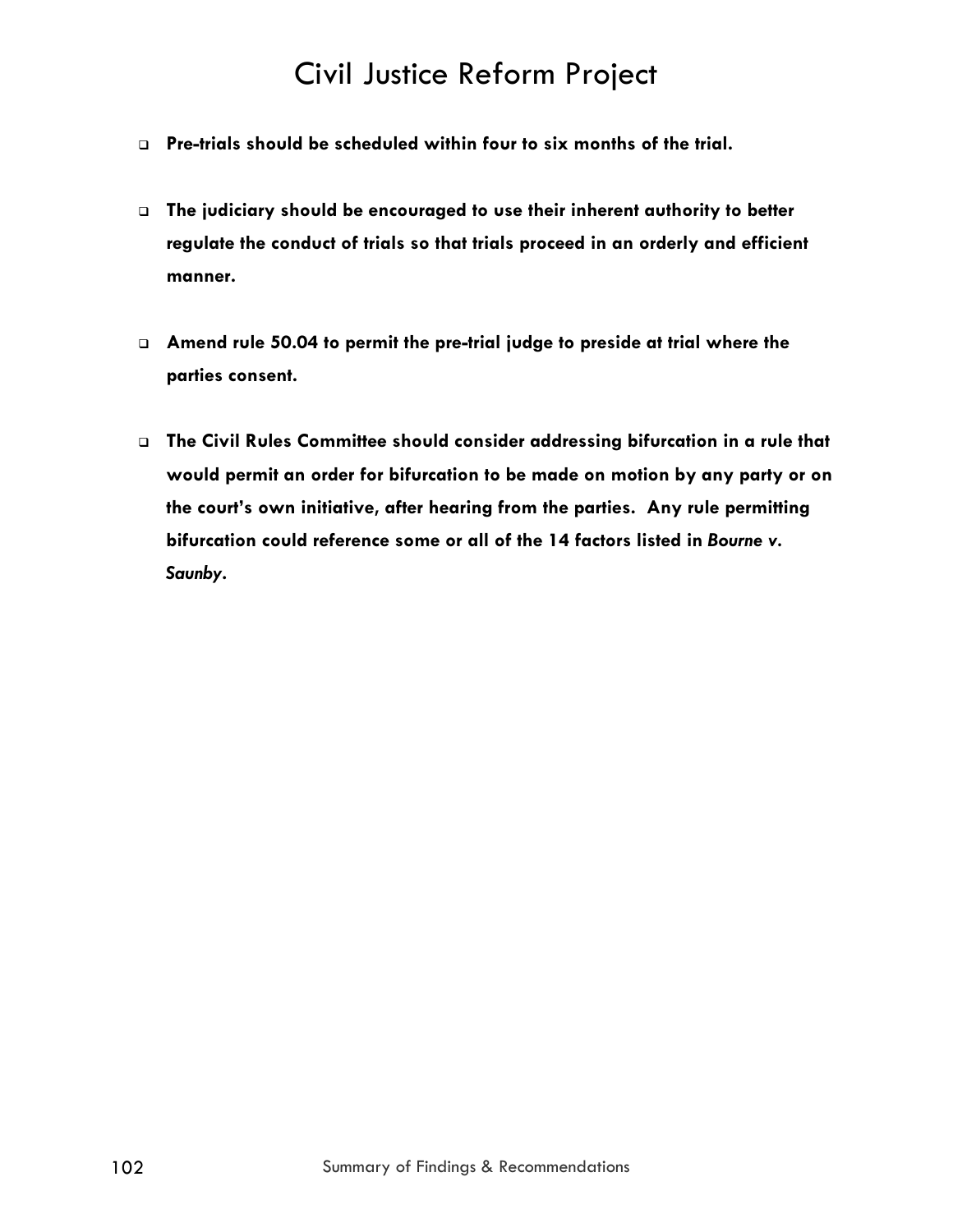- **Pre-trials should be scheduled within four to six months of the trial.**

- **The judiciary should be encouraged to use their inherent authority to better regulate the conduct of trials so that trials proceed in an orderly and efficient manner.**

- **Amend rule 50.04 to permit the pre-trial judge to preside at trial where the parties consent.**

- **The Civil Rules Committee should consider addressing bifurcation in a rule that would permit an order for bifurcation to be made on motion by any party or on the court's own initiative, after hearing from the parties. Any rule permitting bifurcation could reference some or all of the 14 factors listed in *Bourne v. Saunby*.**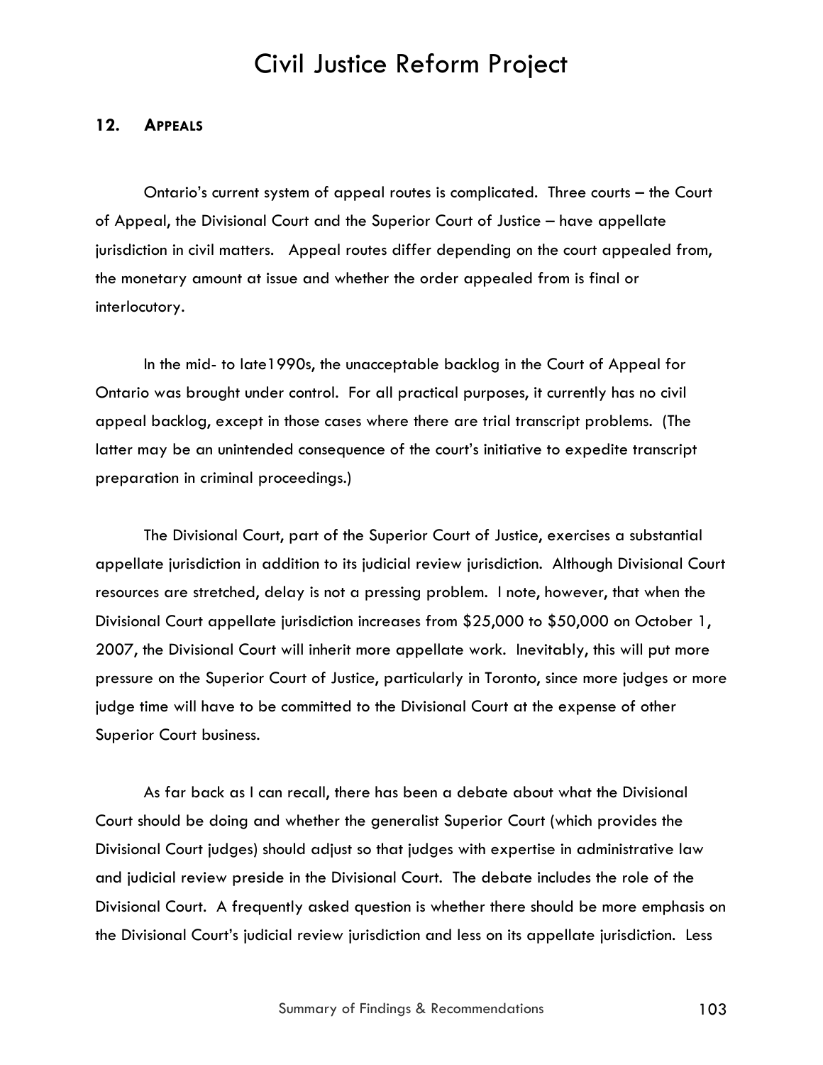## 12. APPEALS

Ontario's current system of appeal routes is complicated. Three courts – the Court of Appeal, the Divisional Court and the Superior Court of Justice – have appellate jurisdiction in civil matters. Appeal routes differ depending on the court appealed from, the monetary amount at issue and whether the order appealed from is final or interlocutory.

In the mid- to late1990s, the unacceptable backlog in the Court of Appeal for Ontario was brought under control. For all practical purposes, it currently has no civil appeal backlog, except in those cases where there are trial transcript problems. (The latter may be an unintended consequence of the court's initiative to expedite transcript preparation in criminal proceedings.)

The Divisional Court, part of the Superior Court of Justice, exercises a substantial appellate jurisdiction in addition to its judicial review jurisdiction. Although Divisional Court resources are stretched, delay is not a pressing problem. I note, however, that when the Divisional Court appellate jurisdiction increases from $25,000 to $50,000 on October 1, 2007, the Divisional Court will inherit more appellate work. Inevitably, this will put more pressure on the Superior Court of Justice, particularly in Toronto, since more judges or more judge time will have to be committed to the Divisional Court at the expense of other Superior Court business.

As far back as I can recall, there has been a debate about what the Divisional Court should be doing and whether the generalist Superior Court (which provides the Divisional Court judges) should adjust so that judges with expertise in administrative law and judicial review preside in the Divisional Court. The debate includes the role of the Divisional Court. A frequently asked question is whether there should be more emphasis on the Divisional Court's judicial review jurisdiction and less on its appellate jurisdiction. Less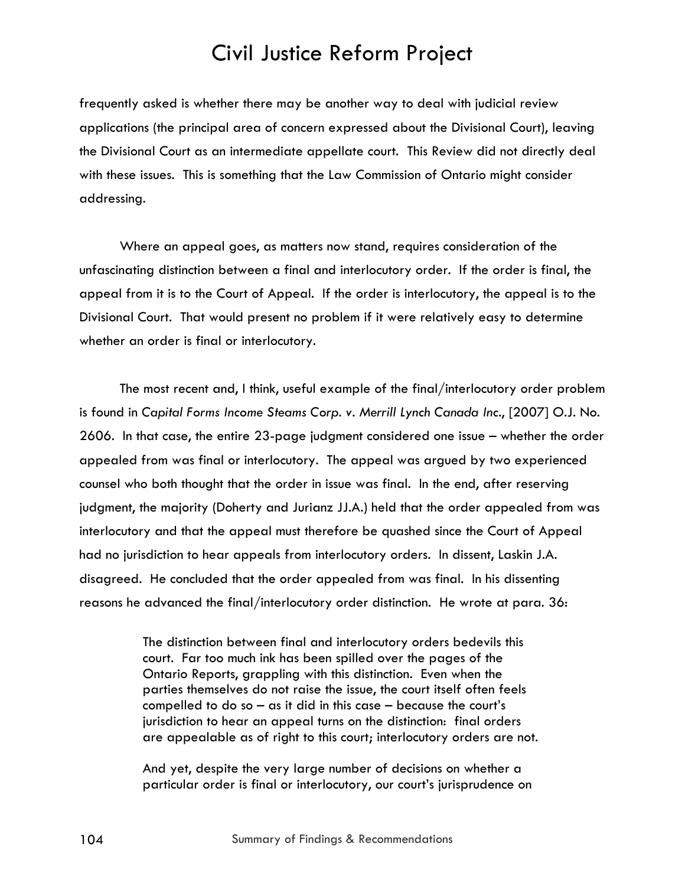frequently asked is whether there may be another way to deal with judicial review applications (the principal area of concern expressed about the Divisional Court), leaving the Divisional Court as an intermediate appellate court. This Review did not directly deal with these issues. This is something that the Law Commission of Ontario might consider addressing.

Where an appeal goes, as matters now stand, requires consideration of the unfascinating distinction between a final and interlocutory order. If the order is final, the appeal from it is to the Court of Appeal. If the order is interlocutory, the appeal is to the Divisional Court. That would present no problem if it were relatively easy to determine whether an order is final or interlocutory.

The most recent and, I think, useful example of the final/interlocutory order problem is found in *Capital Forms Income Steams Corp. v. Merrill Lynch Canada Inc.*, [2007] O.J. No. 2606. In that case, the entire 23-page judgment considered one issue – whether the order appealed from was final or interlocutory. The appeal was argued by two experienced counsel who both thought that the order in issue was final. In the end, after reserving judgment, the majority (Doherty and Jurianz JJ.A.) held that the order appealed from was interlocutory and that the appeal must therefore be quashed since the Court of Appeal had no jurisdiction to hear appeals from interlocutory orders. In dissent, Laskin J.A. disagreed. He concluded that the order appealed from was final. In his dissenting reasons he advanced the final/interlocutory order distinction. He wrote at para. 36:

> The distinction between final and interlocutory orders bedevils this court. Far too much ink has been spilled over the pages of the Ontario Reports, grappling with this distinction. Even when the parties themselves do not raise the issue, the court itself often feels compelled to do so – as it did in this case – because the court's jurisdiction to hear an appeal turns on the distinction: final orders are appealable as of right to this court; interlocutory orders are not.
>
> And yet, despite the very large number of decisions on whether a particular order is final or interlocutory, our court's jurisprudence on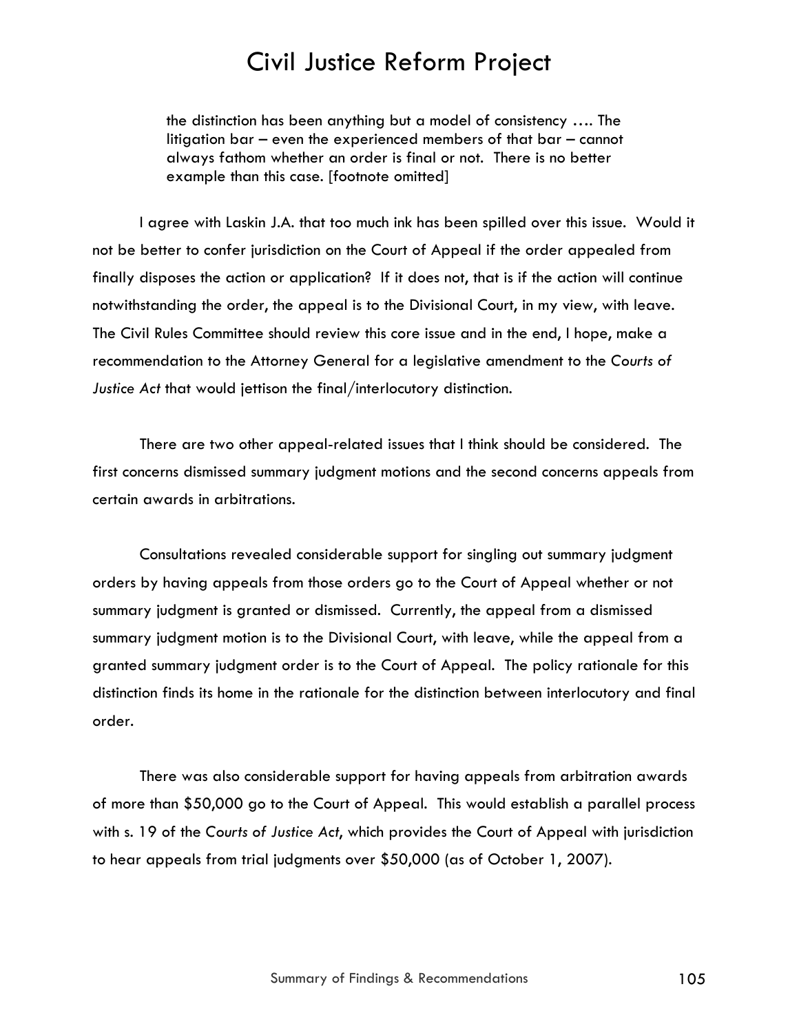> the distinction has been anything but a model of consistency …. The litigation bar – even the experienced members of that bar – cannot always fathom whether an order is final or not. There is no better example than this case. [footnote omitted]

I agree with Laskin J.A. that too much ink has been spilled over this issue. Would it not be better to confer jurisdiction on the Court of Appeal if the order appealed from finally disposes the action or application? If it does not, that is if the action will continue notwithstanding the order, the appeal is to the Divisional Court, in my view, with leave. The Civil Rules Committee should review this core issue and in the end, I hope, make a recommendation to the Attorney General for a legislative amendment to the *Courts of Justice Act* that would jettison the final/interlocutory distinction.

There are two other appeal-related issues that I think should be considered. The first concerns dismissed summary judgment motions and the second concerns appeals from certain awards in arbitrations.

Consultations revealed considerable support for singling out summary judgment orders by having appeals from those orders go to the Court of Appeal whether or not summary judgment is granted or dismissed. Currently, the appeal from a dismissed summary judgment motion is to the Divisional Court, with leave, while the appeal from a granted summary judgment order is to the Court of Appeal. The policy rationale for this distinction finds its home in the rationale for the distinction between interlocutory and final order.

There was also considerable support for having appeals from arbitration awards of more than $50,000 go to the Court of Appeal. This would establish a parallel process with s. 19 of the *Courts of Justice Act*, which provides the Court of Appeal with jurisdiction to hear appeals from trial judgments over $50,000 (as of October 1, 2007).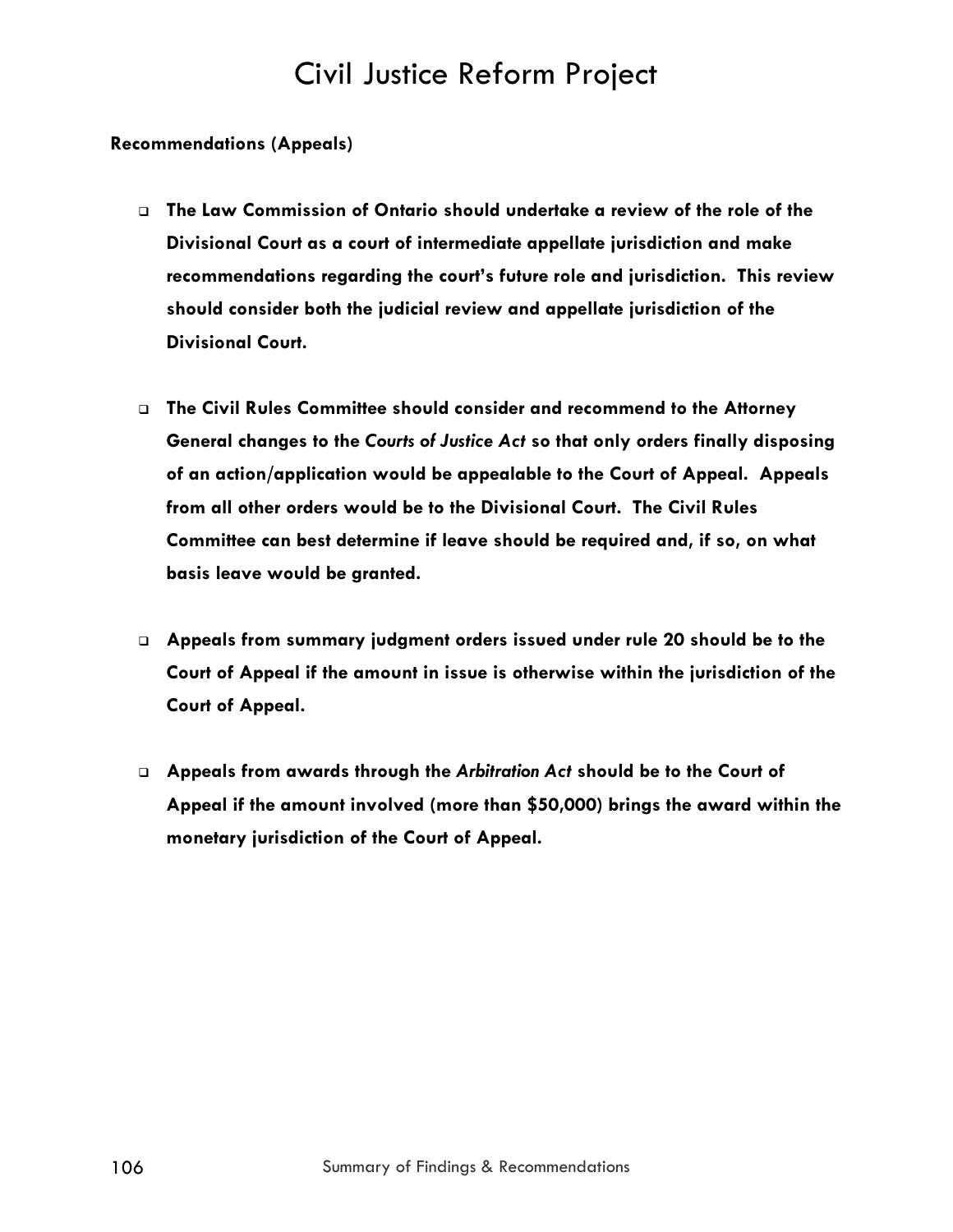**Recommendations (Appeals)**

- **The Law Commission of Ontario should undertake a review of the role of the Divisional Court as a court of intermediate appellate jurisdiction and make recommendations regarding the court's future role and jurisdiction. This review should consider both the judicial review and appellate jurisdiction of the Divisional Court.**

- **The Civil Rules Committee should consider and recommend to the Attorney General changes to the *Courts of Justice Act* so that only orders finally disposing of an action/application would be appealable to the Court of Appeal. Appeals from all other orders would be to the Divisional Court. The Civil Rules Committee can best determine if leave should be required and, if so, on what basis leave would be granted.**

- **Appeals from summary judgment orders issued under rule 20 should be to the Court of Appeal if the amount in issue is otherwise within the jurisdiction of the Court of Appeal.**

- **Appeals from awards through the *Arbitration Act* should be to the Court of Appeal if the amount involved (more than $50,000) brings the award within the monetary jurisdiction of the Court of Appeal.**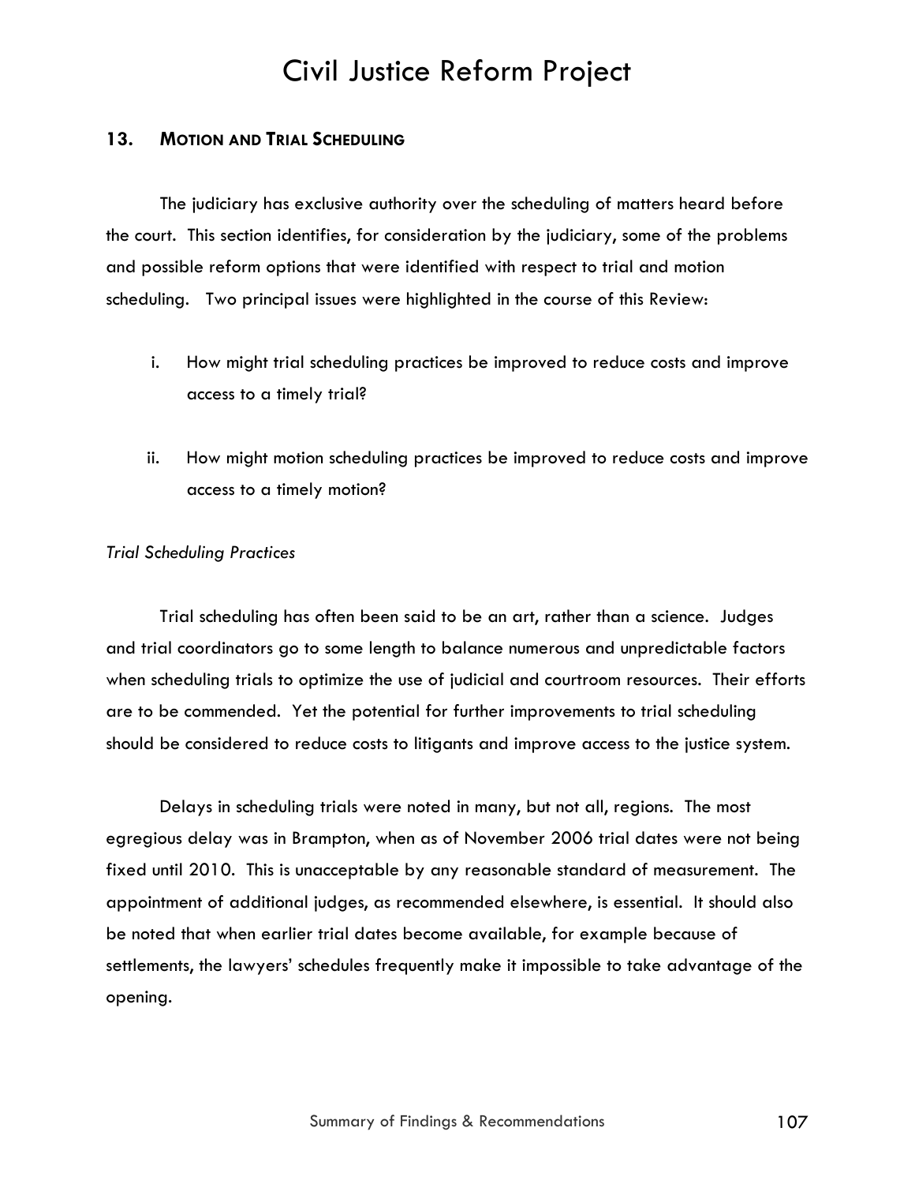## 13. MOTION AND TRIAL SCHEDULING

The judiciary has exclusive authority over the scheduling of matters heard before the court. This section identifies, for consideration by the judiciary, some of the problems and possible reform options that were identified with respect to trial and motion scheduling. Two principal issues were highlighted in the course of this Review:

i. How might trial scheduling practices be improved to reduce costs and improve access to a timely trial?

ii. How might motion scheduling practices be improved to reduce costs and improve access to a timely motion?

*Trial Scheduling Practices*

Trial scheduling has often been said to be an art, rather than a science. Judges and trial coordinators go to some length to balance numerous and unpredictable factors when scheduling trials to optimize the use of judicial and courtroom resources. Their efforts are to be commended. Yet the potential for further improvements to trial scheduling should be considered to reduce costs to litigants and improve access to the justice system.

Delays in scheduling trials were noted in many, but not all, regions. The most egregious delay was in Brampton, when as of November 2006 trial dates were not being fixed until 2010. This is unacceptable by any reasonable standard of measurement. The appointment of additional judges, as recommended elsewhere, is essential. It should also be noted that when earlier trial dates become available, for example because of settlements, the lawyers' schedules frequently make it impossible to take advantage of the opening.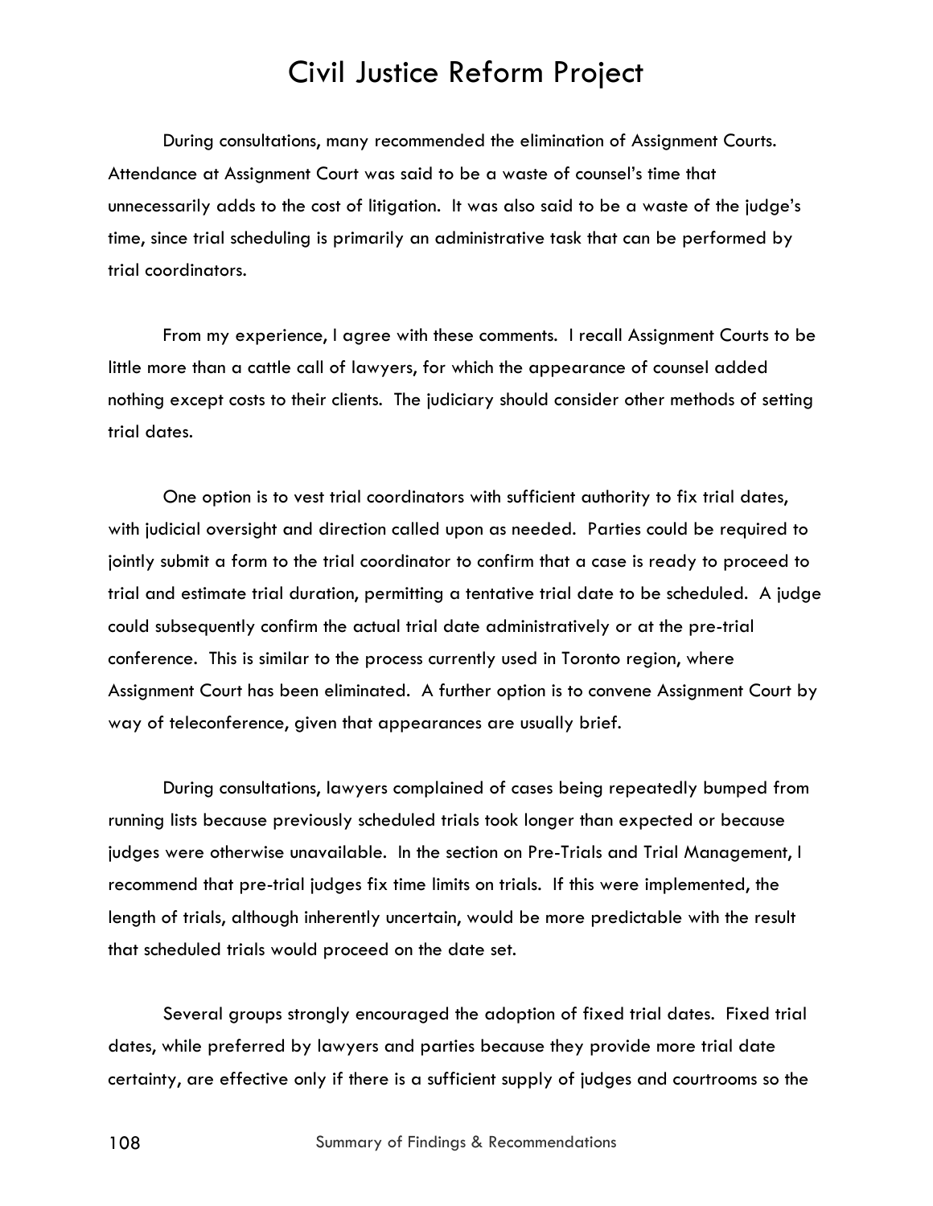During consultations, many recommended the elimination of Assignment Courts. Attendance at Assignment Court was said to be a waste of counsel's time that unnecessarily adds to the cost of litigation. It was also said to be a waste of the judge's time, since trial scheduling is primarily an administrative task that can be performed by trial coordinators.

From my experience, I agree with these comments. I recall Assignment Courts to be little more than a cattle call of lawyers, for which the appearance of counsel added nothing except costs to their clients. The judiciary should consider other methods of setting trial dates.

One option is to vest trial coordinators with sufficient authority to fix trial dates, with judicial oversight and direction called upon as needed. Parties could be required to jointly submit a form to the trial coordinator to confirm that a case is ready to proceed to trial and estimate trial duration, permitting a tentative trial date to be scheduled. A judge could subsequently confirm the actual trial date administratively or at the pre-trial conference. This is similar to the process currently used in Toronto region, where Assignment Court has been eliminated. A further option is to convene Assignment Court by way of teleconference, given that appearances are usually brief.

During consultations, lawyers complained of cases being repeatedly bumped from running lists because previously scheduled trials took longer than expected or because judges were otherwise unavailable. In the section on Pre-Trials and Trial Management, I recommend that pre-trial judges fix time limits on trials. If this were implemented, the length of trials, although inherently uncertain, would be more predictable with the result that scheduled trials would proceed on the date set.

Several groups strongly encouraged the adoption of fixed trial dates. Fixed trial dates, while preferred by lawyers and parties because they provide more trial date certainty, are effective only if there is a sufficient supply of judges and courtrooms so the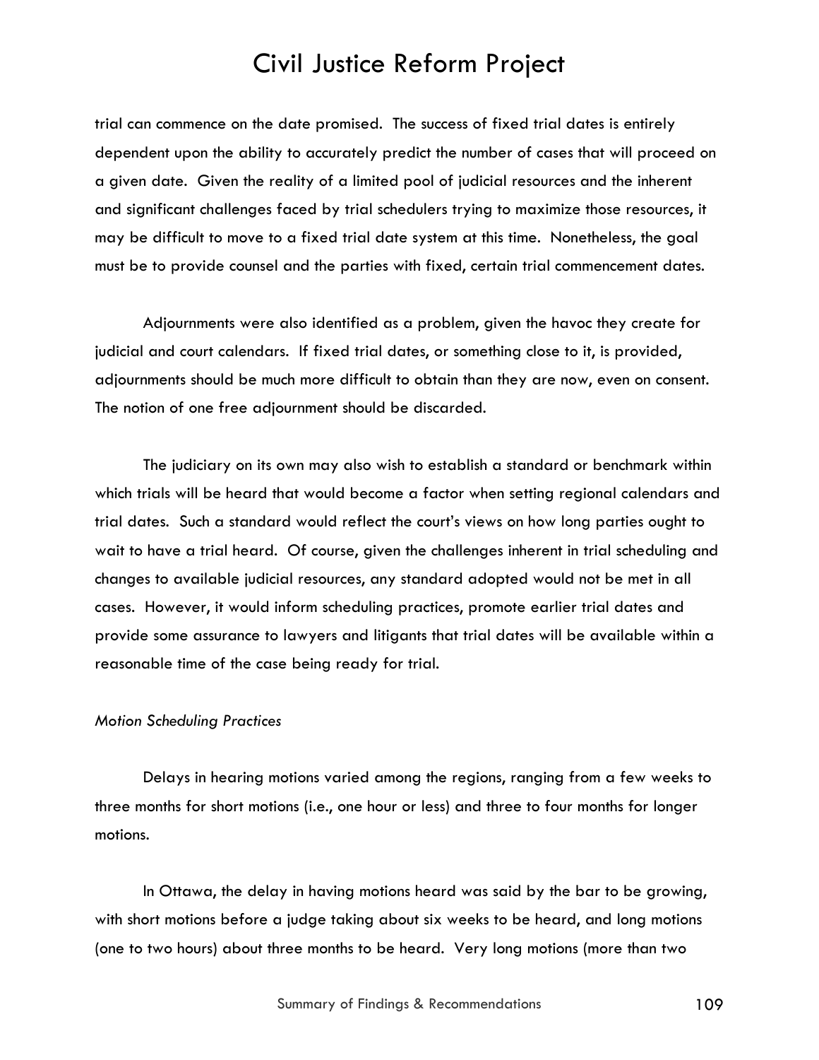trial can commence on the date promised. The success of fixed trial dates is entirely dependent upon the ability to accurately predict the number of cases that will proceed on a given date. Given the reality of a limited pool of judicial resources and the inherent and significant challenges faced by trial schedulers trying to maximize those resources, it may be difficult to move to a fixed trial date system at this time. Nonetheless, the goal must be to provide counsel and the parties with fixed, certain trial commencement dates.

Adjournments were also identified as a problem, given the havoc they create for judicial and court calendars. If fixed trial dates, or something close to it, is provided, adjournments should be much more difficult to obtain than they are now, even on consent. The notion of one free adjournment should be discarded.

The judiciary on its own may also wish to establish a standard or benchmark within which trials will be heard that would become a factor when setting regional calendars and trial dates. Such a standard would reflect the court's views on how long parties ought to wait to have a trial heard. Of course, given the challenges inherent in trial scheduling and changes to available judicial resources, any standard adopted would not be met in all cases. However, it would inform scheduling practices, promote earlier trial dates and provide some assurance to lawyers and litigants that trial dates will be available within a reasonable time of the case being ready for trial.

*Motion Scheduling Practices*

Delays in hearing motions varied among the regions, ranging from a few weeks to three months for short motions (i.e., one hour or less) and three to four months for longer motions.

In Ottawa, the delay in having motions heard was said by the bar to be growing, with short motions before a judge taking about six weeks to be heard, and long motions (one to two hours) about three months to be heard. Very long motions (more than two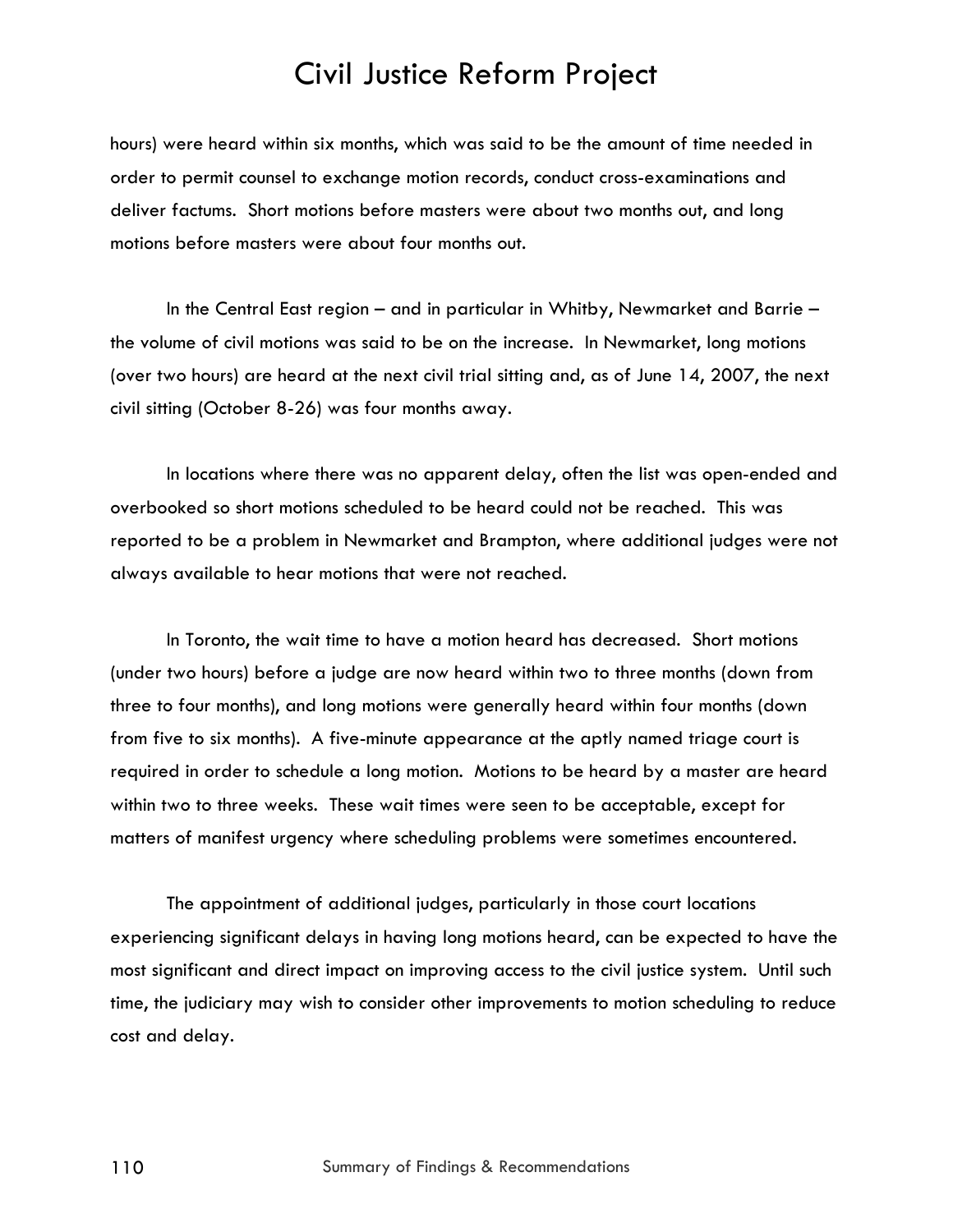hours) were heard within six months, which was said to be the amount of time needed in order to permit counsel to exchange motion records, conduct cross-examinations and deliver factums. Short motions before masters were about two months out, and long motions before masters were about four months out.

In the Central East region – and in particular in Whitby, Newmarket and Barrie – the volume of civil motions was said to be on the increase. In Newmarket, long motions (over two hours) are heard at the next civil trial sitting and, as of June 14, 2007, the next civil sitting (October 8-26) was four months away.

In locations where there was no apparent delay, often the list was open-ended and overbooked so short motions scheduled to be heard could not be reached. This was reported to be a problem in Newmarket and Brampton, where additional judges were not always available to hear motions that were not reached.

In Toronto, the wait time to have a motion heard has decreased. Short motions (under two hours) before a judge are now heard within two to three months (down from three to four months), and long motions were generally heard within four months (down from five to six months). A five-minute appearance at the aptly named triage court is required in order to schedule a long motion. Motions to be heard by a master are heard within two to three weeks. These wait times were seen to be acceptable, except for matters of manifest urgency where scheduling problems were sometimes encountered.

The appointment of additional judges, particularly in those court locations experiencing significant delays in having long motions heard, can be expected to have the most significant and direct impact on improving access to the civil justice system. Until such time, the judiciary may wish to consider other improvements to motion scheduling to reduce cost and delay.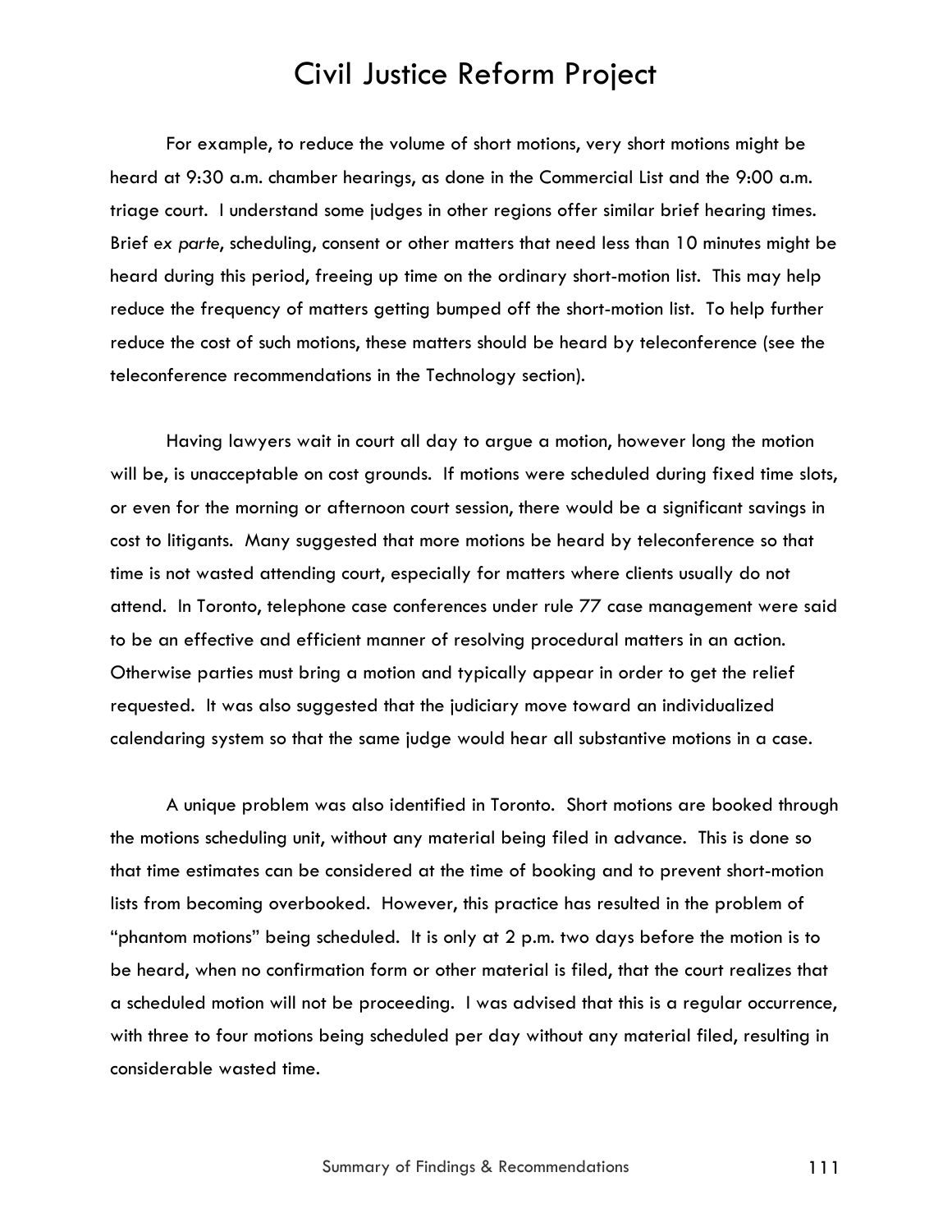For example, to reduce the volume of short motions, very short motions might be heard at 9:30 a.m. chamber hearings, as done in the Commercial List and the 9:00 a.m. triage court. I understand some judges in other regions offer similar brief hearing times. Brief *ex parte*, scheduling, consent or other matters that need less than 10 minutes might be heard during this period, freeing up time on the ordinary short-motion list. This may help reduce the frequency of matters getting bumped off the short-motion list. To help further reduce the cost of such motions, these matters should be heard by teleconference (see the teleconference recommendations in the Technology section).

Having lawyers wait in court all day to argue a motion, however long the motion will be, is unacceptable on cost grounds. If motions were scheduled during fixed time slots, or even for the morning or afternoon court session, there would be a significant savings in cost to litigants. Many suggested that more motions be heard by teleconference so that time is not wasted attending court, especially for matters where clients usually do not attend. In Toronto, telephone case conferences under rule 77 case management were said to be an effective and efficient manner of resolving procedural matters in an action. Otherwise parties must bring a motion and typically appear in order to get the relief requested. It was also suggested that the judiciary move toward an individualized calendaring system so that the same judge would hear all substantive motions in a case.

A unique problem was also identified in Toronto. Short motions are booked through the motions scheduling unit, without any material being filed in advance. This is done so that time estimates can be considered at the time of booking and to prevent short-motion lists from becoming overbooked. However, this practice has resulted in the problem of "phantom motions" being scheduled. It is only at 2 p.m. two days before the motion is to be heard, when no confirmation form or other material is filed, that the court realizes that a scheduled motion will not be proceeding. I was advised that this is a regular occurrence, with three to four motions being scheduled per day without any material filed, resulting in considerable wasted time.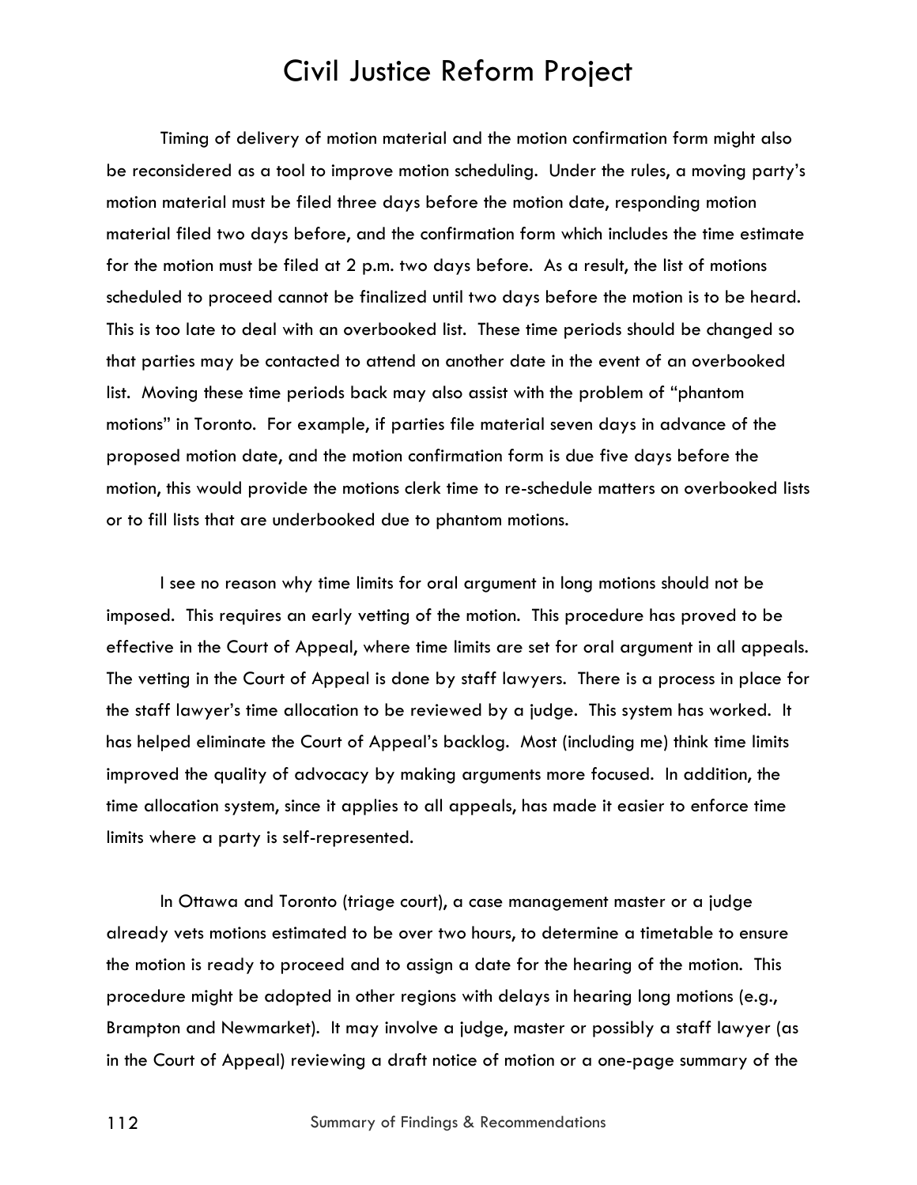Timing of delivery of motion material and the motion confirmation form might also be reconsidered as a tool to improve motion scheduling. Under the rules, a moving party's motion material must be filed three days before the motion date, responding motion material filed two days before, and the confirmation form which includes the time estimate for the motion must be filed at 2 p.m. two days before. As a result, the list of motions scheduled to proceed cannot be finalized until two days before the motion is to be heard. This is too late to deal with an overbooked list. These time periods should be changed so that parties may be contacted to attend on another date in the event of an overbooked list. Moving these time periods back may also assist with the problem of "phantom motions" in Toronto. For example, if parties file material seven days in advance of the proposed motion date, and the motion confirmation form is due five days before the motion, this would provide the motions clerk time to re-schedule matters on overbooked lists or to fill lists that are underbooked due to phantom motions.

I see no reason why time limits for oral argument in long motions should not be imposed. This requires an early vetting of the motion. This procedure has proved to be effective in the Court of Appeal, where time limits are set for oral argument in all appeals. The vetting in the Court of Appeal is done by staff lawyers. There is a process in place for the staff lawyer's time allocation to be reviewed by a judge. This system has worked. It has helped eliminate the Court of Appeal's backlog. Most (including me) think time limits improved the quality of advocacy by making arguments more focused. In addition, the time allocation system, since it applies to all appeals, has made it easier to enforce time limits where a party is self-represented.

In Ottawa and Toronto (triage court), a case management master or a judge already vets motions estimated to be over two hours, to determine a timetable to ensure the motion is ready to proceed and to assign a date for the hearing of the motion. This procedure might be adopted in other regions with delays in hearing long motions (e.g., Brampton and Newmarket). It may involve a judge, master or possibly a staff lawyer (as in the Court of Appeal) reviewing a draft notice of motion or a one-page summary of the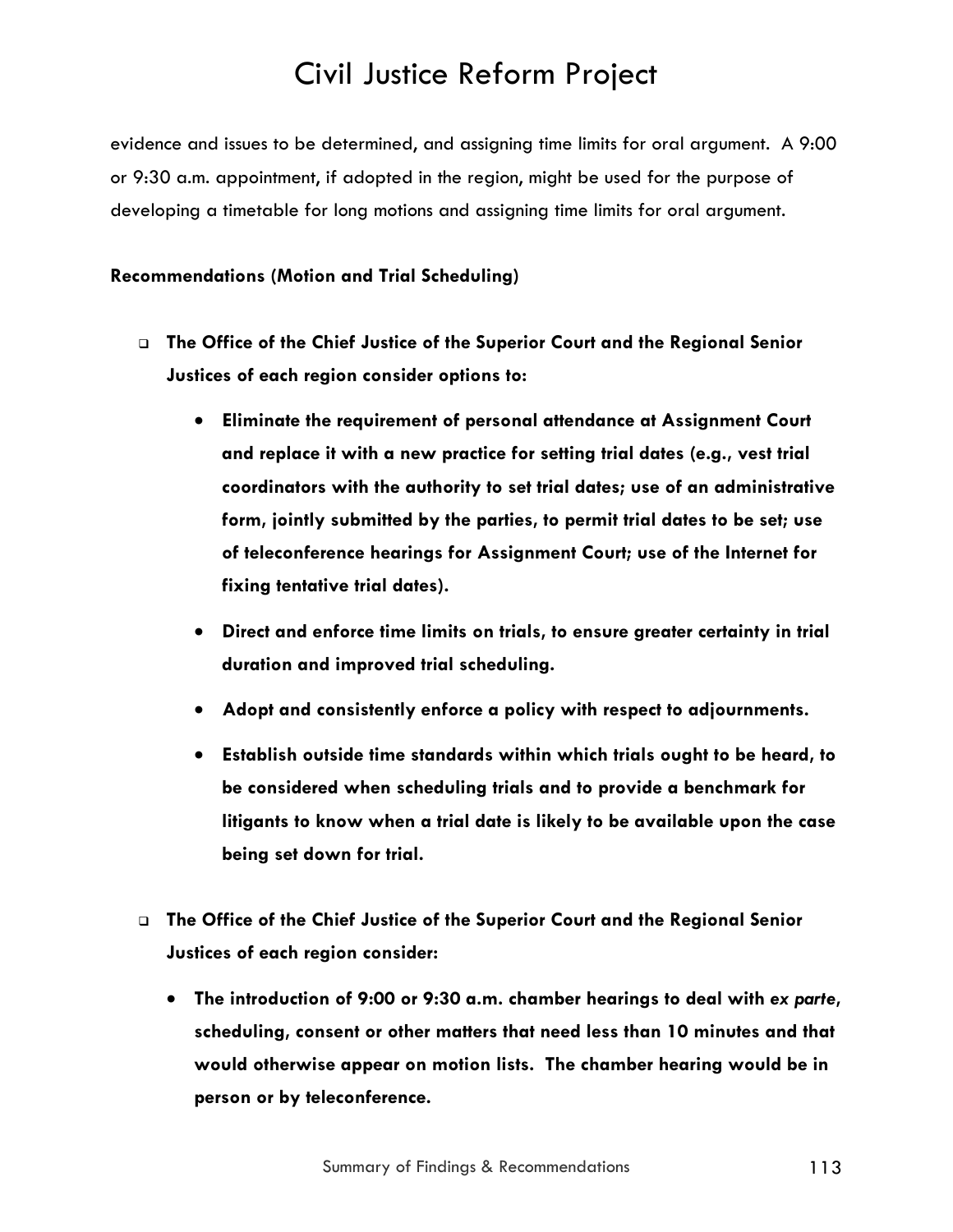evidence and issues to be determined, and assigning time limits for oral argument. A 9:00 or 9:30 a.m. appointment, if adopted in the region, might be used for the purpose of developing a timetable for long motions and assigning time limits for oral argument.

**Recommendations (Motion and Trial Scheduling)**

- **The Office of the Chief Justice of the Superior Court and the Regional Senior Justices of each region consider options to:**
  - **Eliminate the requirement of personal attendance at Assignment Court and replace it with a new practice for setting trial dates (e.g., vest trial coordinators with the authority to set trial dates; use of an administrative form, jointly submitted by the parties, to permit trial dates to be set; use of teleconference hearings for Assignment Court; use of the Internet for fixing tentative trial dates).**
  - **Direct and enforce time limits on trials, to ensure greater certainty in trial duration and improved trial scheduling.**
  - **Adopt and consistently enforce a policy with respect to adjournments.**
  - **Establish outside time standards within which trials ought to be heard, to be considered when scheduling trials and to provide a benchmark for litigants to know when a trial date is likely to be available upon the case being set down for trial.**

- **The Office of the Chief Justice of the Superior Court and the Regional Senior Justices of each region consider:**
  - **The introduction of 9:00 or 9:30 a.m. chamber hearings to deal with *ex parte*, scheduling, consent or other matters that need less than 10 minutes and that would otherwise appear on motion lists. The chamber hearing would be in person or by teleconference.**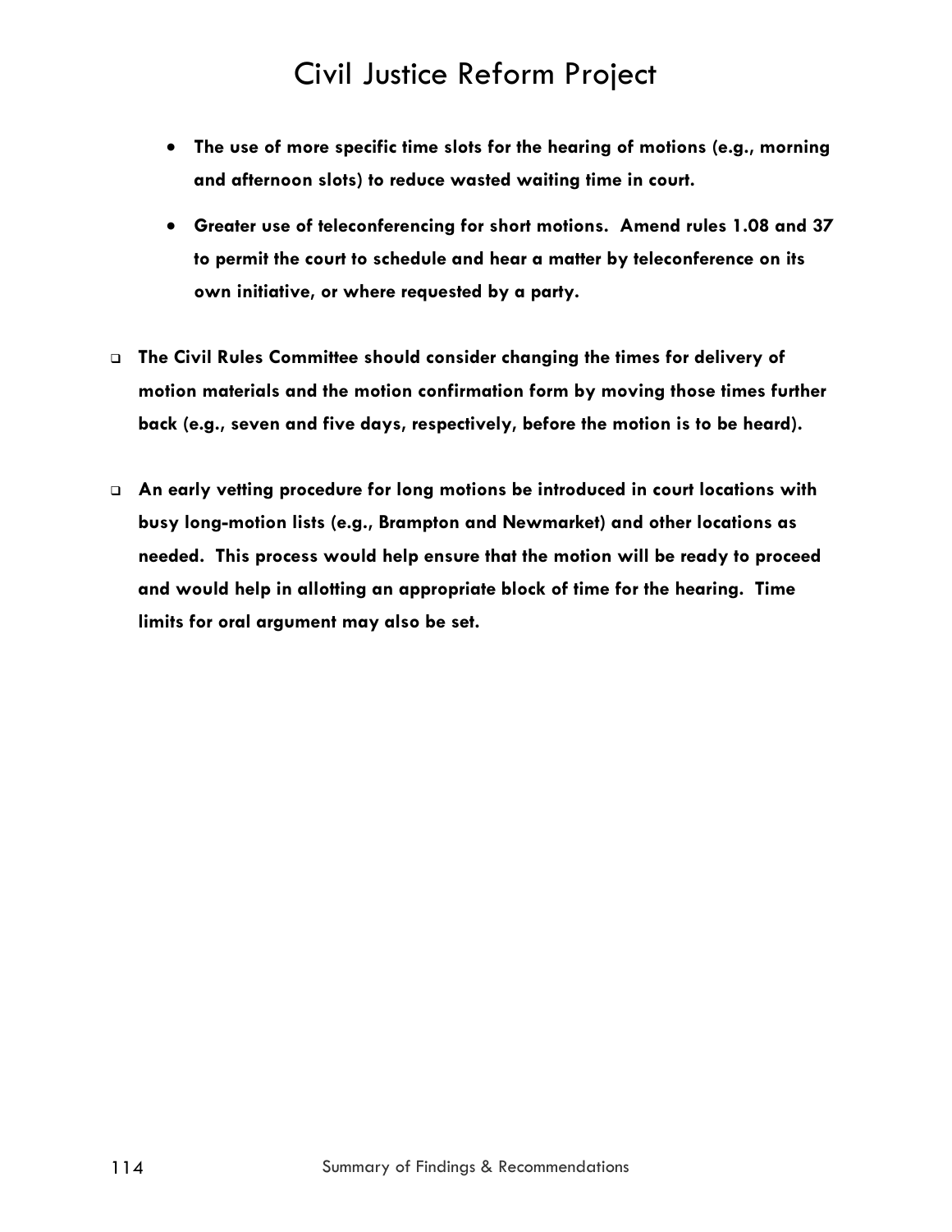- **The use of more specific time slots for the hearing of motions (e.g., morning and afternoon slots) to reduce wasted waiting time in court.**

- **Greater use of teleconferencing for short motions. Amend rules 1.08 and 37 to permit the court to schedule and hear a matter by teleconference on its own initiative, or where requested by a party.**

- **The Civil Rules Committee should consider changing the times for delivery of motion materials and the motion confirmation form by moving those times further back (e.g., seven and five days, respectively, before the motion is to be heard).**

- **An early vetting procedure for long motions be introduced in court locations with busy long-motion lists (e.g., Brampton and Newmarket) and other locations as needed. This process would help ensure that the motion will be ready to proceed and would help in allotting an appropriate block of time for the hearing. Time limits for oral argument may also be set.**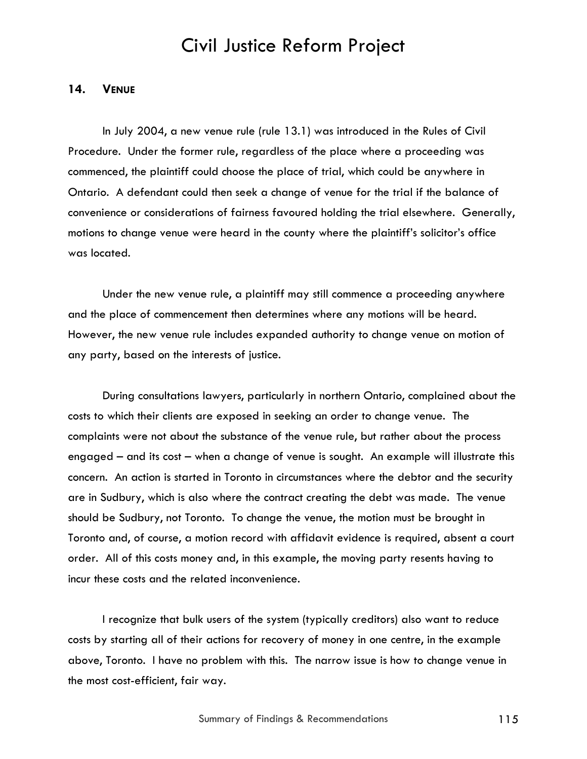## 14. VENUE

In July 2004, a new venue rule (rule 13.1) was introduced in the Rules of Civil Procedure. Under the former rule, regardless of the place where a proceeding was commenced, the plaintiff could choose the place of trial, which could be anywhere in Ontario. A defendant could then seek a change of venue for the trial if the balance of convenience or considerations of fairness favoured holding the trial elsewhere. Generally, motions to change venue were heard in the county where the plaintiff's solicitor's office was located.

Under the new venue rule, a plaintiff may still commence a proceeding anywhere and the place of commencement then determines where any motions will be heard. However, the new venue rule includes expanded authority to change venue on motion of any party, based on the interests of justice.

During consultations lawyers, particularly in northern Ontario, complained about the costs to which their clients are exposed in seeking an order to change venue. The complaints were not about the substance of the venue rule, but rather about the process engaged – and its cost – when a change of venue is sought. An example will illustrate this concern. An action is started in Toronto in circumstances where the debtor and the security are in Sudbury, which is also where the contract creating the debt was made. The venue should be Sudbury, not Toronto. To change the venue, the motion must be brought in Toronto and, of course, a motion record with affidavit evidence is required, absent a court order. All of this costs money and, in this example, the moving party resents having to incur these costs and the related inconvenience.

I recognize that bulk users of the system (typically creditors) also want to reduce costs by starting all of their actions for recovery of money in one centre, in the example above, Toronto. I have no problem with this. The narrow issue is how to change venue in the most cost-efficient, fair way.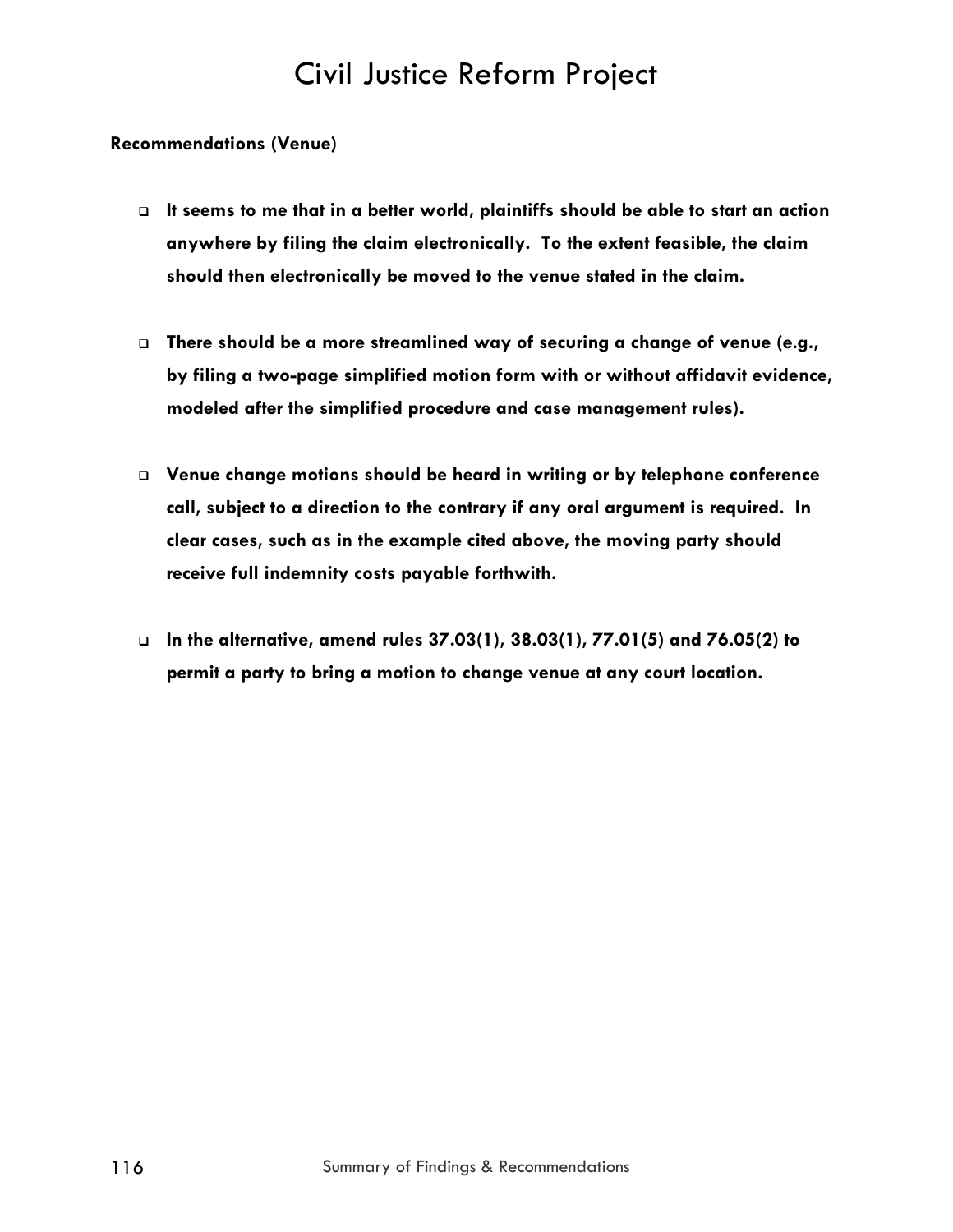**Recommendations (Venue)**

- **It seems to me that in a better world, plaintiffs should be able to start an action anywhere by filing the claim electronically. To the extent feasible, the claim should then electronically be moved to the venue stated in the claim.**

- **There should be a more streamlined way of securing a change of venue (e.g., by filing a two-page simplified motion form with or without affidavit evidence, modeled after the simplified procedure and case management rules).**

- **Venue change motions should be heard in writing or by telephone conference call, subject to a direction to the contrary if any oral argument is required. In clear cases, such as in the example cited above, the moving party should receive full indemnity costs payable forthwith.**

- **In the alternative, amend rules 37.03(1), 38.03(1), 77.01(5) and 76.05(2) to permit a party to bring a motion to change venue at any court location.**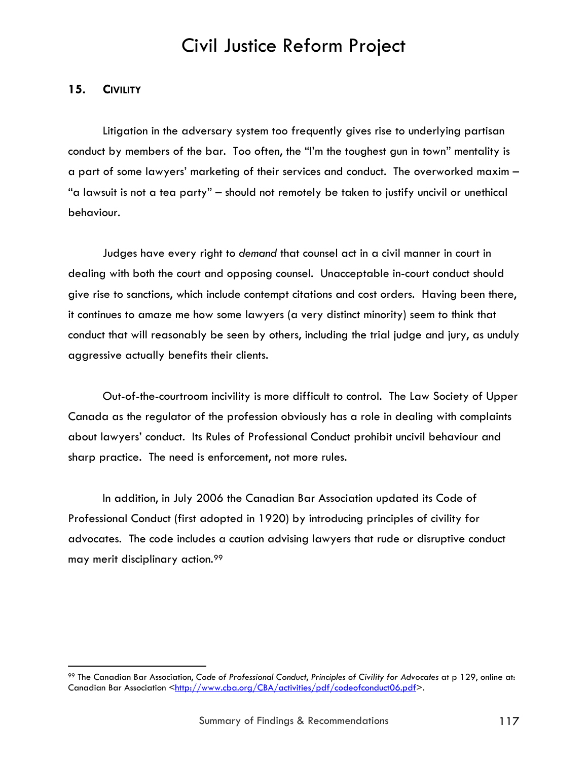## 15. CIVILITY

Litigation in the adversary system too frequently gives rise to underlying partisan conduct by members of the bar. Too often, the "I'm the toughest gun in town" mentality is a part of some lawyers' marketing of their services and conduct. The overworked maxim – "a lawsuit is not a tea party" – should not remotely be taken to justify uncivil or unethical behaviour.

Judges have every right to *demand* that counsel act in a civil manner in court in dealing with both the court and opposing counsel. Unacceptable in-court conduct should give rise to sanctions, which include contempt citations and cost orders. Having been there, it continues to amaze me how some lawyers (a very distinct minority) seem to think that conduct that will reasonably be seen by others, including the trial judge and jury, as unduly aggressive actually benefits their clients.

Out-of-the-courtroom incivility is more difficult to control. The Law Society of Upper Canada as the regulator of the profession obviously has a role in dealing with complaints about lawyers' conduct. Its Rules of Professional Conduct prohibit uncivil behaviour and sharp practice. The need is enforcement, not more rules.

In addition, in July 2006 the Canadian Bar Association updated its Code of Professional Conduct (first adopted in 1920) by introducing principles of civility for advocates. The code includes a caution advising lawyers that rude or disruptive conduct may merit disciplinary action.[99]

---

[99] The Canadian Bar Association, *Code of Professional Conduct*, *Principles of Civility for Advocates* at p 129, online at: Canadian Bar Association <http://www.cba.org/CBA/activities/pdf/codeofconduct06.pdf>.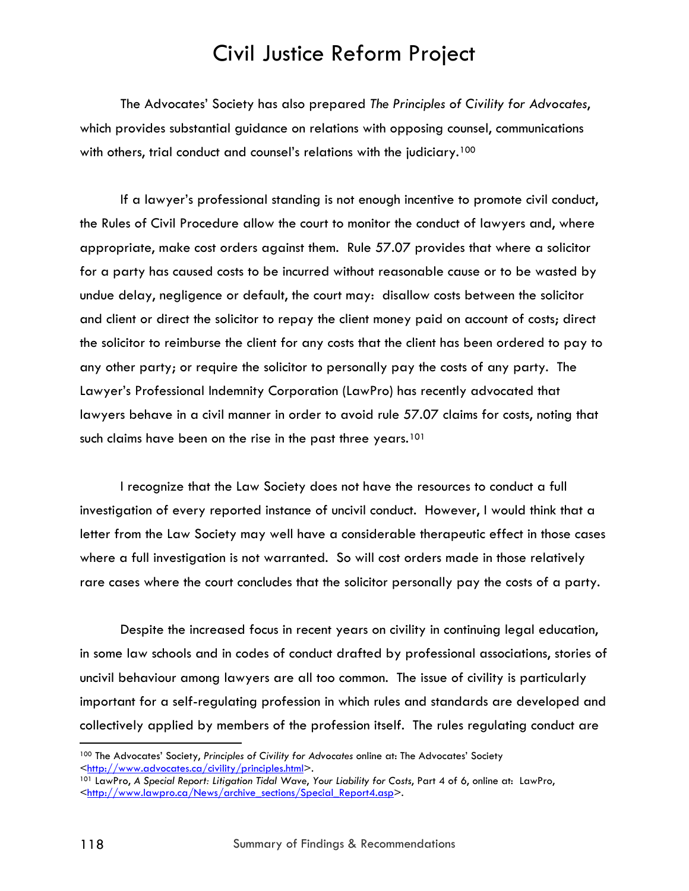The Advocates' Society has also prepared *The Principles of Civility for Advocates*, which provides substantial guidance on relations with opposing counsel, communications with others, trial conduct and counsel's relations with the judiciary.[100]

If a lawyer's professional standing is not enough incentive to promote civil conduct, the Rules of Civil Procedure allow the court to monitor the conduct of lawyers and, where appropriate, make cost orders against them. Rule 57.07 provides that where a solicitor for a party has caused costs to be incurred without reasonable cause or to be wasted by undue delay, negligence or default, the court may: disallow costs between the solicitor and client or direct the solicitor to repay the client money paid on account of costs; direct the solicitor to reimburse the client for any costs that the client has been ordered to pay to any other party; or require the solicitor to personally pay the costs of any party. The Lawyer's Professional Indemnity Corporation (LawPro) has recently advocated that lawyers behave in a civil manner in order to avoid rule 57.07 claims for costs, noting that such claims have been on the rise in the past three years.[101]

I recognize that the Law Society does not have the resources to conduct a full investigation of every reported instance of uncivil conduct. However, I would think that a letter from the Law Society may well have a considerable therapeutic effect in those cases where a full investigation is not warranted. So will cost orders made in those relatively rare cases where the court concludes that the solicitor personally pay the costs of a party.

Despite the increased focus in recent years on civility in continuing legal education, in some law schools and in codes of conduct drafted by professional associations, stories of uncivil behaviour among lawyers are all too common. The issue of civility is particularly important for a self-regulating profession in which rules and standards are developed and collectively applied by members of the profession itself. The rules regulating conduct are

---

[100] The Advocates' Society, *Principles of Civility for Advocates* online at: The Advocates' Society <http://www.advocates.ca/civility/principles.html>.

[101] LawPro, *A Special Report: Litigation Tidal Wave, Your Liability for Costs*, Part 4 of 6, online at: LawPro, <http://www.lawpro.ca/News/archive_sections/Special_Report4.asp>.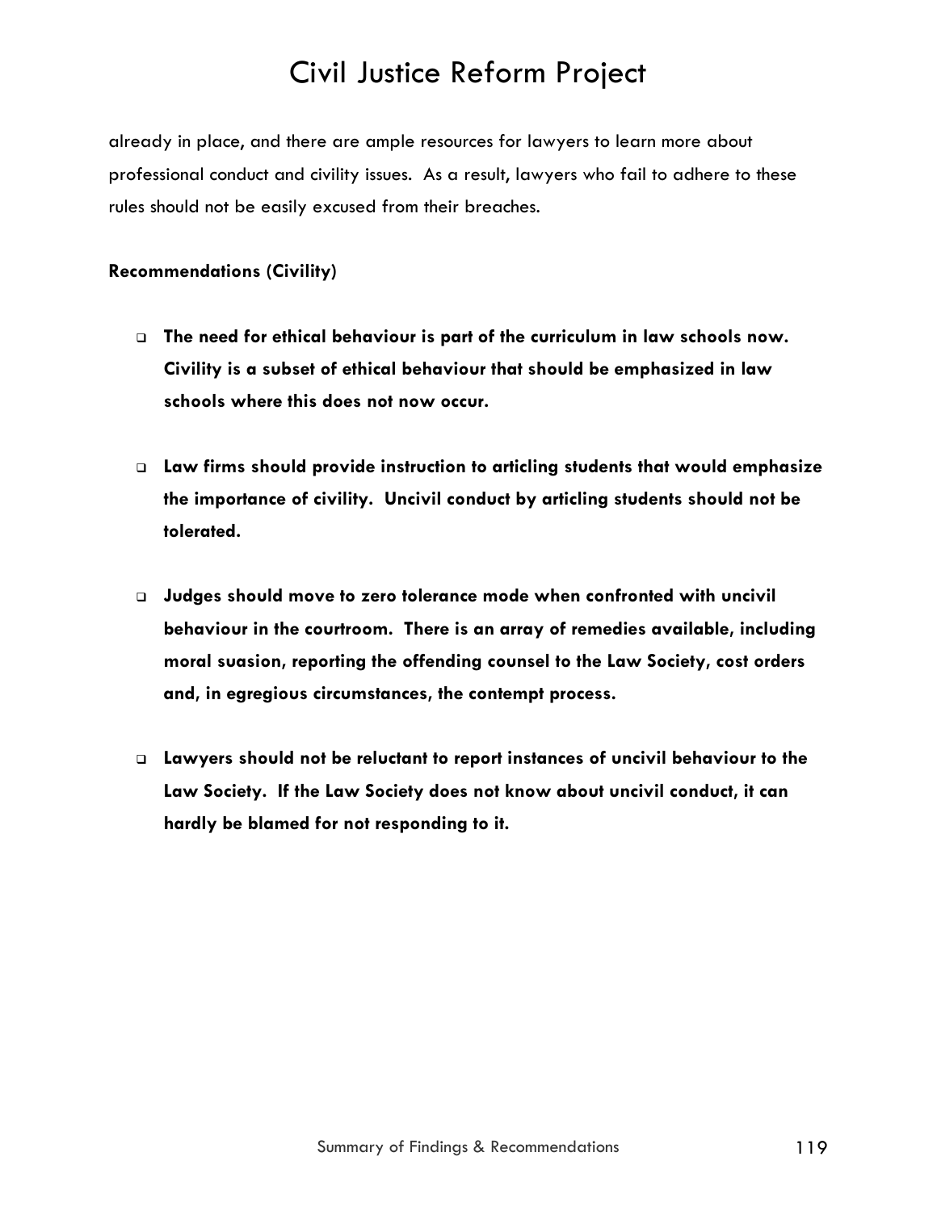already in place, and there are ample resources for lawyers to learn more about professional conduct and civility issues. As a result, lawyers who fail to adhere to these rules should not be easily excused from their breaches.

**Recommendations (Civility)**

- **The need for ethical behaviour is part of the curriculum in law schools now. Civility is a subset of ethical behaviour that should be emphasized in law schools where this does not now occur.**

- **Law firms should provide instruction to articling students that would emphasize the importance of civility. Uncivil conduct by articling students should not be tolerated.**

- **Judges should move to zero tolerance mode when confronted with uncivil behaviour in the courtroom. There is an array of remedies available, including moral suasion, reporting the offending counsel to the Law Society, cost orders and, in egregious circumstances, the contempt process.**

- **Lawyers should not be reluctant to report instances of uncivil behaviour to the Law Society. If the Law Society does not know about uncivil conduct, it can hardly be blamed for not responding to it.**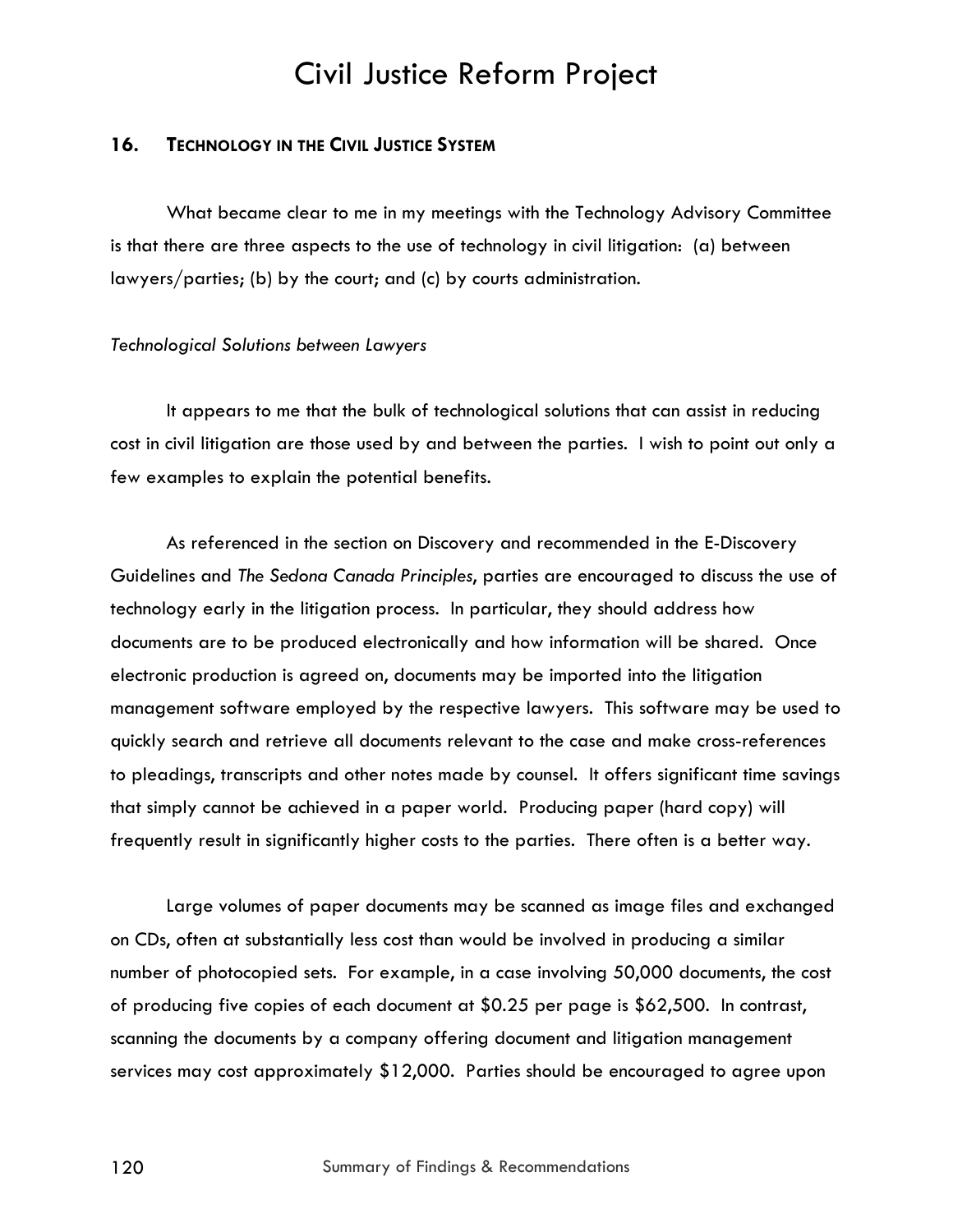## 16. Technology in the Civil Justice System

What became clear to me in my meetings with the Technology Advisory Committee is that there are three aspects to the use of technology in civil litigation: (a) between lawyers/parties; (b) by the court; and (c) by courts administration.

*Technological Solutions between Lawyers*

It appears to me that the bulk of technological solutions that can assist in reducing cost in civil litigation are those used by and between the parties. I wish to point out only a few examples to explain the potential benefits.

As referenced in the section on Discovery and recommended in the E-Discovery Guidelines and *The Sedona Canada Principles*, parties are encouraged to discuss the use of technology early in the litigation process. In particular, they should address how documents are to be produced electronically and how information will be shared. Once electronic production is agreed on, documents may be imported into the litigation management software employed by the respective lawyers. This software may be used to quickly search and retrieve all documents relevant to the case and make cross-references to pleadings, transcripts and other notes made by counsel. It offers significant time savings that simply cannot be achieved in a paper world. Producing paper (hard copy) will frequently result in significantly higher costs to the parties. There often is a better way.

Large volumes of paper documents may be scanned as image files and exchanged on CDs, often at substantially less cost than would be involved in producing a similar number of photocopied sets. For example, in a case involving 50,000 documents, the cost of producing five copies of each document at $0.25 per page is $62,500. In contrast, scanning the documents by a company offering document and litigation management services may cost approximately $12,000. Parties should be encouraged to agree upon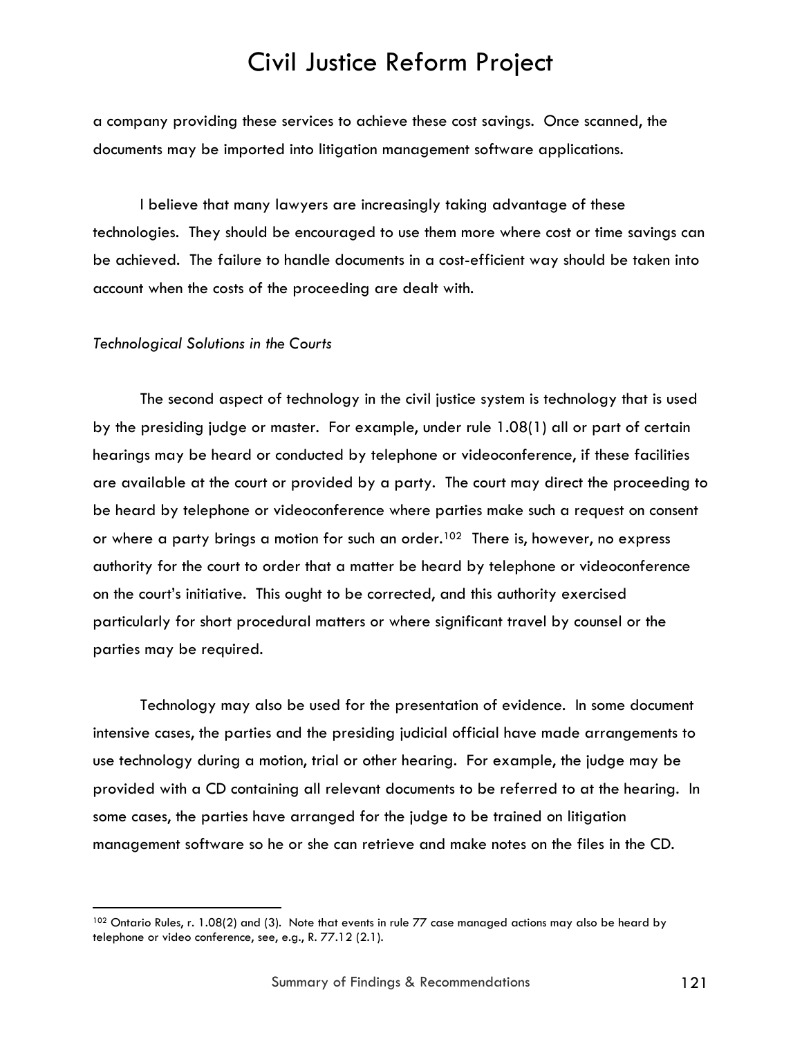a company providing these services to achieve these cost savings. Once scanned, the documents may be imported into litigation management software applications.

I believe that many lawyers are increasingly taking advantage of these technologies. They should be encouraged to use them more where cost or time savings can be achieved. The failure to handle documents in a cost-efficient way should be taken into account when the costs of the proceeding are dealt with.

*Technological Solutions in the Courts*

The second aspect of technology in the civil justice system is technology that is used by the presiding judge or master. For example, under rule 1.08(1) all or part of certain hearings may be heard or conducted by telephone or videoconference, if these facilities are available at the court or provided by a party. The court may direct the proceeding to be heard by telephone or videoconference where parties make such a request on consent or where a party brings a motion for such an order.[102] There is, however, no express authority for the court to order that a matter be heard by telephone or videoconference on the court's initiative. This ought to be corrected, and this authority exercised particularly for short procedural matters or where significant travel by counsel or the parties may be required.

Technology may also be used for the presentation of evidence. In some document intensive cases, the parties and the presiding judicial official have made arrangements to use technology during a motion, trial or other hearing. For example, the judge may be provided with a CD containing all relevant documents to be referred to at the hearing. In some cases, the parties have arranged for the judge to be trained on litigation management software so he or she can retrieve and make notes on the files in the CD.

---

[102] Ontario Rules, r. 1.08(2) and (3). Note that events in rule 77 case managed actions may also be heard by telephone or video conference, see, e.g., R. 77.12 (2.1).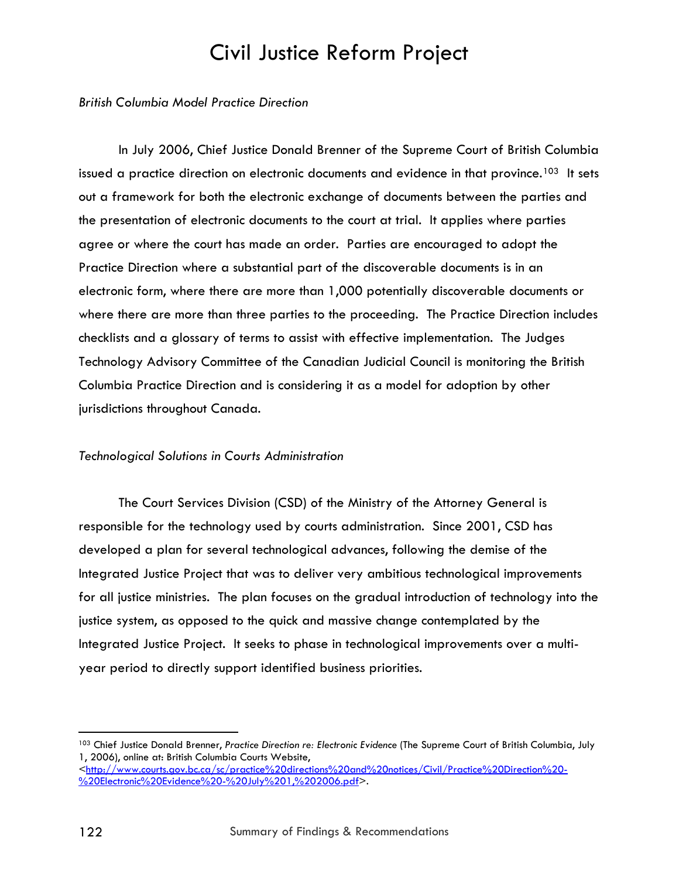*British Columbia Model Practice Direction*

In July 2006, Chief Justice Donald Brenner of the Supreme Court of British Columbia issued a practice direction on electronic documents and evidence in that province.[103] It sets out a framework for both the electronic exchange of documents between the parties and the presentation of electronic documents to the court at trial. It applies where parties agree or where the court has made an order. Parties are encouraged to adopt the Practice Direction where a substantial part of the discoverable documents is in an electronic form, where there are more than 1,000 potentially discoverable documents or where there are more than three parties to the proceeding. The Practice Direction includes checklists and a glossary of terms to assist with effective implementation. The Judges Technology Advisory Committee of the Canadian Judicial Council is monitoring the British Columbia Practice Direction and is considering it as a model for adoption by other jurisdictions throughout Canada.

*Technological Solutions in Courts Administration*

The Court Services Division (CSD) of the Ministry of the Attorney General is responsible for the technology used by courts administration. Since 2001, CSD has developed a plan for several technological advances, following the demise of the Integrated Justice Project that was to deliver very ambitious technological improvements for all justice ministries. The plan focuses on the gradual introduction of technology into the justice system, as opposed to the quick and massive change contemplated by the Integrated Justice Project. It seeks to phase in technological improvements over a multi-year period to directly support identified business priorities.

---

[103] Chief Justice Donald Brenner, *Practice Direction re: Electronic Evidence* (The Supreme Court of British Columbia, July 1, 2006), online at: British Columbia Courts Website, <http://www.courts.gov.bc.ca/sc/practice%20directions%20and%20notices/Civil/Practice%20Direction%20-%20Electronic%20Evidence%20-%20July%201,%202006.pdf>.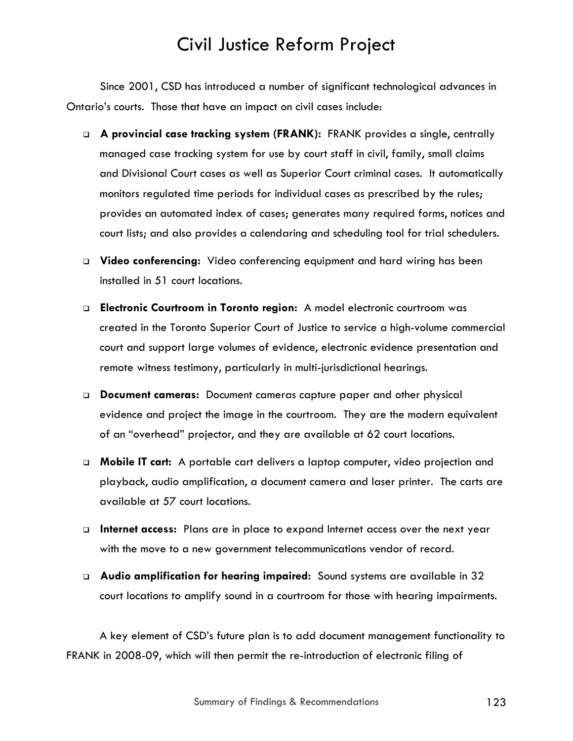# Civil Justice Reform Project

Since 2001, CSD has introduced a number of significant technological advances in Ontario's courts. Those that have an impact on civil cases include:

- **A provincial case tracking system (FRANK):** FRANK provides a single, centrally managed case tracking system for use by court staff in civil, family, small claims and Divisional Court cases as well as Superior Court criminal cases. It automatically monitors regulated time periods for individual cases as prescribed by the rules; provides an automated index of cases; generates many required forms, notices and court lists; and also provides a calendaring and scheduling tool for trial schedulers.
- **Video conferencing:** Video conferencing equipment and hard wiring has been installed in 51 court locations.
- **Electronic Courtroom in Toronto region:** A model electronic courtroom was created in the Toronto Superior Court of Justice to service a high-volume commercial court and support large volumes of evidence, electronic evidence presentation and remote witness testimony, particularly in multi-jurisdictional hearings.
- **Document cameras:** Document cameras capture paper and other physical evidence and project the image in the courtroom. They are the modern equivalent of an "overhead" projector, and they are available at 62 court locations.
- **Mobile IT cart:** A portable cart delivers a laptop computer, video projection and playback, audio amplification, a document camera and laser printer. The carts are available at 57 court locations.
- **Internet access:** Plans are in place to expand Internet access over the next year with the move to a new government telecommunications vendor of record.
- **Audio amplification for hearing impaired:** Sound systems are available in 32 court locations to amplify sound in a courtroom for those with hearing impairments.

A key element of CSD's future plan is to add document management functionality to FRANK in 2008-09, which will then permit the re-introduction of electronic filing of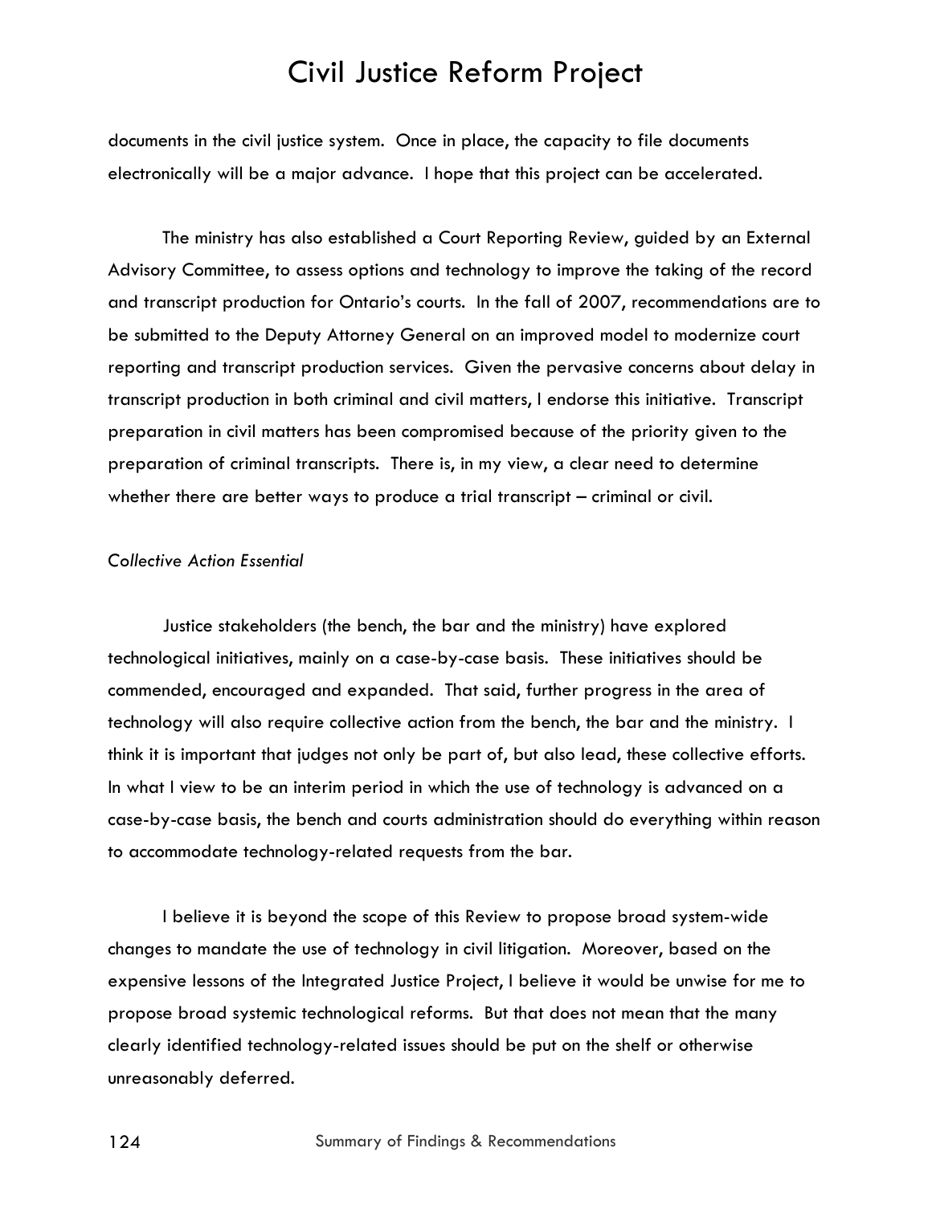documents in the civil justice system. Once in place, the capacity to file documents electronically will be a major advance. I hope that this project can be accelerated.

The ministry has also established a Court Reporting Review, guided by an External Advisory Committee, to assess options and technology to improve the taking of the record and transcript production for Ontario's courts. In the fall of 2007, recommendations are to be submitted to the Deputy Attorney General on an improved model to modernize court reporting and transcript production services. Given the pervasive concerns about delay in transcript production in both criminal and civil matters, I endorse this initiative. Transcript preparation in civil matters has been compromised because of the priority given to the preparation of criminal transcripts. There is, in my view, a clear need to determine whether there are better ways to produce a trial transcript – criminal or civil.

*Collective Action Essential*

Justice stakeholders (the bench, the bar and the ministry) have explored technological initiatives, mainly on a case-by-case basis. These initiatives should be commended, encouraged and expanded. That said, further progress in the area of technology will also require collective action from the bench, the bar and the ministry. I think it is important that judges not only be part of, but also lead, these collective efforts. In what I view to be an interim period in which the use of technology is advanced on a case-by-case basis, the bench and courts administration should do everything within reason to accommodate technology-related requests from the bar.

I believe it is beyond the scope of this Review to propose broad system-wide changes to mandate the use of technology in civil litigation. Moreover, based on the expensive lessons of the Integrated Justice Project, I believe it would be unwise for me to propose broad systemic technological reforms. But that does not mean that the many clearly identified technology-related issues should be put on the shelf or otherwise unreasonably deferred.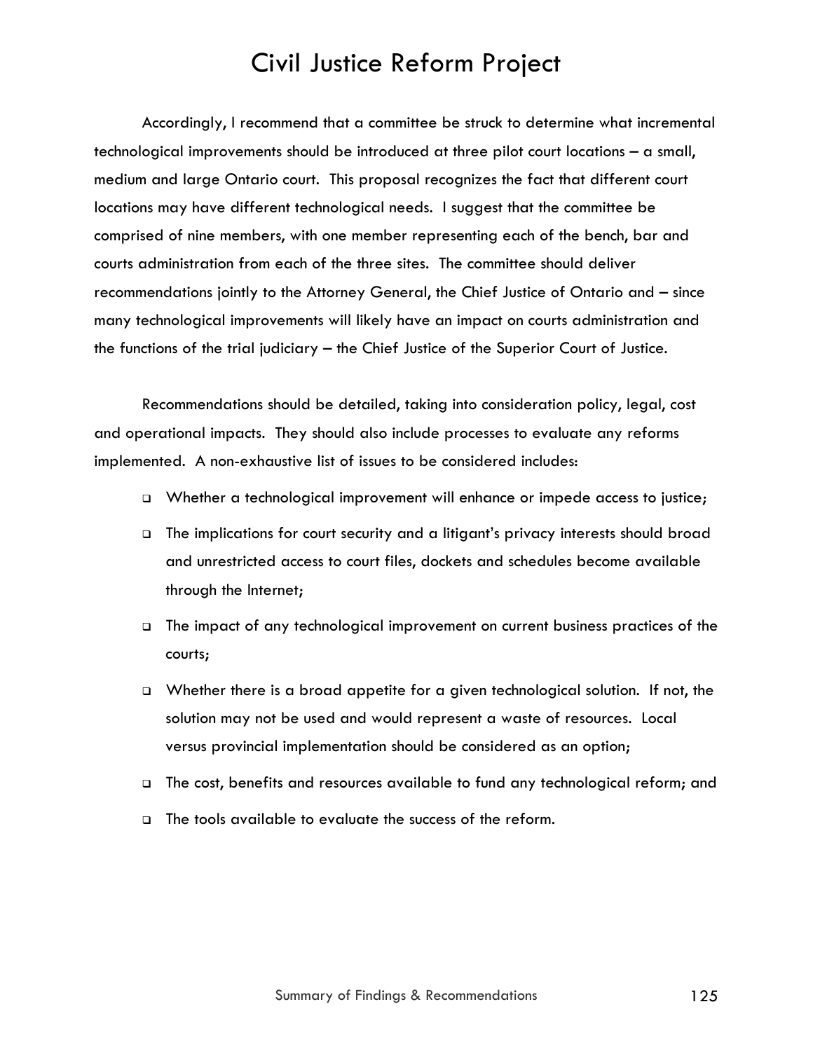Accordingly, I recommend that a committee be struck to determine what incremental technological improvements should be introduced at three pilot court locations – a small, medium and large Ontario court. This proposal recognizes the fact that different court locations may have different technological needs. I suggest that the committee be comprised of nine members, with one member representing each of the bench, bar and courts administration from each of the three sites. The committee should deliver recommendations jointly to the Attorney General, the Chief Justice of Ontario and – since many technological improvements will likely have an impact on courts administration and the functions of the trial judiciary – the Chief Justice of the Superior Court of Justice.

Recommendations should be detailed, taking into consideration policy, legal, cost and operational impacts. They should also include processes to evaluate any reforms implemented. A non-exhaustive list of issues to be considered includes:

- Whether a technological improvement will enhance or impede access to justice;
- The implications for court security and a litigant's privacy interests should broad and unrestricted access to court files, dockets and schedules become available through the Internet;
- The impact of any technological improvement on current business practices of the courts;
- Whether there is a broad appetite for a given technological solution. If not, the solution may not be used and would represent a waste of resources. Local versus provincial implementation should be considered as an option;
- The cost, benefits and resources available to fund any technological reform; and
- The tools available to evaluate the success of the reform.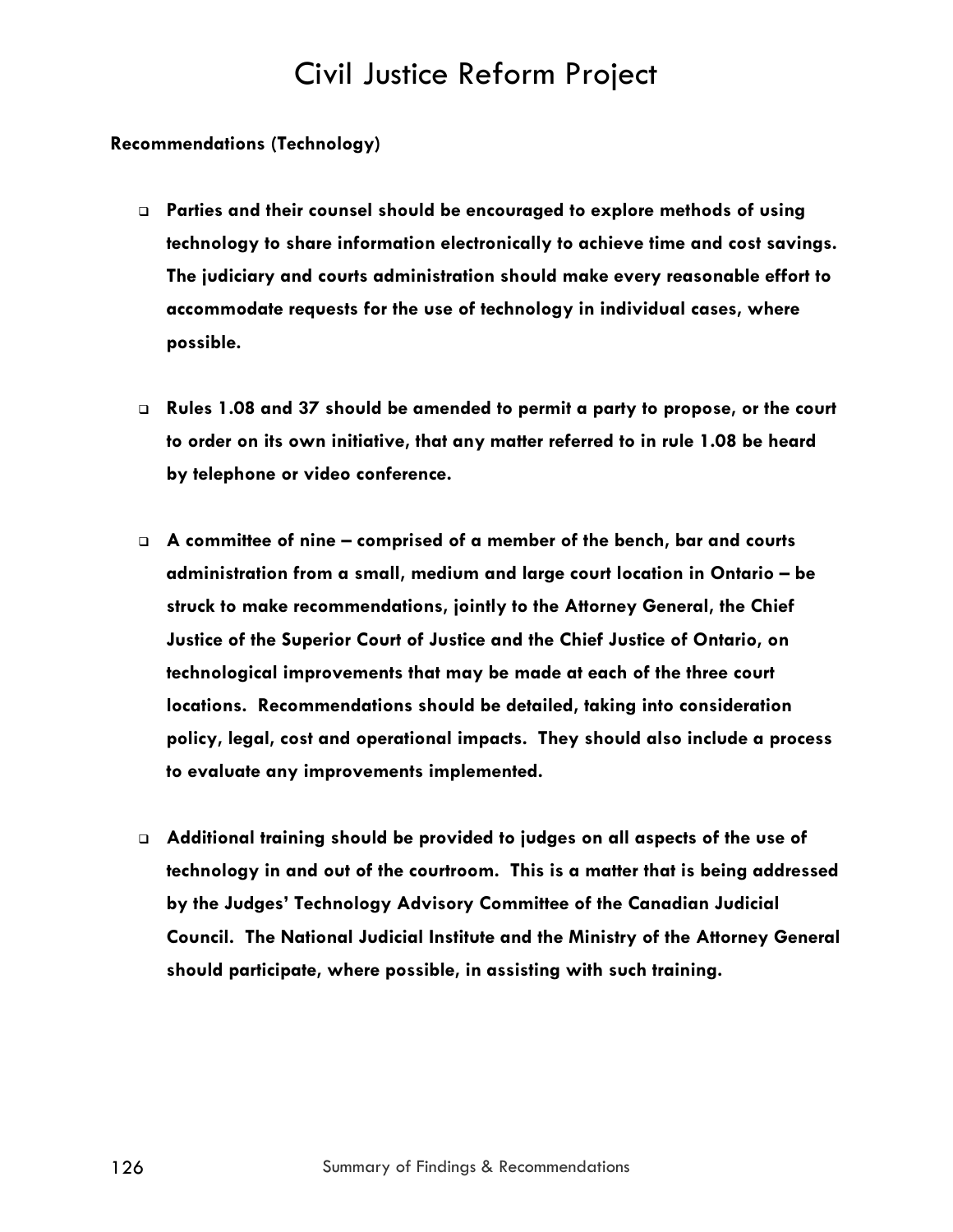**Recommendations (Technology)**

- **Parties and their counsel should be encouraged to explore methods of using technology to share information electronically to achieve time and cost savings. The judiciary and courts administration should make every reasonable effort to accommodate requests for the use of technology in individual cases, where possible.**

- **Rules 1.08 and 37 should be amended to permit a party to propose, or the court to order on its own initiative, that any matter referred to in rule 1.08 be heard by telephone or video conference.**

- **A committee of nine – comprised of a member of the bench, bar and courts administration from a small, medium and large court location in Ontario – be struck to make recommendations, jointly to the Attorney General, the Chief Justice of the Superior Court of Justice and the Chief Justice of Ontario, on technological improvements that may be made at each of the three court locations. Recommendations should be detailed, taking into consideration policy, legal, cost and operational impacts. They should also include a process to evaluate any improvements implemented.**

- **Additional training should be provided to judges on all aspects of the use of technology in and out of the courtroom. This is a matter that is being addressed by the Judges' Technology Advisory Committee of the Canadian Judicial Council. The National Judicial Institute and the Ministry of the Attorney General should participate, where possible, in assisting with such training.**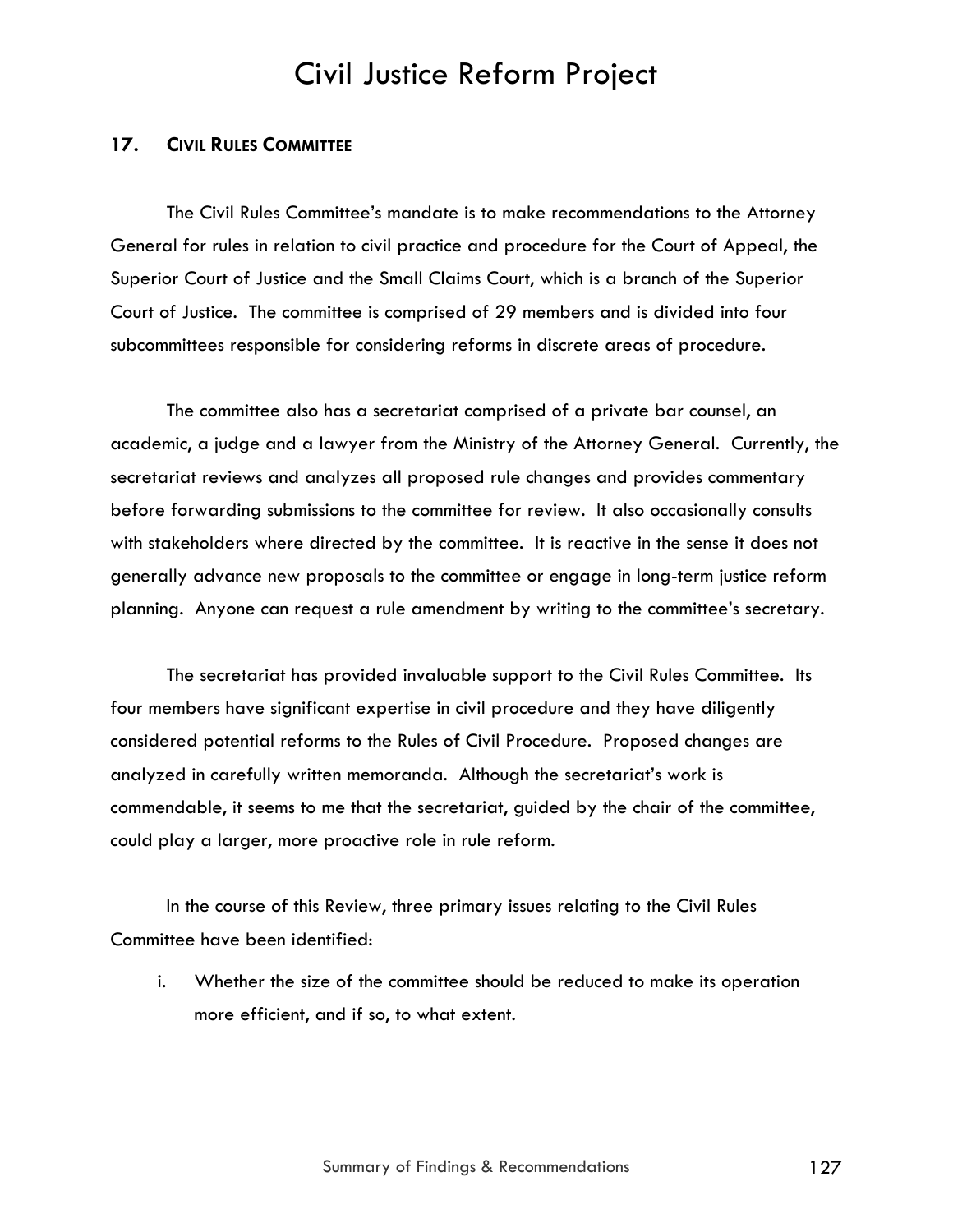## 17. CIVIL RULES COMMITTEE

The Civil Rules Committee's mandate is to make recommendations to the Attorney General for rules in relation to civil practice and procedure for the Court of Appeal, the Superior Court of Justice and the Small Claims Court, which is a branch of the Superior Court of Justice. The committee is comprised of 29 members and is divided into four subcommittees responsible for considering reforms in discrete areas of procedure.

The committee also has a secretariat comprised of a private bar counsel, an academic, a judge and a lawyer from the Ministry of the Attorney General. Currently, the secretariat reviews and analyzes all proposed rule changes and provides commentary before forwarding submissions to the committee for review. It also occasionally consults with stakeholders where directed by the committee. It is reactive in the sense it does not generally advance new proposals to the committee or engage in long-term justice reform planning. Anyone can request a rule amendment by writing to the committee's secretary.

The secretariat has provided invaluable support to the Civil Rules Committee. Its four members have significant expertise in civil procedure and they have diligently considered potential reforms to the Rules of Civil Procedure. Proposed changes are analyzed in carefully written memoranda. Although the secretariat's work is commendable, it seems to me that the secretariat, guided by the chair of the committee, could play a larger, more proactive role in rule reform.

In the course of this Review, three primary issues relating to the Civil Rules Committee have been identified:

i. Whether the size of the committee should be reduced to make its operation more efficient, and if so, to what extent.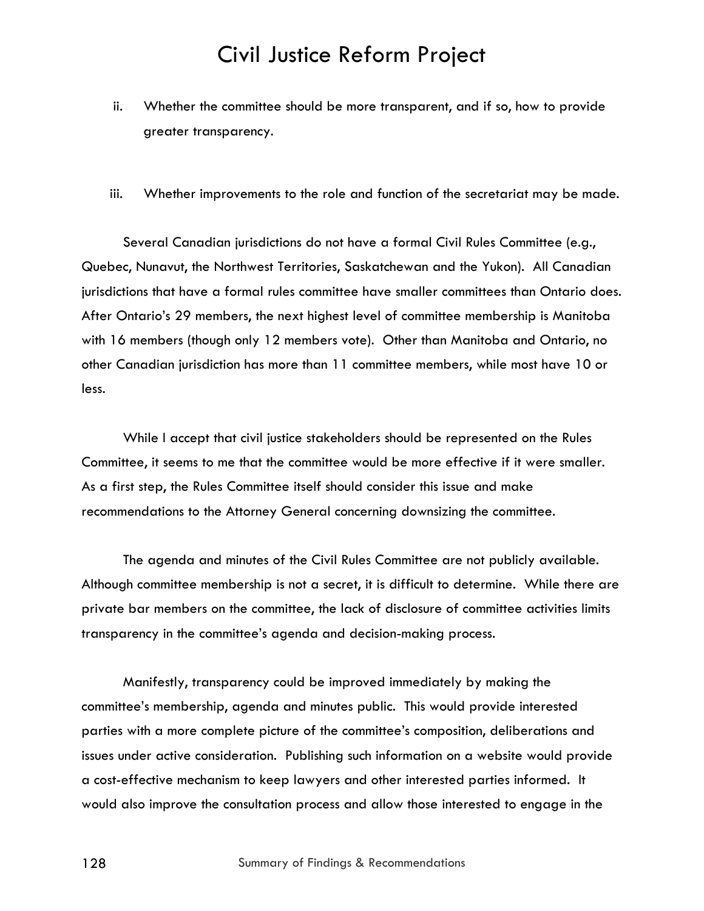ii. Whether the committee should be more transparent, and if so, how to provide greater transparency.

iii. Whether improvements to the role and function of the secretariat may be made.

Several Canadian jurisdictions do not have a formal Civil Rules Committee (e.g., Quebec, Nunavut, the Northwest Territories, Saskatchewan and the Yukon). All Canadian jurisdictions that have a formal rules committee have smaller committees than Ontario does. After Ontario's 29 members, the next highest level of committee membership is Manitoba with 16 members (though only 12 members vote). Other than Manitoba and Ontario, no other Canadian jurisdiction has more than 11 committee members, while most have 10 or less.

While I accept that civil justice stakeholders should be represented on the Rules Committee, it seems to me that the committee would be more effective if it were smaller. As a first step, the Rules Committee itself should consider this issue and make recommendations to the Attorney General concerning downsizing the committee.

The agenda and minutes of the Civil Rules Committee are not publicly available. Although committee membership is not a secret, it is difficult to determine. While there are private bar members on the committee, the lack of disclosure of committee activities limits transparency in the committee's agenda and decision-making process.

Manifestly, transparency could be improved immediately by making the committee's membership, agenda and minutes public. This would provide interested parties with a more complete picture of the committee's composition, deliberations and issues under active consideration. Publishing such information on a website would provide a cost-effective mechanism to keep lawyers and other interested parties informed. It would also improve the consultation process and allow those interested to engage in the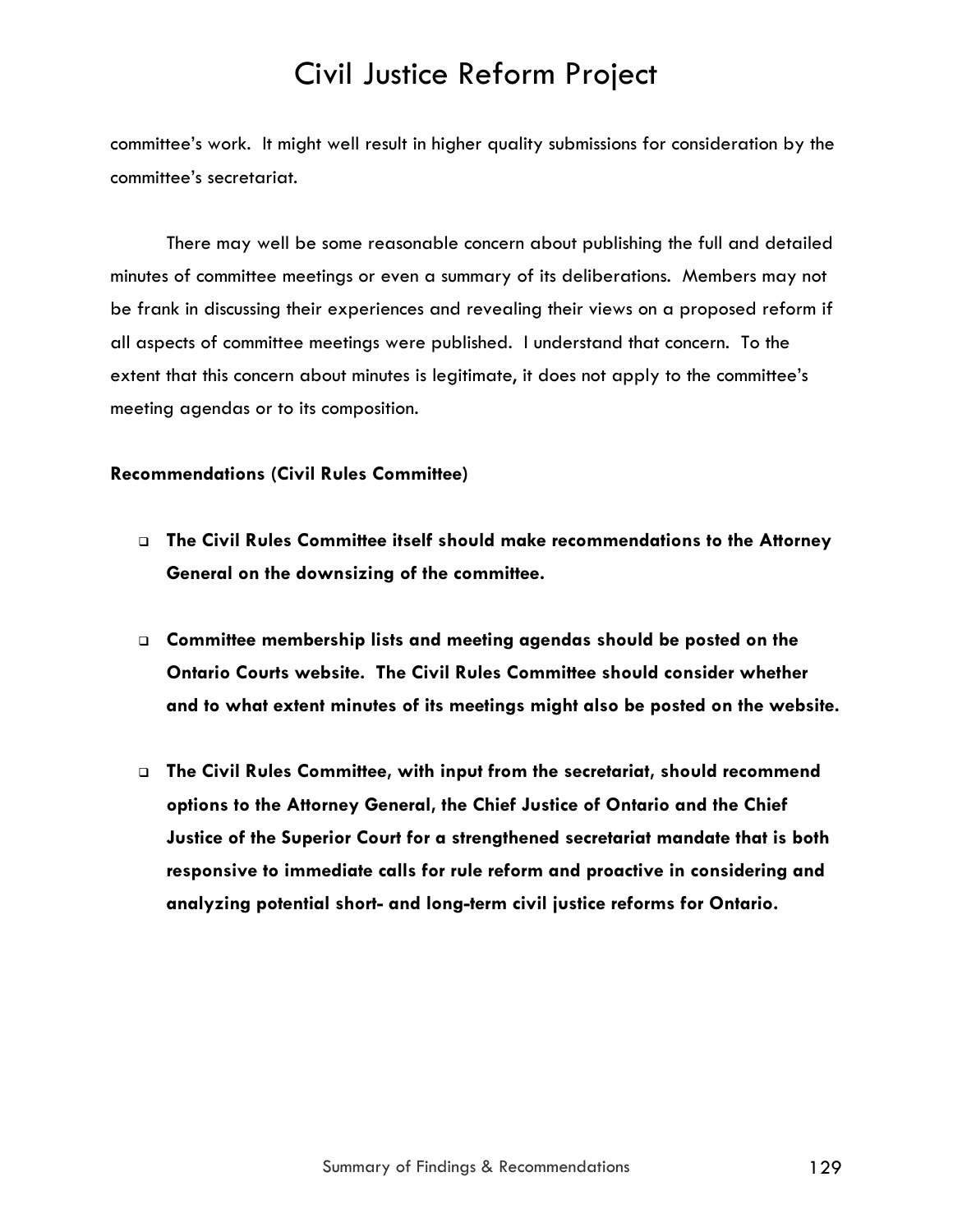committee's work. It might well result in higher quality submissions for consideration by the committee's secretariat.

There may well be some reasonable concern about publishing the full and detailed minutes of committee meetings or even a summary of its deliberations. Members may not be frank in discussing their experiences and revealing their views on a proposed reform if all aspects of committee meetings were published. I understand that concern. To the extent that this concern about minutes is legitimate, it does not apply to the committee's meeting agendas or to its composition.

**Recommendations (Civil Rules Committee)**

- **The Civil Rules Committee itself should make recommendations to the Attorney General on the downsizing of the committee.**

- **Committee membership lists and meeting agendas should be posted on the Ontario Courts website. The Civil Rules Committee should consider whether and to what extent minutes of its meetings might also be posted on the website.**

- **The Civil Rules Committee, with input from the secretariat, should recommend options to the Attorney General, the Chief Justice of Ontario and the Chief Justice of the Superior Court for a strengthened secretariat mandate that is both responsive to immediate calls for rule reform and proactive in considering and analyzing potential short- and long-term civil justice reforms for Ontario.**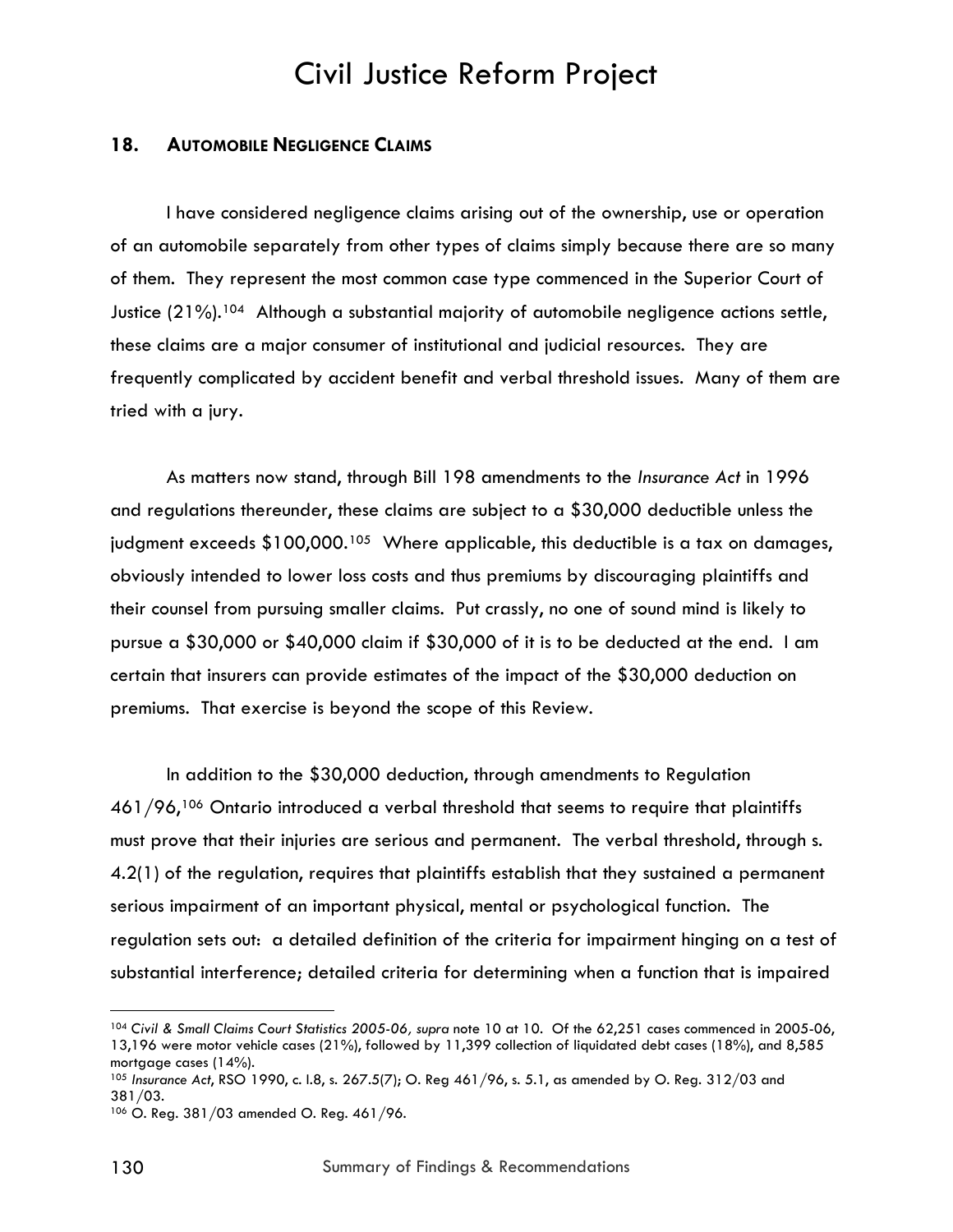## 18. AUTOMOBILE NEGLIGENCE CLAIMS

I have considered negligence claims arising out of the ownership, use or operation of an automobile separately from other types of claims simply because there are so many of them. They represent the most common case type commenced in the Superior Court of Justice (21%).[104] Although a substantial majority of automobile negligence actions settle, these claims are a major consumer of institutional and judicial resources. They are frequently complicated by accident benefit and verbal threshold issues. Many of them are tried with a jury.

As matters now stand, through Bill 198 amendments to the *Insurance Act* in 1996 and regulations thereunder, these claims are subject to a $30,000 deductible unless the judgment exceeds $100,000.[105] Where applicable, this deductible is a tax on damages, obviously intended to lower loss costs and thus premiums by discouraging plaintiffs and their counsel from pursuing smaller claims. Put crassly, no one of sound mind is likely to pursue a $30,000 or $40,000 claim if $30,000 of it is to be deducted at the end. I am certain that insurers can provide estimates of the impact of the $30,000 deduction on premiums. That exercise is beyond the scope of this Review.

In addition to the $30,000 deduction, through amendments to Regulation 461/96,[106] Ontario introduced a verbal threshold that seems to require that plaintiffs must prove that their injuries are serious and permanent. The verbal threshold, through s. 4.2(1) of the regulation, requires that plaintiffs establish that they sustained a permanent serious impairment of an important physical, mental or psychological function. The regulation sets out: a detailed definition of the criteria for impairment hinging on a test of substantial interference; detailed criteria for determining when a function that is impaired

---

[104] *Civil & Small Claims Court Statistics 2005-06, supra* note 10 at 10. Of the 62,251 cases commenced in 2005-06, 13,196 were motor vehicle cases (21%), followed by 11,399 collection of liquidated debt cases (18%), and 8,585 mortgage cases (14%).

[105] *Insurance Act*, RSO 1990, c. I.8, s. 267.5(7); O. Reg 461/96, s. 5.1, as amended by O. Reg. 312/03 and 381/03.

[106] O. Reg. 381/03 amended O. Reg. 461/96.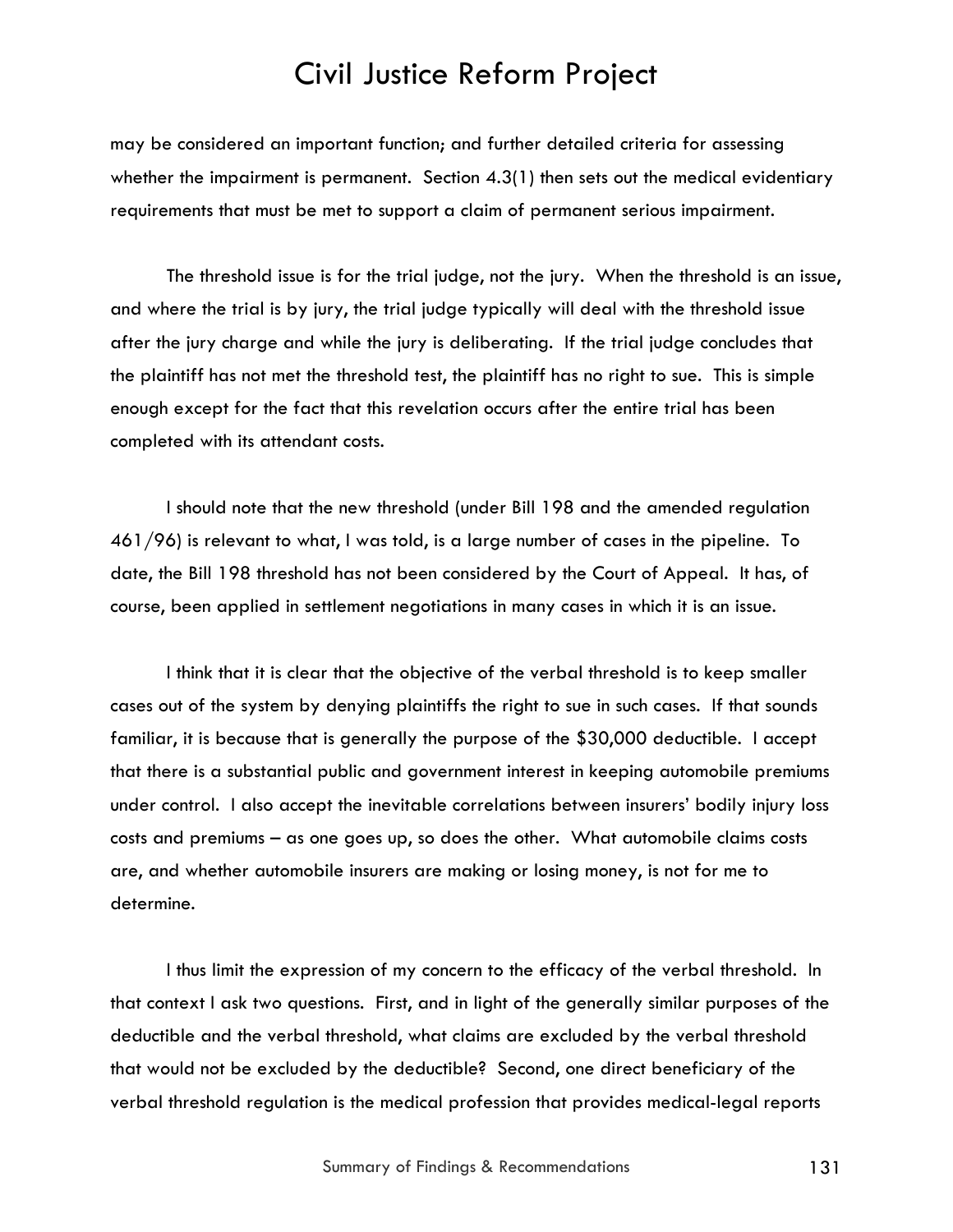may be considered an important function; and further detailed criteria for assessing whether the impairment is permanent. Section 4.3(1) then sets out the medical evidentiary requirements that must be met to support a claim of permanent serious impairment.

The threshold issue is for the trial judge, not the jury. When the threshold is an issue, and where the trial is by jury, the trial judge typically will deal with the threshold issue after the jury charge and while the jury is deliberating. If the trial judge concludes that the plaintiff has not met the threshold test, the plaintiff has no right to sue. This is simple enough except for the fact that this revelation occurs after the entire trial has been completed with its attendant costs.

I should note that the new threshold (under Bill 198 and the amended regulation 461/96) is relevant to what, I was told, is a large number of cases in the pipeline. To date, the Bill 198 threshold has not been considered by the Court of Appeal. It has, of course, been applied in settlement negotiations in many cases in which it is an issue.

I think that it is clear that the objective of the verbal threshold is to keep smaller cases out of the system by denying plaintiffs the right to sue in such cases. If that sounds familiar, it is because that is generally the purpose of the $30,000 deductible. I accept that there is a substantial public and government interest in keeping automobile premiums under control. I also accept the inevitable correlations between insurers' bodily injury loss costs and premiums – as one goes up, so does the other. What automobile claims costs are, and whether automobile insurers are making or losing money, is not for me to determine.

I thus limit the expression of my concern to the efficacy of the verbal threshold. In that context I ask two questions. First, and in light of the generally similar purposes of the deductible and the verbal threshold, what claims are excluded by the verbal threshold that would not be excluded by the deductible? Second, one direct beneficiary of the verbal threshold regulation is the medical profession that provides medical-legal reports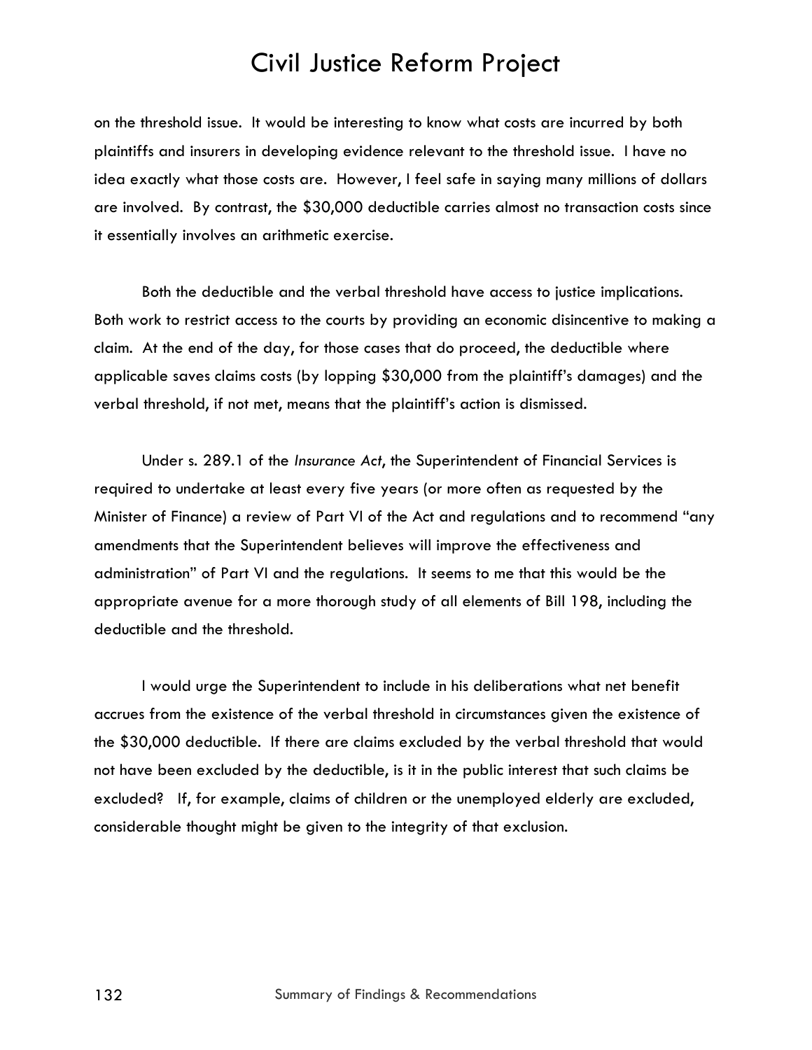on the threshold issue. It would be interesting to know what costs are incurred by both plaintiffs and insurers in developing evidence relevant to the threshold issue. I have no idea exactly what those costs are. However, I feel safe in saying many millions of dollars are involved. By contrast, the $30,000 deductible carries almost no transaction costs since it essentially involves an arithmetic exercise.

Both the deductible and the verbal threshold have access to justice implications. Both work to restrict access to the courts by providing an economic disincentive to making a claim. At the end of the day, for those cases that do proceed, the deductible where applicable saves claims costs (by lopping $30,000 from the plaintiff's damages) and the verbal threshold, if not met, means that the plaintiff's action is dismissed.

Under s. 289.1 of the *Insurance Act*, the Superintendent of Financial Services is required to undertake at least every five years (or more often as requested by the Minister of Finance) a review of Part VI of the Act and regulations and to recommend "any amendments that the Superintendent believes will improve the effectiveness and administration" of Part VI and the regulations. It seems to me that this would be the appropriate avenue for a more thorough study of all elements of Bill 198, including the deductible and the threshold.

I would urge the Superintendent to include in his deliberations what net benefit accrues from the existence of the verbal threshold in circumstances given the existence of the $30,000 deductible. If there are claims excluded by the verbal threshold that would not have been excluded by the deductible, is it in the public interest that such claims be excluded? If, for example, claims of children or the unemployed elderly are excluded, considerable thought might be given to the integrity of that exclusion.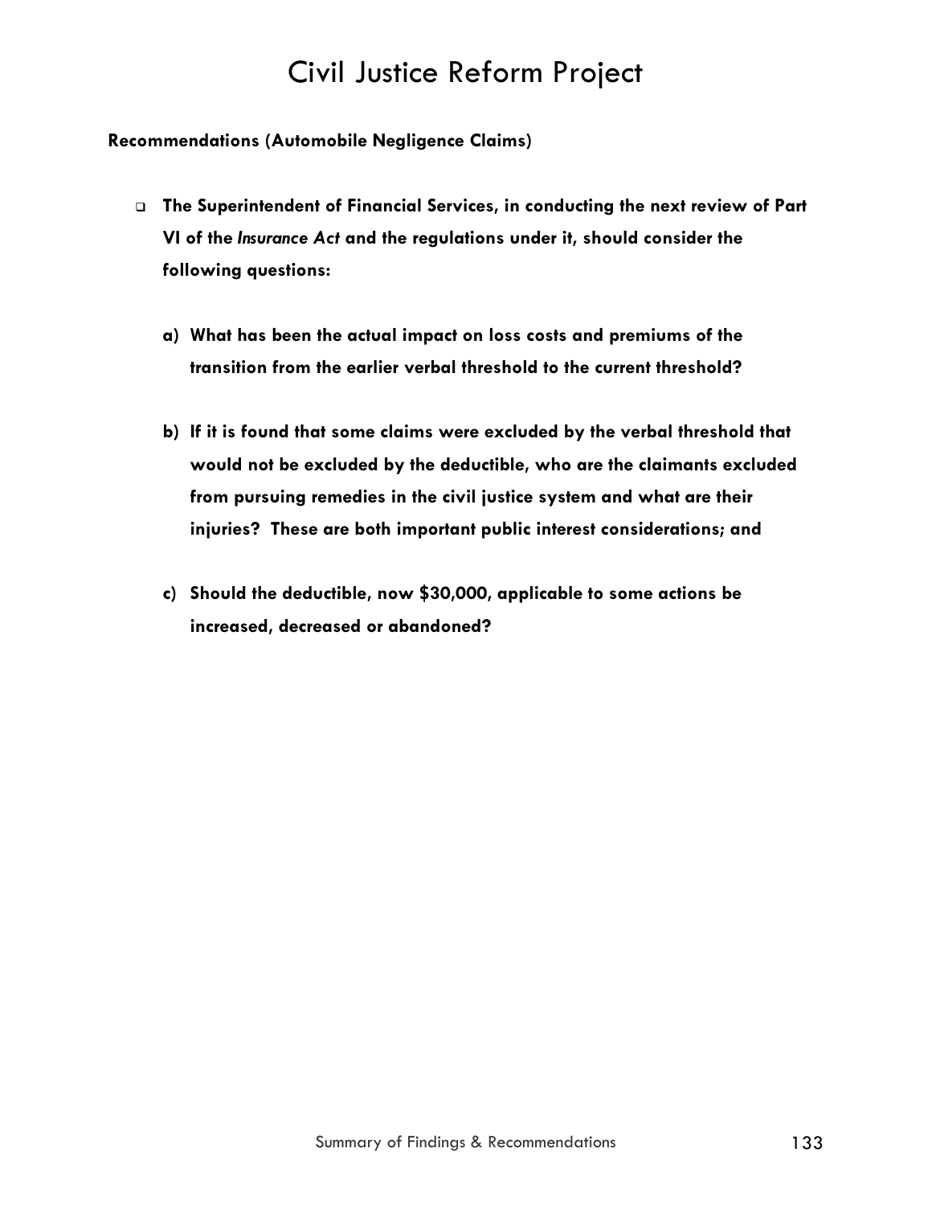**Recommendations (Automobile Negligence Claims)**

- **The Superintendent of Financial Services, in conducting the next review of Part VI of the *Insurance Act* and the regulations under it, should consider the following questions:**

  **a) What has been the actual impact on loss costs and premiums of the transition from the earlier verbal threshold to the current threshold?**

  **b) If it is found that some claims were excluded by the verbal threshold that would not be excluded by the deductible, who are the claimants excluded from pursuing remedies in the civil justice system and what are their injuries? These are both important public interest considerations; and**

  **c) Should the deductible, now $30,000, applicable to some actions be increased, decreased or abandoned?**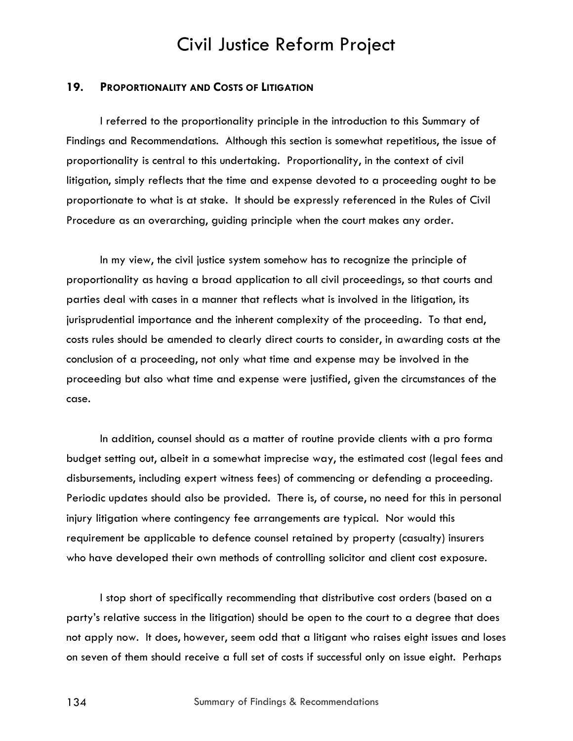## 19. PROPORTIONALITY AND COSTS OF LITIGATION

I referred to the proportionality principle in the introduction to this Summary of Findings and Recommendations. Although this section is somewhat repetitious, the issue of proportionality is central to this undertaking. Proportionality, in the context of civil litigation, simply reflects that the time and expense devoted to a proceeding ought to be proportionate to what is at stake. It should be expressly referenced in the Rules of Civil Procedure as an overarching, guiding principle when the court makes any order.

In my view, the civil justice system somehow has to recognize the principle of proportionality as having a broad application to all civil proceedings, so that courts and parties deal with cases in a manner that reflects what is involved in the litigation, its jurisprudential importance and the inherent complexity of the proceeding. To that end, costs rules should be amended to clearly direct courts to consider, in awarding costs at the conclusion of a proceeding, not only what time and expense may be involved in the proceeding but also what time and expense were justified, given the circumstances of the case.

In addition, counsel should as a matter of routine provide clients with a pro forma budget setting out, albeit in a somewhat imprecise way, the estimated cost (legal fees and disbursements, including expert witness fees) of commencing or defending a proceeding. Periodic updates should also be provided. There is, of course, no need for this in personal injury litigation where contingency fee arrangements are typical. Nor would this requirement be applicable to defence counsel retained by property (casualty) insurers who have developed their own methods of controlling solicitor and client cost exposure.

I stop short of specifically recommending that distributive cost orders (based on a party's relative success in the litigation) should be open to the court to a degree that does not apply now. It does, however, seem odd that a litigant who raises eight issues and loses on seven of them should receive a full set of costs if successful only on issue eight. Perhaps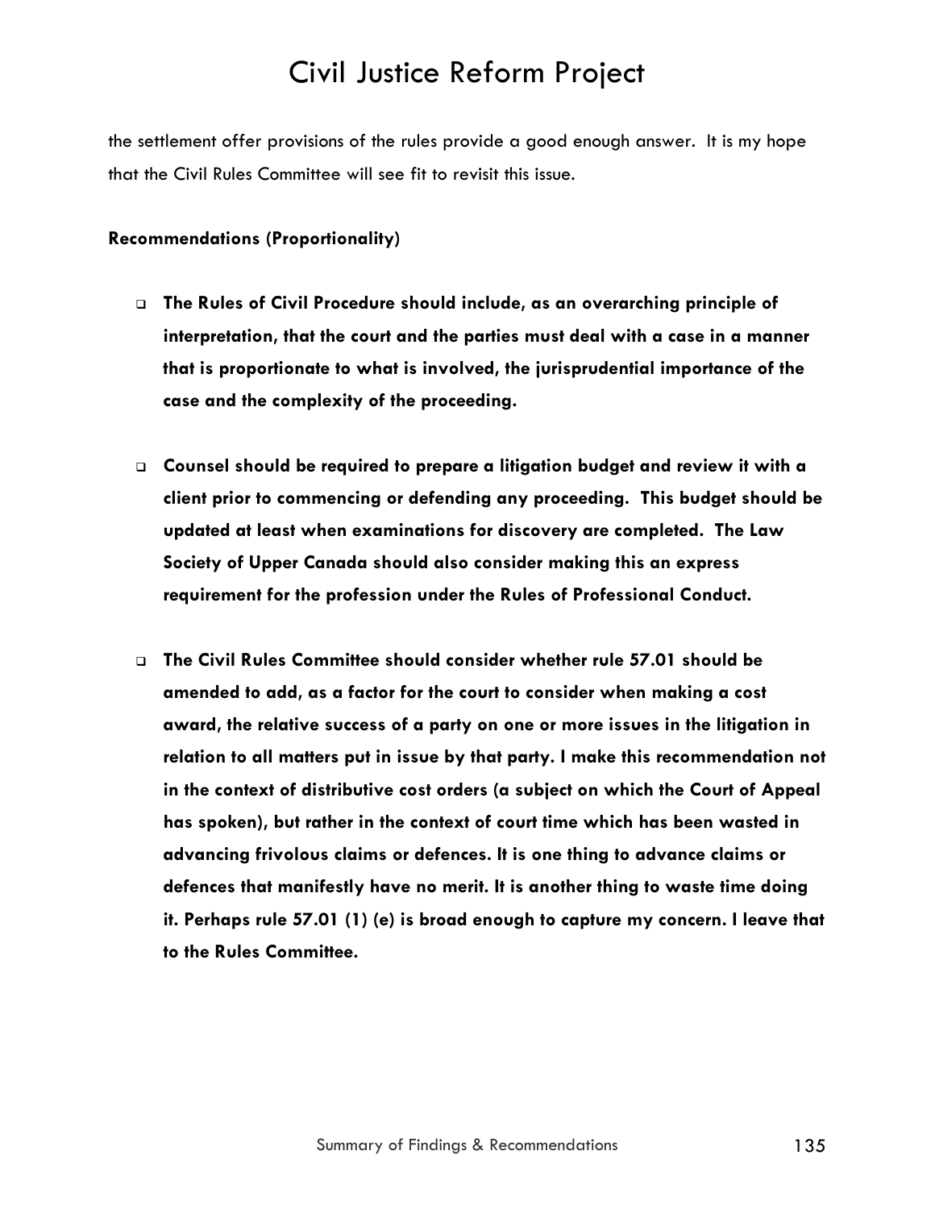the settlement offer provisions of the rules provide a good enough answer. It is my hope that the Civil Rules Committee will see fit to revisit this issue.

**Recommendations (Proportionality)**

- **The Rules of Civil Procedure should include, as an overarching principle of interpretation, that the court and the parties must deal with a case in a manner that is proportionate to what is involved, the jurisprudential importance of the case and the complexity of the proceeding.**

- **Counsel should be required to prepare a litigation budget and review it with a client prior to commencing or defending any proceeding. This budget should be updated at least when examinations for discovery are completed. The Law Society of Upper Canada should also consider making this an express requirement for the profession under the Rules of Professional Conduct.**

- **The Civil Rules Committee should consider whether rule 57.01 should be amended to add, as a factor for the court to consider when making a cost award, the relative success of a party on one or more issues in the litigation in relation to all matters put in issue by that party. I make this recommendation not in the context of distributive cost orders (a subject on which the Court of Appeal has spoken), but rather in the context of court time which has been wasted in advancing frivolous claims or defences. It is one thing to advance claims or defences that manifestly have no merit. It is another thing to waste time doing it. Perhaps rule 57.01 (1) (e) is broad enough to capture my concern. I leave that to the Rules Committee.**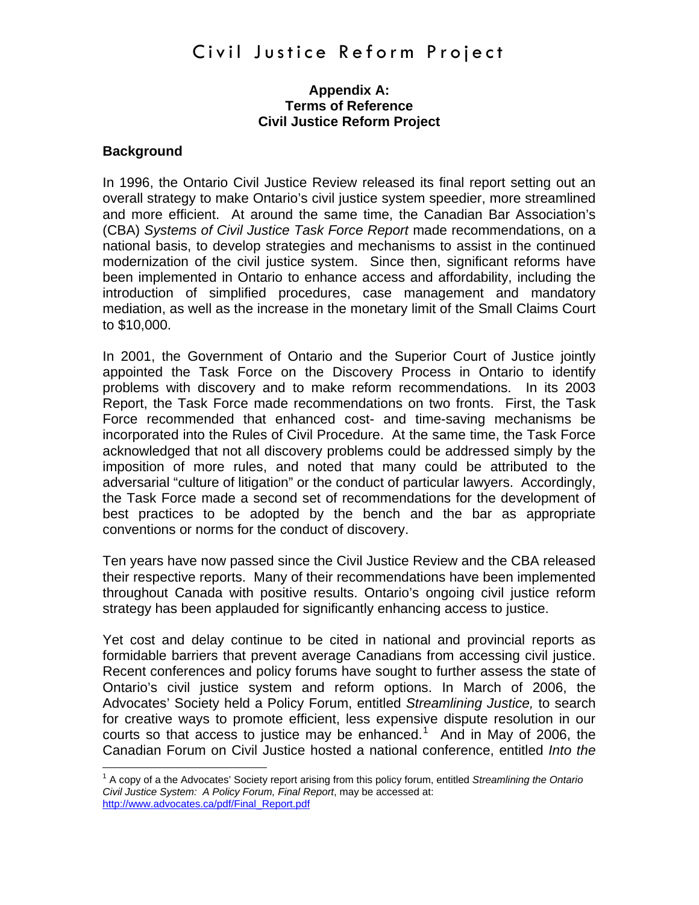**Appendix A:**
**Terms of Reference**
**Civil Justice Reform Project**

## Background

In 1996, the Ontario Civil Justice Review released its final report setting out an overall strategy to make Ontario's civil justice system speedier, more streamlined and more efficient. At around the same time, the Canadian Bar Association's (CBA) *Systems of Civil Justice Task Force Report* made recommendations, on a national basis, to develop strategies and mechanisms to assist in the continued modernization of the civil justice system. Since then, significant reforms have been implemented in Ontario to enhance access and affordability, including the introduction of simplified procedures, case management and mandatory mediation, as well as the increase in the monetary limit of the Small Claims Court to $10,000.

In 2001, the Government of Ontario and the Superior Court of Justice jointly appointed the Task Force on the Discovery Process in Ontario to identify problems with discovery and to make reform recommendations. In its 2003 Report, the Task Force made recommendations on two fronts. First, the Task Force recommended that enhanced cost- and time-saving mechanisms be incorporated into the Rules of Civil Procedure. At the same time, the Task Force acknowledged that not all discovery problems could be addressed simply by the imposition of more rules, and noted that many could be attributed to the adversarial "culture of litigation" or the conduct of particular lawyers. Accordingly, the Task Force made a second set of recommendations for the development of best practices to be adopted by the bench and the bar as appropriate conventions or norms for the conduct of discovery.

Ten years have now passed since the Civil Justice Review and the CBA released their respective reports. Many of their recommendations have been implemented throughout Canada with positive results. Ontario's ongoing civil justice reform strategy has been applauded for significantly enhancing access to justice.

Yet cost and delay continue to be cited in national and provincial reports as formidable barriers that prevent average Canadians from accessing civil justice. Recent conferences and policy forums have sought to further assess the state of Ontario's civil justice system and reform options. In March of 2006, the Advocates' Society held a Policy Forum, entitled *Streamlining Justice,* to search for creative ways to promote efficient, less expensive dispute resolution in our courts so that access to justice may be enhanced.[1] And in May of 2006, the Canadian Forum on Civil Justice hosted a national conference, entitled *Into the*

[1] A copy of a the Advocates' Society report arising from this policy forum, entitled *Streamlining the Ontario Civil Justice System: A Policy Forum, Final Report*, may be accessed at: http://www.advocates.ca/pdf/Final_Report.pdf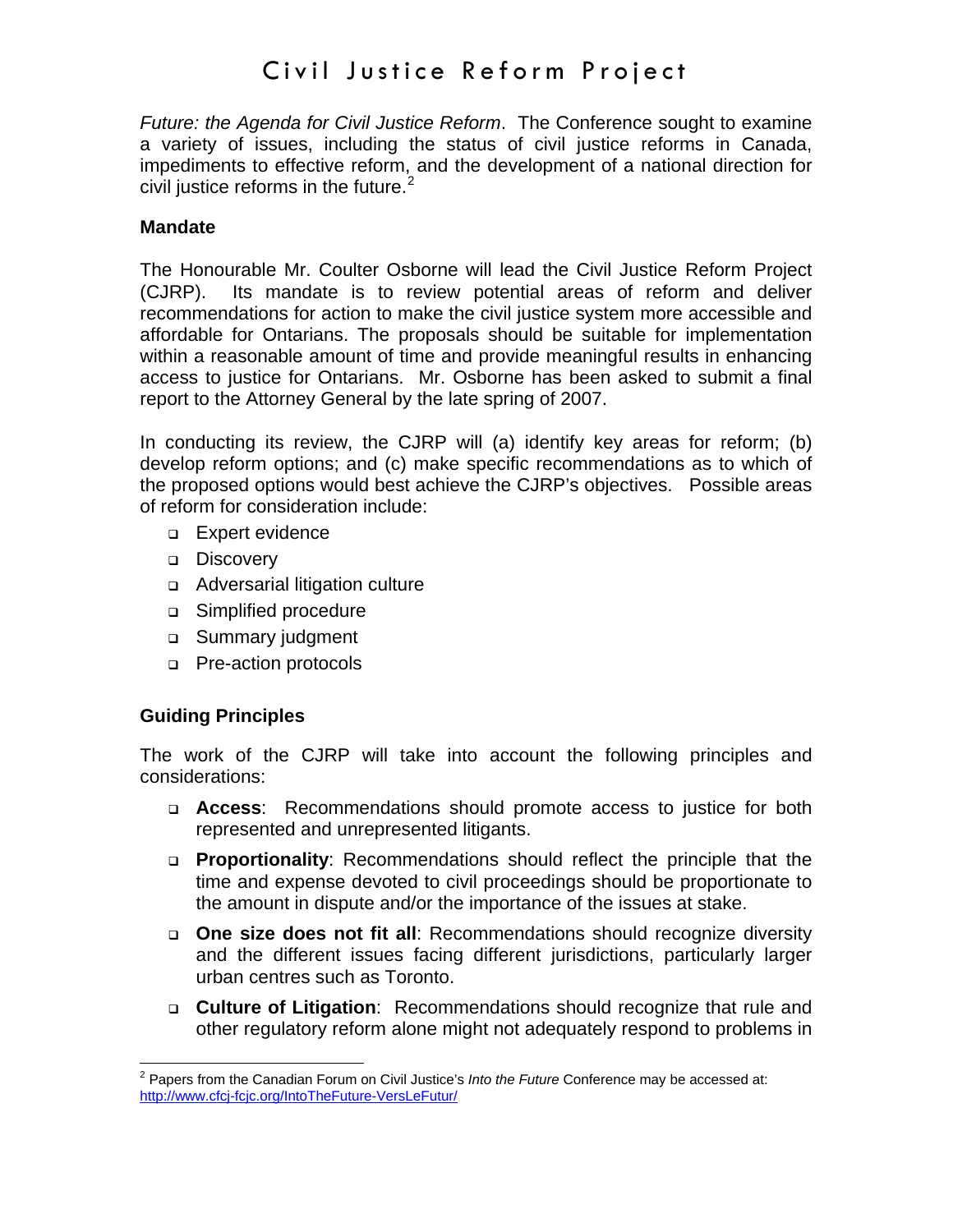*Future: the Agenda for Civil Justice Reform*. The Conference sought to examine a variety of issues, including the status of civil justice reforms in Canada, impediments to effective reform, and the development of a national direction for civil justice reforms in the future.[2]

### Mandate

The Honourable Mr. Coulter Osborne will lead the Civil Justice Reform Project (CJRP). Its mandate is to review potential areas of reform and deliver recommendations for action to make the civil justice system more accessible and affordable for Ontarians. The proposals should be suitable for implementation within a reasonable amount of time and provide meaningful results in enhancing access to justice for Ontarians. Mr. Osborne has been asked to submit a final report to the Attorney General by the late spring of 2007.

In conducting its review, the CJRP will (a) identify key areas for reform; (b) develop reform options; and (c) make specific recommendations as to which of the proposed options would best achieve the CJRP's objectives. Possible areas of reform for consideration include:

- Expert evidence
- Discovery
- Adversarial litigation culture
- Simplified procedure
- Summary judgment
- Pre-action protocols

### Guiding Principles

The work of the CJRP will take into account the following principles and considerations:

- **Access**: Recommendations should promote access to justice for both represented and unrepresented litigants.
- **Proportionality**: Recommendations should reflect the principle that the time and expense devoted to civil proceedings should be proportionate to the amount in dispute and/or the importance of the issues at stake.
- **One size does not fit all**: Recommendations should recognize diversity and the different issues facing different jurisdictions, particularly larger urban centres such as Toronto.
- **Culture of Litigation**: Recommendations should recognize that rule and other regulatory reform alone might not adequately respond to problems in

---

[2] Papers from the Canadian Forum on Civil Justice's *Into the Future* Conference may be accessed at: http://www.cfcj-fcjc.org/IntoTheFuture-VersLeFutur/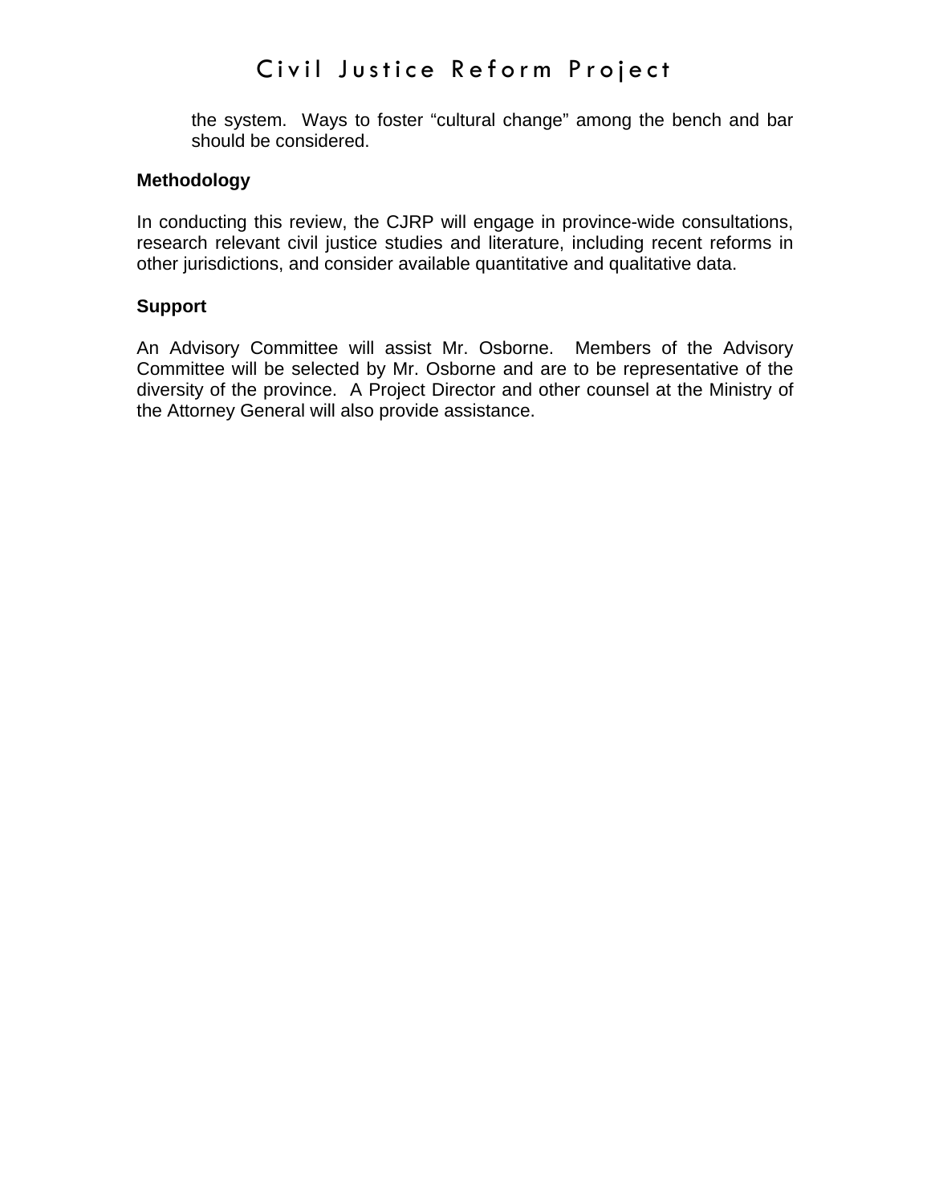the system. Ways to foster "cultural change" among the bench and bar should be considered.

**Methodology**

In conducting this review, the CJRP will engage in province-wide consultations, research relevant civil justice studies and literature, including recent reforms in other jurisdictions, and consider available quantitative and qualitative data.

**Support**

An Advisory Committee will assist Mr. Osborne. Members of the Advisory Committee will be selected by Mr. Osborne and are to be representative of the diversity of the province. A Project Director and other counsel at the Ministry of the Attorney General will also provide assistance.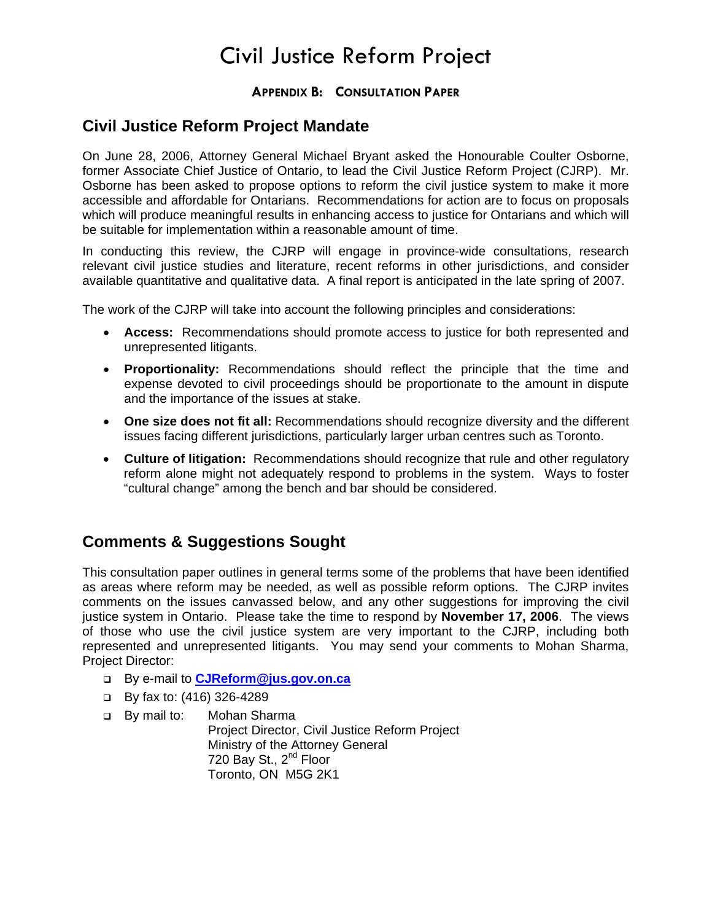# Civil Justice Reform Project

### APPENDIX B: CONSULTATION PAPER

## Civil Justice Reform Project Mandate

On June 28, 2006, Attorney General Michael Bryant asked the Honourable Coulter Osborne, former Associate Chief Justice of Ontario, to lead the Civil Justice Reform Project (CJRP). Mr. Osborne has been asked to propose options to reform the civil justice system to make it more accessible and affordable for Ontarians. Recommendations for action are to focus on proposals which will produce meaningful results in enhancing access to justice for Ontarians and which will be suitable for implementation within a reasonable amount of time.

In conducting this review, the CJRP will engage in province-wide consultations, research relevant civil justice studies and literature, recent reforms in other jurisdictions, and consider available quantitative and qualitative data. A final report is anticipated in the late spring of 2007.

The work of the CJRP will take into account the following principles and considerations:

- **Access:** Recommendations should promote access to justice for both represented and unrepresented litigants.
- **Proportionality:** Recommendations should reflect the principle that the time and expense devoted to civil proceedings should be proportionate to the amount in dispute and the importance of the issues at stake.
- **One size does not fit all:** Recommendations should recognize diversity and the different issues facing different jurisdictions, particularly larger urban centres such as Toronto.
- **Culture of litigation:** Recommendations should recognize that rule and other regulatory reform alone might not adequately respond to problems in the system. Ways to foster "cultural change" among the bench and bar should be considered.

## Comments & Suggestions Sought

This consultation paper outlines in general terms some of the problems that have been identified as areas where reform may be needed, as well as possible reform options. The CJRP invites comments on the issues canvassed below, and any other suggestions for improving the civil justice system in Ontario. Please take the time to respond by **November 17, 2006**. The views of those who use the civil justice system are very important to the CJRP, including both represented and unrepresented litigants. You may send your comments to Mohan Sharma, Project Director:

- By e-mail to **CJReform@jus.gov.on.ca**
- By fax to: (416) 326-4289
- By mail to: Mohan Sharma
  Project Director, Civil Justice Reform Project
  Ministry of the Attorney General
  720 Bay St., 2nd Floor
  Toronto, ON M5G 2K1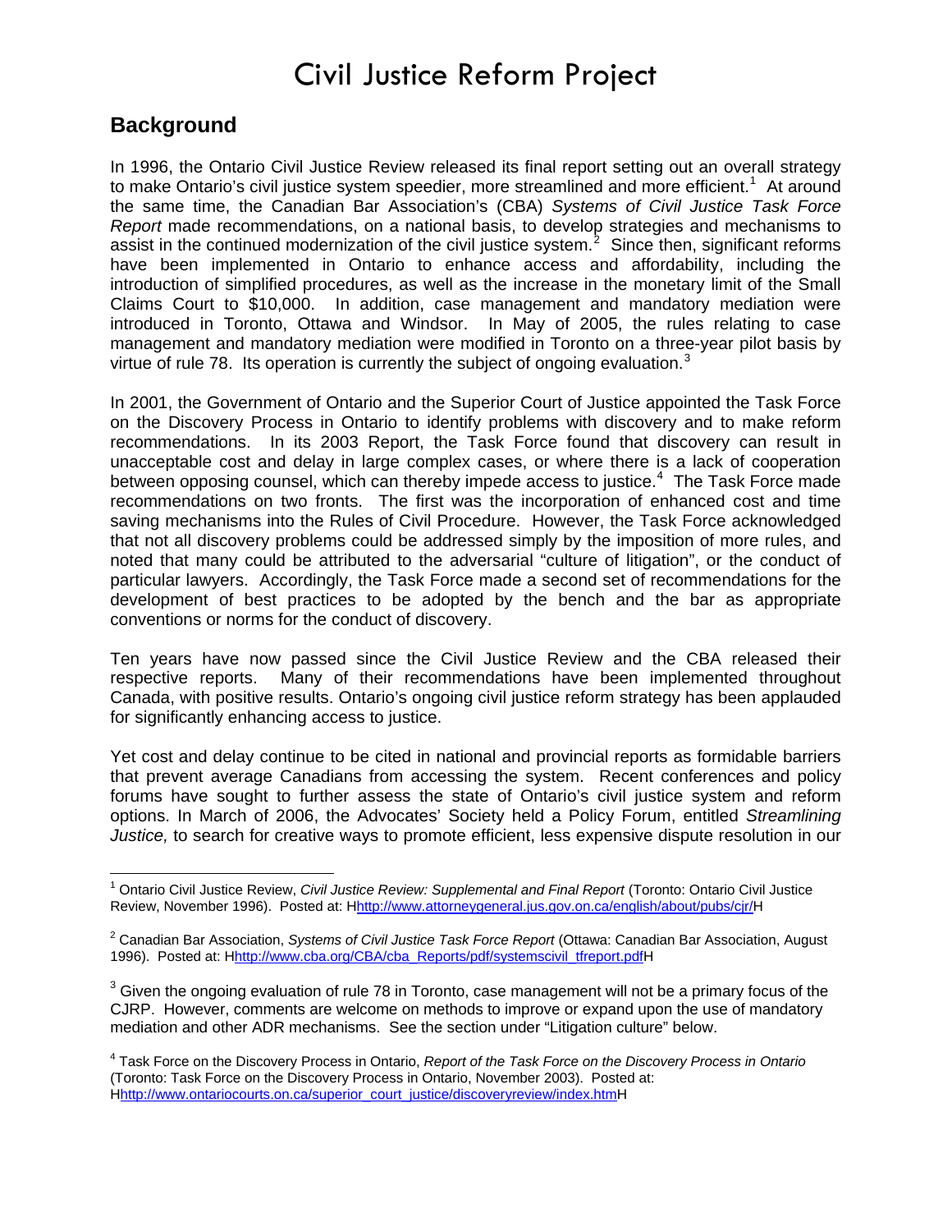# Civil Justice Reform Project

## Background

In 1996, the Ontario Civil Justice Review released its final report setting out an overall strategy to make Ontario's civil justice system speedier, more streamlined and more efficient.[1] At around the same time, the Canadian Bar Association's (CBA) *Systems of Civil Justice Task Force Report* made recommendations, on a national basis, to develop strategies and mechanisms to assist in the continued modernization of the civil justice system.[2] Since then, significant reforms have been implemented in Ontario to enhance access and affordability, including the introduction of simplified procedures, as well as the increase in the monetary limit of the Small Claims Court to $10,000. In addition, case management and mandatory mediation were introduced in Toronto, Ottawa and Windsor. In May of 2005, the rules relating to case management and mandatory mediation were modified in Toronto on a three-year pilot basis by virtue of rule 78. Its operation is currently the subject of ongoing evaluation.[3]

In 2001, the Government of Ontario and the Superior Court of Justice appointed the Task Force on the Discovery Process in Ontario to identify problems with discovery and to make reform recommendations. In its 2003 Report, the Task Force found that discovery can result in unacceptable cost and delay in large complex cases, or where there is a lack of cooperation between opposing counsel, which can thereby impede access to justice.[4] The Task Force made recommendations on two fronts. The first was the incorporation of enhanced cost and time saving mechanisms into the Rules of Civil Procedure. However, the Task Force acknowledged that not all discovery problems could be addressed simply by the imposition of more rules, and noted that many could be attributed to the adversarial "culture of litigation", or the conduct of particular lawyers. Accordingly, the Task Force made a second set of recommendations for the development of best practices to be adopted by the bench and the bar as appropriate conventions or norms for the conduct of discovery.

Ten years have now passed since the Civil Justice Review and the CBA released their respective reports. Many of their recommendations have been implemented throughout Canada, with positive results. Ontario's ongoing civil justice reform strategy has been applauded for significantly enhancing access to justice.

Yet cost and delay continue to be cited in national and provincial reports as formidable barriers that prevent average Canadians from accessing the system. Recent conferences and policy forums have sought to further assess the state of Ontario's civil justice system and reform options. In March of 2006, the Advocates' Society held a Policy Forum, entitled *Streamlining Justice,* to search for creative ways to promote efficient, less expensive dispute resolution in our

---

[1] Ontario Civil Justice Review, *Civil Justice Review: Supplemental and Final Report* (Toronto: Ontario Civil Justice Review, November 1996). Posted at: Hhttp://www.attorneygeneral.jus.gov.on.ca/english/about/pubs/cjr/H

[2] Canadian Bar Association, *Systems of Civil Justice Task Force Report* (Ottawa: Canadian Bar Association, August 1996). Posted at: Hhttp://www.cba.org/CBA/cba_Reports/pdf/systemscivil_tfreport.pdfH

[3] Given the ongoing evaluation of rule 78 in Toronto, case management will not be a primary focus of the CJRP. However, comments are welcome on methods to improve or expand upon the use of mandatory mediation and other ADR mechanisms. See the section under "Litigation culture" below.

[4] Task Force on the Discovery Process in Ontario, *Report of the Task Force on the Discovery Process in Ontario* (Toronto: Task Force on the Discovery Process in Ontario, November 2003). Posted at: Hhttp://www.ontariocourts.on.ca/superior_court_justice/discoveryreview/index.htmH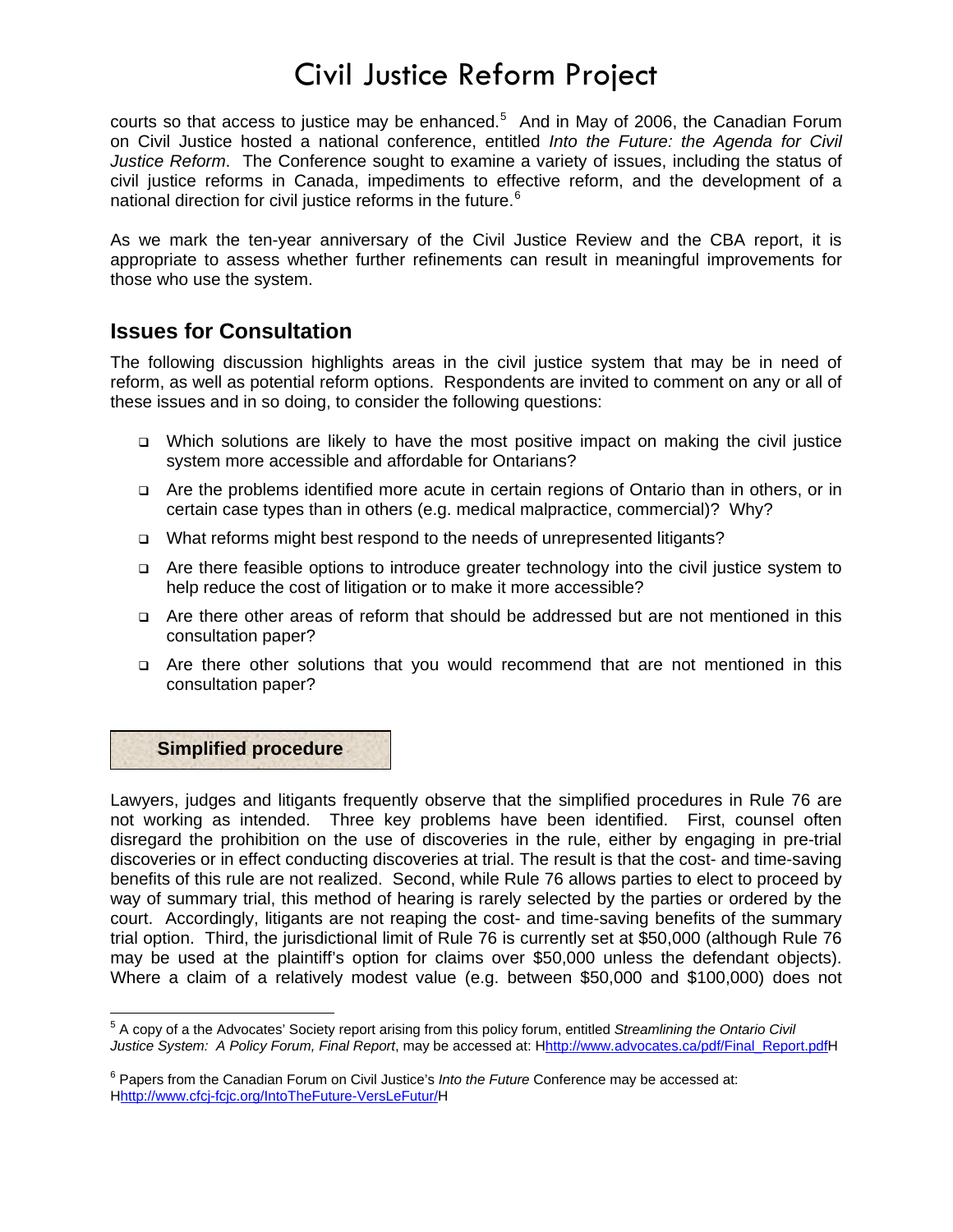courts so that access to justice may be enhanced.[5] And in May of 2006, the Canadian Forum on Civil Justice hosted a national conference, entitled *Into the Future: the Agenda for Civil Justice Reform*. The Conference sought to examine a variety of issues, including the status of civil justice reforms in Canada, impediments to effective reform, and the development of a national direction for civil justice reforms in the future.[6]

As we mark the ten-year anniversary of the Civil Justice Review and the CBA report, it is appropriate to assess whether further refinements can result in meaningful improvements for those who use the system.

## Issues for Consultation

The following discussion highlights areas in the civil justice system that may be in need of reform, as well as potential reform options. Respondents are invited to comment on any or all of these issues and in so doing, to consider the following questions:

- Which solutions are likely to have the most positive impact on making the civil justice system more accessible and affordable for Ontarians?
- Are the problems identified more acute in certain regions of Ontario than in others, or in certain case types than in others (e.g. medical malpractice, commercial)? Why?
- What reforms might best respond to the needs of unrepresented litigants?
- Are there feasible options to introduce greater technology into the civil justice system to help reduce the cost of litigation or to make it more accessible?
- Are there other areas of reform that should be addressed but are not mentioned in this consultation paper?
- Are there other solutions that you would recommend that are not mentioned in this consultation paper?

### Simplified procedure

Lawyers, judges and litigants frequently observe that the simplified procedures in Rule 76 are not working as intended. Three key problems have been identified. First, counsel often disregard the prohibition on the use of discoveries in the rule, either by engaging in pre-trial discoveries or in effect conducting discoveries at trial. The result is that the cost- and time-saving benefits of this rule are not realized. Second, while Rule 76 allows parties to elect to proceed by way of summary trial, this method of hearing is rarely selected by the parties or ordered by the court. Accordingly, litigants are not reaping the cost- and time-saving benefits of the summary trial option. Third, the jurisdictional limit of Rule 76 is currently set at $50,000 (although Rule 76 may be used at the plaintiff's option for claims over $50,000 unless the defendant objects). Where a claim of a relatively modest value (e.g. between $50,000 and $100,000) does not

---

[5] A copy of a the Advocates' Society report arising from this policy forum, entitled *Streamlining the Ontario Civil Justice System: A Policy Forum, Final Report*, may be accessed at: Hhttp://www.advocates.ca/pdf/Final_Report.pdfH

[6] Papers from the Canadian Forum on Civil Justice's *Into the Future* Conference may be accessed at: Hhttp://www.cfcj-fcjc.org/IntoTheFuture-VersLeFutur/H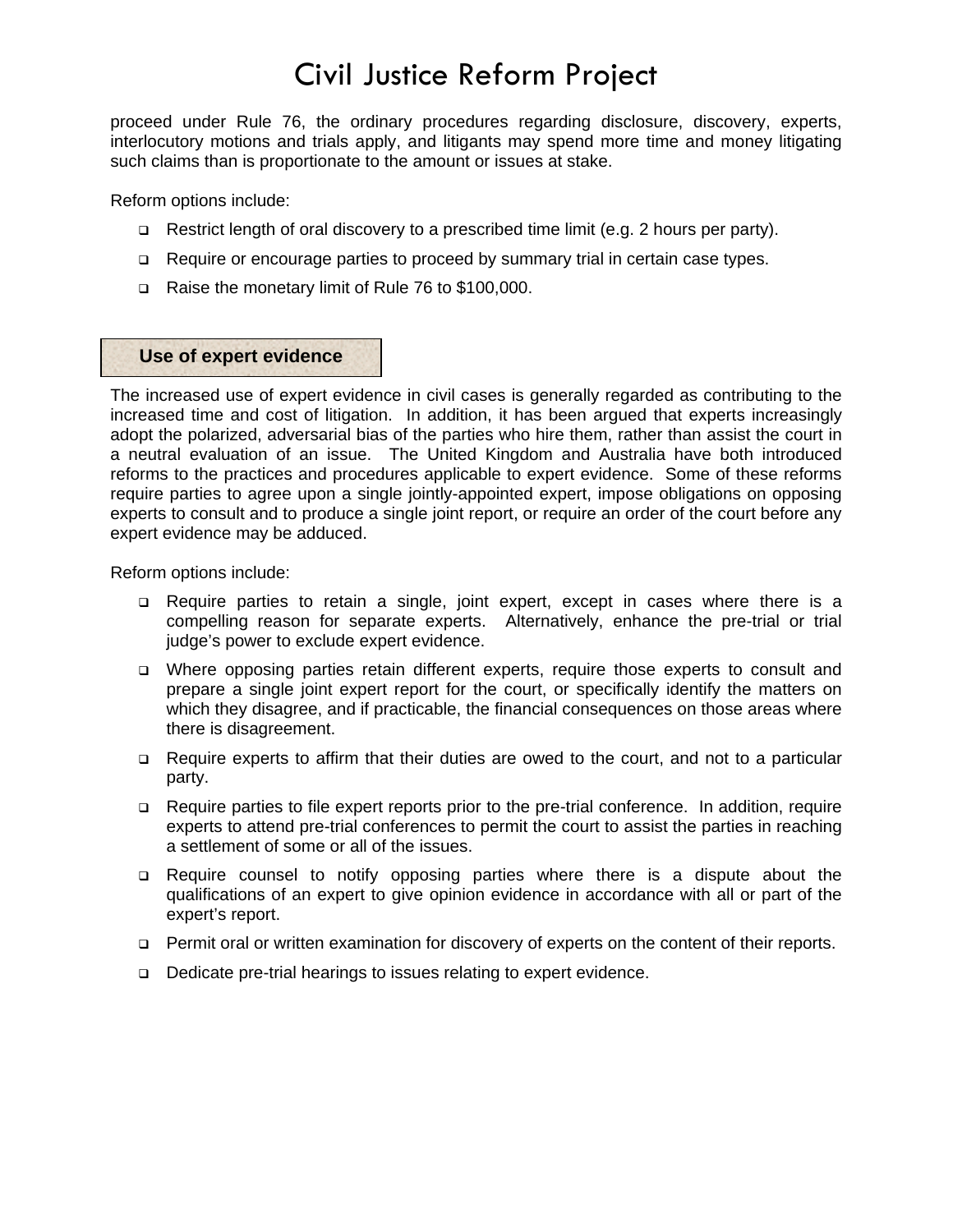proceed under Rule 76, the ordinary procedures regarding disclosure, discovery, experts, interlocutory motions and trials apply, and litigants may spend more time and money litigating such claims than is proportionate to the amount or issues at stake.

Reform options include:

- Restrict length of oral discovery to a prescribed time limit (e.g. 2 hours per party).
- Require or encourage parties to proceed by summary trial in certain case types.
- Raise the monetary limit of Rule 76 to $100,000.

## Use of expert evidence

The increased use of expert evidence in civil cases is generally regarded as contributing to the increased time and cost of litigation. In addition, it has been argued that experts increasingly adopt the polarized, adversarial bias of the parties who hire them, rather than assist the court in a neutral evaluation of an issue. The United Kingdom and Australia have both introduced reforms to the practices and procedures applicable to expert evidence. Some of these reforms require parties to agree upon a single jointly-appointed expert, impose obligations on opposing experts to consult and to produce a single joint report, or require an order of the court before any expert evidence may be adduced.

Reform options include:

- Require parties to retain a single, joint expert, except in cases where there is a compelling reason for separate experts. Alternatively, enhance the pre-trial or trial judge's power to exclude expert evidence.
- Where opposing parties retain different experts, require those experts to consult and prepare a single joint expert report for the court, or specifically identify the matters on which they disagree, and if practicable, the financial consequences on those areas where there is disagreement.
- Require experts to affirm that their duties are owed to the court, and not to a particular party.
- Require parties to file expert reports prior to the pre-trial conference. In addition, require experts to attend pre-trial conferences to permit the court to assist the parties in reaching a settlement of some or all of the issues.
- Require counsel to notify opposing parties where there is a dispute about the qualifications of an expert to give opinion evidence in accordance with all or part of the expert's report.
- Permit oral or written examination for discovery of experts on the content of their reports.
- Dedicate pre-trial hearings to issues relating to expert evidence.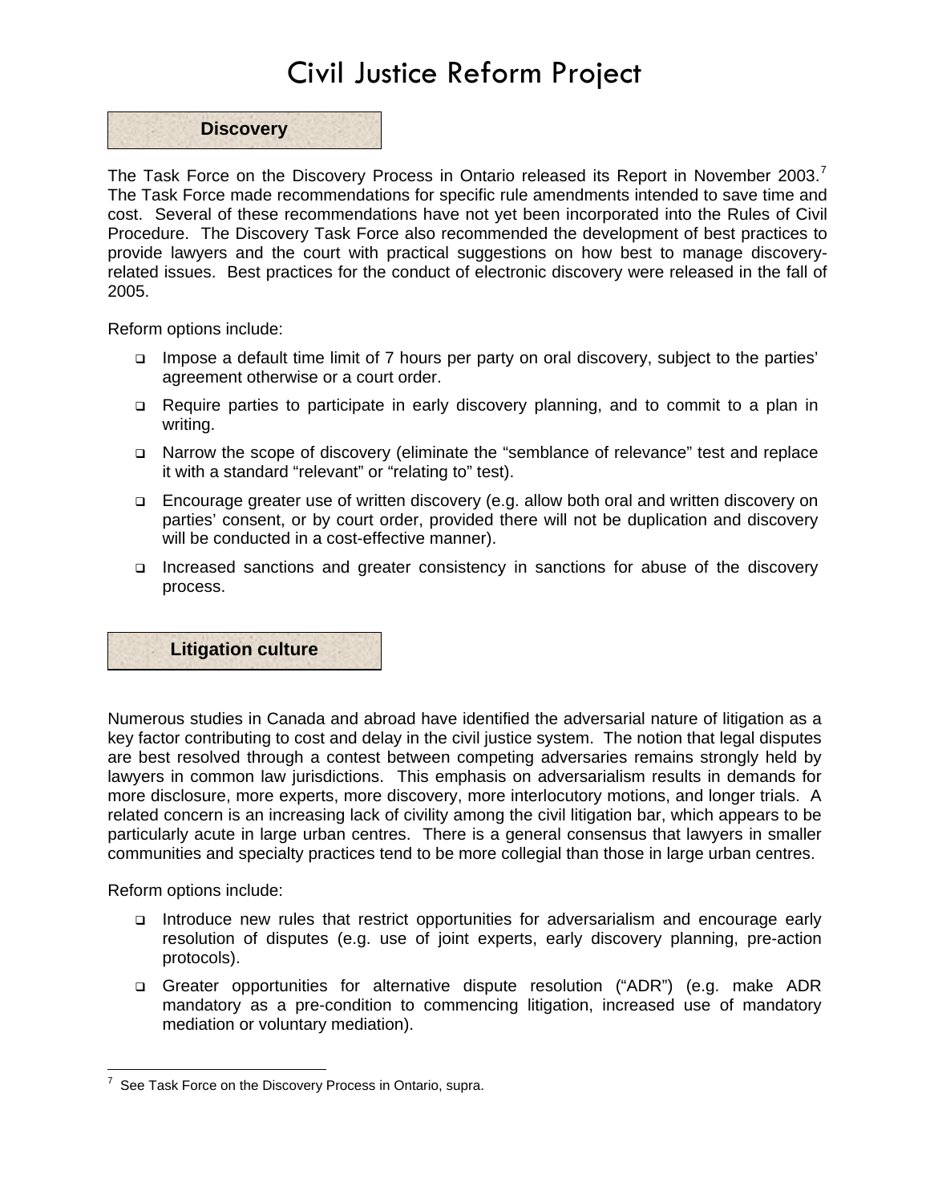# Civil Justice Reform Project

## Discovery

The Task Force on the Discovery Process in Ontario released its Report in November 2003.[7] The Task Force made recommendations for specific rule amendments intended to save time and cost. Several of these recommendations have not yet been incorporated into the Rules of Civil Procedure. The Discovery Task Force also recommended the development of best practices to provide lawyers and the court with practical suggestions on how best to manage discovery-related issues. Best practices for the conduct of electronic discovery were released in the fall of 2005.

Reform options include:

- Impose a default time limit of 7 hours per party on oral discovery, subject to the parties' agreement otherwise or a court order.
- Require parties to participate in early discovery planning, and to commit to a plan in writing.
- Narrow the scope of discovery (eliminate the "semblance of relevance" test and replace it with a standard "relevant" or "relating to" test).
- Encourage greater use of written discovery (e.g. allow both oral and written discovery on parties' consent, or by court order, provided there will not be duplication and discovery will be conducted in a cost-effective manner).
- Increased sanctions and greater consistency in sanctions for abuse of the discovery process.

## Litigation culture

Numerous studies in Canada and abroad have identified the adversarial nature of litigation as a key factor contributing to cost and delay in the civil justice system. The notion that legal disputes are best resolved through a contest between competing adversaries remains strongly held by lawyers in common law jurisdictions. This emphasis on adversarialism results in demands for more disclosure, more experts, more discovery, more interlocutory motions, and longer trials. A related concern is an increasing lack of civility among the civil litigation bar, which appears to be particularly acute in large urban centres. There is a general consensus that lawyers in smaller communities and specialty practices tend to be more collegial than those in large urban centres.

Reform options include:

- Introduce new rules that restrict opportunities for adversarialism and encourage early resolution of disputes (e.g. use of joint experts, early discovery planning, pre-action protocols).
- Greater opportunities for alternative dispute resolution ("ADR") (e.g. make ADR mandatory as a pre-condition to commencing litigation, increased use of mandatory mediation or voluntary mediation).

---

[7] See Task Force on the Discovery Process in Ontario, supra.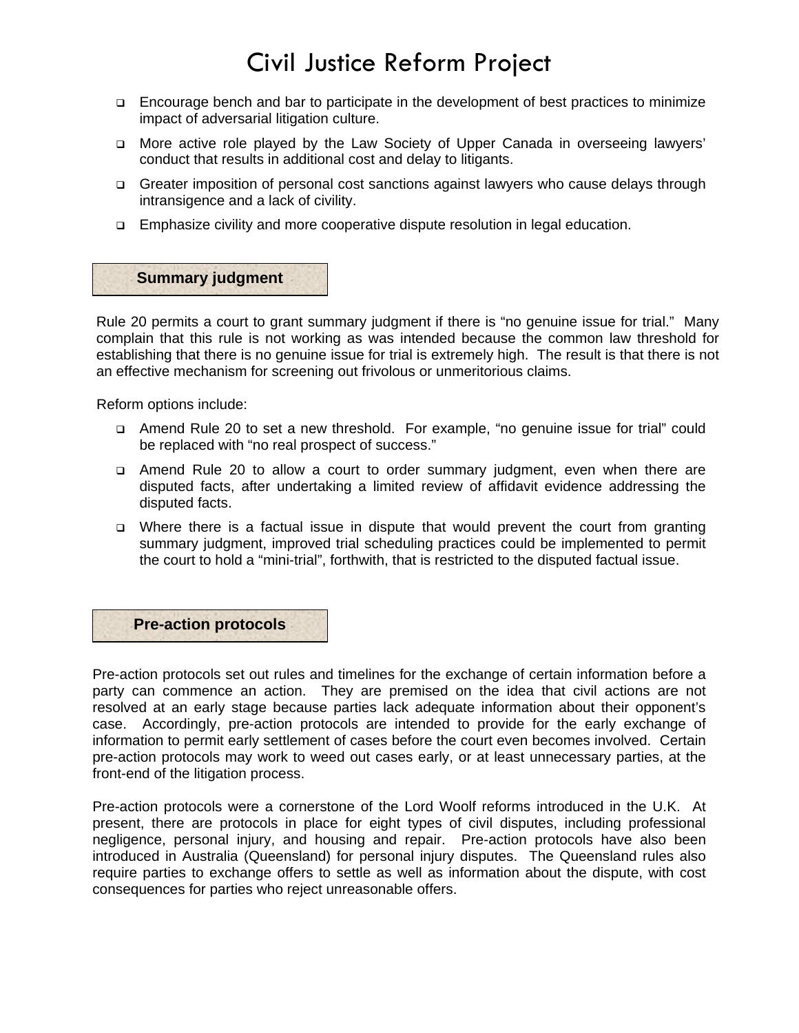- Encourage bench and bar to participate in the development of best practices to minimize impact of adversarial litigation culture.
- More active role played by the Law Society of Upper Canada in overseeing lawyers' conduct that results in additional cost and delay to litigants.
- Greater imposition of personal cost sanctions against lawyers who cause delays through intransigence and a lack of civility.
- Emphasize civility and more cooperative dispute resolution in legal education.

## Summary judgment

Rule 20 permits a court to grant summary judgment if there is "no genuine issue for trial." Many complain that this rule is not working as was intended because the common law threshold for establishing that there is no genuine issue for trial is extremely high. The result is that there is not an effective mechanism for screening out frivolous or unmeritorious claims.

Reform options include:

- Amend Rule 20 to set a new threshold. For example, "no genuine issue for trial" could be replaced with "no real prospect of success."
- Amend Rule 20 to allow a court to order summary judgment, even when there are disputed facts, after undertaking a limited review of affidavit evidence addressing the disputed facts.
- Where there is a factual issue in dispute that would prevent the court from granting summary judgment, improved trial scheduling practices could be implemented to permit the court to hold a "mini-trial", forthwith, that is restricted to the disputed factual issue.

## Pre-action protocols

Pre-action protocols set out rules and timelines for the exchange of certain information before a party can commence an action. They are premised on the idea that civil actions are not resolved at an early stage because parties lack adequate information about their opponent's case. Accordingly, pre-action protocols are intended to provide for the early exchange of information to permit early settlement of cases before the court even becomes involved. Certain pre-action protocols may work to weed out cases early, or at least unnecessary parties, at the front-end of the litigation process.

Pre-action protocols were a cornerstone of the Lord Woolf reforms introduced in the U.K. At present, there are protocols in place for eight types of civil disputes, including professional negligence, personal injury, and housing and repair. Pre-action protocols have also been introduced in Australia (Queensland) for personal injury disputes. The Queensland rules also require parties to exchange offers to settle as well as information about the dispute, with cost consequences for parties who reject unreasonable offers.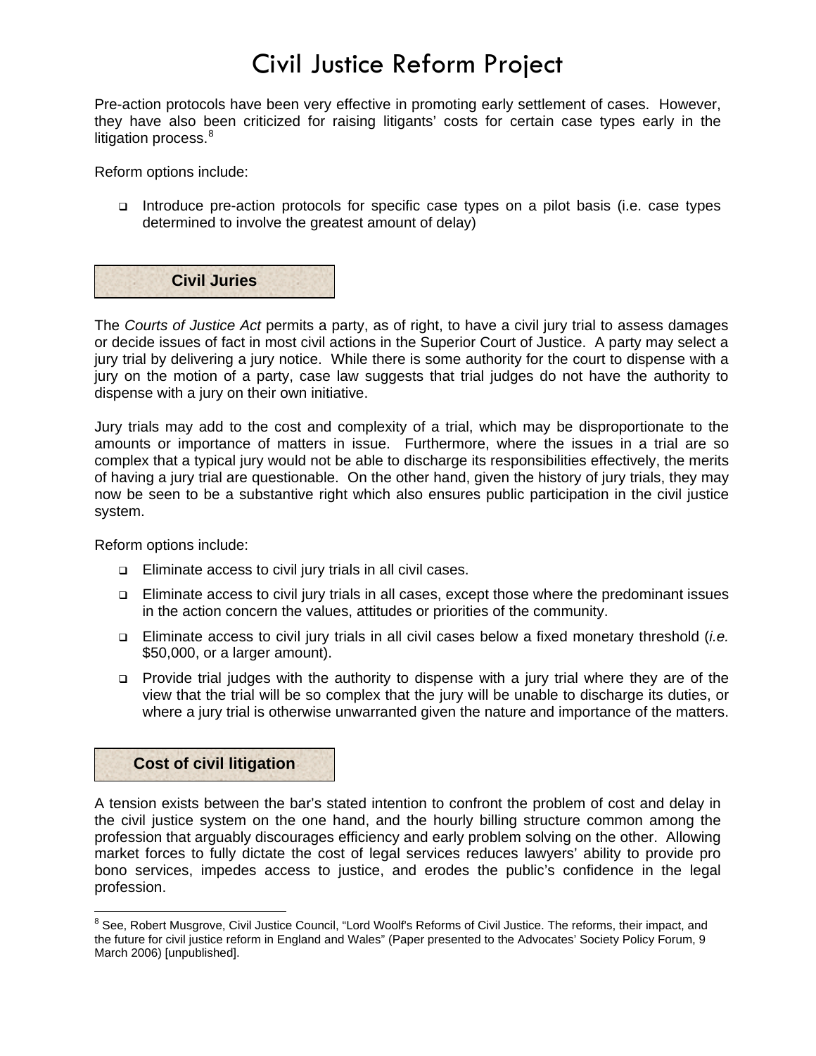Pre-action protocols have been very effective in promoting early settlement of cases. However, they have also been criticized for raising litigants' costs for certain case types early in the litigation process.[8]

Reform options include:

- Introduce pre-action protocols for specific case types on a pilot basis (i.e. case types determined to involve the greatest amount of delay)

## Civil Juries

The *Courts of Justice Act* permits a party, as of right, to have a civil jury trial to assess damages or decide issues of fact in most civil actions in the Superior Court of Justice. A party may select a jury trial by delivering a jury notice. While there is some authority for the court to dispense with a jury on the motion of a party, case law suggests that trial judges do not have the authority to dispense with a jury on their own initiative.

Jury trials may add to the cost and complexity of a trial, which may be disproportionate to the amounts or importance of matters in issue. Furthermore, where the issues in a trial are so complex that a typical jury would not be able to discharge its responsibilities effectively, the merits of having a jury trial are questionable. On the other hand, given the history of jury trials, they may now be seen to be a substantive right which also ensures public participation in the civil justice system.

Reform options include:

- Eliminate access to civil jury trials in all civil cases.
- Eliminate access to civil jury trials in all cases, except those where the predominant issues in the action concern the values, attitudes or priorities of the community.
- Eliminate access to civil jury trials in all civil cases below a fixed monetary threshold (*i.e.* $50,000, or a larger amount).
- Provide trial judges with the authority to dispense with a jury trial where they are of the view that the trial will be so complex that the jury will be unable to discharge its duties, or where a jury trial is otherwise unwarranted given the nature and importance of the matters.

## Cost of civil litigation

A tension exists between the bar's stated intention to confront the problem of cost and delay in the civil justice system on the one hand, and the hourly billing structure common among the profession that arguably discourages efficiency and early problem solving on the other. Allowing market forces to fully dictate the cost of legal services reduces lawyers' ability to provide pro bono services, impedes access to justice, and erodes the public's confidence in the legal profession.

---

[8] See, Robert Musgrove, Civil Justice Council, "Lord Woolf's Reforms of Civil Justice. The reforms, their impact, and the future for civil justice reform in England and Wales" (Paper presented to the Advocates' Society Policy Forum, 9 March 2006) [unpublished].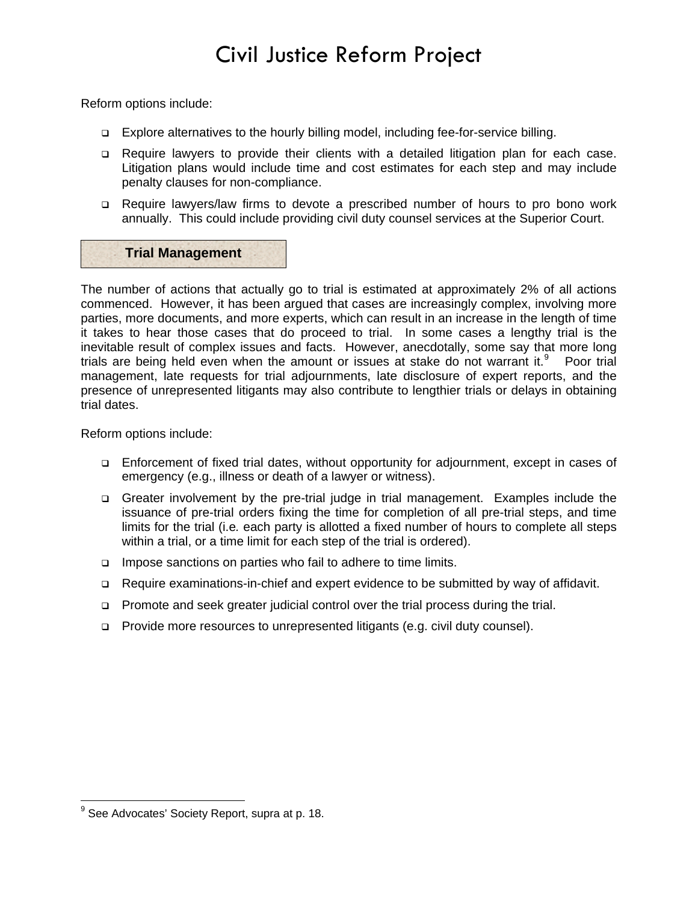Reform options include:

- Explore alternatives to the hourly billing model, including fee-for-service billing.
- Require lawyers to provide their clients with a detailed litigation plan for each case. Litigation plans would include time and cost estimates for each step and may include penalty clauses for non-compliance.
- Require lawyers/law firms to devote a prescribed number of hours to pro bono work annually. This could include providing civil duty counsel services at the Superior Court.

## Trial Management

The number of actions that actually go to trial is estimated at approximately 2% of all actions commenced. However, it has been argued that cases are increasingly complex, involving more parties, more documents, and more experts, which can result in an increase in the length of time it takes to hear those cases that do proceed to trial. In some cases a lengthy trial is the inevitable result of complex issues and facts. However, anecdotally, some say that more long trials are being held even when the amount or issues at stake do not warrant it.[9] Poor trial management, late requests for trial adjournments, late disclosure of expert reports, and the presence of unrepresented litigants may also contribute to lengthier trials or delays in obtaining trial dates.

Reform options include:

- Enforcement of fixed trial dates, without opportunity for adjournment, except in cases of emergency (e.g., illness or death of a lawyer or witness).
- Greater involvement by the pre-trial judge in trial management. Examples include the issuance of pre-trial orders fixing the time for completion of all pre-trial steps, and time limits for the trial (i.e. each party is allotted a fixed number of hours to complete all steps within a trial, or a time limit for each step of the trial is ordered).
- Impose sanctions on parties who fail to adhere to time limits.
- Require examinations-in-chief and expert evidence to be submitted by way of affidavit.
- Promote and seek greater judicial control over the trial process during the trial.
- Provide more resources to unrepresented litigants (e.g. civil duty counsel).

---

[9] See Advocates' Society Report, supra at p. 18.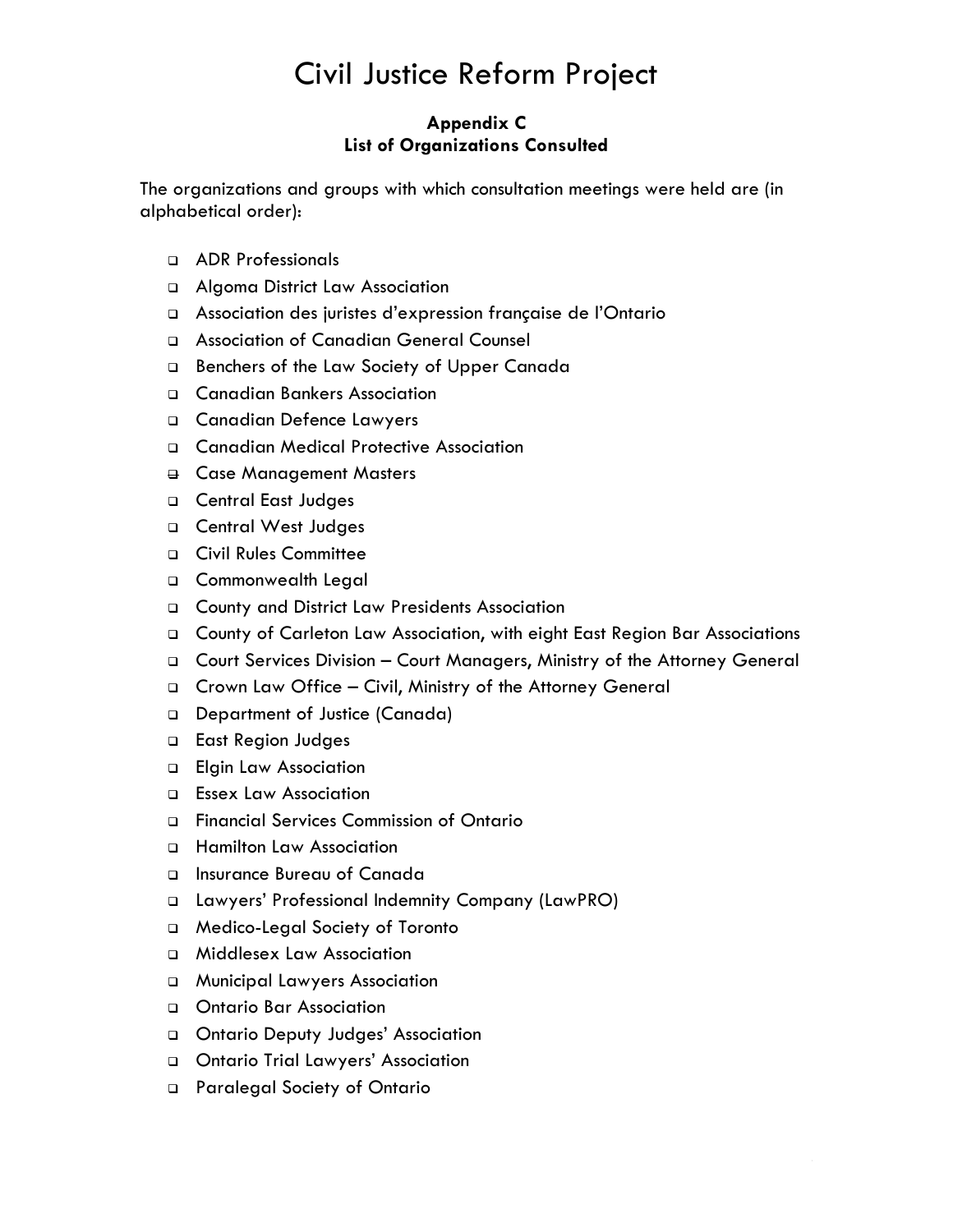# Civil Justice Reform Project

**Appendix C**
**List of Organizations Consulted**

The organizations and groups with which consultation meetings were held are (in alphabetical order):

- ADR Professionals
- Algoma District Law Association
- Association des juristes d'expression française de l'Ontario
- Association of Canadian General Counsel
- Benchers of the Law Society of Upper Canada
- Canadian Bankers Association
- Canadian Defence Lawyers
- Canadian Medical Protective Association
- Case Management Masters
- Central East Judges
- Central West Judges
- Civil Rules Committee
- Commonwealth Legal
- County and District Law Presidents Association
- County of Carleton Law Association, with eight East Region Bar Associations
- Court Services Division – Court Managers, Ministry of the Attorney General
- Crown Law Office – Civil, Ministry of the Attorney General
- Department of Justice (Canada)
- East Region Judges
- Elgin Law Association
- Essex Law Association
- Financial Services Commission of Ontario
- Hamilton Law Association
- Insurance Bureau of Canada
- Lawyers' Professional Indemnity Company (LawPRO)
- Medico-Legal Society of Toronto
- Middlesex Law Association
- Municipal Lawyers Association
- Ontario Bar Association
- Ontario Deputy Judges' Association
- Ontario Trial Lawyers' Association
- Paralegal Society of Ontario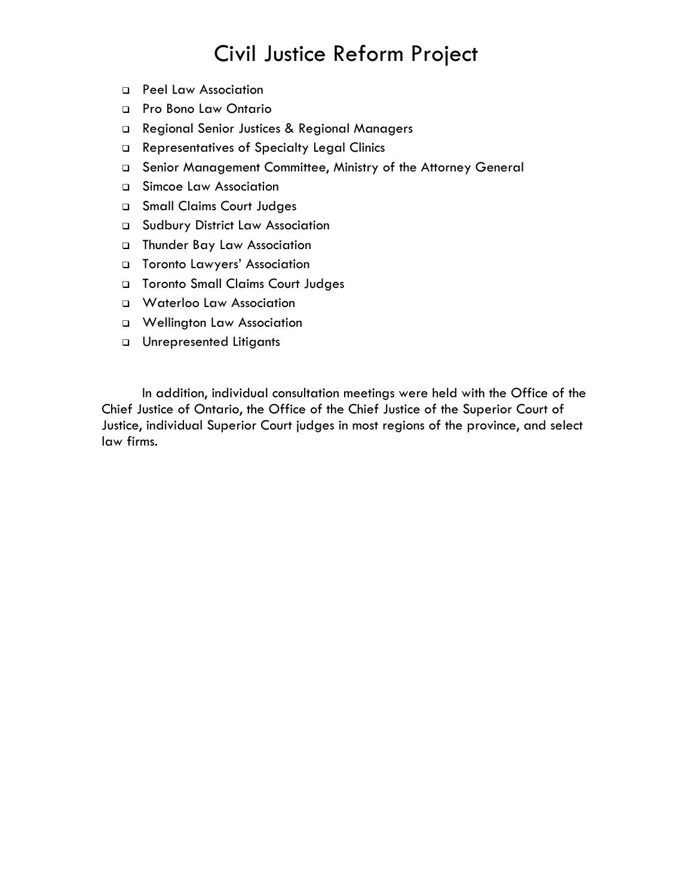- Peel Law Association
- Pro Bono Law Ontario
- Regional Senior Justices & Regional Managers
- Representatives of Specialty Legal Clinics
- Senior Management Committee, Ministry of the Attorney General
- Simcoe Law Association
- Small Claims Court Judges
- Sudbury District Law Association
- Thunder Bay Law Association
- Toronto Lawyers' Association
- Toronto Small Claims Court Judges
- Waterloo Law Association
- Wellington Law Association
- Unrepresented Litigants

In addition, individual consultation meetings were held with the Office of the Chief Justice of Ontario, the Office of the Chief Justice of the Superior Court of Justice, individual Superior Court judges in most regions of the province, and select law firms.